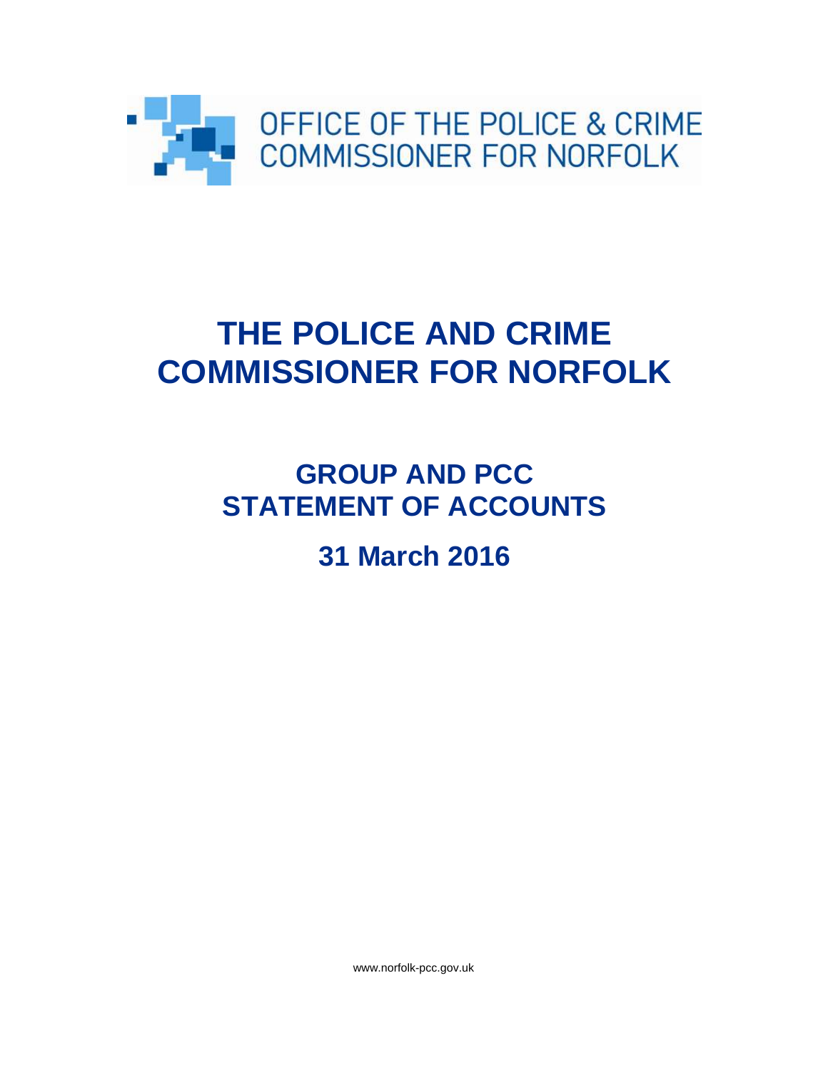OFFICE OF THE POLICE & CRIME COMMISSIONER FOR NORFOLK

# THE POLICE AND CRIME COMMISSIONER FOR NORFOLK

## GROUP AND PCC STATEMENT OF ACCOUNTS

## 31 March 2016

www.norfolk-pcc.gov.uk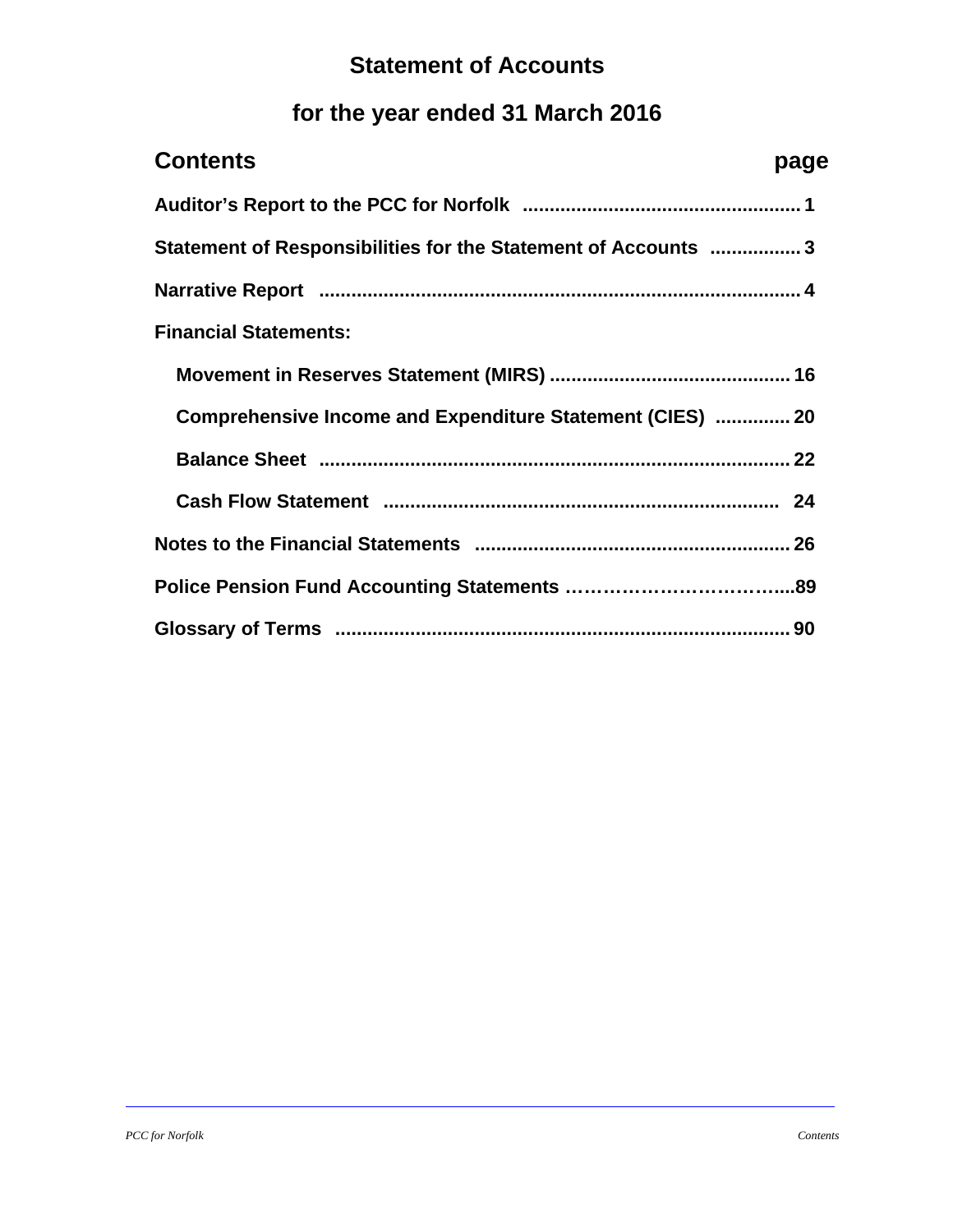# Statement of Accounts

## for the year ended 31 March 2016

| **Contents** | **page** |
|---|---|
| **Auditor's Report to the PCC for Norfolk** | **1** |
| **Statement of Responsibilities for the Statement of Accounts** | **3** |
| **Narrative Report** | **4** |
| **Financial Statements:** | |
| **Movement in Reserves Statement (MIRS)** | **16** |
| **Comprehensive Income and Expenditure Statement (CIES)** | **20** |
| **Balance Sheet** | **22** |
| **Cash Flow Statement** | **24** |
| **Notes to the Financial Statements** | **26** |
| **Police Pension Fund Accounting Statements** | **89** |
| **Glossary of Terms** | **90** |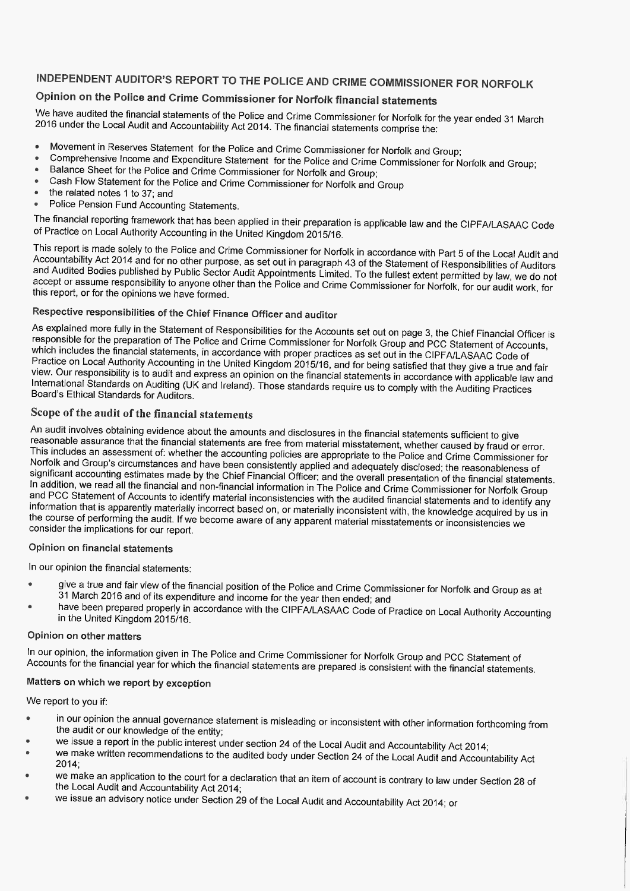# INDEPENDENT AUDITOR'S REPORT TO THE POLICE AND CRIME COMMISSIONER FOR NORFOLK

## Opinion on the Police and Crime Commissioner for Norfolk financial statements

We have audited the financial statements of the Police and Crime Commissioner for Norfolk for the year ended 31 March 2016 under the Local Audit and Accountability Act 2014. The financial statements comprise the:

- Movement in Reserves Statement for the Police and Crime Commissioner for Norfolk and Group;
- Comprehensive Income and Expenditure Statement for the Police and Crime Commissioner for Norfolk and Group;
- Balance Sheet for the Police and Crime Commissioner for Norfolk and Group;
- Cash Flow Statement for the Police and Crime Commissioner for Norfolk and Group
- the related notes 1 to 37; and
- Police Pension Fund Accounting Statements.

The financial reporting framework that has been applied in their preparation is applicable law and the CIPFA/LASAAC Code of Practice on Local Authority Accounting in the United Kingdom 2015/16.

This report is made solely to the Police and Crime Commissioner for Norfolk in accordance with Part 5 of the Local Audit and Accountability Act 2014 and for no other purpose, as set out in paragraph 43 of the Statement of Responsibilities of Auditors and Audited Bodies published by Public Sector Audit Appointments Limited. To the fullest extent permitted by law, we do not accept or assume responsibility to anyone other than the Police and Crime Commissioner for Norfolk, for our audit work, for this report, or for the opinions we have formed.

### Respective responsibilities of the Chief Finance Officer and auditor

As explained more fully in the Statement of Responsibilities for the Accounts set out on page 3, the Chief Financial Officer is responsible for the preparation of The Police and Crime Commissioner for Norfolk Group and PCC Statement of Accounts, which includes the financial statements, in accordance with proper practices as set out in the CIPFA/LASAAC Code of Practice on Local Authority Accounting in the United Kingdom 2015/16, and for being satisfied that they give a true and fair view. Our responsibility is to audit and express an opinion on the financial statements in accordance with applicable law and International Standards on Auditing (UK and Ireland). Those standards require us to comply with the Auditing Practices Board's Ethical Standards for Auditors.

### Scope of the audit of the financial statements

An audit involves obtaining evidence about the amounts and disclosures in the financial statements sufficient to give reasonable assurance that the financial statements are free from material misstatement, whether caused by fraud or error. This includes an assessment of: whether the accounting policies are appropriate to the Police and Crime Commissioner for Norfolk and Group's circumstances and have been consistently applied and adequately disclosed; the reasonableness of significant accounting estimates made by the Chief Financial Officer; and the overall presentation of the financial statements. In addition, we read all the financial and non-financial information in The Police and Crime Commissioner for Norfolk Group and PCC Statement of Accounts to identify material inconsistencies with the audited financial statements and to identify any information that is apparently materially incorrect based on, or materially inconsistent with, the knowledge acquired by us in the course of performing the audit. If we become aware of any apparent material misstatements or inconsistencies we consider the implications for our report.

### Opinion on financial statements

In our opinion the financial statements:

- give a true and fair view of the financial position of the Police and Crime Commissioner for Norfolk and Group as at 31 March 2016 and of its expenditure and income for the year then ended; and
- have been prepared properly in accordance with the CIPFA/LASAAC Code of Practice on Local Authority Accounting in the United Kingdom 2015/16.

### Opinion on other matters

In our opinion, the information given in The Police and Crime Commissioner for Norfolk Group and PCC Statement of Accounts for the financial year for which the financial statements are prepared is consistent with the financial statements.

### Matters on which we report by exception

We report to you if:

- in our opinion the annual governance statement is misleading or inconsistent with other information forthcoming from the audit or our knowledge of the entity;
- we issue a report in the public interest under section 24 of the Local Audit and Accountability Act 2014;
- we make written recommendations to the audited body under Section 24 of the Local Audit and Accountability Act 2014;
- we make an application to the court for a declaration that an item of account is contrary to law under Section 28 of the Local Audit and Accountability Act 2014;
- we issue an advisory notice under Section 29 of the Local Audit and Accountability Act 2014; or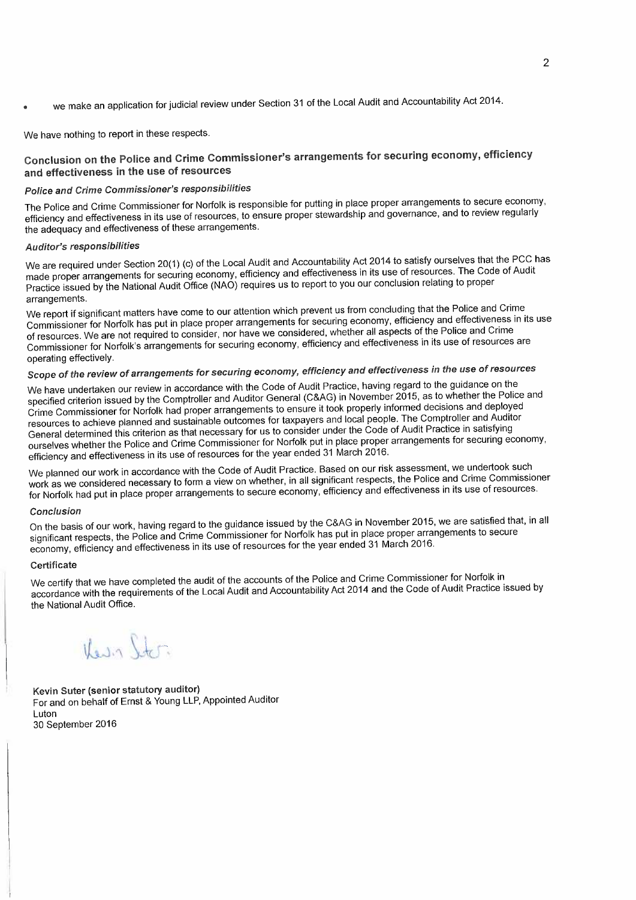- we make an application for judicial review under Section 31 of the Local Audit and Accountability Act 2014.

We have nothing to report in these respects.

## Conclusion on the Police and Crime Commissioner's arrangements for securing economy, efficiency and effectiveness in the use of resources

### *Police and Crime Commissioner's responsibilities*

The Police and Crime Commissioner for Norfolk is responsible for putting in place proper arrangements to secure economy, efficiency and effectiveness in its use of resources, to ensure proper stewardship and governance, and to review regularly the adequacy and effectiveness of these arrangements.

### *Auditor's responsibilities*

We are required under Section 20(1) (c) of the Local Audit and Accountability Act 2014 to satisfy ourselves that the PCC has made proper arrangements for securing economy, efficiency and effectiveness in its use of resources. The Code of Audit Practice issued by the National Audit Office (NAO) requires us to report to you our conclusion relating to proper arrangements.

We report if significant matters have come to our attention which prevent us from concluding that the Police and Crime Commissioner for Norfolk has put in place proper arrangements for securing economy, efficiency and effectiveness in its use of resources. We are not required to consider, nor have we considered, whether all aspects of the Police and Crime Commissioner for Norfolk's arrangements for securing economy, efficiency and effectiveness in its use of resources are operating effectively.

### *Scope of the review of arrangements for securing economy, efficiency and effectiveness in the use of resources*

We have undertaken our review in accordance with the Code of Audit Practice, having regard to the guidance on the specified criterion issued by the Comptroller and Auditor General (C&AG) in November 2015, as to whether the Police and Crime Commissioner for Norfolk had proper arrangements to ensure it took properly informed decisions and deployed resources to achieve planned and sustainable outcomes for taxpayers and local people. The Comptroller and Auditor General determined this criterion as that necessary for us to consider under the Code of Audit Practice in satisfying ourselves whether the Police and Crime Commissioner for Norfolk put in place proper arrangements for securing economy, efficiency and effectiveness in its use of resources for the year ended 31 March 2016.

We planned our work in accordance with the Code of Audit Practice. Based on our risk assessment, we undertook such work as we considered necessary to form a view on whether, in all significant respects, the Police and Crime Commissioner for Norfolk had put in place proper arrangements to secure economy, efficiency and effectiveness in its use of resources.

### *Conclusion*

On the basis of our work, having regard to the guidance issued by the C&AG in November 2015, we are satisfied that, in all significant respects, the Police and Crime Commissioner for Norfolk has put in place proper arrangements to secure economy, efficiency and effectiveness in its use of resources for the year ended 31 March 2016.

### Certificate

We certify that we have completed the audit of the accounts of the Police and Crime Commissioner for Norfolk in accordance with the requirements of the Local Audit and Accountability Act 2014 and the Code of Audit Practice issued by the National Audit Office.

Kevin Suter

**Kevin Suter (senior statutory auditor)**
For and on behalf of Ernst & Young LLP, Appointed Auditor
Luton
30 September 2016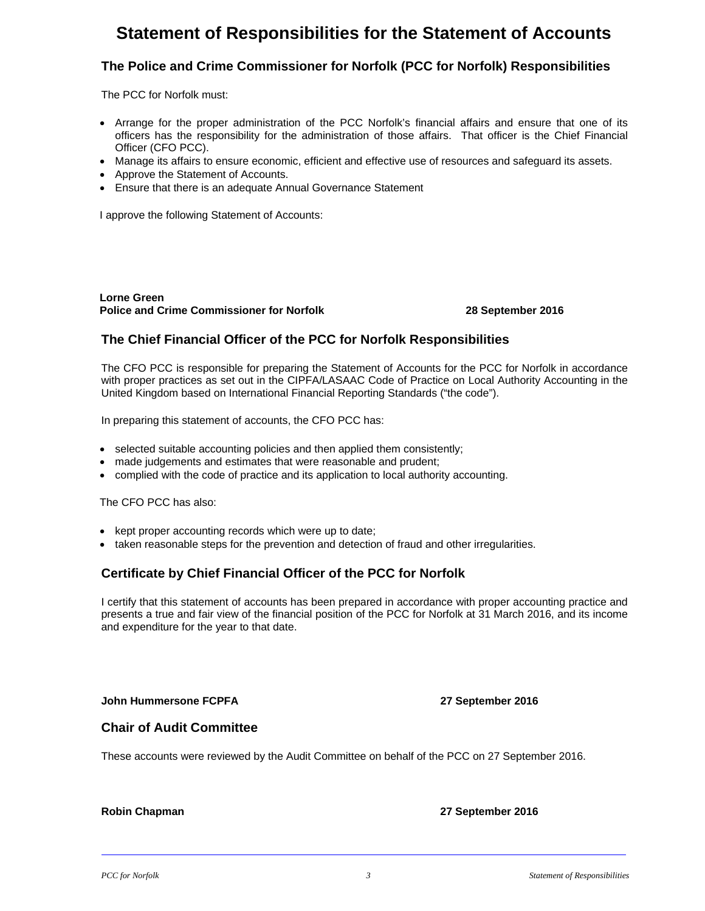# Statement of Responsibilities for the Statement of Accounts

## The Police and Crime Commissioner for Norfolk (PCC for Norfolk) Responsibilities

The PCC for Norfolk must:

- Arrange for the proper administration of the PCC Norfolk's financial affairs and ensure that one of its officers has the responsibility for the administration of those affairs. That officer is the Chief Financial Officer (CFO PCC).
- Manage its affairs to ensure economic, efficient and effective use of resources and safeguard its assets.
- Approve the Statement of Accounts.
- Ensure that there is an adequate Annual Governance Statement

I approve the following Statement of Accounts:

**Lorne Green**
**Police and Crime Commissioner for Norfolk** **28 September 2016**

## The Chief Financial Officer of the PCC for Norfolk Responsibilities

The CFO PCC is responsible for preparing the Statement of Accounts for the PCC for Norfolk in accordance with proper practices as set out in the CIPFA/LASAAC Code of Practice on Local Authority Accounting in the United Kingdom based on International Financial Reporting Standards ("the code").

In preparing this statement of accounts, the CFO PCC has:

- selected suitable accounting policies and then applied them consistently;
- made judgements and estimates that were reasonable and prudent;
- complied with the code of practice and its application to local authority accounting.

The CFO PCC has also:

- kept proper accounting records which were up to date;
- taken reasonable steps for the prevention and detection of fraud and other irregularities.

## Certificate by Chief Financial Officer of the PCC for Norfolk

I certify that this statement of accounts has been prepared in accordance with proper accounting practice and presents a true and fair view of the financial position of the PCC for Norfolk at 31 March 2016, and its income and expenditure for the year to that date.

**John Hummersone FCPFA** **27 September 2016**

## Chair of Audit Committee

These accounts were reviewed by the Audit Committee on behalf of the PCC on 27 September 2016.

**Robin Chapman** **27 September 2016**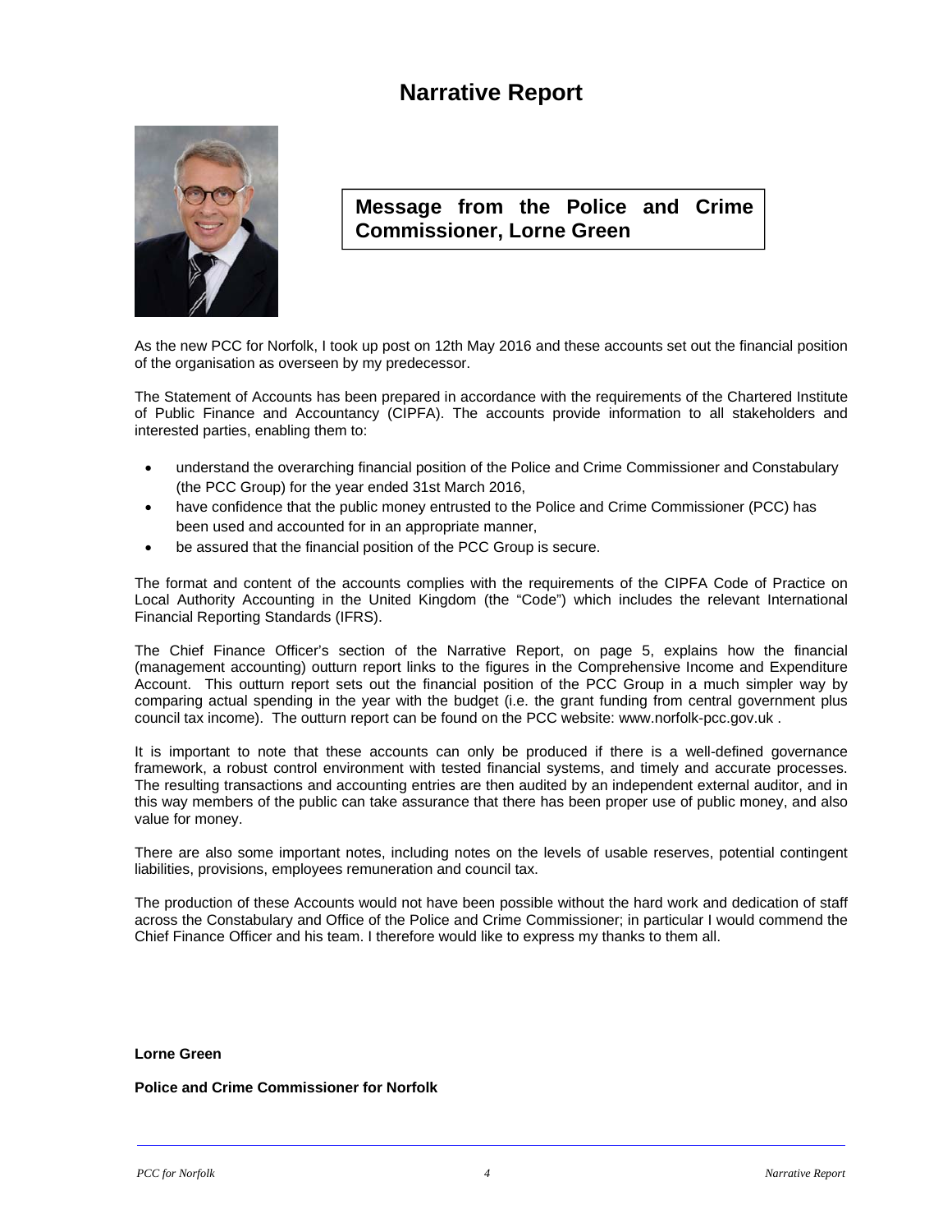# Narrative Report

## Message from the Police and Crime Commissioner, Lorne Green

As the new PCC for Norfolk, I took up post on 12th May 2016 and these accounts set out the financial position of the organisation as overseen by my predecessor.

The Statement of Accounts has been prepared in accordance with the requirements of the Chartered Institute of Public Finance and Accountancy (CIPFA). The accounts provide information to all stakeholders and interested parties, enabling them to:

- understand the overarching financial position of the Police and Crime Commissioner and Constabulary (the PCC Group) for the year ended 31st March 2016,
- have confidence that the public money entrusted to the Police and Crime Commissioner (PCC) has been used and accounted for in an appropriate manner,
- be assured that the financial position of the PCC Group is secure.

The format and content of the accounts complies with the requirements of the CIPFA Code of Practice on Local Authority Accounting in the United Kingdom (the "Code") which includes the relevant International Financial Reporting Standards (IFRS).

The Chief Finance Officer's section of the Narrative Report, on page 5, explains how the financial (management accounting) outturn report links to the figures in the Comprehensive Income and Expenditure Account. This outturn report sets out the financial position of the PCC Group in a much simpler way by comparing actual spending in the year with the budget (i.e. the grant funding from central government plus council tax income). The outturn report can be found on the PCC website: www.norfolk-pcc.gov.uk .

It is important to note that these accounts can only be produced if there is a well-defined governance framework, a robust control environment with tested financial systems, and timely and accurate processes. The resulting transactions and accounting entries are then audited by an independent external auditor, and in this way members of the public can take assurance that there has been proper use of public money, and also value for money.

There are also some important notes, including notes on the levels of usable reserves, potential contingent liabilities, provisions, employees remuneration and council tax.

The production of these Accounts would not have been possible without the hard work and dedication of staff across the Constabulary and Office of the Police and Crime Commissioner; in particular I would commend the Chief Finance Officer and his team. I therefore would like to express my thanks to them all.

**Lorne Green**

**Police and Crime Commissioner for Norfolk**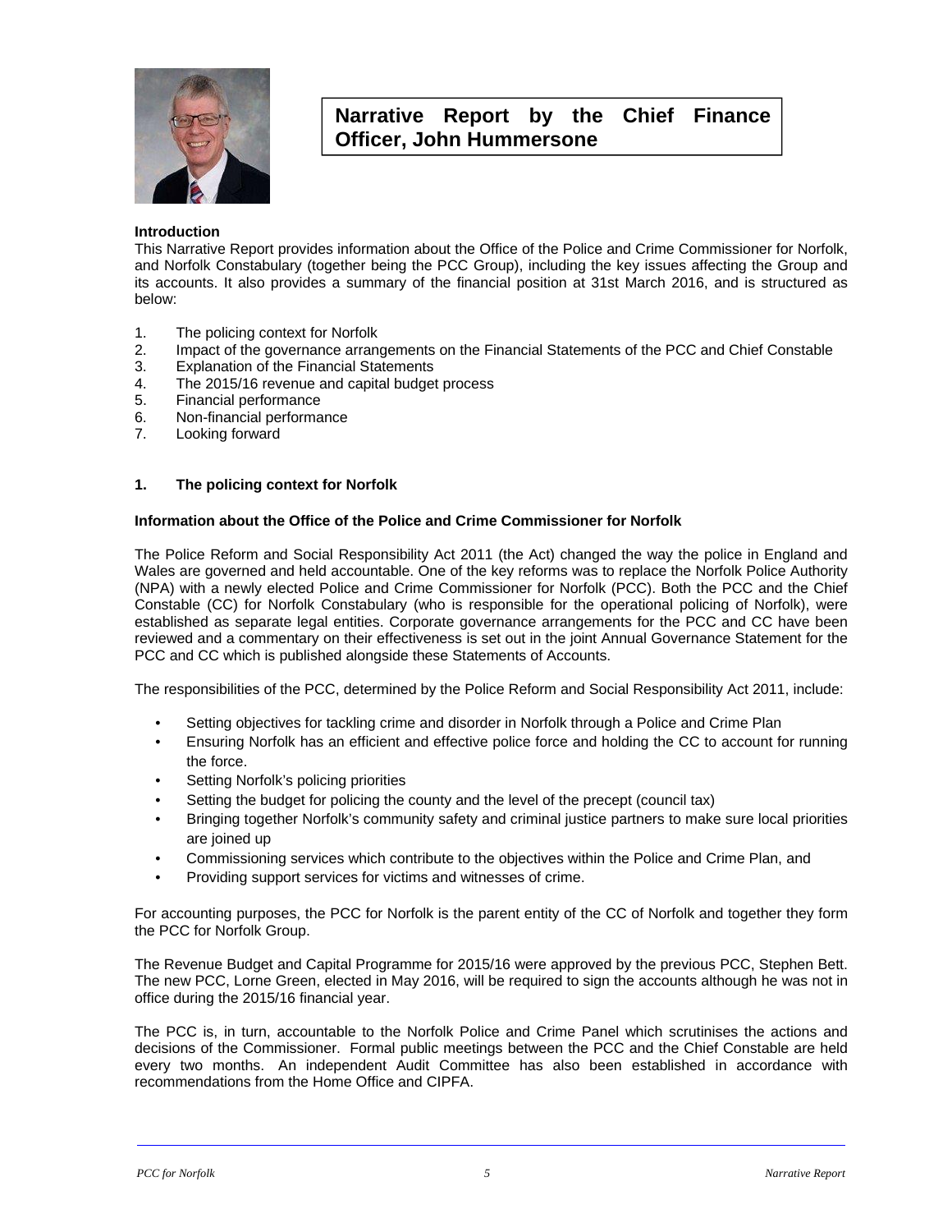# Narrative Report by the Chief Finance Officer, John Hummersone

**Introduction**

This Narrative Report provides information about the Office of the Police and Crime Commissioner for Norfolk, and Norfolk Constabulary (together being the PCC Group), including the key issues affecting the Group and its accounts. It also provides a summary of the financial position at 31st March 2016, and is structured as below:

1. The policing context for Norfolk
2. Impact of the governance arrangements on the Financial Statements of the PCC and Chief Constable
3. Explanation of the Financial Statements
4. The 2015/16 revenue and capital budget process
5. Financial performance
6. Non-financial performance
7. Looking forward

## 1. The policing context for Norfolk

**Information about the Office of the Police and Crime Commissioner for Norfolk**

The Police Reform and Social Responsibility Act 2011 (the Act) changed the way the police in England and Wales are governed and held accountable. One of the key reforms was to replace the Norfolk Police Authority (NPA) with a newly elected Police and Crime Commissioner for Norfolk (PCC). Both the PCC and the Chief Constable (CC) for Norfolk Constabulary (who is responsible for the operational policing of Norfolk), were established as separate legal entities. Corporate governance arrangements for the PCC and CC have been reviewed and a commentary on their effectiveness is set out in the joint Annual Governance Statement for the PCC and CC which is published alongside these Statements of Accounts.

The responsibilities of the PCC, determined by the Police Reform and Social Responsibility Act 2011, include:

- Setting objectives for tackling crime and disorder in Norfolk through a Police and Crime Plan
- Ensuring Norfolk has an efficient and effective police force and holding the CC to account for running the force.
- Setting Norfolk's policing priorities
- Setting the budget for policing the county and the level of the precept (council tax)
- Bringing together Norfolk's community safety and criminal justice partners to make sure local priorities are joined up
- Commissioning services which contribute to the objectives within the Police and Crime Plan, and
- Providing support services for victims and witnesses of crime.

For accounting purposes, the PCC for Norfolk is the parent entity of the CC of Norfolk and together they form the PCC for Norfolk Group.

The Revenue Budget and Capital Programme for 2015/16 were approved by the previous PCC, Stephen Bett. The new PCC, Lorne Green, elected in May 2016, will be required to sign the accounts although he was not in office during the 2015/16 financial year.

The PCC is, in turn, accountable to the Norfolk Police and Crime Panel which scrutinises the actions and decisions of the Commissioner. Formal public meetings between the PCC and the Chief Constable are held every two months. An independent Audit Committee has also been established in accordance with recommendations from the Home Office and CIPFA.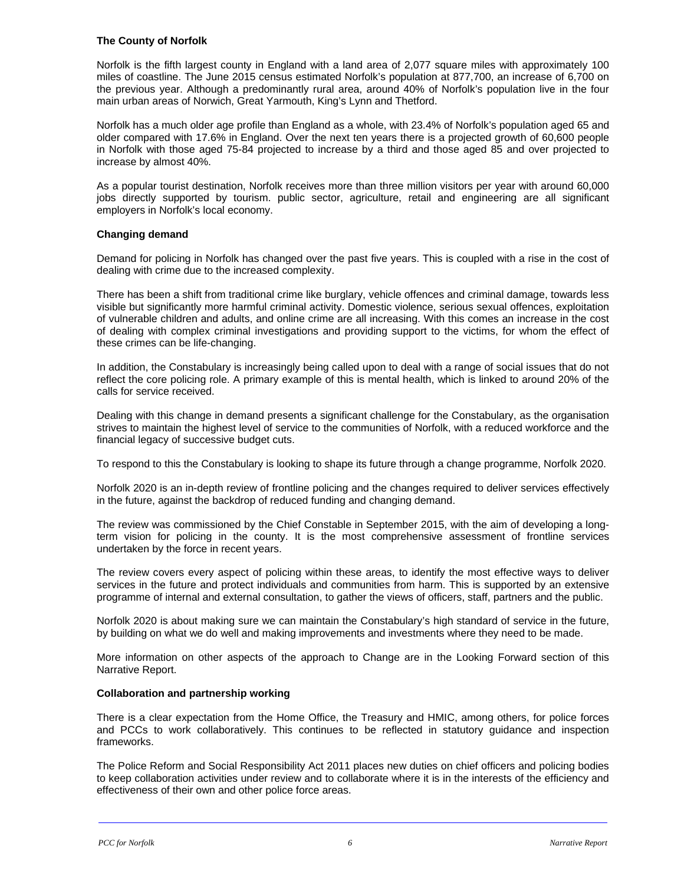### The County of Norfolk

Norfolk is the fifth largest county in England with a land area of 2,077 square miles with approximately 100 miles of coastline. The June 2015 census estimated Norfolk's population at 877,700, an increase of 6,700 on the previous year. Although a predominantly rural area, around 40% of Norfolk's population live in the four main urban areas of Norwich, Great Yarmouth, King's Lynn and Thetford.

Norfolk has a much older age profile than England as a whole, with 23.4% of Norfolk's population aged 65 and older compared with 17.6% in England. Over the next ten years there is a projected growth of 60,600 people in Norfolk with those aged 75-84 projected to increase by a third and those aged 85 and over projected to increase by almost 40%.

As a popular tourist destination, Norfolk receives more than three million visitors per year with around 60,000 jobs directly supported by tourism. public sector, agriculture, retail and engineering are all significant employers in Norfolk's local economy.

### Changing demand

Demand for policing in Norfolk has changed over the past five years. This is coupled with a rise in the cost of dealing with crime due to the increased complexity.

There has been a shift from traditional crime like burglary, vehicle offences and criminal damage, towards less visible but significantly more harmful criminal activity. Domestic violence, serious sexual offences, exploitation of vulnerable children and adults, and online crime are all increasing. With this comes an increase in the cost of dealing with complex criminal investigations and providing support to the victims, for whom the effect of these crimes can be life-changing.

In addition, the Constabulary is increasingly being called upon to deal with a range of social issues that do not reflect the core policing role. A primary example of this is mental health, which is linked to around 20% of the calls for service received.

Dealing with this change in demand presents a significant challenge for the Constabulary, as the organisation strives to maintain the highest level of service to the communities of Norfolk, with a reduced workforce and the financial legacy of successive budget cuts.

To respond to this the Constabulary is looking to shape its future through a change programme, Norfolk 2020.

Norfolk 2020 is an in-depth review of frontline policing and the changes required to deliver services effectively in the future, against the backdrop of reduced funding and changing demand.

The review was commissioned by the Chief Constable in September 2015, with the aim of developing a long-term vision for policing in the county. It is the most comprehensive assessment of frontline services undertaken by the force in recent years.

The review covers every aspect of policing within these areas, to identify the most effective ways to deliver services in the future and protect individuals and communities from harm. This is supported by an extensive programme of internal and external consultation, to gather the views of officers, staff, partners and the public.

Norfolk 2020 is about making sure we can maintain the Constabulary's high standard of service in the future, by building on what we do well and making improvements and investments where they need to be made.

More information on other aspects of the approach to Change are in the Looking Forward section of this Narrative Report.

### Collaboration and partnership working

There is a clear expectation from the Home Office, the Treasury and HMIC, among others, for police forces and PCCs to work collaboratively. This continues to be reflected in statutory guidance and inspection frameworks.

The Police Reform and Social Responsibility Act 2011 places new duties on chief officers and policing bodies to keep collaboration activities under review and to collaborate where it is in the interests of the efficiency and effectiveness of their own and other police force areas.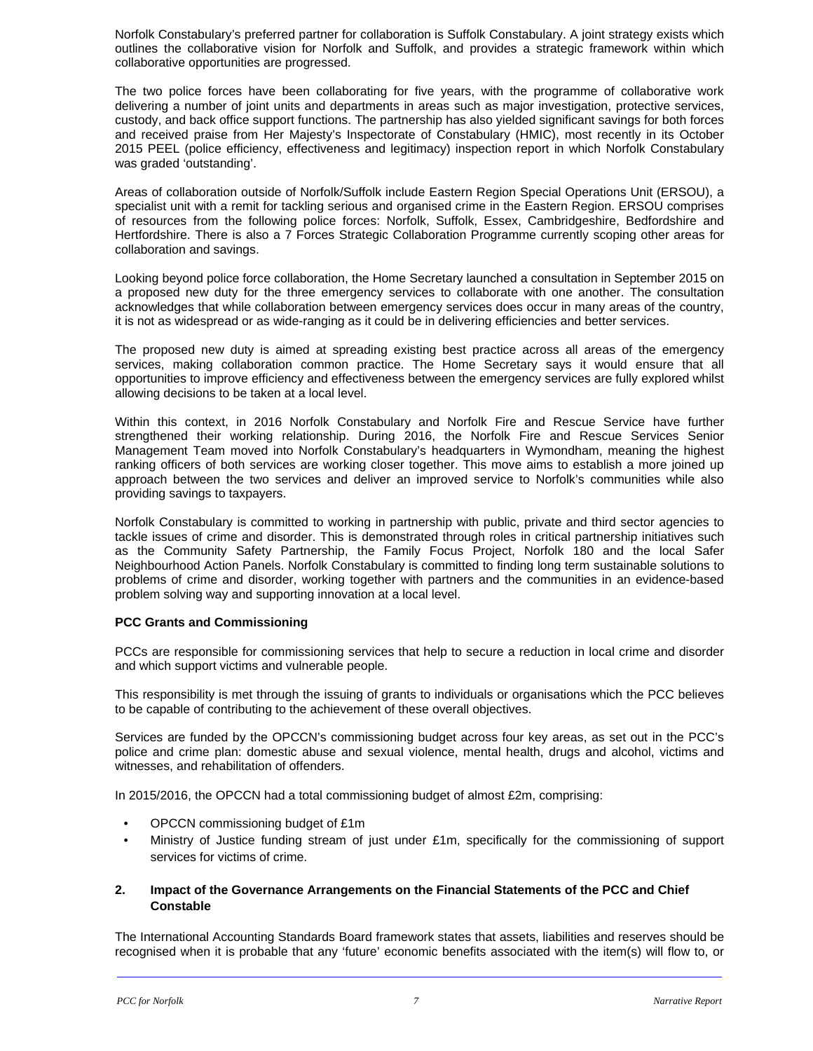Norfolk Constabulary's preferred partner for collaboration is Suffolk Constabulary. A joint strategy exists which outlines the collaborative vision for Norfolk and Suffolk, and provides a strategic framework within which collaborative opportunities are progressed.

The two police forces have been collaborating for five years, with the programme of collaborative work delivering a number of joint units and departments in areas such as major investigation, protective services, custody, and back office support functions. The partnership has also yielded significant savings for both forces and received praise from Her Majesty's Inspectorate of Constabulary (HMIC), most recently in its October 2015 PEEL (police efficiency, effectiveness and legitimacy) inspection report in which Norfolk Constabulary was graded 'outstanding'.

Areas of collaboration outside of Norfolk/Suffolk include Eastern Region Special Operations Unit (ERSOU), a specialist unit with a remit for tackling serious and organised crime in the Eastern Region. ERSOU comprises of resources from the following police forces: Norfolk, Suffolk, Essex, Cambridgeshire, Bedfordshire and Hertfordshire. There is also a 7 Forces Strategic Collaboration Programme currently scoping other areas for collaboration and savings.

Looking beyond police force collaboration, the Home Secretary launched a consultation in September 2015 on a proposed new duty for the three emergency services to collaborate with one another. The consultation acknowledges that while collaboration between emergency services does occur in many areas of the country, it is not as widespread or as wide-ranging as it could be in delivering efficiencies and better services.

The proposed new duty is aimed at spreading existing best practice across all areas of the emergency services, making collaboration common practice. The Home Secretary says it would ensure that all opportunities to improve efficiency and effectiveness between the emergency services are fully explored whilst allowing decisions to be taken at a local level.

Within this context, in 2016 Norfolk Constabulary and Norfolk Fire and Rescue Service have further strengthened their working relationship. During 2016, the Norfolk Fire and Rescue Services Senior Management Team moved into Norfolk Constabulary's headquarters in Wymondham, meaning the highest ranking officers of both services are working closer together. This move aims to establish a more joined up approach between the two services and deliver an improved service to Norfolk's communities while also providing savings to taxpayers.

Norfolk Constabulary is committed to working in partnership with public, private and third sector agencies to tackle issues of crime and disorder. This is demonstrated through roles in critical partnership initiatives such as the Community Safety Partnership, the Family Focus Project, Norfolk 180 and the local Safer Neighbourhood Action Panels. Norfolk Constabulary is committed to finding long term sustainable solutions to problems of crime and disorder, working together with partners and the communities in an evidence-based problem solving way and supporting innovation at a local level.

**PCC Grants and Commissioning**

PCCs are responsible for commissioning services that help to secure a reduction in local crime and disorder and which support victims and vulnerable people.

This responsibility is met through the issuing of grants to individuals or organisations which the PCC believes to be capable of contributing to the achievement of these overall objectives.

Services are funded by the OPCCN's commissioning budget across four key areas, as set out in the PCC's police and crime plan: domestic abuse and sexual violence, mental health, drugs and alcohol, victims and witnesses, and rehabilitation of offenders.

In 2015/2016, the OPCCN had a total commissioning budget of almost £2m, comprising:

- OPCCN commissioning budget of £1m
- Ministry of Justice funding stream of just under £1m, specifically for the commissioning of support services for victims of crime.

## 2. Impact of the Governance Arrangements on the Financial Statements of the PCC and Chief Constable

The International Accounting Standards Board framework states that assets, liabilities and reserves should be recognised when it is probable that any 'future' economic benefits associated with the item(s) will flow to, or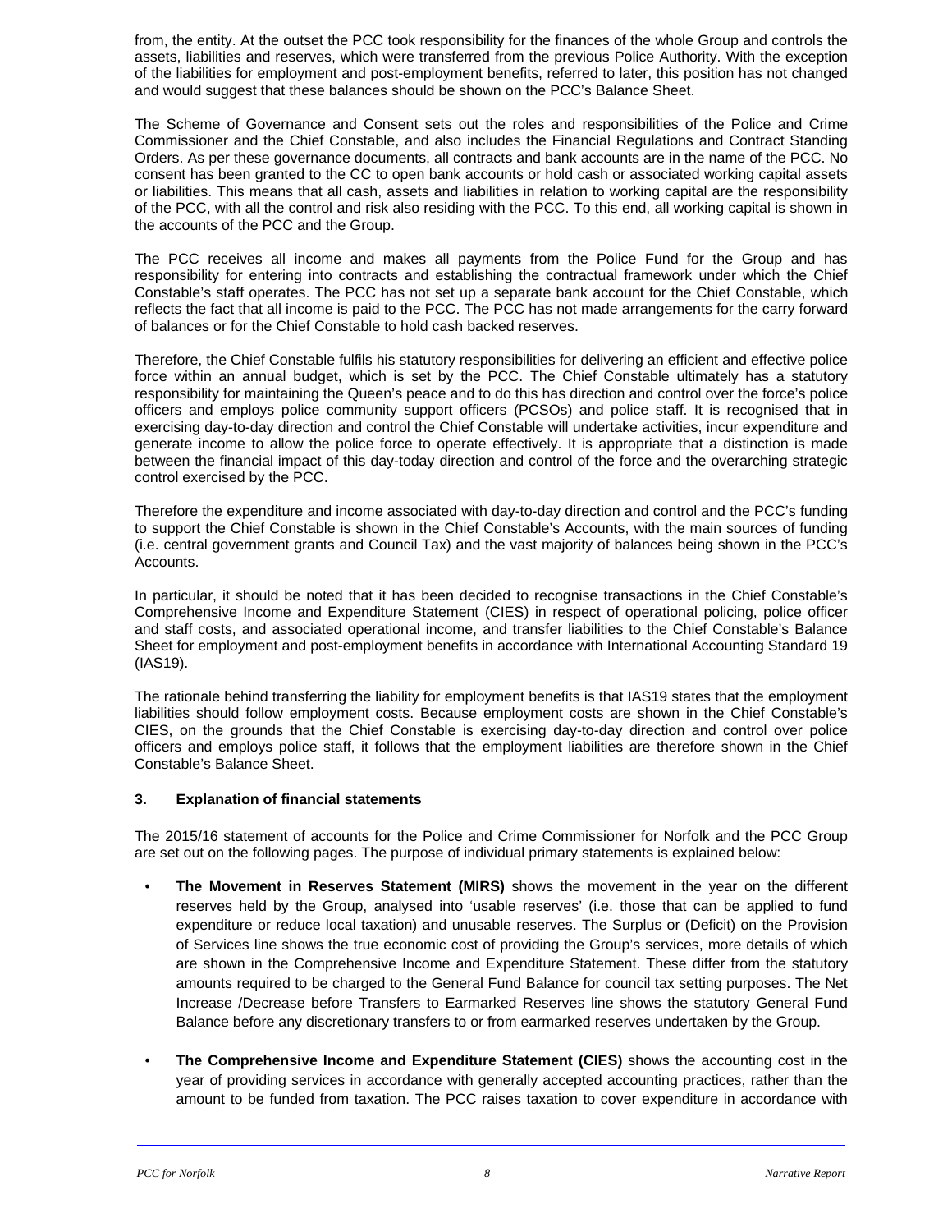from, the entity. At the outset the PCC took responsibility for the finances of the whole Group and controls the assets, liabilities and reserves, which were transferred from the previous Police Authority. With the exception of the liabilities for employment and post-employment benefits, referred to later, this position has not changed and would suggest that these balances should be shown on the PCC's Balance Sheet.

The Scheme of Governance and Consent sets out the roles and responsibilities of the Police and Crime Commissioner and the Chief Constable, and also includes the Financial Regulations and Contract Standing Orders. As per these governance documents, all contracts and bank accounts are in the name of the PCC. No consent has been granted to the CC to open bank accounts or hold cash or associated working capital assets or liabilities. This means that all cash, assets and liabilities in relation to working capital are the responsibility of the PCC, with all the control and risk also residing with the PCC. To this end, all working capital is shown in the accounts of the PCC and the Group.

The PCC receives all income and makes all payments from the Police Fund for the Group and has responsibility for entering into contracts and establishing the contractual framework under which the Chief Constable's staff operates. The PCC has not set up a separate bank account for the Chief Constable, which reflects the fact that all income is paid to the PCC. The PCC has not made arrangements for the carry forward of balances or for the Chief Constable to hold cash backed reserves.

Therefore, the Chief Constable fulfils his statutory responsibilities for delivering an efficient and effective police force within an annual budget, which is set by the PCC. The Chief Constable ultimately has a statutory responsibility for maintaining the Queen's peace and to do this has direction and control over the force's police officers and employs police community support officers (PCSOs) and police staff. It is recognised that in exercising day-to-day direction and control the Chief Constable will undertake activities, incur expenditure and generate income to allow the police force to operate effectively. It is appropriate that a distinction is made between the financial impact of this day-today direction and control of the force and the overarching strategic control exercised by the PCC.

Therefore the expenditure and income associated with day-to-day direction and control and the PCC's funding to support the Chief Constable is shown in the Chief Constable's Accounts, with the main sources of funding (i.e. central government grants and Council Tax) and the vast majority of balances being shown in the PCC's Accounts.

In particular, it should be noted that it has been decided to recognise transactions in the Chief Constable's Comprehensive Income and Expenditure Statement (CIES) in respect of operational policing, police officer and staff costs, and associated operational income, and transfer liabilities to the Chief Constable's Balance Sheet for employment and post-employment benefits in accordance with International Accounting Standard 19 (IAS19).

The rationale behind transferring the liability for employment benefits is that IAS19 states that the employment liabilities should follow employment costs. Because employment costs are shown in the Chief Constable's CIES, on the grounds that the Chief Constable is exercising day-to-day direction and control over police officers and employs police staff, it follows that the employment liabilities are therefore shown in the Chief Constable's Balance Sheet.

### 3. Explanation of financial statements

The 2015/16 statement of accounts for the Police and Crime Commissioner for Norfolk and the PCC Group are set out on the following pages. The purpose of individual primary statements is explained below:

- **The Movement in Reserves Statement (MIRS)** shows the movement in the year on the different reserves held by the Group, analysed into 'usable reserves' (i.e. those that can be applied to fund expenditure or reduce local taxation) and unusable reserves. The Surplus or (Deficit) on the Provision of Services line shows the true economic cost of providing the Group's services, more details of which are shown in the Comprehensive Income and Expenditure Statement. These differ from the statutory amounts required to be charged to the General Fund Balance for council tax setting purposes. The Net Increase /Decrease before Transfers to Earmarked Reserves line shows the statutory General Fund Balance before any discretionary transfers to or from earmarked reserves undertaken by the Group.

- **The Comprehensive Income and Expenditure Statement (CIES)** shows the accounting cost in the year of providing services in accordance with generally accepted accounting practices, rather than the amount to be funded from taxation. The PCC raises taxation to cover expenditure in accordance with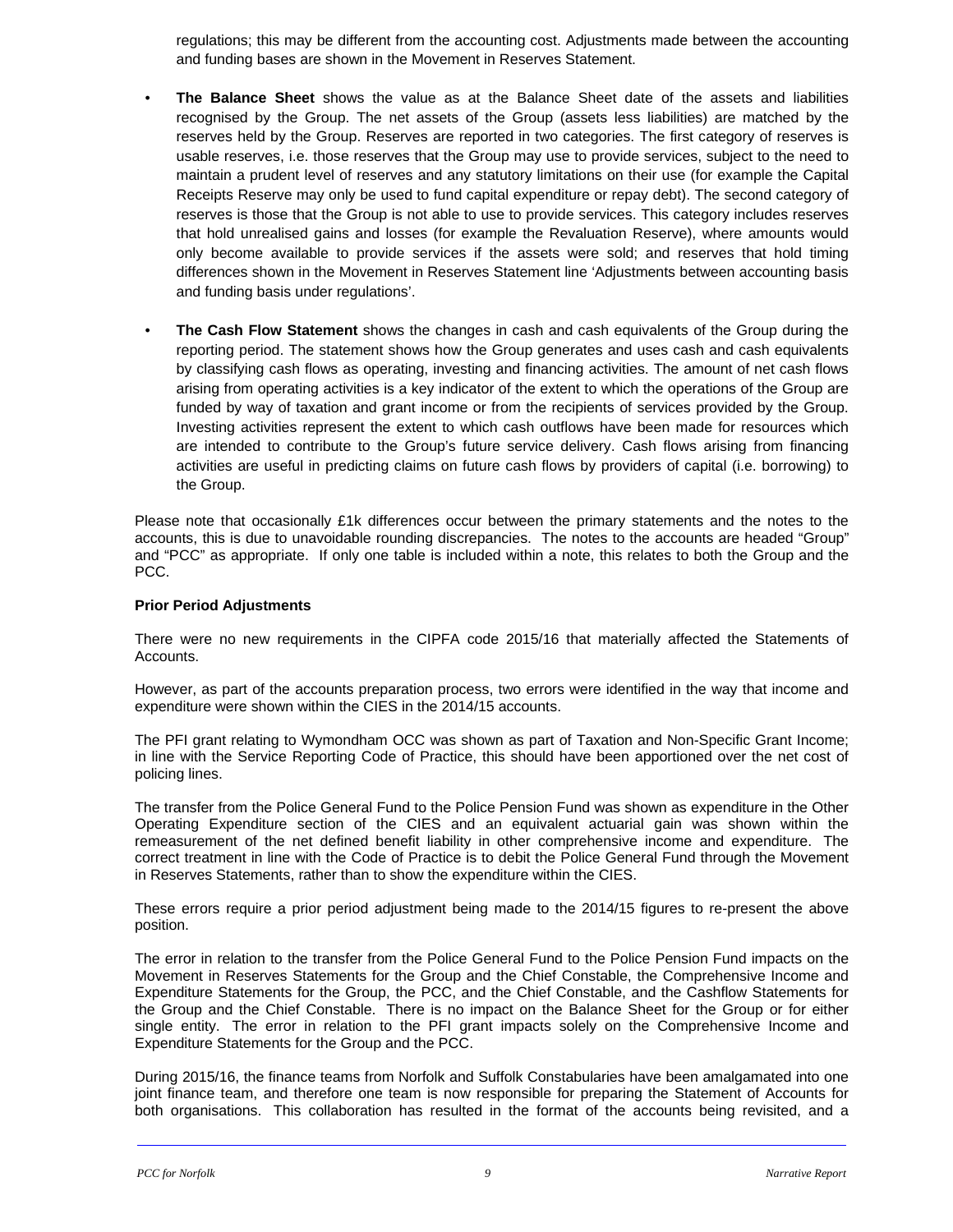regulations; this may be different from the accounting cost. Adjustments made between the accounting and funding bases are shown in the Movement in Reserves Statement.

- **The Balance Sheet** shows the value as at the Balance Sheet date of the assets and liabilities recognised by the Group. The net assets of the Group (assets less liabilities) are matched by the reserves held by the Group. Reserves are reported in two categories. The first category of reserves is usable reserves, i.e. those reserves that the Group may use to provide services, subject to the need to maintain a prudent level of reserves and any statutory limitations on their use (for example the Capital Receipts Reserve may only be used to fund capital expenditure or repay debt). The second category of reserves is those that the Group is not able to use to provide services. This category includes reserves that hold unrealised gains and losses (for example the Revaluation Reserve), where amounts would only become available to provide services if the assets were sold; and reserves that hold timing differences shown in the Movement in Reserves Statement line 'Adjustments between accounting basis and funding basis under regulations'.

- **The Cash Flow Statement** shows the changes in cash and cash equivalents of the Group during the reporting period. The statement shows how the Group generates and uses cash and cash equivalents by classifying cash flows as operating, investing and financing activities. The amount of net cash flows arising from operating activities is a key indicator of the extent to which the operations of the Group are funded by way of taxation and grant income or from the recipients of services provided by the Group. Investing activities represent the extent to which cash outflows have been made for resources which are intended to contribute to the Group's future service delivery. Cash flows arising from financing activities are useful in predicting claims on future cash flows by providers of capital (i.e. borrowing) to the Group.

Please note that occasionally £1k differences occur between the primary statements and the notes to the accounts, this is due to unavoidable rounding discrepancies. The notes to the accounts are headed "Group" and "PCC" as appropriate. If only one table is included within a note, this relates to both the Group and the PCC.

**Prior Period Adjustments**

There were no new requirements in the CIPFA code 2015/16 that materially affected the Statements of Accounts.

However, as part of the accounts preparation process, two errors were identified in the way that income and expenditure were shown within the CIES in the 2014/15 accounts.

The PFI grant relating to Wymondham OCC was shown as part of Taxation and Non-Specific Grant Income; in line with the Service Reporting Code of Practice, this should have been apportioned over the net cost of policing lines.

The transfer from the Police General Fund to the Police Pension Fund was shown as expenditure in the Other Operating Expenditure section of the CIES and an equivalent actuarial gain was shown within the remeasurement of the net defined benefit liability in other comprehensive income and expenditure. The correct treatment in line with the Code of Practice is to debit the Police General Fund through the Movement in Reserves Statements, rather than to show the expenditure within the CIES.

These errors require a prior period adjustment being made to the 2014/15 figures to re-present the above position.

The error in relation to the transfer from the Police General Fund to the Police Pension Fund impacts on the Movement in Reserves Statements for the Group and the Chief Constable, the Comprehensive Income and Expenditure Statements for the Group, the PCC, and the Chief Constable, and the Cashflow Statements for the Group and the Chief Constable. There is no impact on the Balance Sheet for the Group or for either single entity. The error in relation to the PFI grant impacts solely on the Comprehensive Income and Expenditure Statements for the Group and the PCC.

During 2015/16, the finance teams from Norfolk and Suffolk Constabularies have been amalgamated into one joint finance team, and therefore one team is now responsible for preparing the Statement of Accounts for both organisations. This collaboration has resulted in the format of the accounts being revisited, and a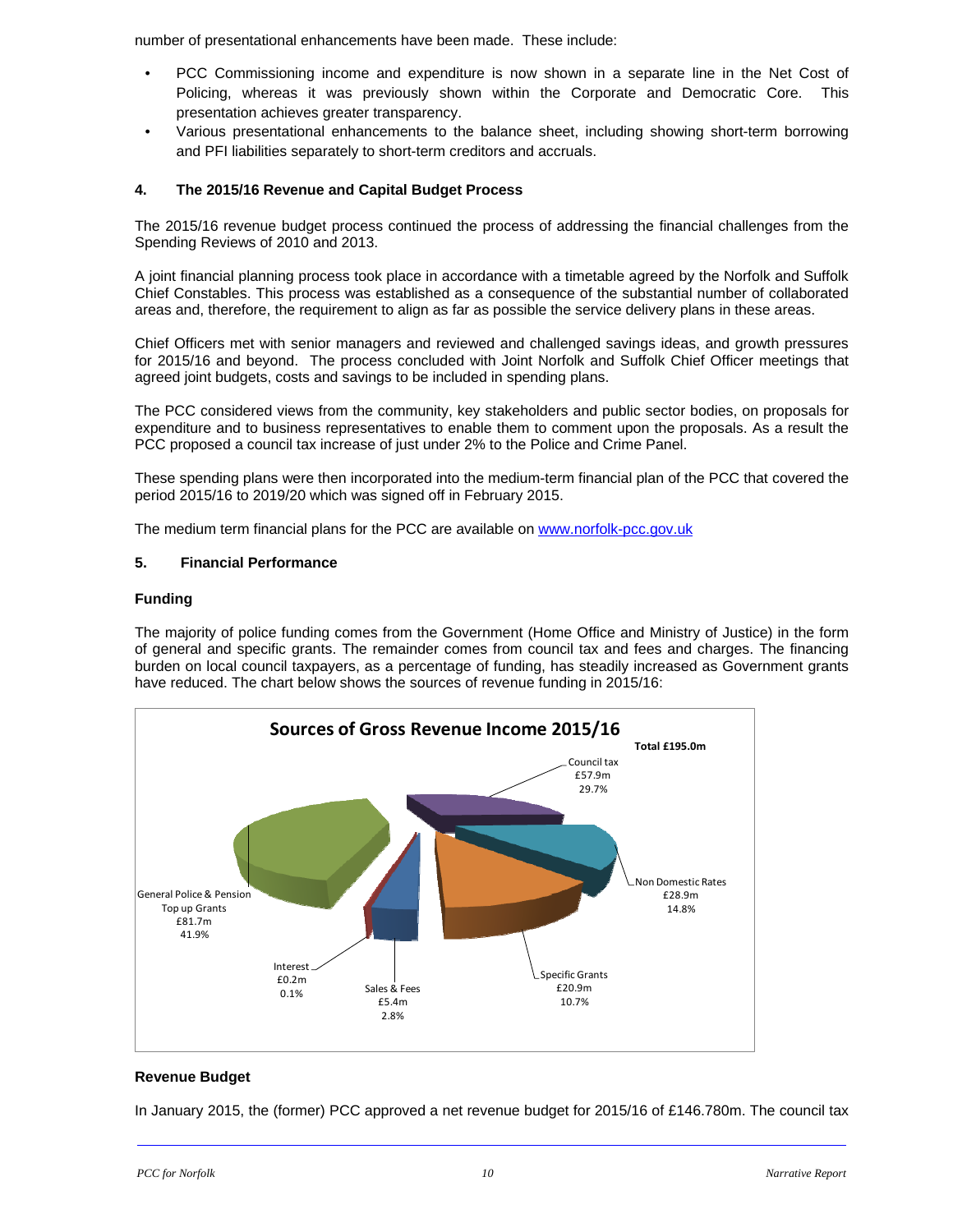number of presentational enhancements have been made. These include:

- PCC Commissioning income and expenditure is now shown in a separate line in the Net Cost of Policing, whereas it was previously shown within the Corporate and Democratic Core. This presentation achieves greater transparency.
- Various presentational enhancements to the balance sheet, including showing short-term borrowing and PFI liabilities separately to short-term creditors and accruals.

**4. The 2015/16 Revenue and Capital Budget Process**

The 2015/16 revenue budget process continued the process of addressing the financial challenges from the Spending Reviews of 2010 and 2013.

A joint financial planning process took place in accordance with a timetable agreed by the Norfolk and Suffolk Chief Constables. This process was established as a consequence of the substantial number of collaborated areas and, therefore, the requirement to align as far as possible the service delivery plans in these areas.

Chief Officers met with senior managers and reviewed and challenged savings ideas, and growth pressures for 2015/16 and beyond. The process concluded with Joint Norfolk and Suffolk Chief Officer meetings that agreed joint budgets, costs and savings to be included in spending plans.

The PCC considered views from the community, key stakeholders and public sector bodies, on proposals for expenditure and to business representatives to enable them to comment upon the proposals. As a result the PCC proposed a council tax increase of just under 2% to the Police and Crime Panel.

These spending plans were then incorporated into the medium-term financial plan of the PCC that covered the period 2015/16 to 2019/20 which was signed off in February 2015.

The medium term financial plans for the PCC are available on www.norfolk-pcc.gov.uk

**5. Financial Performance**

**Funding**

The majority of police funding comes from the Government (Home Office and Ministry of Justice) in the form of general and specific grants. The remainder comes from council tax and fees and charges. The financing burden on local council taxpayers, as a percentage of funding, has steadily increased as Government grants have reduced. The chart below shows the sources of revenue funding in 2015/16:

**Sources of Gross Revenue Income 2015/16**

**Total £195.0m**

| Source | Amount | % |
|---|---|---|
| Council tax | £57.9m | 29.7% |
| Non Domestic Rates | £28.9m | 14.8% |
| Specific Grants | £20.9m | 10.7% |
| Sales & Fees | £5.4m | 2.8% |
| Interest | £0.2m | 0.1% |
| General Police & Pension Top up Grants | £81.7m | 41.9% |

**Revenue Budget**

In January 2015, the (former) PCC approved a net revenue budget for 2015/16 of £146.780m. The council tax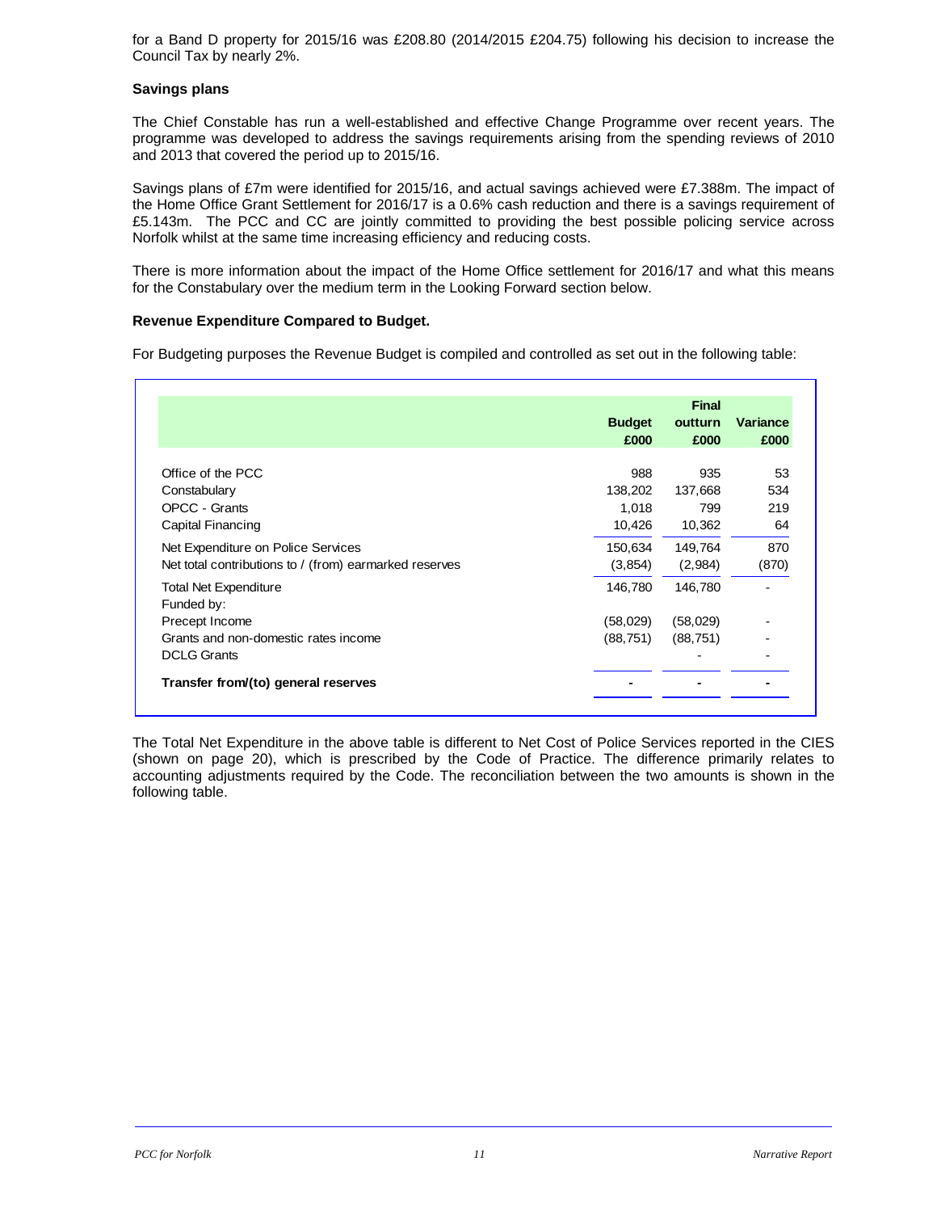for a Band D property for 2015/16 was £208.80 (2014/2015 £204.75) following his decision to increase the Council Tax by nearly 2%.

**Savings plans**

The Chief Constable has run a well-established and effective Change Programme over recent years. The programme was developed to address the savings requirements arising from the spending reviews of 2010 and 2013 that covered the period up to 2015/16.

Savings plans of £7m were identified for 2015/16, and actual savings achieved were £7.388m. The impact of the Home Office Grant Settlement for 2016/17 is a 0.6% cash reduction and there is a savings requirement of £5.143m. The PCC and CC are jointly committed to providing the best possible policing service across Norfolk whilst at the same time increasing efficiency and reducing costs.

There is more information about the impact of the Home Office settlement for 2016/17 and what this means for the Constabulary over the medium term in the Looking Forward section below.

**Revenue Expenditure Compared to Budget.**

For Budgeting purposes the Revenue Budget is compiled and controlled as set out in the following table:

| | Budget £000 | Final outturn £000 | Variance £000 |
|---|---|---|---|
| Office of the PCC | 988 | 935 | 53 |
| Constabulary | 138,202 | 137,668 | 534 |
| OPCC - Grants | 1,018 | 799 | 219 |
| Capital Financing | 10,426 | 10,362 | 64 |
| Net Expenditure on Police Services | 150,634 | 149,764 | 870 |
| Net total contributions to / (from) earmarked reserves | (3,854) | (2,984) | (870) |
| Total Net Expenditure | 146,780 | 146,780 | - |
| Funded by: | | | |
| Precept Income | (58,029) | (58,029) | - |
| Grants and non-domestic rates income | (88,751) | (88,751) | - |
| DCLG Grants | | - | - |
| **Transfer from/(to) general reserves** | **-** | **-** | **-** |

The Total Net Expenditure in the above table is different to Net Cost of Police Services reported in the CIES (shown on page 20), which is prescribed by the Code of Practice. The difference primarily relates to accounting adjustments required by the Code. The reconciliation between the two amounts is shown in the following table.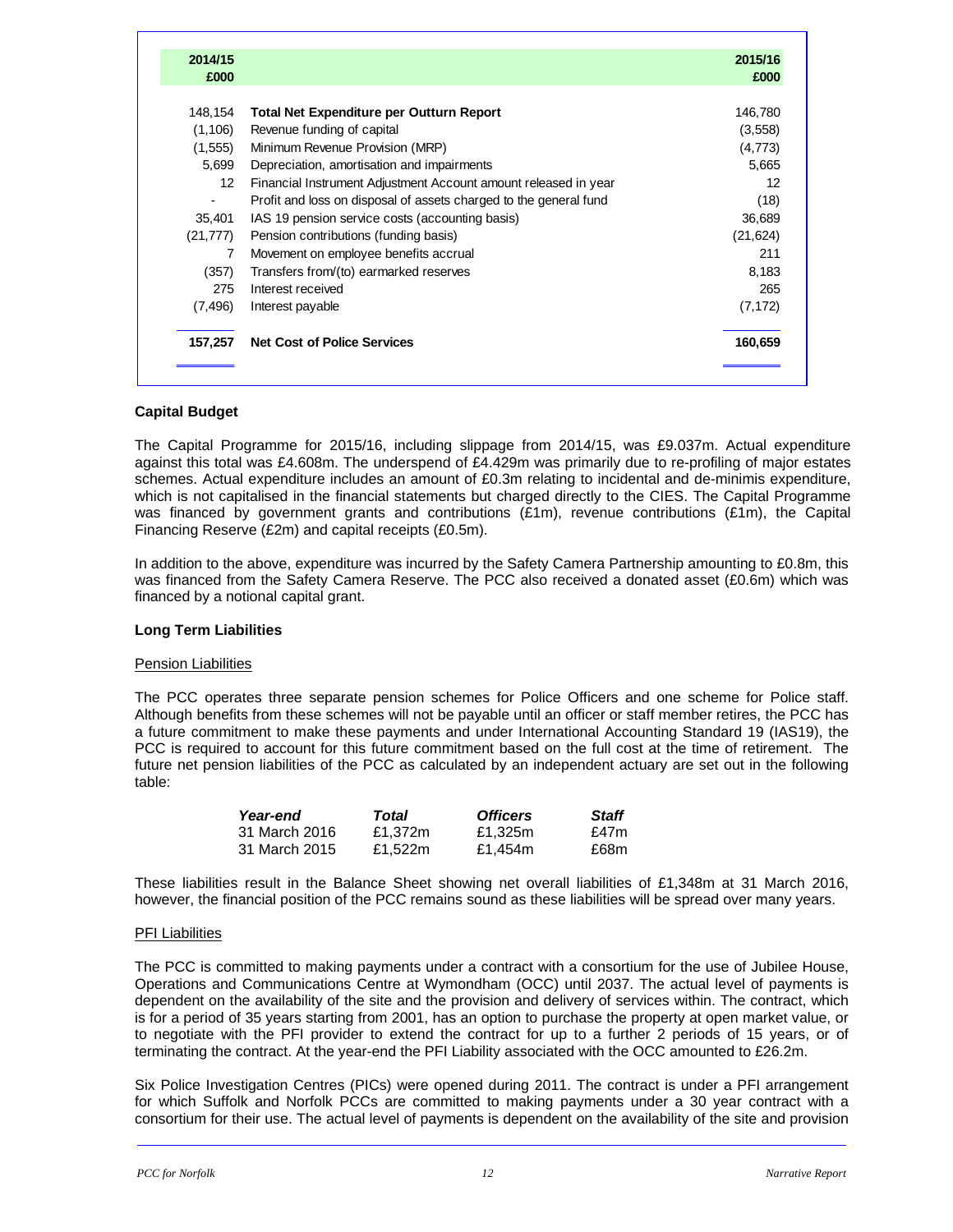| 2014/15 £000 | | 2015/16 £000 |
|---|---|---|
| 148,154 | **Total Net Expenditure per Outturn Report** | 146,780 |
| (1,106) | Revenue funding of capital | (3,558) |
| (1,555) | Minimum Revenue Provision (MRP) | (4,773) |
| 5,699 | Depreciation, amortisation and impairments | 5,665 |
| 12 | Financial Instrument Adjustment Account amount released in year | 12 |
| - | Profit and loss on disposal of assets charged to the general fund | (18) |
| 35,401 | IAS 19 pension service costs (accounting basis) | 36,689 |
| (21,777) | Pension contributions (funding basis) | (21,624) |
| 7 | Movement on employee benefits accrual | 211 |
| (357) | Transfers from/(to) earmarked reserves | 8,183 |
| 275 | Interest received | 265 |
| (7,496) | Interest payable | (7,172) |
| **157,257** | **Net Cost of Police Services** | **160,659** |

**Capital Budget**

The Capital Programme for 2015/16, including slippage from 2014/15, was £9.037m. Actual expenditure against this total was £4.608m. The underspend of £4.429m was primarily due to re-profiling of major estates schemes. Actual expenditure includes an amount of £0.3m relating to incidental and de-minimis expenditure, which is not capitalised in the financial statements but charged directly to the CIES. The Capital Programme was financed by government grants and contributions (£1m), revenue contributions (£1m), the Capital Financing Reserve (£2m) and capital receipts (£0.5m).

In addition to the above, expenditure was incurred by the Safety Camera Partnership amounting to £0.8m, this was financed from the Safety Camera Reserve. The PCC also received a donated asset (£0.6m) which was financed by a notional capital grant.

**Long Term Liabilities**

Pension Liabilities

The PCC operates three separate pension schemes for Police Officers and one scheme for Police staff. Although benefits from these schemes will not be payable until an officer or staff member retires, the PCC has a future commitment to make these payments and under International Accounting Standard 19 (IAS19), the PCC is required to account for this future commitment based on the full cost at the time of retirement. The future net pension liabilities of the PCC as calculated by an independent actuary are set out in the following table:

| *Year-end* | *Total* | *Officers* | *Staff* |
|---|---|---|---|
| 31 March 2016 | £1,372m | £1,325m | £47m |
| 31 March 2015 | £1,522m | £1,454m | £68m |

These liabilities result in the Balance Sheet showing net overall liabilities of £1,348m at 31 March 2016, however, the financial position of the PCC remains sound as these liabilities will be spread over many years.

PFI Liabilities

The PCC is committed to making payments under a contract with a consortium for the use of Jubilee House, Operations and Communications Centre at Wymondham (OCC) until 2037. The actual level of payments is dependent on the availability of the site and the provision and delivery of services within. The contract, which is for a period of 35 years starting from 2001, has an option to purchase the property at open market value, or to negotiate with the PFI provider to extend the contract for up to a further 2 periods of 15 years, or of terminating the contract. At the year-end the PFI Liability associated with the OCC amounted to £26.2m.

Six Police Investigation Centres (PICs) were opened during 2011. The contract is under a PFI arrangement for which Suffolk and Norfolk PCCs are committed to making payments under a 30 year contract with a consortium for their use. The actual level of payments is dependent on the availability of the site and provision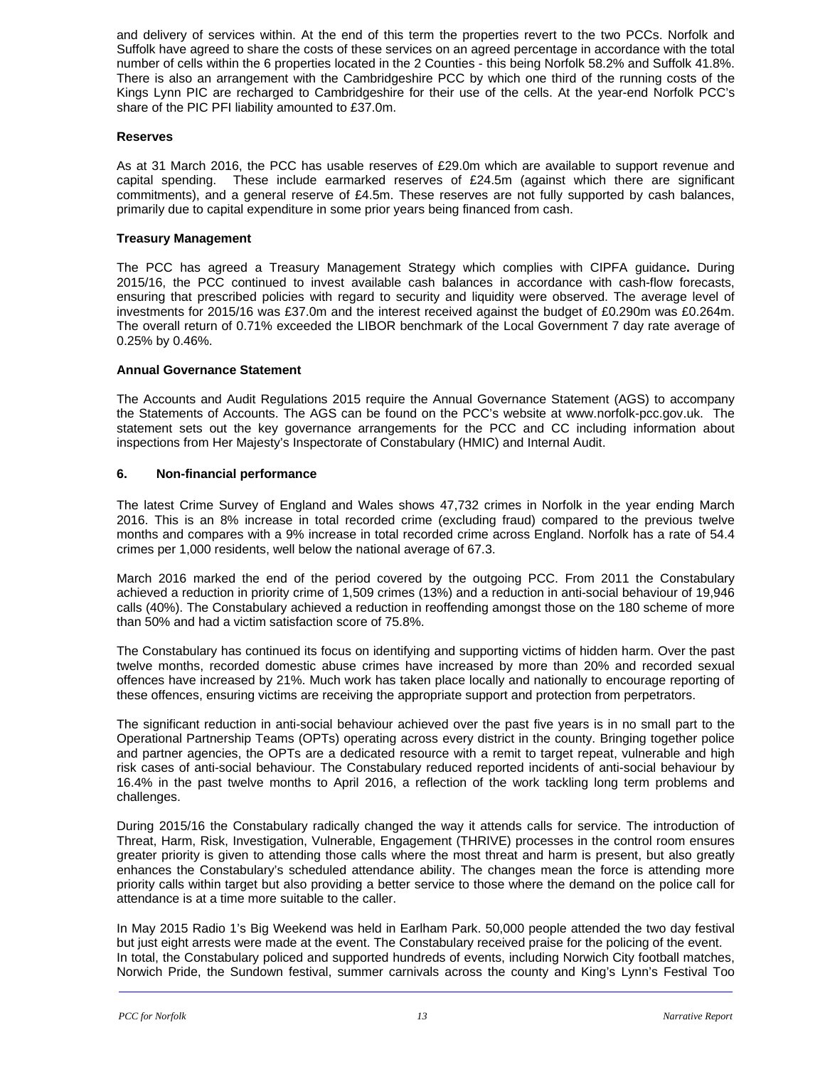and delivery of services within. At the end of this term the properties revert to the two PCCs. Norfolk and Suffolk have agreed to share the costs of these services on an agreed percentage in accordance with the total number of cells within the 6 properties located in the 2 Counties - this being Norfolk 58.2% and Suffolk 41.8%. There is also an arrangement with the Cambridgeshire PCC by which one third of the running costs of the Kings Lynn PIC are recharged to Cambridgeshire for their use of the cells. At the year-end Norfolk PCC's share of the PIC PFI liability amounted to £37.0m.

**Reserves**

As at 31 March 2016, the PCC has usable reserves of £29.0m which are available to support revenue and capital spending. These include earmarked reserves of £24.5m (against which there are significant commitments), and a general reserve of £4.5m. These reserves are not fully supported by cash balances, primarily due to capital expenditure in some prior years being financed from cash.

**Treasury Management**

The PCC has agreed a Treasury Management Strategy which complies with CIPFA guidance**.** During 2015/16, the PCC continued to invest available cash balances in accordance with cash-flow forecasts, ensuring that prescribed policies with regard to security and liquidity were observed. The average level of investments for 2015/16 was £37.0m and the interest received against the budget of £0.290m was £0.264m. The overall return of 0.71% exceeded the LIBOR benchmark of the Local Government 7 day rate average of 0.25% by 0.46%.

**Annual Governance Statement**

The Accounts and Audit Regulations 2015 require the Annual Governance Statement (AGS) to accompany the Statements of Accounts. The AGS can be found on the PCC's website at www.norfolk-pcc.gov.uk. The statement sets out the key governance arrangements for the PCC and CC including information about inspections from Her Majesty's Inspectorate of Constabulary (HMIC) and Internal Audit.

## 6. Non-financial performance

The latest Crime Survey of England and Wales shows 47,732 crimes in Norfolk in the year ending March 2016. This is an 8% increase in total recorded crime (excluding fraud) compared to the previous twelve months and compares with a 9% increase in total recorded crime across England. Norfolk has a rate of 54.4 crimes per 1,000 residents, well below the national average of 67.3.

March 2016 marked the end of the period covered by the outgoing PCC. From 2011 the Constabulary achieved a reduction in priority crime of 1,509 crimes (13%) and a reduction in anti-social behaviour of 19,946 calls (40%). The Constabulary achieved a reduction in reoffending amongst those on the 180 scheme of more than 50% and had a victim satisfaction score of 75.8%.

The Constabulary has continued its focus on identifying and supporting victims of hidden harm. Over the past twelve months, recorded domestic abuse crimes have increased by more than 20% and recorded sexual offences have increased by 21%. Much work has taken place locally and nationally to encourage reporting of these offences, ensuring victims are receiving the appropriate support and protection from perpetrators.

The significant reduction in anti-social behaviour achieved over the past five years is in no small part to the Operational Partnership Teams (OPTs) operating across every district in the county. Bringing together police and partner agencies, the OPTs are a dedicated resource with a remit to target repeat, vulnerable and high risk cases of anti-social behaviour. The Constabulary reduced reported incidents of anti-social behaviour by 16.4% in the past twelve months to April 2016, a reflection of the work tackling long term problems and challenges.

During 2015/16 the Constabulary radically changed the way it attends calls for service. The introduction of Threat, Harm, Risk, Investigation, Vulnerable, Engagement (THRIVE) processes in the control room ensures greater priority is given to attending those calls where the most threat and harm is present, but also greatly enhances the Constabulary's scheduled attendance ability. The changes mean the force is attending more priority calls within target but also providing a better service to those where the demand on the police call for attendance is at a time more suitable to the caller.

In May 2015 Radio 1's Big Weekend was held in Earlham Park. 50,000 people attended the two day festival but just eight arrests were made at the event. The Constabulary received praise for the policing of the event. In total, the Constabulary policed and supported hundreds of events, including Norwich City football matches, Norwich Pride, the Sundown festival, summer carnivals across the county and King's Lynn's Festival Too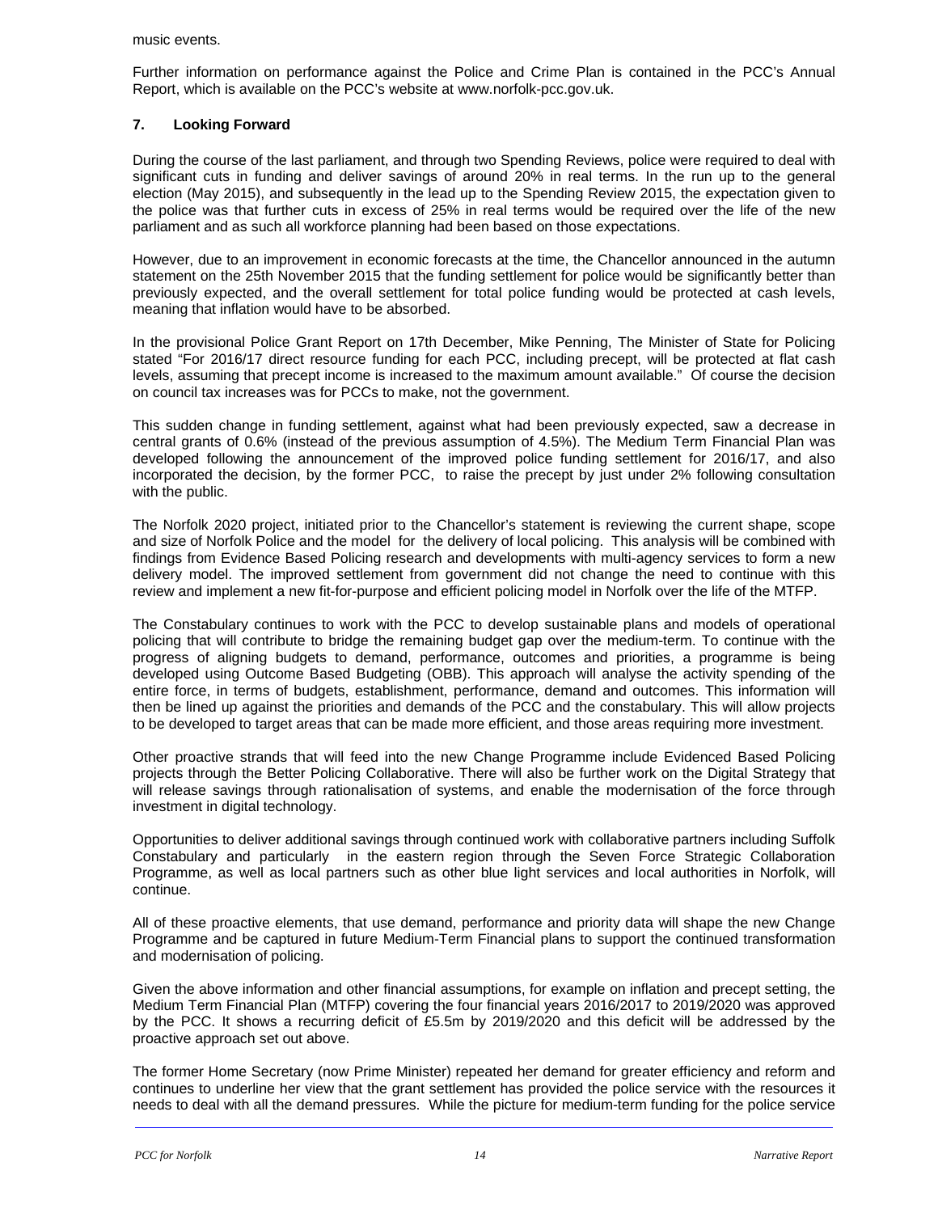music events.

Further information on performance against the Police and Crime Plan is contained in the PCC's Annual Report, which is available on the PCC's website at www.norfolk-pcc.gov.uk.

## 7. Looking Forward

During the course of the last parliament, and through two Spending Reviews, police were required to deal with significant cuts in funding and deliver savings of around 20% in real terms. In the run up to the general election (May 2015), and subsequently in the lead up to the Spending Review 2015, the expectation given to the police was that further cuts in excess of 25% in real terms would be required over the life of the new parliament and as such all workforce planning had been based on those expectations.

However, due to an improvement in economic forecasts at the time, the Chancellor announced in the autumn statement on the 25th November 2015 that the funding settlement for police would be significantly better than previously expected, and the overall settlement for total police funding would be protected at cash levels, meaning that inflation would have to be absorbed.

In the provisional Police Grant Report on 17th December, Mike Penning, The Minister of State for Policing stated "For 2016/17 direct resource funding for each PCC, including precept, will be protected at flat cash levels, assuming that precept income is increased to the maximum amount available." Of course the decision on council tax increases was for PCCs to make, not the government.

This sudden change in funding settlement, against what had been previously expected, saw a decrease in central grants of 0.6% (instead of the previous assumption of 4.5%). The Medium Term Financial Plan was developed following the announcement of the improved police funding settlement for 2016/17, and also incorporated the decision, by the former PCC, to raise the precept by just under 2% following consultation with the public.

The Norfolk 2020 project, initiated prior to the Chancellor's statement is reviewing the current shape, scope and size of Norfolk Police and the model for the delivery of local policing. This analysis will be combined with findings from Evidence Based Policing research and developments with multi-agency services to form a new delivery model. The improved settlement from government did not change the need to continue with this review and implement a new fit-for-purpose and efficient policing model in Norfolk over the life of the MTFP.

The Constabulary continues to work with the PCC to develop sustainable plans and models of operational policing that will contribute to bridge the remaining budget gap over the medium-term. To continue with the progress of aligning budgets to demand, performance, outcomes and priorities, a programme is being developed using Outcome Based Budgeting (OBB). This approach will analyse the activity spending of the entire force, in terms of budgets, establishment, performance, demand and outcomes. This information will then be lined up against the priorities and demands of the PCC and the constabulary. This will allow projects to be developed to target areas that can be made more efficient, and those areas requiring more investment.

Other proactive strands that will feed into the new Change Programme include Evidenced Based Policing projects through the Better Policing Collaborative. There will also be further work on the Digital Strategy that will release savings through rationalisation of systems, and enable the modernisation of the force through investment in digital technology.

Opportunities to deliver additional savings through continued work with collaborative partners including Suffolk Constabulary and particularly in the eastern region through the Seven Force Strategic Collaboration Programme, as well as local partners such as other blue light services and local authorities in Norfolk, will continue.

All of these proactive elements, that use demand, performance and priority data will shape the new Change Programme and be captured in future Medium-Term Financial plans to support the continued transformation and modernisation of policing.

Given the above information and other financial assumptions, for example on inflation and precept setting, the Medium Term Financial Plan (MTFP) covering the four financial years 2016/2017 to 2019/2020 was approved by the PCC. It shows a recurring deficit of £5.5m by 2019/2020 and this deficit will be addressed by the proactive approach set out above.

The former Home Secretary (now Prime Minister) repeated her demand for greater efficiency and reform and continues to underline her view that the grant settlement has provided the police service with the resources it needs to deal with all the demand pressures. While the picture for medium-term funding for the police service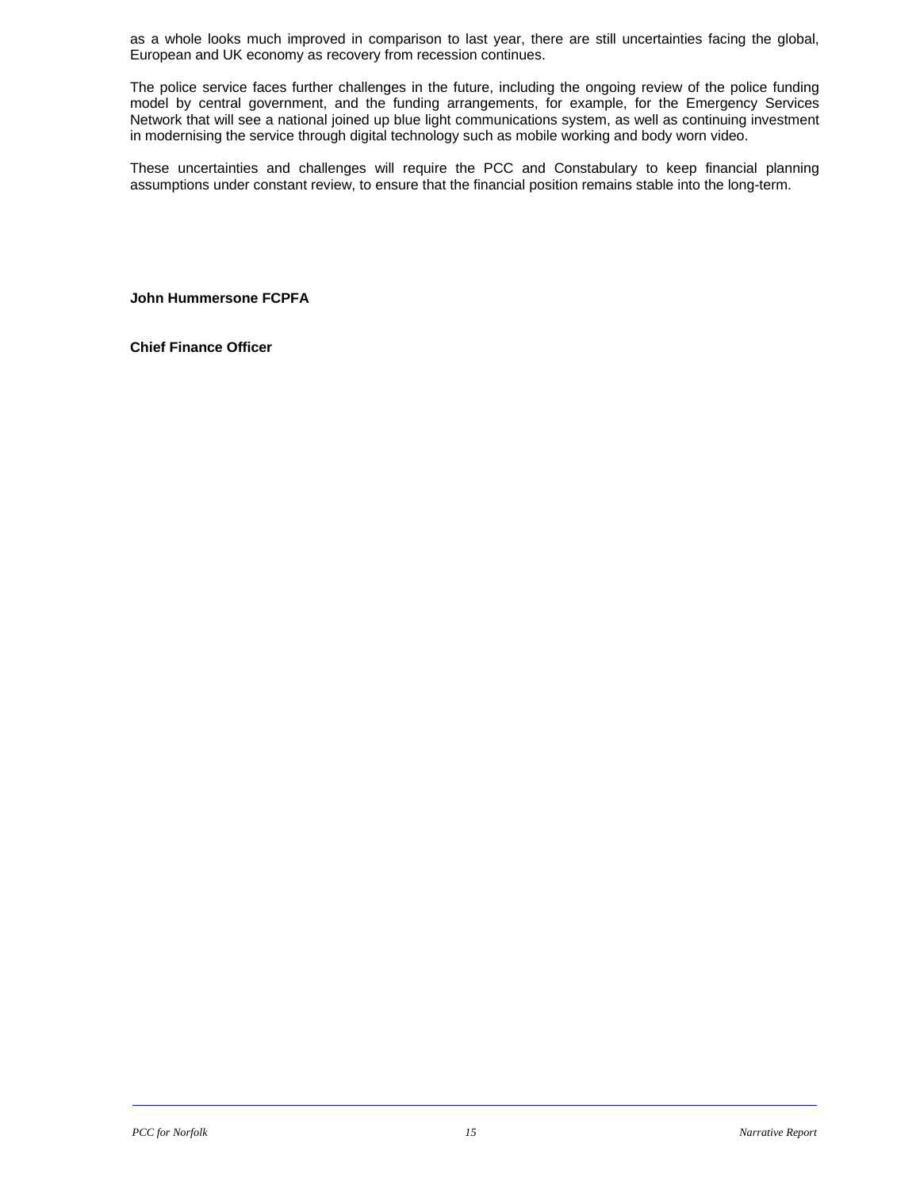as a whole looks much improved in comparison to last year, there are still uncertainties facing the global, European and UK economy as recovery from recession continues.

The police service faces further challenges in the future, including the ongoing review of the police funding model by central government, and the funding arrangements, for example, for the Emergency Services Network that will see a national joined up blue light communications system, as well as continuing investment in modernising the service through digital technology such as mobile working and body worn video.

These uncertainties and challenges will require the PCC and Constabulary to keep financial planning assumptions under constant review, to ensure that the financial position remains stable into the long-term.

**John Hummersone FCPFA**

**Chief Finance Officer**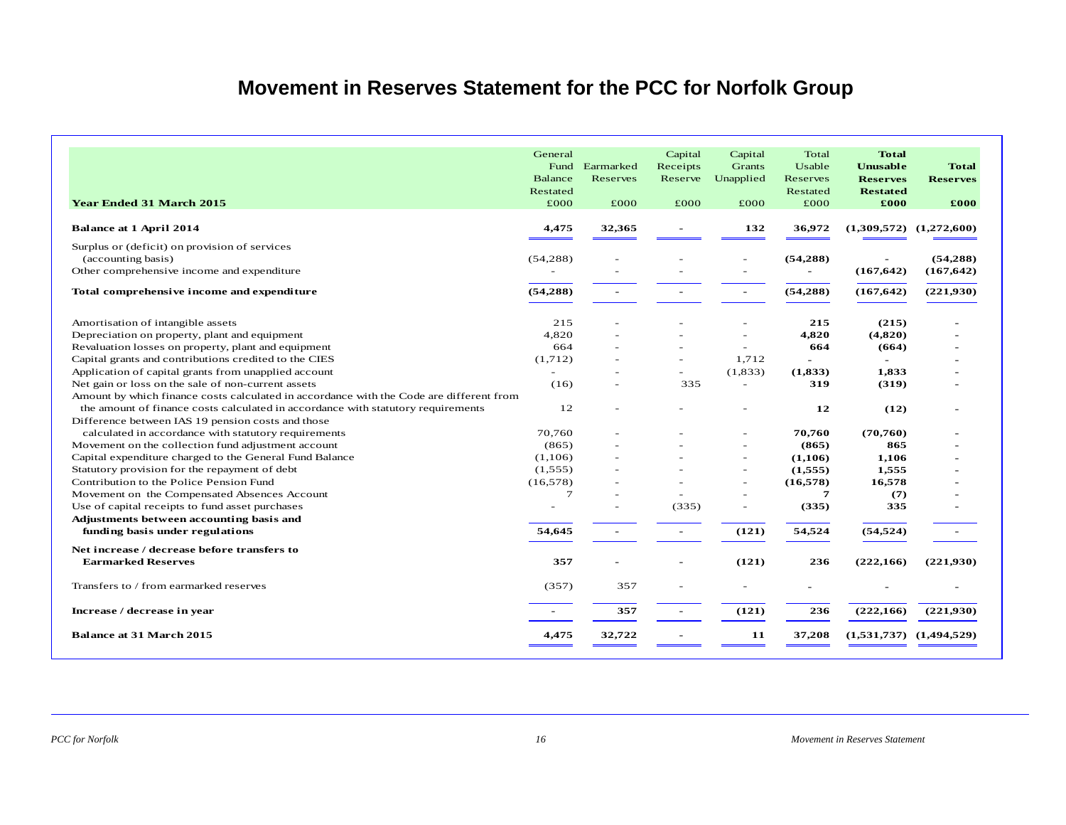# Movement in Reserves Statement for the PCC for Norfolk Group

| Year Ended 31 March 2015 | General Fund Balance Restated £000 | Earmarked Reserves £000 | Capital Receipts Reserve £000 | Capital Grants Unapplied £000 | Total Usable Reserves Restated £000 | **Total Unusable Reserves Restated £000** | **Total Reserves £000** |
|---|---|---|---|---|---|---|---|
| **Balance at 1 April 2014** | **4,475** | **32,365** | **-** | **132** | **36,972** | **(1,309,572)** | **(1,272,600)** |
| Surplus or (deficit) on provision of services (accounting basis) | (54,288) | - | - | - | **(54,288)** | - | **(54,288)** |
| Other comprehensive income and expenditure | - | - | - | - | **-** | **(167,642)** | **(167,642)** |
| **Total comprehensive income and expenditure** | **(54,288)** | **-** | **-** | **-** | **(54,288)** | **(167,642)** | **(221,930)** |
| Amortisation of intangible assets | 215 | - | - | - | **215** | **(215)** | **-** |
| Depreciation on property, plant and equipment | 4,820 | - | - | - | **4,820** | **(4,820)** | **-** |
| Revaluation losses on property, plant and equipment | 664 | - | - | - | **664** | **(664)** | **-** |
| Capital grants and contributions credited to the CIES | (1,712) | - | - | 1,712 | **-** | **-** | **-** |
| Application of capital grants from unapplied account | - | - | - | (1,833) | **(1,833)** | **1,833** | **-** |
| Net gain or loss on the sale of non-current assets | (16) | - | 335 | - | **319** | **(319)** | **-** |
| Amount by which finance costs calculated in accordance with the Code are different from the amount of finance costs calculated in accordance with statutory requirements | 12 | - | - | - | **12** | **(12)** | **-** |
| Difference between IAS 19 pension costs and those calculated in accordance with statutory requirements | 70,760 | - | - | - | **70,760** | **(70,760)** | **-** |
| Movement on the collection fund adjustment account | (865) | - | - | - | **(865)** | **865** | **-** |
| Capital expenditure charged to the General Fund Balance | (1,106) | - | - | - | **(1,106)** | **1,106** | **-** |
| Statutory provision for the repayment of debt | (1,555) | - | - | - | **(1,555)** | **1,555** | **-** |
| Contribution to the Police Pension Fund | (16,578) | - | - | - | **(16,578)** | **16,578** | **-** |
| Movement on the Compensated Absences Account | 7 | - | - | - | **7** | **(7)** | **-** |
| Use of capital receipts to fund asset purchases | - | - | (335) | - | **(335)** | **335** | **-** |
| **Adjustments between accounting basis and funding basis under regulations** | **54,645** | **-** | **-** | **(121)** | **54,524** | **(54,524)** | **-** |
| **Net increase / decrease before transfers to Earmarked Reserves** | **357** | **-** | **-** | **(121)** | **236** | **(222,166)** | **(221,930)** |
| Transfers to / from earmarked reserves | (357) | 357 | - | - | **-** | **-** | **-** |
| **Increase / decrease in year** | **-** | **357** | **-** | **(121)** | **236** | **(222,166)** | **(221,930)** |
| **Balance at 31 March 2015** | **4,475** | **32,722** | **-** | **11** | **37,208** | **(1,531,737)** | **(1,494,529)** |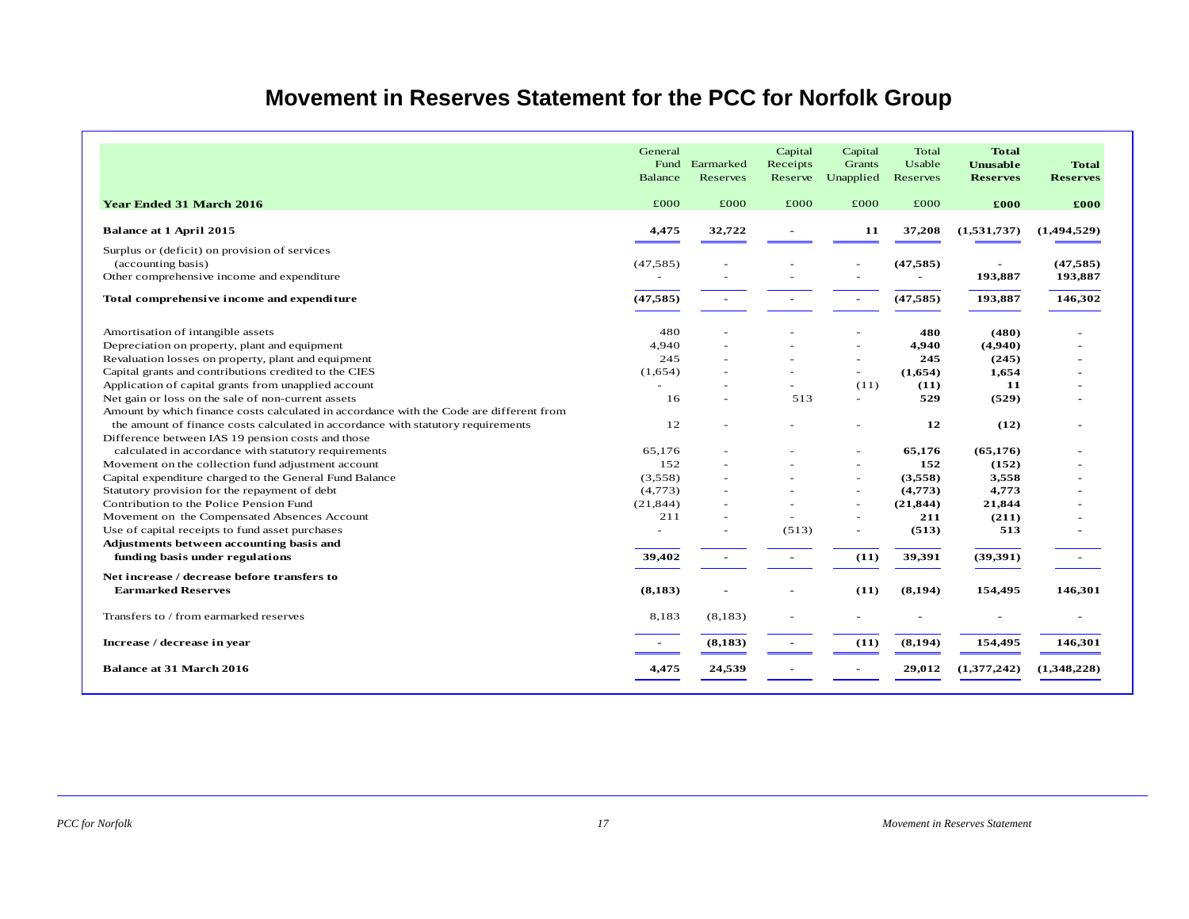# Movement in Reserves Statement for the PCC for Norfolk Group

| | General Fund Balance | Earmarked Reserves | Capital Receipts Reserve | Capital Grants Unapplied | Total Usable Reserves | **Total Unusable Reserves** | **Total Reserves** |
|---|---|---|---|---|---|---|---|
| **Year Ended 31 March 2016** | £000 | £000 | £000 | £000 | £000 | **£000** | **£000** |
| **Balance at 1 April 2015** | **4,475** | **32,722** | - | **11** | **37,208** | **(1,531,737)** | **(1,494,529)** |
| Surplus or (deficit) on provision of services (accounting basis) | (47,585) | - | - | - | **(47,585)** | - | **(47,585)** |
| Other comprehensive income and expenditure | - | - | - | - | - | **193,887** | **193,887** |
| **Total comprehensive income and expenditure** | **(47,585)** | - | - | - | **(47,585)** | **193,887** | **146,302** |
| Amortisation of intangible assets | 480 | - | - | - | **480** | **(480)** | - |
| Depreciation on property, plant and equipment | 4,940 | - | - | - | **4,940** | **(4,940)** | - |
| Revaluation losses on property, plant and equipment | 245 | - | - | - | **245** | **(245)** | - |
| Capital grants and contributions credited to the CIES | (1,654) | - | - | - | **(1,654)** | **1,654** | - |
| Application of capital grants from unapplied account | - | - | - | (11) | **(11)** | **11** | - |
| Net gain or loss on the sale of non-current assets | 16 | - | 513 | - | **529** | **(529)** | - |
| Amount by which finance costs calculated in accordance with the Code are different from the amount of finance costs calculated in accordance with statutory requirements | 12 | - | - | - | **12** | **(12)** | - |
| Difference between IAS 19 pension costs and those calculated in accordance with statutory requirements | 65,176 | - | - | - | **65,176** | **(65,176)** | - |
| Movement on the collection fund adjustment account | 152 | - | - | - | **152** | **(152)** | - |
| Capital expenditure charged to the General Fund Balance | (3,558) | - | - | - | **(3,558)** | **3,558** | - |
| Statutory provision for the repayment of debt | (4,773) | - | - | - | **(4,773)** | **4,773** | - |
| Contribution to the Police Pension Fund | (21,844) | - | - | - | **(21,844)** | **21,844** | - |
| Movement on the Compensated Absences Account | 211 | - | - | - | **211** | **(211)** | - |
| Use of capital receipts to fund asset purchases | - | - | (513) | - | **(513)** | **513** | - |
| **Adjustments between accounting basis and funding basis under regulations** | **39,402** | - | - | **(11)** | **39,391** | **(39,391)** | - |
| **Net increase / decrease before transfers to Earmarked Reserves** | **(8,183)** | - | - | **(11)** | **(8,194)** | **154,495** | **146,301** |
| Transfers to / from earmarked reserves | 8,183 | (8,183) | - | - | - | - | - |
| **Increase / decrease in year** | - | **(8,183)** | - | **(11)** | **(8,194)** | **154,495** | **146,301** |
| **Balance at 31 March 2016** | **4,475** | **24,539** | - | - | **29,012** | **(1,377,242)** | **(1,348,228)** |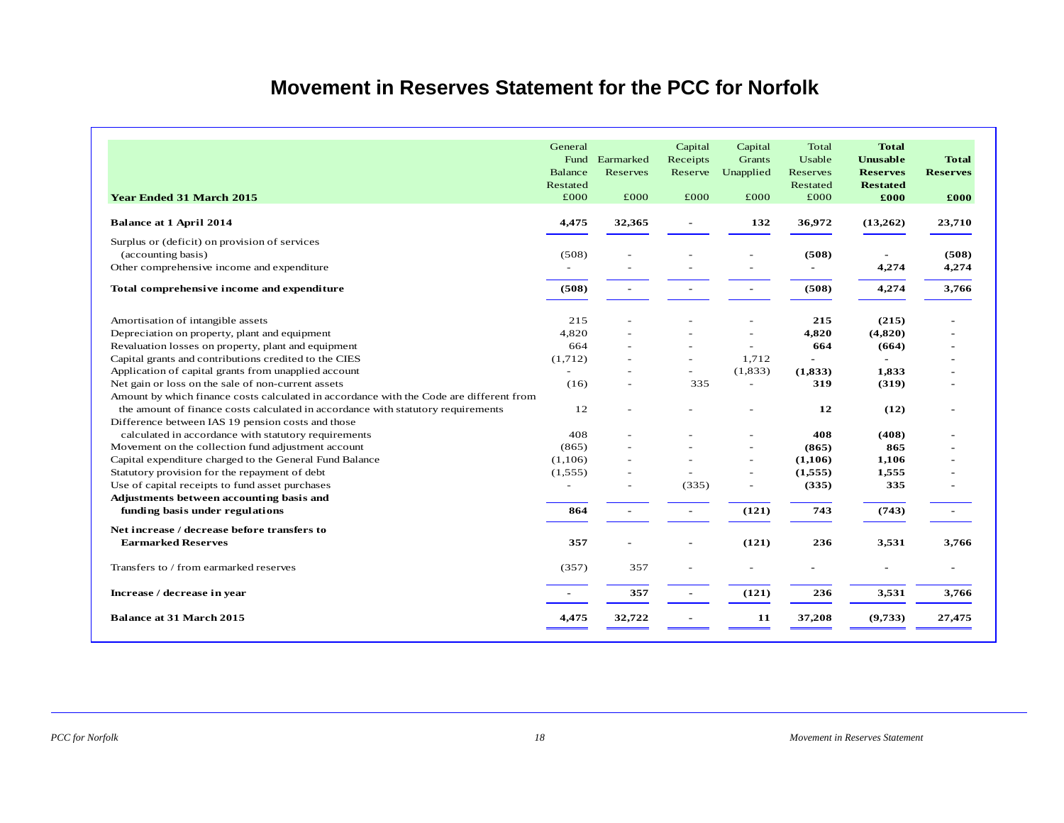# Movement in Reserves Statement for the PCC for Norfolk

| Year Ended 31 March 2015 | General Fund Balance Restated £000 | Earmarked Reserves £000 | Capital Receipts Reserve £000 | Capital Grants Unapplied £000 | Total Usable Reserves Restated £000 | **Total Unusable Reserves Restated £000** | **Total Reserves £000** |
|---|---|---|---|---|---|---|---|
| **Balance at 1 April 2014** | **4,475** | **32,365** | **-** | **132** | **36,972** | **(13,262)** | **23,710** |
| Surplus or (deficit) on provision of services (accounting basis) | (508) | - | - | - | **(508)** | - | **(508)** |
| Other comprehensive income and expenditure | - | - | - | - | - | **4,274** | **4,274** |
| **Total comprehensive income and expenditure** | **(508)** | **-** | **-** | **-** | **(508)** | **4,274** | **3,766** |
| Amortisation of intangible assets | 215 | - | - | - | **215** | **(215)** | - |
| Depreciation on property, plant and equipment | 4,820 | - | - | - | **4,820** | **(4,820)** | - |
| Revaluation losses on property, plant and equipment | 664 | - | - | - | **664** | **(664)** | - |
| Capital grants and contributions credited to the CIES | (1,712) | - | - | 1,712 | - | - | - |
| Application of capital grants from unapplied account | - | - | - | (1,833) | **(1,833)** | **1,833** | - |
| Net gain or loss on the sale of non-current assets | (16) | - | 335 | - | **319** | **(319)** | - |
| Amount by which finance costs calculated in accordance with the Code are different from the amount of finance costs calculated in accordance with statutory requirements | 12 | - | - | - | **12** | **(12)** | - |
| Difference between IAS 19 pension costs and those calculated in accordance with statutory requirements | 408 | - | - | - | **408** | **(408)** | - |
| Movement on the collection fund adjustment account | (865) | - | - | - | **(865)** | **865** | - |
| Capital expenditure charged to the General Fund Balance | (1,106) | - | - | - | **(1,106)** | **1,106** | - |
| Statutory provision for the repayment of debt | (1,555) | - | - | - | **(1,555)** | **1,555** | - |
| Use of capital receipts to fund asset purchases | - | - | (335) | - | **(335)** | **335** | - |
| **Adjustments between accounting basis and funding basis under regulations** | **864** | **-** | **-** | **(121)** | **743** | **(743)** | **-** |
| **Net increase / decrease before transfers to Earmarked Reserves** | **357** | **-** | **-** | **(121)** | **236** | **3,531** | **3,766** |
| Transfers to / from earmarked reserves | (357) | 357 | - | - | - | - | - |
| **Increase / decrease in year** | **-** | **357** | **-** | **(121)** | **236** | **3,531** | **3,766** |
| **Balance at 31 March 2015** | **4,475** | **32,722** | **-** | **11** | **37,208** | **(9,733)** | **27,475** |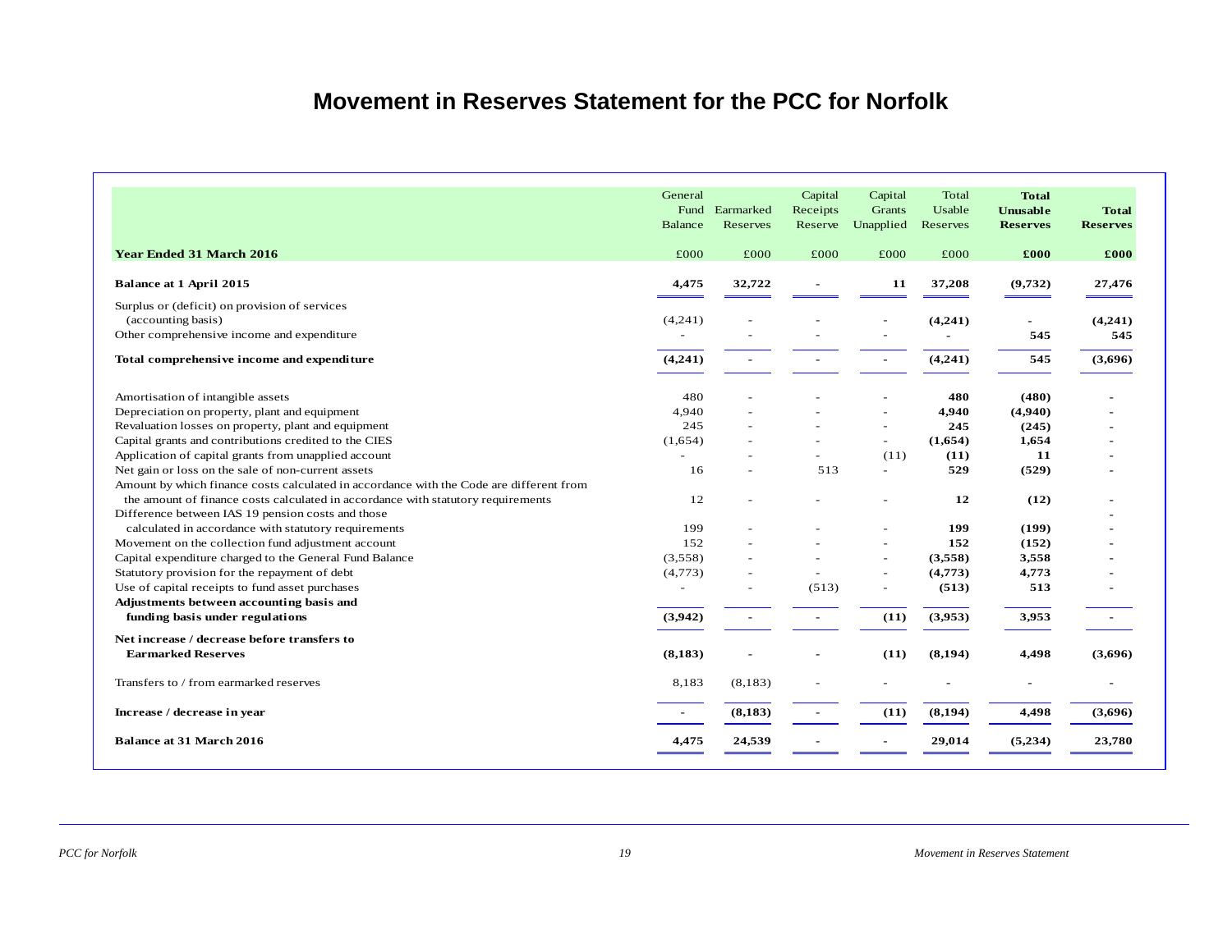# Movement in Reserves Statement for the PCC for Norfolk

| Year Ended 31 March 2016 | General Fund Balance £000 | Earmarked Reserves £000 | Capital Receipts Reserve £000 | Capital Grants Unapplied £000 | Total Usable Reserves £000 | **Total Unusable Reserves £000** | **Total Reserves £000** |
|---|---|---|---|---|---|---|---|
| **Balance at 1 April 2015** | **4,475** | **32,722** | **-** | **11** | **37,208** | **(9,732)** | **27,476** |
| Surplus or (deficit) on provision of services (accounting basis) | (4,241) | - | - | - | **(4,241)** | **-** | **(4,241)** |
| Other comprehensive income and expenditure | - | - | - | - | **-** | **545** | **545** |
| **Total comprehensive income and expenditure** | **(4,241)** | **-** | **-** | **-** | **(4,241)** | **545** | **(3,696)** |
| Amortisation of intangible assets | 480 | - | - | - | **480** | **(480)** | **-** |
| Depreciation on property, plant and equipment | 4,940 | - | - | - | **4,940** | **(4,940)** | **-** |
| Revaluation losses on property, plant and equipment | 245 | - | - | - | **245** | **(245)** | **-** |
| Capital grants and contributions credited to the CIES | (1,654) | - | - | - | **(1,654)** | **1,654** | **-** |
| Application of capital grants from unapplied account | - | - | - | (11) | **(11)** | **11** | **-** |
| Net gain or loss on the sale of non-current assets | 16 | - | 513 | - | **529** | **(529)** | **-** |
| Amount by which finance costs calculated in accordance with the Code are different from the amount of finance costs calculated in accordance with statutory requirements | 12 | - | - | - | **12** | **(12)** | **-** |
| Difference between IAS 19 pension costs and those calculated in accordance with statutory requirements | 199 | - | - | - | **199** | **(199)** | **-** |
| Movement on the collection fund adjustment account | 152 | - | - | - | **152** | **(152)** | **-** |
| Capital expenditure charged to the General Fund Balance | (3,558) | - | - | - | **(3,558)** | **3,558** | **-** |
| Statutory provision for the repayment of debt | (4,773) | - | - | - | **(4,773)** | **4,773** | **-** |
| Use of capital receipts to fund asset purchases | - | - | (513) | - | **(513)** | **513** | **-** |
| **Adjustments between accounting basis and funding basis under regulations** | **(3,942)** | **-** | **-** | **(11)** | **(3,953)** | **3,953** | **-** |
| **Net increase / decrease before transfers to Earmarked Reserves** | **(8,183)** | **-** | **-** | **(11)** | **(8,194)** | **4,498** | **(3,696)** |
| Transfers to / from earmarked reserves | 8,183 | (8,183) | - | - | - | - | - |
| **Increase / decrease in year** | **-** | **(8,183)** | **-** | **(11)** | **(8,194)** | **4,498** | **(3,696)** |
| **Balance at 31 March 2016** | **4,475** | **24,539** | **-** | **-** | **29,014** | **(5,234)** | **23,780** |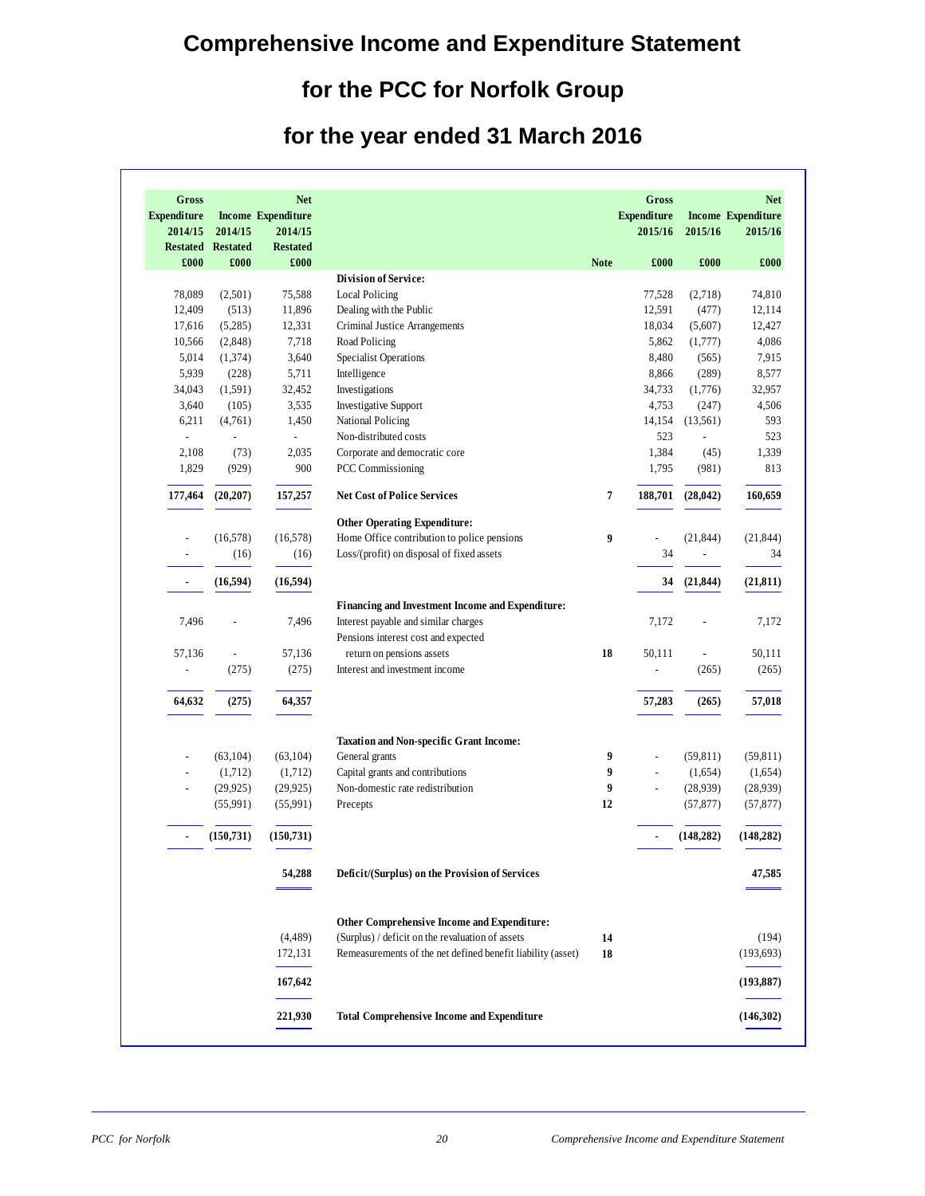# Comprehensive Income and Expenditure Statement

# for the PCC for Norfolk Group

# for the year ended 31 March 2016

| Gross Expenditure 2014/15 Restated £000 | Income 2014/15 Restated £000 | Net Expenditure 2014/15 Restated £000 | | Note | Gross Expenditure 2015/16 £000 | Income 2015/16 £000 | Net Expenditure 2015/16 £000 |
|---|---|---|---|---|---|---|---|
| | | | **Division of Service:** | | | | |
| 78,089 | (2,501) | 75,588 | Local Policing | | 77,528 | (2,718) | 74,810 |
| 12,409 | (513) | 11,896 | Dealing with the Public | | 12,591 | (477) | 12,114 |
| 17,616 | (5,285) | 12,331 | Criminal Justice Arrangements | | 18,034 | (5,607) | 12,427 |
| 10,566 | (2,848) | 7,718 | Road Policing | | 5,862 | (1,777) | 4,086 |
| 5,014 | (1,374) | 3,640 | Specialist Operations | | 8,480 | (565) | 7,915 |
| 5,939 | (228) | 5,711 | Intelligence | | 8,866 | (289) | 8,577 |
| 34,043 | (1,591) | 32,452 | Investigations | | 34,733 | (1,776) | 32,957 |
| 3,640 | (105) | 3,535 | Investigative Support | | 4,753 | (247) | 4,506 |
| 6,211 | (4,761) | 1,450 | National Policing | | 14,154 | (13,561) | 593 |
| - | - | - | Non-distributed costs | | 523 | - | 523 |
| 2,108 | (73) | 2,035 | Corporate and democratic core | | 1,384 | (45) | 1,339 |
| 1,829 | (929) | 900 | PCC Commissioning | | 1,795 | (981) | 813 |
| **177,464** | **(20,207)** | **157,257** | **Net Cost of Police Services** | **7** | **188,701** | **(28,042)** | **160,659** |
| | | | **Other Operating Expenditure:** | | | | |
| - | (16,578) | (16,578) | Home Office contribution to police pensions | **9** | - | (21,844) | (21,844) |
| - | (16) | (16) | Loss/(profit) on disposal of fixed assets | | 34 | - | 34 |
| **-** | **(16,594)** | **(16,594)** | | | **34** | **(21,844)** | **(21,811)** |
| | | | **Financing and Investment Income and Expenditure:** | | | | |
| 7,496 | - | 7,496 | Interest payable and similar charges | | 7,172 | - | 7,172 |
| 57,136 | - | 57,136 | Pensions interest cost and expected return on pensions assets | **18** | 50,111 | - | 50,111 |
| - | (275) | (275) | Interest and investment income | | - | (265) | (265) |
| **64,632** | **(275)** | **64,357** | | | **57,283** | **(265)** | **57,018** |
| | | | **Taxation and Non-specific Grant Income:** | | | | |
| - | (63,104) | (63,104) | General grants | **9** | - | (59,811) | (59,811) |
| - | (1,712) | (1,712) | Capital grants and contributions | **9** | - | (1,654) | (1,654) |
| - | (29,925) | (29,925) | Non-domestic rate redistribution | **9** | - | (28,939) | (28,939) |
| | (55,991) | (55,991) | Precepts | **12** | | (57,877) | (57,877) |
| **-** | **(150,731)** | **(150,731)** | | | **-** | **(148,282)** | **(148,282)** |
| | | **54,288** | **Deficit/(Surplus) on the Provision of Services** | | | | **47,585** |
| | | | **Other Comprehensive Income and Expenditure:** | | | | |
| | | (4,489) | (Surplus) / deficit on the revaluation of assets | **14** | | | (194) |
| | | 172,131 | Remeasurements of the net defined benefit liability (asset) | **18** | | | (193,693) |
| | | **167,642** | | | | | **(193,887)** |
| | | **221,930** | **Total Comprehensive Income and Expenditure** | | | | **(146,302)** |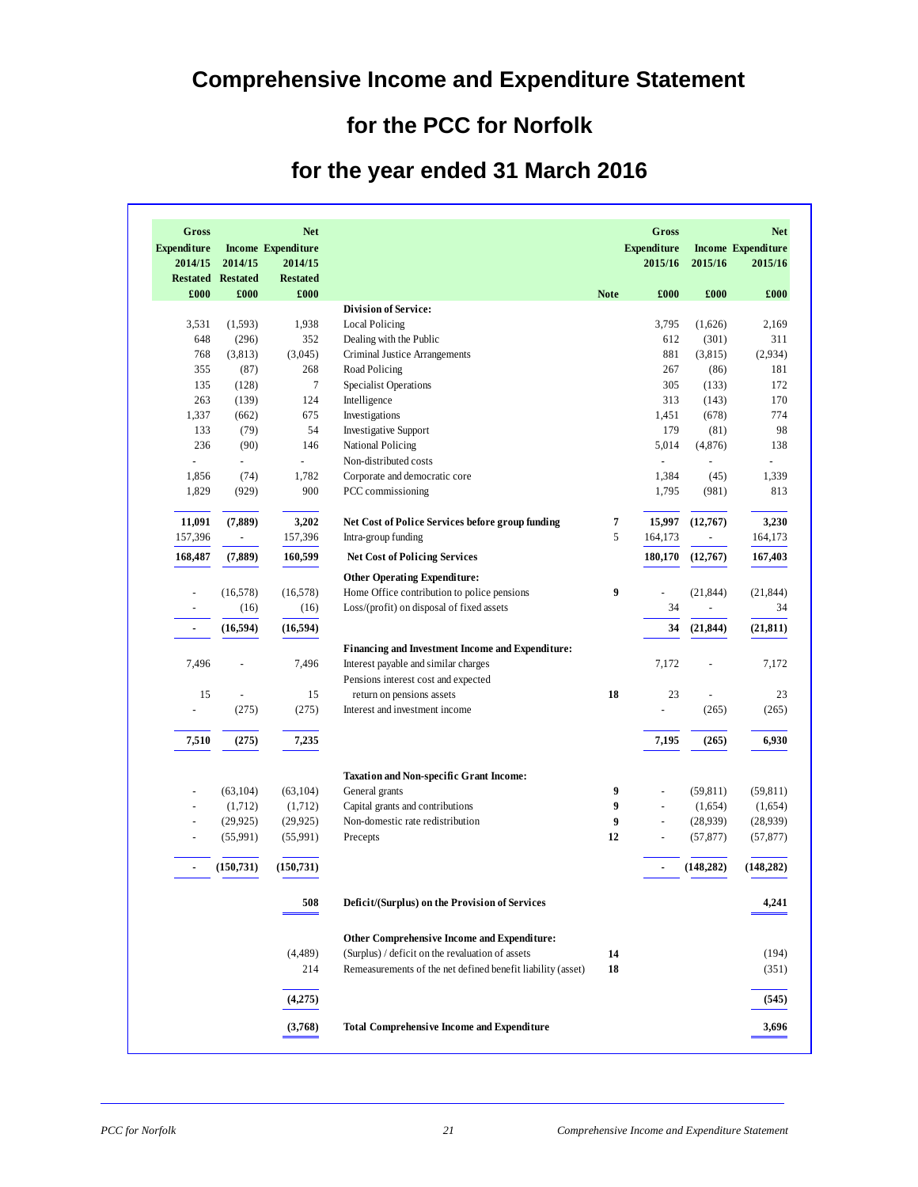# Comprehensive Income and Expenditure Statement

# for the PCC for Norfolk

# for the year ended 31 March 2016

| Gross Expenditure 2014/15 Restated £000 | Income 2014/15 Restated £000 | Net Expenditure 2014/15 Restated £000 | | Note | Gross Expenditure 2015/16 £000 | Income 2015/16 £000 | Net Expenditure 2015/16 £000 |
|---|---|---|---|---|---|---|---|
| | | | **Division of Service:** | | | | |
| 3,531 | (1,593) | 1,938 | Local Policing | | 3,795 | (1,626) | 2,169 |
| 648 | (296) | 352 | Dealing with the Public | | 612 | (301) | 311 |
| 768 | (3,813) | (3,045) | Criminal Justice Arrangements | | 881 | (3,815) | (2,934) |
| 355 | (87) | 268 | Road Policing | | 267 | (86) | 181 |
| 135 | (128) | 7 | Specialist Operations | | 305 | (133) | 172 |
| 263 | (139) | 124 | Intelligence | | 313 | (143) | 170 |
| 1,337 | (662) | 675 | Investigations | | 1,451 | (678) | 774 |
| 133 | (79) | 54 | Investigative Support | | 179 | (81) | 98 |
| 236 | (90) | 146 | National Policing | | 5,014 | (4,876) | 138 |
| - | - | - | Non-distributed costs | | - | - | - |
| 1,856 | (74) | 1,782 | Corporate and democratic core | | 1,384 | (45) | 1,339 |
| 1,829 | (929) | 900 | PCC commissioning | | 1,795 | (981) | 813 |
| **11,091** | **(7,889)** | **3,202** | **Net Cost of Police Services before group funding** | 7 | **15,997** | **(12,767)** | **3,230** |
| 157,396 | - | 157,396 | Intra-group funding | 5 | 164,173 | - | 164,173 |
| **168,487** | **(7,889)** | **160,599** | **Net Cost of Policing Services** | | **180,170** | **(12,767)** | **167,403** |
| | | | **Other Operating Expenditure:** | | | | |
| - | (16,578) | (16,578) | Home Office contribution to police pensions | 9 | - | (21,844) | (21,844) |
| - | (16) | (16) | Loss/(profit) on disposal of fixed assets | | 34 | - | 34 |
| **-** | **(16,594)** | **(16,594)** | | | **34** | **(21,844)** | **(21,811)** |
| | | | **Financing and Investment Income and Expenditure:** | | | | |
| 7,496 | - | 7,496 | Interest payable and similar charges | | 7,172 | - | 7,172 |
| 15 | - | 15 | Pensions interest cost and expected return on pensions assets | 18 | 23 | - | 23 |
| - | (275) | (275) | Interest and investment income | | - | (265) | (265) |
| **7,510** | **(275)** | **7,235** | | | **7,195** | **(265)** | **6,930** |
| | | | **Taxation and Non-specific Grant Income:** | | | | |
| - | (63,104) | (63,104) | General grants | 9 | - | (59,811) | (59,811) |
| - | (1,712) | (1,712) | Capital grants and contributions | 9 | - | (1,654) | (1,654) |
| - | (29,925) | (29,925) | Non-domestic rate redistribution | 9 | - | (28,939) | (28,939) |
| - | (55,991) | (55,991) | Precepts | 12 | - | (57,877) | (57,877) |
| **-** | **(150,731)** | **(150,731)** | | | **-** | **(148,282)** | **(148,282)** |
| | | **508** | **Deficit/(Surplus) on the Provision of Services** | | | | **4,241** |
| | | | **Other Comprehensive Income and Expenditure:** | | | | |
| | | (4,489) | (Surplus) / deficit on the revaluation of assets | 14 | | | (194) |
| | | 214 | Remeasurements of the net defined benefit liability (asset) | 18 | | | (351) |
| | | **(4,275)** | | | | | **(545)** |
| | | **(3,768)** | **Total Comprehensive Income and Expenditure** | | | | **3,696** |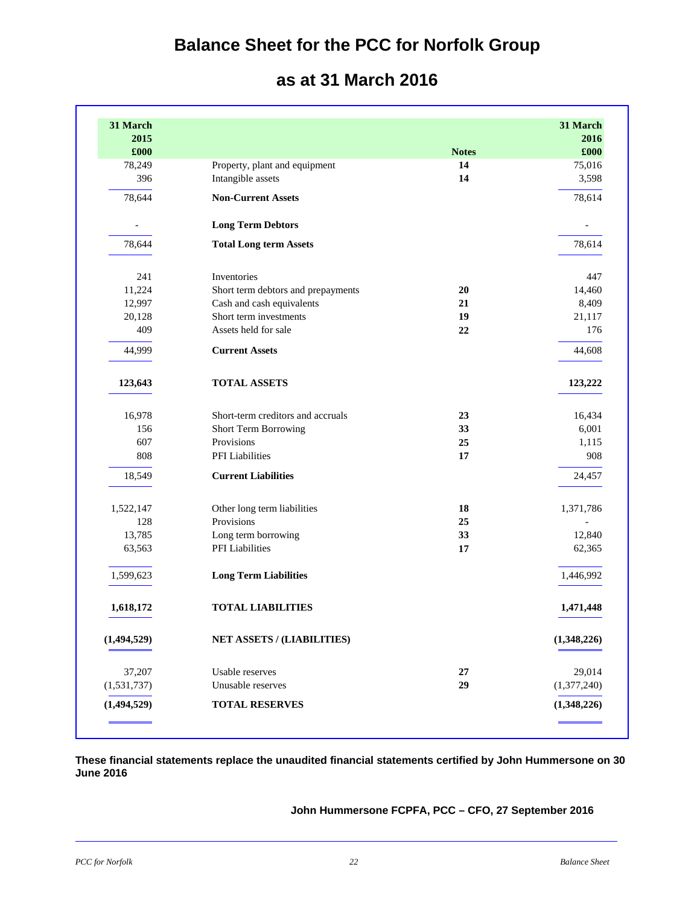# Balance Sheet for the PCC for Norfolk Group

## as at 31 March 2016

| 31 March 2015 £000 | | Notes | 31 March 2016 £000 |
|---|---|---|---|
| 78,249 | Property, plant and equipment | 14 | 75,016 |
| 396 | Intangible assets | 14 | 3,598 |
| 78,644 | **Non-Current Assets** | | 78,614 |
| - | **Long Term Debtors** | | - |
| 78,644 | **Total Long term Assets** | | 78,614 |
| 241 | Inventories | | 447 |
| 11,224 | Short term debtors and prepayments | 20 | 14,460 |
| 12,997 | Cash and cash equivalents | 21 | 8,409 |
| 20,128 | Short term investments | 19 | 21,117 |
| 409 | Assets held for sale | 22 | 176 |
| 44,999 | **Current Assets** | | 44,608 |
| **123,643** | **TOTAL ASSETS** | | **123,222** |
| 16,978 | Short-term creditors and accruals | 23 | 16,434 |
| 156 | Short Term Borrowing | 33 | 6,001 |
| 607 | Provisions | 25 | 1,115 |
| 808 | PFI Liabilities | 17 | 908 |
| 18,549 | **Current Liabilities** | | 24,457 |
| 1,522,147 | Other long term liabilities | 18 | 1,371,786 |
| 128 | Provisions | 25 | - |
| 13,785 | Long term borrowing | 33 | 12,840 |
| 63,563 | PFI Liabilities | 17 | 62,365 |
| 1,599,623 | **Long Term Liabilities** | | 1,446,992 |
| **1,618,172** | **TOTAL LIABILITIES** | | **1,471,448** |
| **(1,494,529)** | **NET ASSETS / (LIABILITIES)** | | **(1,348,226)** |
| 37,207 | Usable reserves | 27 | 29,014 |
| (1,531,737) | Unusable reserves | 29 | (1,377,240) |
| **(1,494,529)** | **TOTAL RESERVES** | | **(1,348,226)** |

**These financial statements replace the unaudited financial statements certified by John Hummersone on 30 June 2016**

**John Hummersone FCPFA, PCC – CFO, 27 September 2016**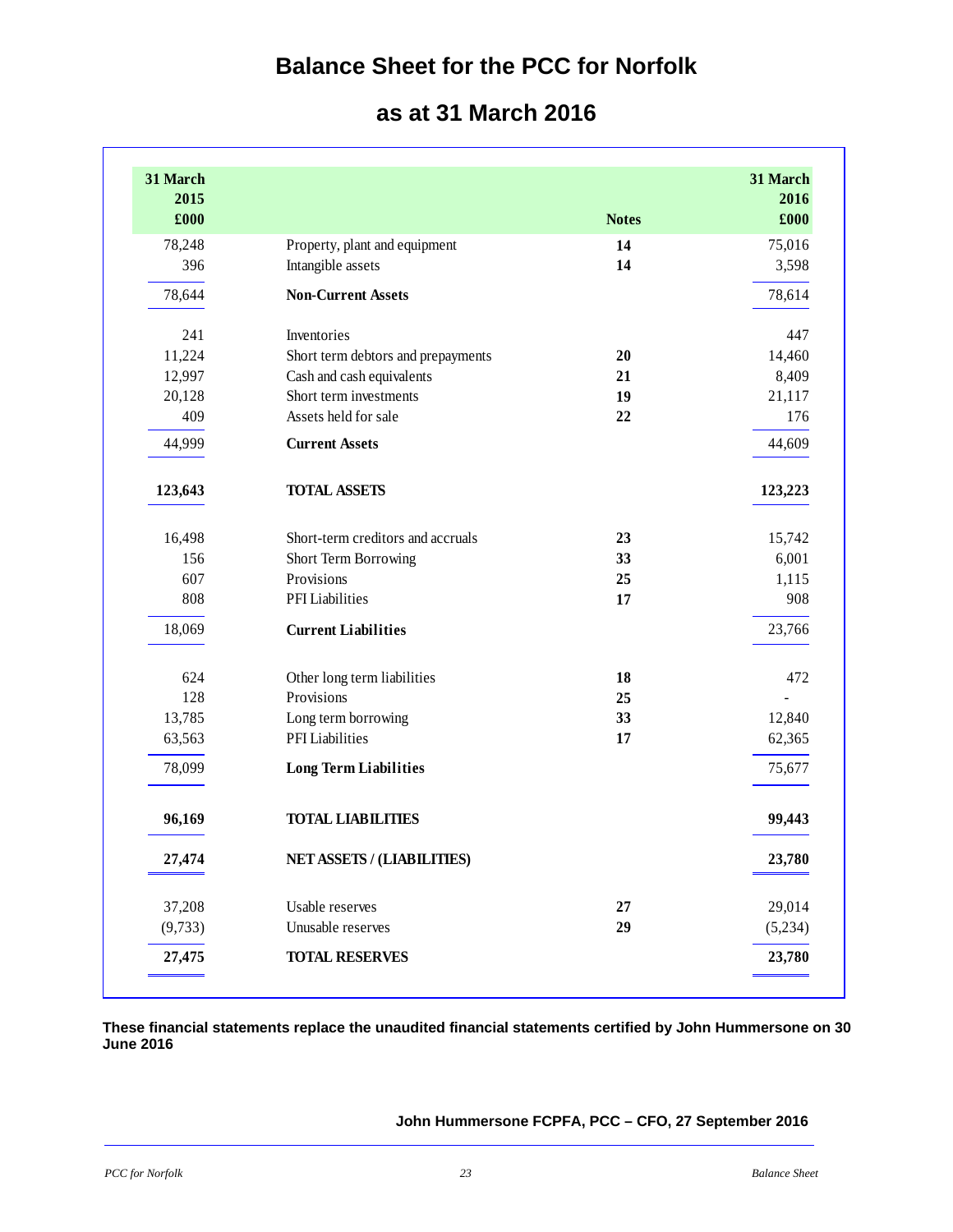# Balance Sheet for the PCC for Norfolk

## as at 31 March 2016

| 31 March 2015 £000 | | Notes | 31 March 2016 £000 |
|---|---|---|---|
| 78,248 | Property, plant and equipment | **14** | 75,016 |
| 396 | Intangible assets | **14** | 3,598 |
| 78,644 | **Non-Current Assets** | | 78,614 |
| 241 | Inventories | | 447 |
| 11,224 | Short term debtors and prepayments | **20** | 14,460 |
| 12,997 | Cash and cash equivalents | **21** | 8,409 |
| 20,128 | Short term investments | **19** | 21,117 |
| 409 | Assets held for sale | **22** | 176 |
| 44,999 | **Current Assets** | | 44,609 |
| **123,643** | **TOTAL ASSETS** | | **123,223** |
| 16,498 | Short-term creditors and accruals | **23** | 15,742 |
| 156 | Short Term Borrowing | **33** | 6,001 |
| 607 | Provisions | **25** | 1,115 |
| 808 | PFI Liabilities | **17** | 908 |
| 18,069 | **Current Liabilities** | | 23,766 |
| 624 | Other long term liabilities | **18** | 472 |
| 128 | Provisions | **25** | - |
| 13,785 | Long term borrowing | **33** | 12,840 |
| 63,563 | PFI Liabilities | **17** | 62,365 |
| 78,099 | **Long Term Liabilities** | | 75,677 |
| **96,169** | **TOTAL LIABILITIES** | | **99,443** |
| **27,474** | **NET ASSETS / (LIABILITIES)** | | **23,780** |
| 37,208 | Usable reserves | **27** | 29,014 |
| (9,733) | Unusable reserves | **29** | (5,234) |
| **27,475** | **TOTAL RESERVES** | | **23,780** |

**These financial statements replace the unaudited financial statements certified by John Hummersone on 30 June 2016**

**John Hummersone FCPFA, PCC – CFO, 27 September 2016**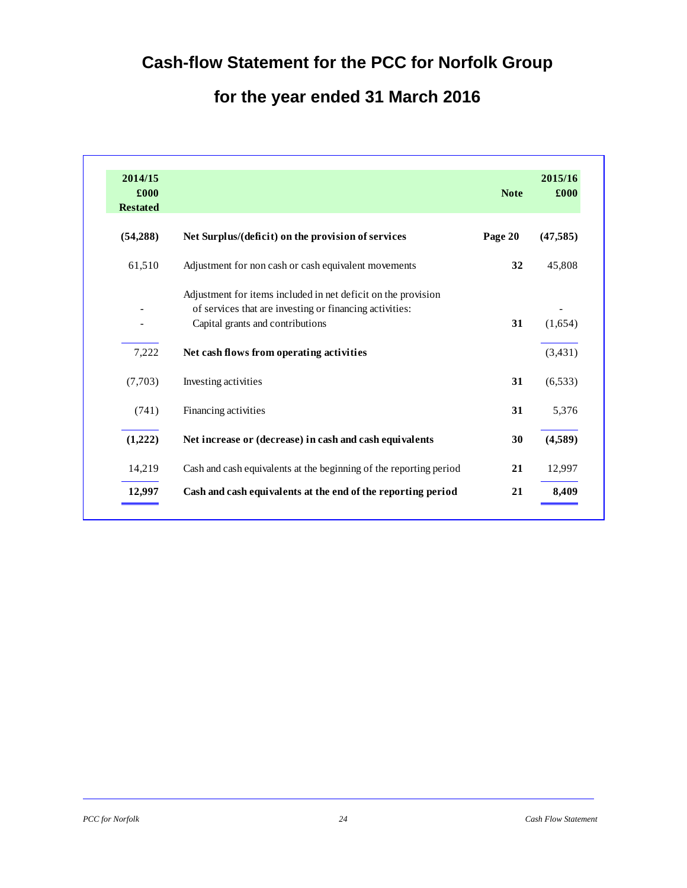# Cash-flow Statement for the PCC for Norfolk Group

## for the year ended 31 March 2016

| 2014/15 £000 Restated | | Note | 2015/16 £000 |
|---|---|---|---|
| **(54,288)** | **Net Surplus/(deficit) on the provision of services** | **Page 20** | **(47,585)** |
| 61,510 | Adjustment for non cash or cash equivalent movements | **32** | 45,808 |
| - | Adjustment for items included in net deficit on the provision of services that are investing or financing activities: | | - |
| - | Capital grants and contributions | **31** | (1,654) |
| 7,222 | **Net cash flows from operating activities** | | (3,431) |
| (7,703) | Investing activities | **31** | (6,533) |
| (741) | Financing activities | **31** | 5,376 |
| **(1,222)** | **Net increase or (decrease) in cash and cash equivalents** | **30** | **(4,589)** |
| 14,219 | Cash and cash equivalents at the beginning of the reporting period | **21** | 12,997 |
| **12,997** | **Cash and cash equivalents at the end of the reporting period** | **21** | **8,409** |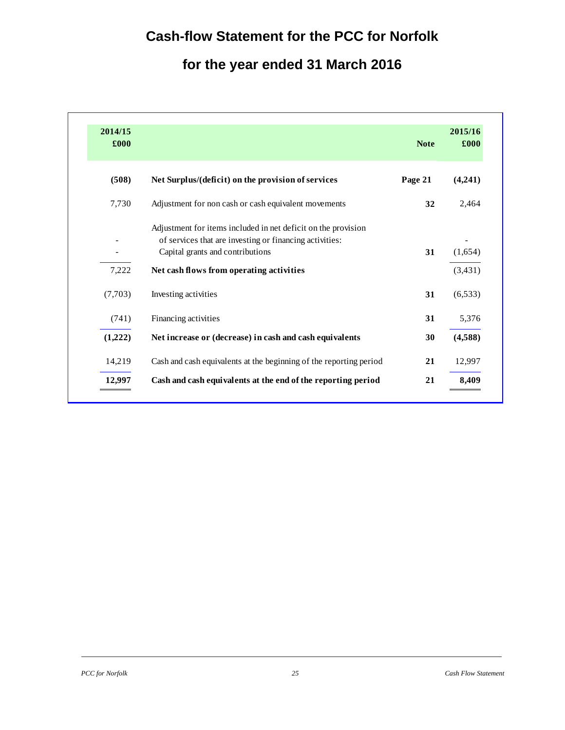# Cash-flow Statement for the PCC for Norfolk

# for the year ended 31 March 2016

| 2014/15 £000 | | Note | 2015/16 £000 |
|---|---|---|---|
| **(508)** | **Net Surplus/(deficit) on the provision of services** | **Page 21** | **(4,241)** |
| 7,730 | Adjustment for non cash or cash equivalent movements | **32** | 2,464 |
| - | Adjustment for items included in net deficit on the provision of services that are investing or financing activities: | | - |
| - | Capital grants and contributions | **31** | (1,654) |
| 7,222 | **Net cash flows from operating activities** | | (3,431) |
| (7,703) | Investing activities | **31** | (6,533) |
| (741) | Financing activities | **31** | 5,376 |
| **(1,222)** | **Net increase or (decrease) in cash and cash equivalents** | **30** | **(4,588)** |
| 14,219 | Cash and cash equivalents at the beginning of the reporting period | **21** | 12,997 |
| **12,997** | **Cash and cash equivalents at the end of the reporting period** | **21** | **8,409** |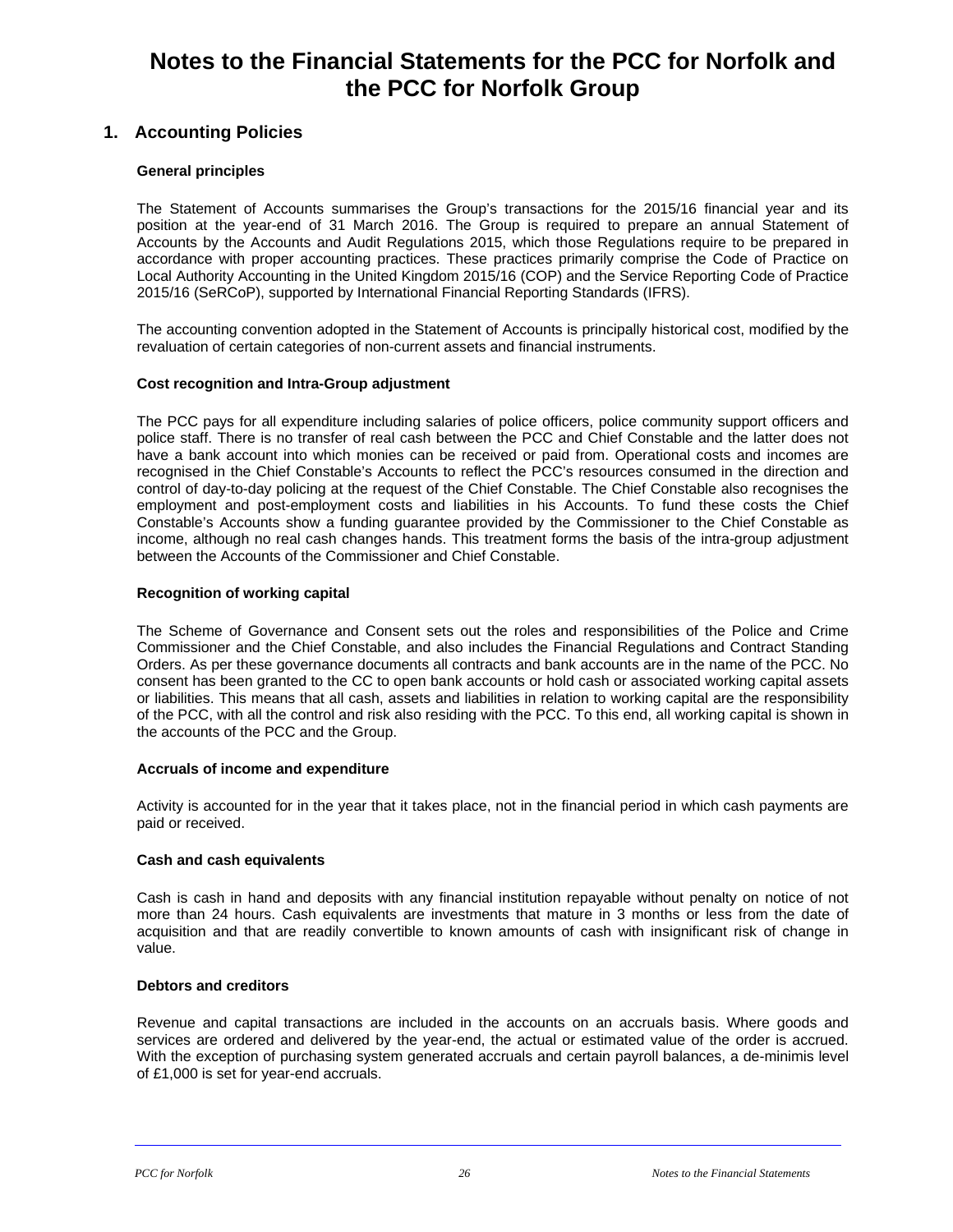# Notes to the Financial Statements for the PCC for Norfolk and the PCC for Norfolk Group

## 1. Accounting Policies

### General principles

The Statement of Accounts summarises the Group's transactions for the 2015/16 financial year and its position at the year-end of 31 March 2016. The Group is required to prepare an annual Statement of Accounts by the Accounts and Audit Regulations 2015, which those Regulations require to be prepared in accordance with proper accounting practices. These practices primarily comprise the Code of Practice on Local Authority Accounting in the United Kingdom 2015/16 (COP) and the Service Reporting Code of Practice 2015/16 (SeRCoP), supported by International Financial Reporting Standards (IFRS).

The accounting convention adopted in the Statement of Accounts is principally historical cost, modified by the revaluation of certain categories of non-current assets and financial instruments.

### Cost recognition and Intra-Group adjustment

The PCC pays for all expenditure including salaries of police officers, police community support officers and police staff. There is no transfer of real cash between the PCC and Chief Constable and the latter does not have a bank account into which monies can be received or paid from. Operational costs and incomes are recognised in the Chief Constable's Accounts to reflect the PCC's resources consumed in the direction and control of day-to-day policing at the request of the Chief Constable. The Chief Constable also recognises the employment and post-employment costs and liabilities in his Accounts. To fund these costs the Chief Constable's Accounts show a funding guarantee provided by the Commissioner to the Chief Constable as income, although no real cash changes hands. This treatment forms the basis of the intra-group adjustment between the Accounts of the Commissioner and Chief Constable.

### Recognition of working capital

The Scheme of Governance and Consent sets out the roles and responsibilities of the Police and Crime Commissioner and the Chief Constable, and also includes the Financial Regulations and Contract Standing Orders. As per these governance documents all contracts and bank accounts are in the name of the PCC. No consent has been granted to the CC to open bank accounts or hold cash or associated working capital assets or liabilities. This means that all cash, assets and liabilities in relation to working capital are the responsibility of the PCC, with all the control and risk also residing with the PCC. To this end, all working capital is shown in the accounts of the PCC and the Group.

### Accruals of income and expenditure

Activity is accounted for in the year that it takes place, not in the financial period in which cash payments are paid or received.

### Cash and cash equivalents

Cash is cash in hand and deposits with any financial institution repayable without penalty on notice of not more than 24 hours. Cash equivalents are investments that mature in 3 months or less from the date of acquisition and that are readily convertible to known amounts of cash with insignificant risk of change in value.

### Debtors and creditors

Revenue and capital transactions are included in the accounts on an accruals basis. Where goods and services are ordered and delivered by the year-end, the actual or estimated value of the order is accrued. With the exception of purchasing system generated accruals and certain payroll balances, a de-minimis level of £1,000 is set for year-end accruals.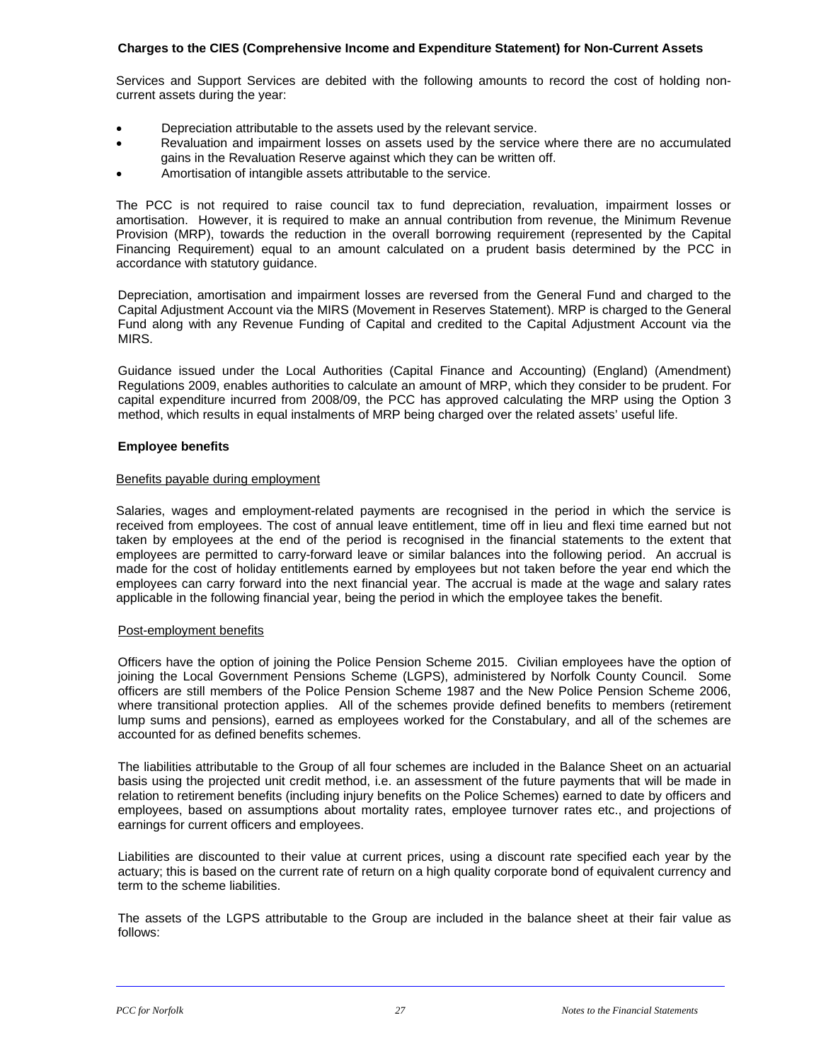**Charges to the CIES (Comprehensive Income and Expenditure Statement) for Non-Current Assets**

Services and Support Services are debited with the following amounts to record the cost of holding non-current assets during the year:

- Depreciation attributable to the assets used by the relevant service.
- Revaluation and impairment losses on assets used by the service where there are no accumulated gains in the Revaluation Reserve against which they can be written off.
- Amortisation of intangible assets attributable to the service.

The PCC is not required to raise council tax to fund depreciation, revaluation, impairment losses or amortisation. However, it is required to make an annual contribution from revenue, the Minimum Revenue Provision (MRP), towards the reduction in the overall borrowing requirement (represented by the Capital Financing Requirement) equal to an amount calculated on a prudent basis determined by the PCC in accordance with statutory guidance.

Depreciation, amortisation and impairment losses are reversed from the General Fund and charged to the Capital Adjustment Account via the MIRS (Movement in Reserves Statement). MRP is charged to the General Fund along with any Revenue Funding of Capital and credited to the Capital Adjustment Account via the MIRS.

Guidance issued under the Local Authorities (Capital Finance and Accounting) (England) (Amendment) Regulations 2009, enables authorities to calculate an amount of MRP, which they consider to be prudent. For capital expenditure incurred from 2008/09, the PCC has approved calculating the MRP using the Option 3 method, which results in equal instalments of MRP being charged over the related assets' useful life.

**Employee benefits**

Benefits payable during employment

Salaries, wages and employment-related payments are recognised in the period in which the service is received from employees. The cost of annual leave entitlement, time off in lieu and flexi time earned but not taken by employees at the end of the period is recognised in the financial statements to the extent that employees are permitted to carry-forward leave or similar balances into the following period. An accrual is made for the cost of holiday entitlements earned by employees but not taken before the year end which the employees can carry forward into the next financial year. The accrual is made at the wage and salary rates applicable in the following financial year, being the period in which the employee takes the benefit.

Post-employment benefits

Officers have the option of joining the Police Pension Scheme 2015. Civilian employees have the option of joining the Local Government Pensions Scheme (LGPS), administered by Norfolk County Council. Some officers are still members of the Police Pension Scheme 1987 and the New Police Pension Scheme 2006, where transitional protection applies. All of the schemes provide defined benefits to members (retirement lump sums and pensions), earned as employees worked for the Constabulary, and all of the schemes are accounted for as defined benefits schemes.

The liabilities attributable to the Group of all four schemes are included in the Balance Sheet on an actuarial basis using the projected unit credit method, i.e. an assessment of the future payments that will be made in relation to retirement benefits (including injury benefits on the Police Schemes) earned to date by officers and employees, based on assumptions about mortality rates, employee turnover rates etc., and projections of earnings for current officers and employees.

Liabilities are discounted to their value at current prices, using a discount rate specified each year by the actuary; this is based on the current rate of return on a high quality corporate bond of equivalent currency and term to the scheme liabilities.

The assets of the LGPS attributable to the Group are included in the balance sheet at their fair value as follows: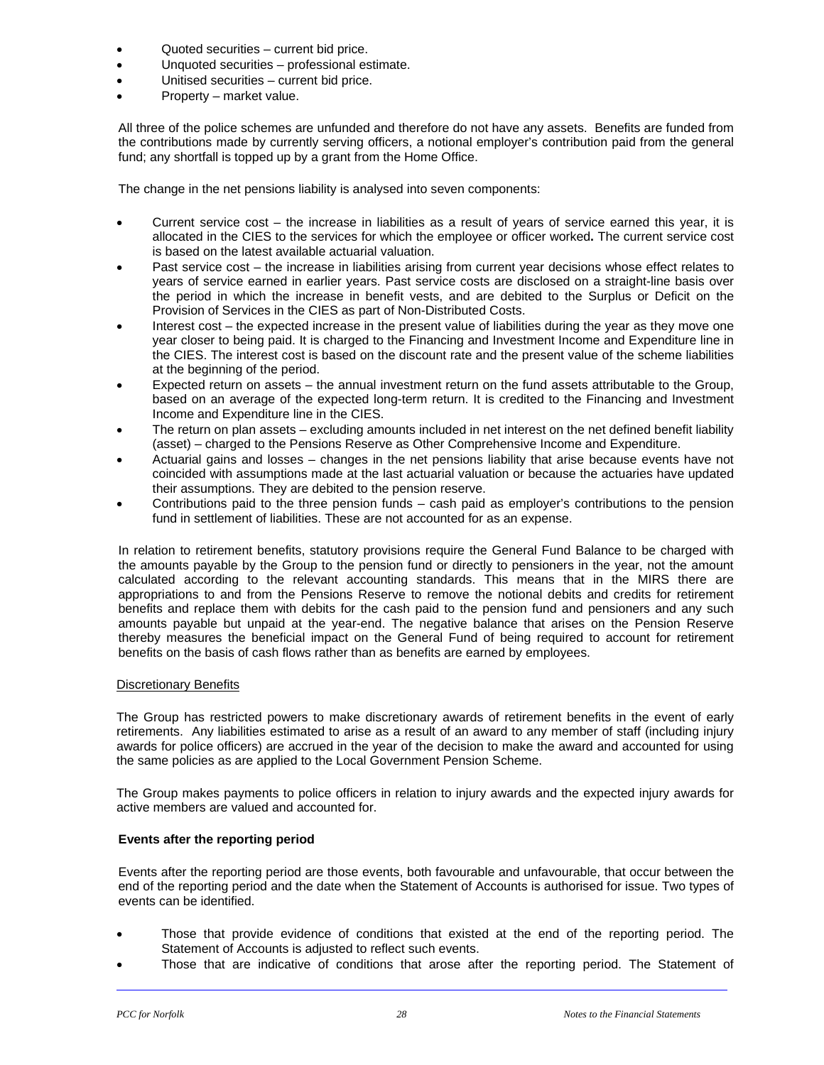- Quoted securities – current bid price.
- Unquoted securities – professional estimate.
- Unitised securities – current bid price.
- Property – market value.

All three of the police schemes are unfunded and therefore do not have any assets. Benefits are funded from the contributions made by currently serving officers, a notional employer's contribution paid from the general fund; any shortfall is topped up by a grant from the Home Office.

The change in the net pensions liability is analysed into seven components:

- Current service cost – the increase in liabilities as a result of years of service earned this year, it is allocated in the CIES to the services for which the employee or officer worked**.** The current service cost is based on the latest available actuarial valuation.
- Past service cost – the increase in liabilities arising from current year decisions whose effect relates to years of service earned in earlier years. Past service costs are disclosed on a straight-line basis over the period in which the increase in benefit vests, and are debited to the Surplus or Deficit on the Provision of Services in the CIES as part of Non-Distributed Costs.
- Interest cost – the expected increase in the present value of liabilities during the year as they move one year closer to being paid. It is charged to the Financing and Investment Income and Expenditure line in the CIES. The interest cost is based on the discount rate and the present value of the scheme liabilities at the beginning of the period.
- Expected return on assets – the annual investment return on the fund assets attributable to the Group, based on an average of the expected long-term return. It is credited to the Financing and Investment Income and Expenditure line in the CIES.
- The return on plan assets – excluding amounts included in net interest on the net defined benefit liability (asset) – charged to the Pensions Reserve as Other Comprehensive Income and Expenditure.
- Actuarial gains and losses – changes in the net pensions liability that arise because events have not coincided with assumptions made at the last actuarial valuation or because the actuaries have updated their assumptions. They are debited to the pension reserve.
- Contributions paid to the three pension funds – cash paid as employer's contributions to the pension fund in settlement of liabilities. These are not accounted for as an expense.

In relation to retirement benefits, statutory provisions require the General Fund Balance to be charged with the amounts payable by the Group to the pension fund or directly to pensioners in the year, not the amount calculated according to the relevant accounting standards. This means that in the MIRS there are appropriations to and from the Pensions Reserve to remove the notional debits and credits for retirement benefits and replace them with debits for the cash paid to the pension fund and pensioners and any such amounts payable but unpaid at the year-end. The negative balance that arises on the Pension Reserve thereby measures the beneficial impact on the General Fund of being required to account for retirement benefits on the basis of cash flows rather than as benefits are earned by employees.

Discretionary Benefits

The Group has restricted powers to make discretionary awards of retirement benefits in the event of early retirements. Any liabilities estimated to arise as a result of an award to any member of staff (including injury awards for police officers) are accrued in the year of the decision to make the award and accounted for using the same policies as are applied to the Local Government Pension Scheme.

The Group makes payments to police officers in relation to injury awards and the expected injury awards for active members are valued and accounted for.

### Events after the reporting period

Events after the reporting period are those events, both favourable and unfavourable, that occur between the end of the reporting period and the date when the Statement of Accounts is authorised for issue. Two types of events can be identified.

- Those that provide evidence of conditions that existed at the end of the reporting period. The Statement of Accounts is adjusted to reflect such events.
- Those that are indicative of conditions that arose after the reporting period. The Statement of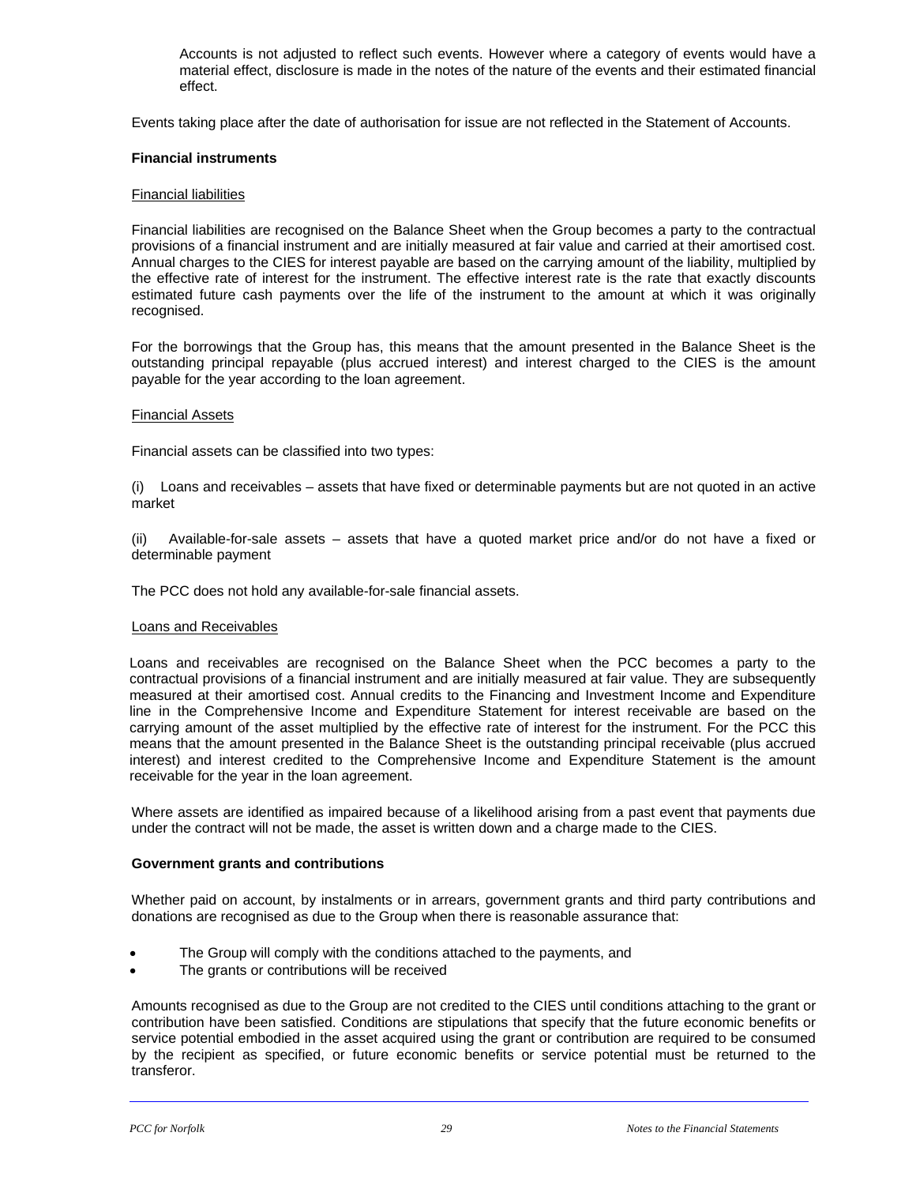Accounts is not adjusted to reflect such events. However where a category of events would have a material effect, disclosure is made in the notes of the nature of the events and their estimated financial effect.

Events taking place after the date of authorisation for issue are not reflected in the Statement of Accounts.

**Financial instruments**

Financial liabilities

Financial liabilities are recognised on the Balance Sheet when the Group becomes a party to the contractual provisions of a financial instrument and are initially measured at fair value and carried at their amortised cost. Annual charges to the CIES for interest payable are based on the carrying amount of the liability, multiplied by the effective rate of interest for the instrument. The effective interest rate is the rate that exactly discounts estimated future cash payments over the life of the instrument to the amount at which it was originally recognised.

For the borrowings that the Group has, this means that the amount presented in the Balance Sheet is the outstanding principal repayable (plus accrued interest) and interest charged to the CIES is the amount payable for the year according to the loan agreement.

Financial Assets

Financial assets can be classified into two types:

(i) Loans and receivables – assets that have fixed or determinable payments but are not quoted in an active market

(ii) Available-for-sale assets – assets that have a quoted market price and/or do not have a fixed or determinable payment

The PCC does not hold any available-for-sale financial assets.

Loans and Receivables

Loans and receivables are recognised on the Balance Sheet when the PCC becomes a party to the contractual provisions of a financial instrument and are initially measured at fair value. They are subsequently measured at their amortised cost. Annual credits to the Financing and Investment Income and Expenditure line in the Comprehensive Income and Expenditure Statement for interest receivable are based on the carrying amount of the asset multiplied by the effective rate of interest for the instrument. For the PCC this means that the amount presented in the Balance Sheet is the outstanding principal receivable (plus accrued interest) and interest credited to the Comprehensive Income and Expenditure Statement is the amount receivable for the year in the loan agreement.

Where assets are identified as impaired because of a likelihood arising from a past event that payments due under the contract will not be made, the asset is written down and a charge made to the CIES.

**Government grants and contributions**

Whether paid on account, by instalments or in arrears, government grants and third party contributions and donations are recognised as due to the Group when there is reasonable assurance that:

- The Group will comply with the conditions attached to the payments, and
- The grants or contributions will be received

Amounts recognised as due to the Group are not credited to the CIES until conditions attaching to the grant or contribution have been satisfied. Conditions are stipulations that specify that the future economic benefits or service potential embodied in the asset acquired using the grant or contribution are required to be consumed by the recipient as specified, or future economic benefits or service potential must be returned to the transferor.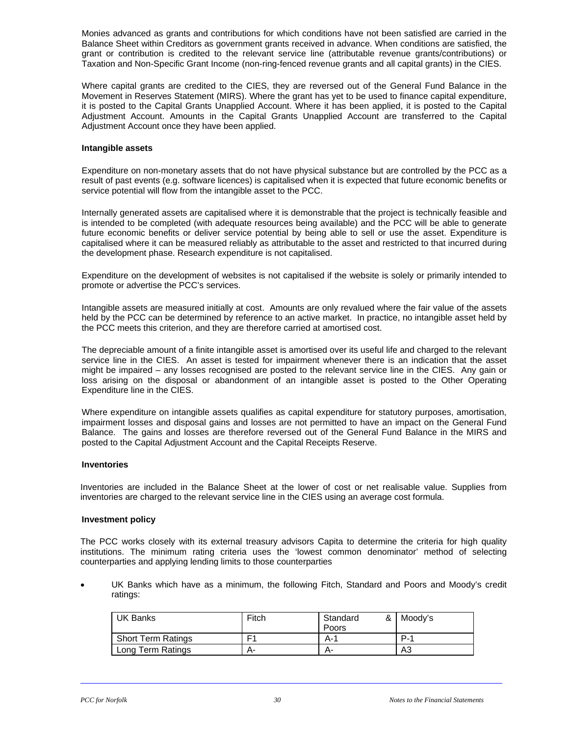Monies advanced as grants and contributions for which conditions have not been satisfied are carried in the Balance Sheet within Creditors as government grants received in advance. When conditions are satisfied, the grant or contribution is credited to the relevant service line (attributable revenue grants/contributions) or Taxation and Non-Specific Grant Income (non-ring-fenced revenue grants and all capital grants) in the CIES.

Where capital grants are credited to the CIES, they are reversed out of the General Fund Balance in the Movement in Reserves Statement (MIRS). Where the grant has yet to be used to finance capital expenditure, it is posted to the Capital Grants Unapplied Account. Where it has been applied, it is posted to the Capital Adjustment Account. Amounts in the Capital Grants Unapplied Account are transferred to the Capital Adjustment Account once they have been applied.

**Intangible assets**

Expenditure on non-monetary assets that do not have physical substance but are controlled by the PCC as a result of past events (e.g. software licences) is capitalised when it is expected that future economic benefits or service potential will flow from the intangible asset to the PCC.

Internally generated assets are capitalised where it is demonstrable that the project is technically feasible and is intended to be completed (with adequate resources being available) and the PCC will be able to generate future economic benefits or deliver service potential by being able to sell or use the asset. Expenditure is capitalised where it can be measured reliably as attributable to the asset and restricted to that incurred during the development phase. Research expenditure is not capitalised.

Expenditure on the development of websites is not capitalised if the website is solely or primarily intended to promote or advertise the PCC's services.

Intangible assets are measured initially at cost. Amounts are only revalued where the fair value of the assets held by the PCC can be determined by reference to an active market. In practice, no intangible asset held by the PCC meets this criterion, and they are therefore carried at amortised cost.

The depreciable amount of a finite intangible asset is amortised over its useful life and charged to the relevant service line in the CIES. An asset is tested for impairment whenever there is an indication that the asset might be impaired – any losses recognised are posted to the relevant service line in the CIES. Any gain or loss arising on the disposal or abandonment of an intangible asset is posted to the Other Operating Expenditure line in the CIES.

Where expenditure on intangible assets qualifies as capital expenditure for statutory purposes, amortisation, impairment losses and disposal gains and losses are not permitted to have an impact on the General Fund Balance. The gains and losses are therefore reversed out of the General Fund Balance in the MIRS and posted to the Capital Adjustment Account and the Capital Receipts Reserve.

**Inventories**

Inventories are included in the Balance Sheet at the lower of cost or net realisable value. Supplies from inventories are charged to the relevant service line in the CIES using an average cost formula.

**Investment policy**

The PCC works closely with its external treasury advisors Capita to determine the criteria for high quality institutions. The minimum rating criteria uses the 'lowest common denominator' method of selecting counterparties and applying lending limits to those counterparties

- UK Banks which have as a minimum, the following Fitch, Standard and Poors and Moody's credit ratings:

| UK Banks | Fitch | Standard & Poors | Moody's |
|---|---|---|---|
| Short Term Ratings | F1 | A-1 | P-1 |
| Long Term Ratings | A- | A- | A3 |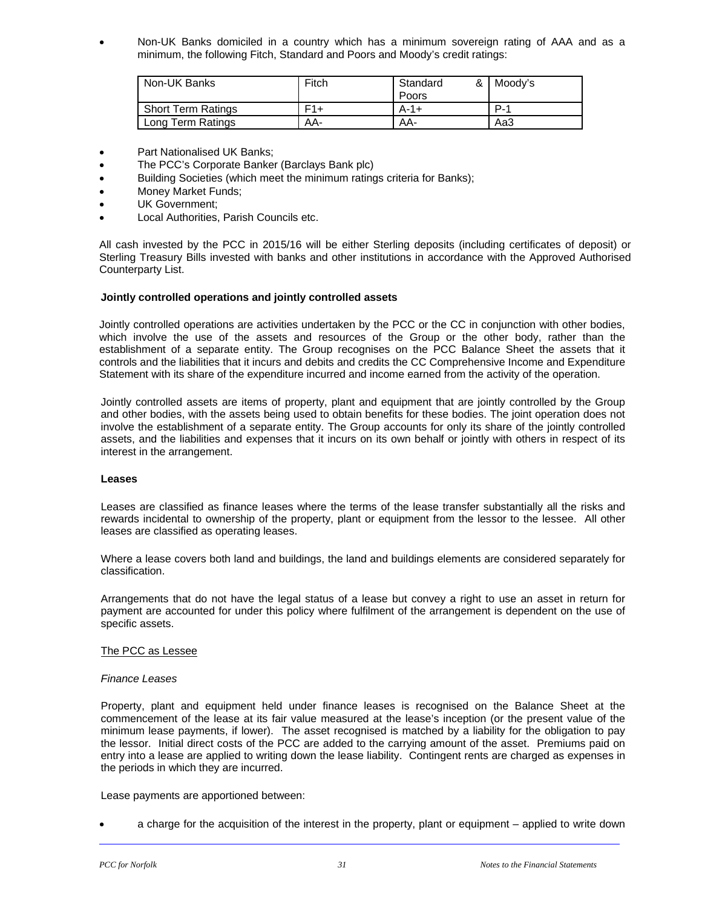- Non-UK Banks domiciled in a country which has a minimum sovereign rating of AAA and as a minimum, the following Fitch, Standard and Poors and Moody's credit ratings:

| Non-UK Banks | Fitch | Standard & Poors | Moody's |
|---|---|---|---|
| Short Term Ratings | F1+ | A-1+ | P-1 |
| Long Term Ratings | AA- | AA- | Aa3 |

- Part Nationalised UK Banks;
- The PCC's Corporate Banker (Barclays Bank plc)
- Building Societies (which meet the minimum ratings criteria for Banks);
- Money Market Funds;
- UK Government;
- Local Authorities, Parish Councils etc.

All cash invested by the PCC in 2015/16 will be either Sterling deposits (including certificates of deposit) or Sterling Treasury Bills invested with banks and other institutions in accordance with the Approved Authorised Counterparty List.

**Jointly controlled operations and jointly controlled assets**

Jointly controlled operations are activities undertaken by the PCC or the CC in conjunction with other bodies, which involve the use of the assets and resources of the Group or the other body, rather than the establishment of a separate entity. The Group recognises on the PCC Balance Sheet the assets that it controls and the liabilities that it incurs and debits and credits the CC Comprehensive Income and Expenditure Statement with its share of the expenditure incurred and income earned from the activity of the operation.

Jointly controlled assets are items of property, plant and equipment that are jointly controlled by the Group and other bodies, with the assets being used to obtain benefits for these bodies. The joint operation does not involve the establishment of a separate entity. The Group accounts for only its share of the jointly controlled assets, and the liabilities and expenses that it incurs on its own behalf or jointly with others in respect of its interest in the arrangement.

**Leases**

Leases are classified as finance leases where the terms of the lease transfer substantially all the risks and rewards incidental to ownership of the property, plant or equipment from the lessor to the lessee. All other leases are classified as operating leases.

Where a lease covers both land and buildings, the land and buildings elements are considered separately for classification.

Arrangements that do not have the legal status of a lease but convey a right to use an asset in return for payment are accounted for under this policy where fulfilment of the arrangement is dependent on the use of specific assets.

The PCC as Lessee

*Finance Leases*

Property, plant and equipment held under finance leases is recognised on the Balance Sheet at the commencement of the lease at its fair value measured at the lease's inception (or the present value of the minimum lease payments, if lower). The asset recognised is matched by a liability for the obligation to pay the lessor. Initial direct costs of the PCC are added to the carrying amount of the asset. Premiums paid on entry into a lease are applied to writing down the lease liability. Contingent rents are charged as expenses in the periods in which they are incurred.

Lease payments are apportioned between:

- a charge for the acquisition of the interest in the property, plant or equipment – applied to write down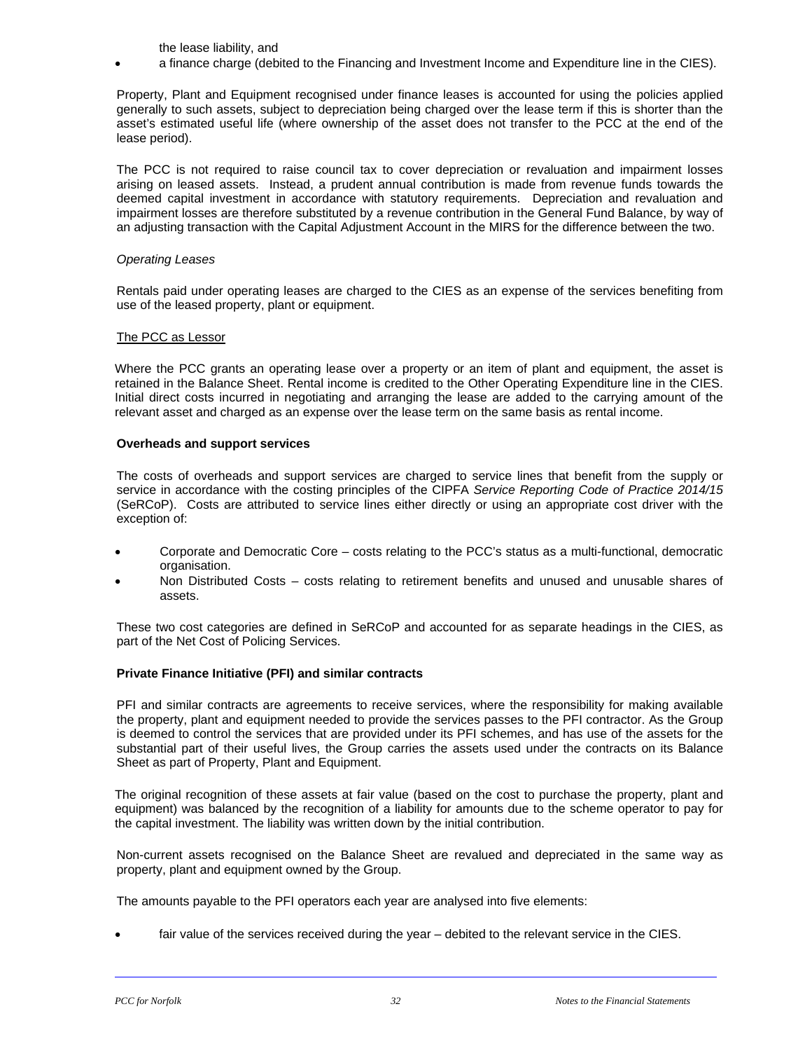the lease liability, and

- a finance charge (debited to the Financing and Investment Income and Expenditure line in the CIES).

Property, Plant and Equipment recognised under finance leases is accounted for using the policies applied generally to such assets, subject to depreciation being charged over the lease term if this is shorter than the asset's estimated useful life (where ownership of the asset does not transfer to the PCC at the end of the lease period).

The PCC is not required to raise council tax to cover depreciation or revaluation and impairment losses arising on leased assets. Instead, a prudent annual contribution is made from revenue funds towards the deemed capital investment in accordance with statutory requirements. Depreciation and revaluation and impairment losses are therefore substituted by a revenue contribution in the General Fund Balance, by way of an adjusting transaction with the Capital Adjustment Account in the MIRS for the difference between the two.

*Operating Leases*

Rentals paid under operating leases are charged to the CIES as an expense of the services benefiting from use of the leased property, plant or equipment.

The PCC as Lessor

Where the PCC grants an operating lease over a property or an item of plant and equipment, the asset is retained in the Balance Sheet. Rental income is credited to the Other Operating Expenditure line in the CIES. Initial direct costs incurred in negotiating and arranging the lease are added to the carrying amount of the relevant asset and charged as an expense over the lease term on the same basis as rental income.

**Overheads and support services**

The costs of overheads and support services are charged to service lines that benefit from the supply or service in accordance with the costing principles of the CIPFA *Service Reporting Code of Practice 2014/15* (SeRCoP). Costs are attributed to service lines either directly or using an appropriate cost driver with the exception of:

- Corporate and Democratic Core – costs relating to the PCC's status as a multi-functional, democratic organisation.
- Non Distributed Costs – costs relating to retirement benefits and unused and unusable shares of assets.

These two cost categories are defined in SeRCoP and accounted for as separate headings in the CIES, as part of the Net Cost of Policing Services.

**Private Finance Initiative (PFI) and similar contracts**

PFI and similar contracts are agreements to receive services, where the responsibility for making available the property, plant and equipment needed to provide the services passes to the PFI contractor. As the Group is deemed to control the services that are provided under its PFI schemes, and has use of the assets for the substantial part of their useful lives, the Group carries the assets used under the contracts on its Balance Sheet as part of Property, Plant and Equipment.

The original recognition of these assets at fair value (based on the cost to purchase the property, plant and equipment) was balanced by the recognition of a liability for amounts due to the scheme operator to pay for the capital investment. The liability was written down by the initial contribution.

Non-current assets recognised on the Balance Sheet are revalued and depreciated in the same way as property, plant and equipment owned by the Group.

The amounts payable to the PFI operators each year are analysed into five elements:

- fair value of the services received during the year – debited to the relevant service in the CIES.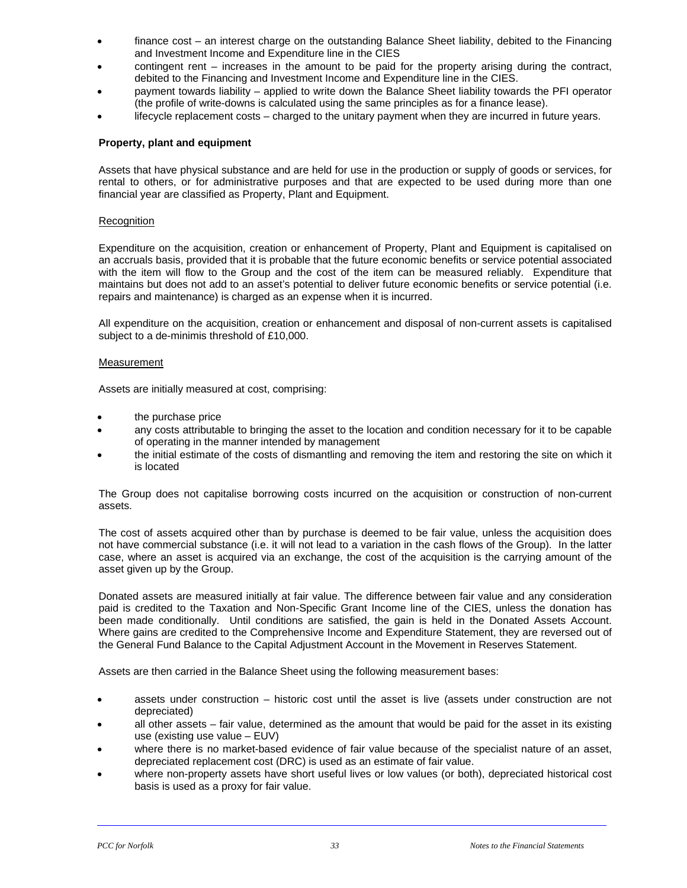- finance cost – an interest charge on the outstanding Balance Sheet liability, debited to the Financing and Investment Income and Expenditure line in the CIES
- contingent rent – increases in the amount to be paid for the property arising during the contract, debited to the Financing and Investment Income and Expenditure line in the CIES.
- payment towards liability – applied to write down the Balance Sheet liability towards the PFI operator (the profile of write-downs is calculated using the same principles as for a finance lease).
- lifecycle replacement costs – charged to the unitary payment when they are incurred in future years.

**Property, plant and equipment**

Assets that have physical substance and are held for use in the production or supply of goods or services, for rental to others, or for administrative purposes and that are expected to be used during more than one financial year are classified as Property, Plant and Equipment.

Recognition

Expenditure on the acquisition, creation or enhancement of Property, Plant and Equipment is capitalised on an accruals basis, provided that it is probable that the future economic benefits or service potential associated with the item will flow to the Group and the cost of the item can be measured reliably. Expenditure that maintains but does not add to an asset's potential to deliver future economic benefits or service potential (i.e. repairs and maintenance) is charged as an expense when it is incurred.

All expenditure on the acquisition, creation or enhancement and disposal of non-current assets is capitalised subject to a de-minimis threshold of £10,000.

Measurement

Assets are initially measured at cost, comprising:

- the purchase price
- any costs attributable to bringing the asset to the location and condition necessary for it to be capable of operating in the manner intended by management
- the initial estimate of the costs of dismantling and removing the item and restoring the site on which it is located

The Group does not capitalise borrowing costs incurred on the acquisition or construction of non-current assets.

The cost of assets acquired other than by purchase is deemed to be fair value, unless the acquisition does not have commercial substance (i.e. it will not lead to a variation in the cash flows of the Group). In the latter case, where an asset is acquired via an exchange, the cost of the acquisition is the carrying amount of the asset given up by the Group.

Donated assets are measured initially at fair value. The difference between fair value and any consideration paid is credited to the Taxation and Non-Specific Grant Income line of the CIES, unless the donation has been made conditionally. Until conditions are satisfied, the gain is held in the Donated Assets Account. Where gains are credited to the Comprehensive Income and Expenditure Statement, they are reversed out of the General Fund Balance to the Capital Adjustment Account in the Movement in Reserves Statement.

Assets are then carried in the Balance Sheet using the following measurement bases:

- assets under construction – historic cost until the asset is live (assets under construction are not depreciated)
- all other assets – fair value, determined as the amount that would be paid for the asset in its existing use (existing use value – EUV)
- where there is no market-based evidence of fair value because of the specialist nature of an asset, depreciated replacement cost (DRC) is used as an estimate of fair value.
- where non-property assets have short useful lives or low values (or both), depreciated historical cost basis is used as a proxy for fair value.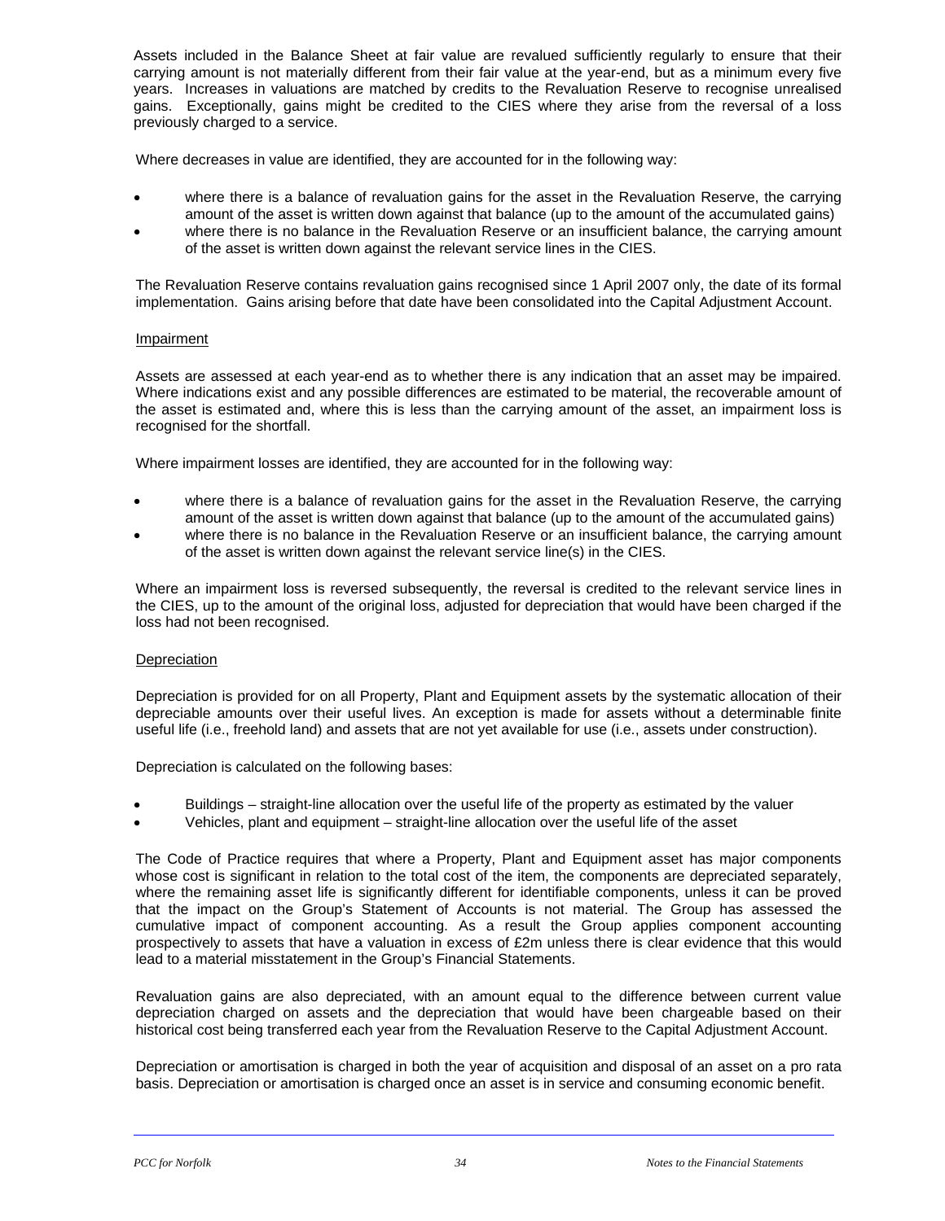Assets included in the Balance Sheet at fair value are revalued sufficiently regularly to ensure that their carrying amount is not materially different from their fair value at the year-end, but as a minimum every five years. Increases in valuations are matched by credits to the Revaluation Reserve to recognise unrealised gains. Exceptionally, gains might be credited to the CIES where they arise from the reversal of a loss previously charged to a service.

Where decreases in value are identified, they are accounted for in the following way:

- where there is a balance of revaluation gains for the asset in the Revaluation Reserve, the carrying amount of the asset is written down against that balance (up to the amount of the accumulated gains)
- where there is no balance in the Revaluation Reserve or an insufficient balance, the carrying amount of the asset is written down against the relevant service lines in the CIES.

The Revaluation Reserve contains revaluation gains recognised since 1 April 2007 only, the date of its formal implementation. Gains arising before that date have been consolidated into the Capital Adjustment Account.

Impairment

Assets are assessed at each year-end as to whether there is any indication that an asset may be impaired. Where indications exist and any possible differences are estimated to be material, the recoverable amount of the asset is estimated and, where this is less than the carrying amount of the asset, an impairment loss is recognised for the shortfall.

Where impairment losses are identified, they are accounted for in the following way:

- where there is a balance of revaluation gains for the asset in the Revaluation Reserve, the carrying amount of the asset is written down against that balance (up to the amount of the accumulated gains)
- where there is no balance in the Revaluation Reserve or an insufficient balance, the carrying amount of the asset is written down against the relevant service line(s) in the CIES.

Where an impairment loss is reversed subsequently, the reversal is credited to the relevant service lines in the CIES, up to the amount of the original loss, adjusted for depreciation that would have been charged if the loss had not been recognised.

Depreciation

Depreciation is provided for on all Property, Plant and Equipment assets by the systematic allocation of their depreciable amounts over their useful lives. An exception is made for assets without a determinable finite useful life (i.e., freehold land) and assets that are not yet available for use (i.e., assets under construction).

Depreciation is calculated on the following bases:

- Buildings – straight-line allocation over the useful life of the property as estimated by the valuer
- Vehicles, plant and equipment – straight-line allocation over the useful life of the asset

The Code of Practice requires that where a Property, Plant and Equipment asset has major components whose cost is significant in relation to the total cost of the item, the components are depreciated separately, where the remaining asset life is significantly different for identifiable components, unless it can be proved that the impact on the Group's Statement of Accounts is not material. The Group has assessed the cumulative impact of component accounting. As a result the Group applies component accounting prospectively to assets that have a valuation in excess of £2m unless there is clear evidence that this would lead to a material misstatement in the Group's Financial Statements.

Revaluation gains are also depreciated, with an amount equal to the difference between current value depreciation charged on assets and the depreciation that would have been chargeable based on their historical cost being transferred each year from the Revaluation Reserve to the Capital Adjustment Account.

Depreciation or amortisation is charged in both the year of acquisition and disposal of an asset on a pro rata basis. Depreciation or amortisation is charged once an asset is in service and consuming economic benefit.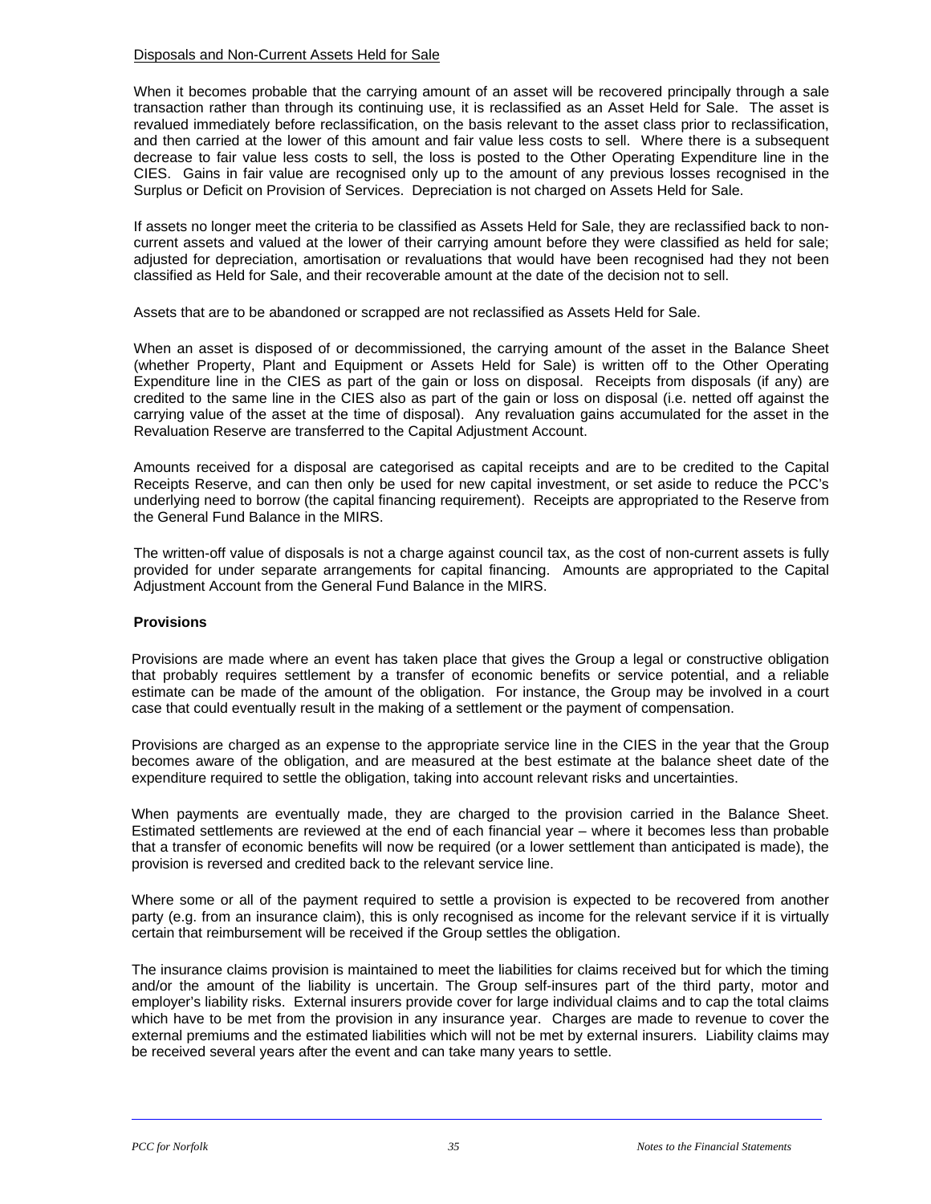Disposals and Non-Current Assets Held for Sale

When it becomes probable that the carrying amount of an asset will be recovered principally through a sale transaction rather than through its continuing use, it is reclassified as an Asset Held for Sale. The asset is revalued immediately before reclassification, on the basis relevant to the asset class prior to reclassification, and then carried at the lower of this amount and fair value less costs to sell. Where there is a subsequent decrease to fair value less costs to sell, the loss is posted to the Other Operating Expenditure line in the CIES. Gains in fair value are recognised only up to the amount of any previous losses recognised in the Surplus or Deficit on Provision of Services. Depreciation is not charged on Assets Held for Sale.

If assets no longer meet the criteria to be classified as Assets Held for Sale, they are reclassified back to non-current assets and valued at the lower of their carrying amount before they were classified as held for sale; adjusted for depreciation, amortisation or revaluations that would have been recognised had they not been classified as Held for Sale, and their recoverable amount at the date of the decision not to sell.

Assets that are to be abandoned or scrapped are not reclassified as Assets Held for Sale.

When an asset is disposed of or decommissioned, the carrying amount of the asset in the Balance Sheet (whether Property, Plant and Equipment or Assets Held for Sale) is written off to the Other Operating Expenditure line in the CIES as part of the gain or loss on disposal. Receipts from disposals (if any) are credited to the same line in the CIES also as part of the gain or loss on disposal (i.e. netted off against the carrying value of the asset at the time of disposal). Any revaluation gains accumulated for the asset in the Revaluation Reserve are transferred to the Capital Adjustment Account.

Amounts received for a disposal are categorised as capital receipts and are to be credited to the Capital Receipts Reserve, and can then only be used for new capital investment, or set aside to reduce the PCC's underlying need to borrow (the capital financing requirement). Receipts are appropriated to the Reserve from the General Fund Balance in the MIRS.

The written-off value of disposals is not a charge against council tax, as the cost of non-current assets is fully provided for under separate arrangements for capital financing. Amounts are appropriated to the Capital Adjustment Account from the General Fund Balance in the MIRS.

**Provisions**

Provisions are made where an event has taken place that gives the Group a legal or constructive obligation that probably requires settlement by a transfer of economic benefits or service potential, and a reliable estimate can be made of the amount of the obligation. For instance, the Group may be involved in a court case that could eventually result in the making of a settlement or the payment of compensation.

Provisions are charged as an expense to the appropriate service line in the CIES in the year that the Group becomes aware of the obligation, and are measured at the best estimate at the balance sheet date of the expenditure required to settle the obligation, taking into account relevant risks and uncertainties.

When payments are eventually made, they are charged to the provision carried in the Balance Sheet. Estimated settlements are reviewed at the end of each financial year – where it becomes less than probable that a transfer of economic benefits will now be required (or a lower settlement than anticipated is made), the provision is reversed and credited back to the relevant service line.

Where some or all of the payment required to settle a provision is expected to be recovered from another party (e.g. from an insurance claim), this is only recognised as income for the relevant service if it is virtually certain that reimbursement will be received if the Group settles the obligation.

The insurance claims provision is maintained to meet the liabilities for claims received but for which the timing and/or the amount of the liability is uncertain. The Group self-insures part of the third party, motor and employer's liability risks. External insurers provide cover for large individual claims and to cap the total claims which have to be met from the provision in any insurance year. Charges are made to revenue to cover the external premiums and the estimated liabilities which will not be met by external insurers. Liability claims may be received several years after the event and can take many years to settle.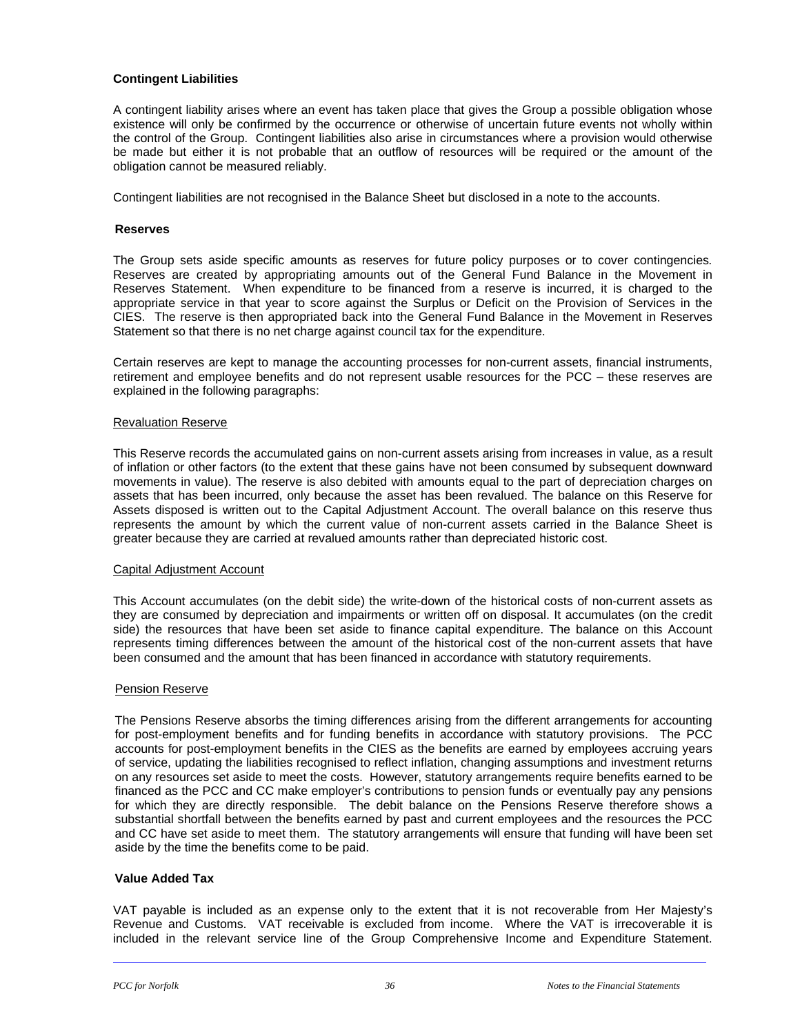### Contingent Liabilities

A contingent liability arises where an event has taken place that gives the Group a possible obligation whose existence will only be confirmed by the occurrence or otherwise of uncertain future events not wholly within the control of the Group. Contingent liabilities also arise in circumstances where a provision would otherwise be made but either it is not probable that an outflow of resources will be required or the amount of the obligation cannot be measured reliably.

Contingent liabilities are not recognised in the Balance Sheet but disclosed in a note to the accounts.

### Reserves

The Group sets aside specific amounts as reserves for future policy purposes or to cover contingencies. Reserves are created by appropriating amounts out of the General Fund Balance in the Movement in Reserves Statement. When expenditure to be financed from a reserve is incurred, it is charged to the appropriate service in that year to score against the Surplus or Deficit on the Provision of Services in the CIES. The reserve is then appropriated back into the General Fund Balance in the Movement in Reserves Statement so that there is no net charge against council tax for the expenditure.

Certain reserves are kept to manage the accounting processes for non-current assets, financial instruments, retirement and employee benefits and do not represent usable resources for the PCC – these reserves are explained in the following paragraphs:

#### Revaluation Reserve

This Reserve records the accumulated gains on non-current assets arising from increases in value, as a result of inflation or other factors (to the extent that these gains have not been consumed by subsequent downward movements in value). The reserve is also debited with amounts equal to the part of depreciation charges on assets that has been incurred, only because the asset has been revalued. The balance on this Reserve for Assets disposed is written out to the Capital Adjustment Account. The overall balance on this reserve thus represents the amount by which the current value of non-current assets carried in the Balance Sheet is greater because they are carried at revalued amounts rather than depreciated historic cost.

#### Capital Adjustment Account

This Account accumulates (on the debit side) the write-down of the historical costs of non-current assets as they are consumed by depreciation and impairments or written off on disposal. It accumulates (on the credit side) the resources that have been set aside to finance capital expenditure. The balance on this Account represents timing differences between the amount of the historical cost of the non-current assets that have been consumed and the amount that has been financed in accordance with statutory requirements.

#### Pension Reserve

The Pensions Reserve absorbs the timing differences arising from the different arrangements for accounting for post-employment benefits and for funding benefits in accordance with statutory provisions. The PCC accounts for post-employment benefits in the CIES as the benefits are earned by employees accruing years of service, updating the liabilities recognised to reflect inflation, changing assumptions and investment returns on any resources set aside to meet the costs. However, statutory arrangements require benefits earned to be financed as the PCC and CC make employer's contributions to pension funds or eventually pay any pensions for which they are directly responsible. The debit balance on the Pensions Reserve therefore shows a substantial shortfall between the benefits earned by past and current employees and the resources the PCC and CC have set aside to meet them. The statutory arrangements will ensure that funding will have been set aside by the time the benefits come to be paid.

### Value Added Tax

VAT payable is included as an expense only to the extent that it is not recoverable from Her Majesty's Revenue and Customs. VAT receivable is excluded from income. Where the VAT is irrecoverable it is included in the relevant service line of the Group Comprehensive Income and Expenditure Statement.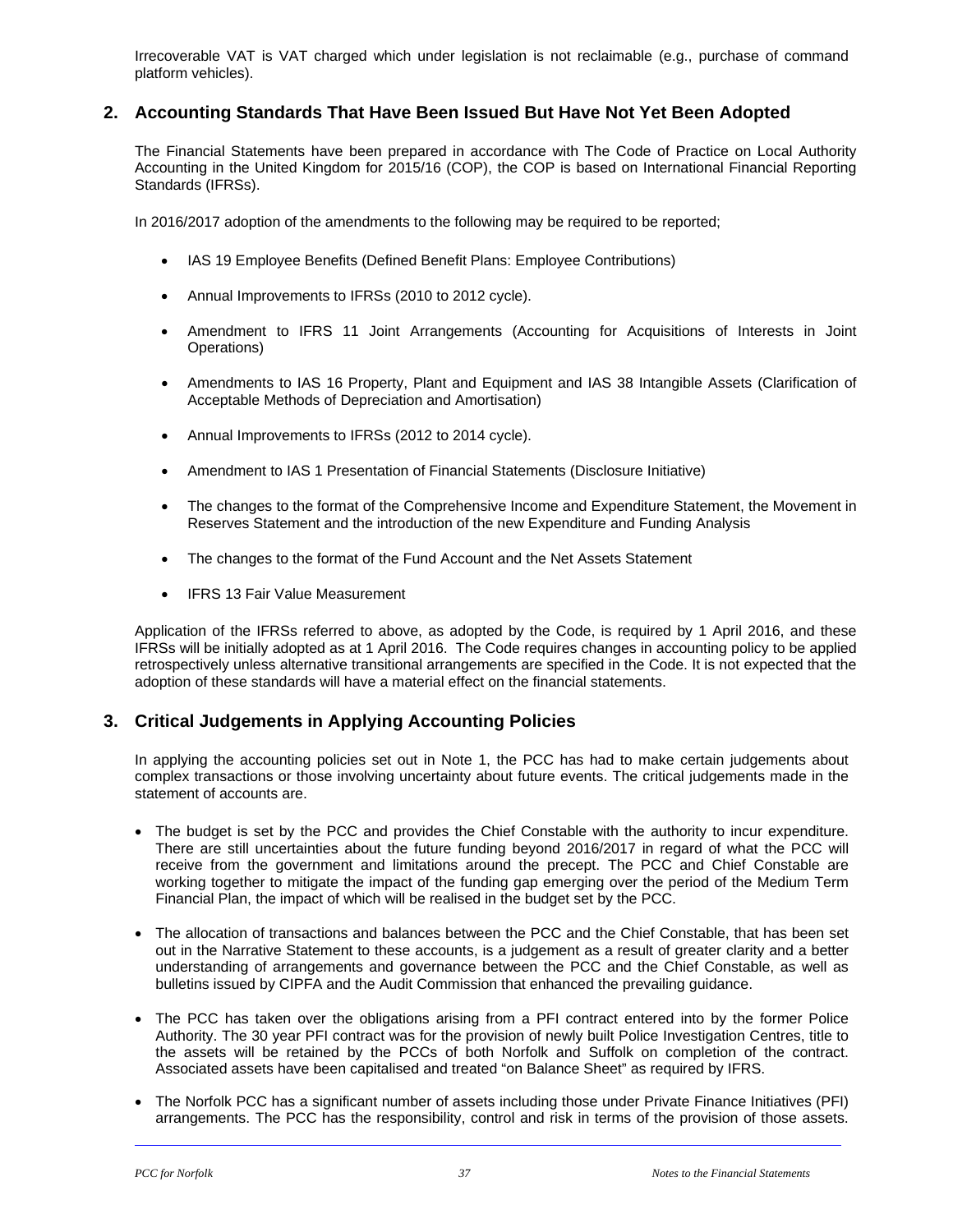Irrecoverable VAT is VAT charged which under legislation is not reclaimable (e.g., purchase of command platform vehicles).

## 2. Accounting Standards That Have Been Issued But Have Not Yet Been Adopted

The Financial Statements have been prepared in accordance with The Code of Practice on Local Authority Accounting in the United Kingdom for 2015/16 (COP), the COP is based on International Financial Reporting Standards (IFRSs).

In 2016/2017 adoption of the amendments to the following may be required to be reported;

- IAS 19 Employee Benefits (Defined Benefit Plans: Employee Contributions)
- Annual Improvements to IFRSs (2010 to 2012 cycle).
- Amendment to IFRS 11 Joint Arrangements (Accounting for Acquisitions of Interests in Joint Operations)
- Amendments to IAS 16 Property, Plant and Equipment and IAS 38 Intangible Assets (Clarification of Acceptable Methods of Depreciation and Amortisation)
- Annual Improvements to IFRSs (2012 to 2014 cycle).
- Amendment to IAS 1 Presentation of Financial Statements (Disclosure Initiative)
- The changes to the format of the Comprehensive Income and Expenditure Statement, the Movement in Reserves Statement and the introduction of the new Expenditure and Funding Analysis
- The changes to the format of the Fund Account and the Net Assets Statement
- IFRS 13 Fair Value Measurement

Application of the IFRSs referred to above, as adopted by the Code, is required by 1 April 2016, and these IFRSs will be initially adopted as at 1 April 2016. The Code requires changes in accounting policy to be applied retrospectively unless alternative transitional arrangements are specified in the Code. It is not expected that the adoption of these standards will have a material effect on the financial statements.

## 3. Critical Judgements in Applying Accounting Policies

In applying the accounting policies set out in Note 1, the PCC has had to make certain judgements about complex transactions or those involving uncertainty about future events. The critical judgements made in the statement of accounts are.

- The budget is set by the PCC and provides the Chief Constable with the authority to incur expenditure. There are still uncertainties about the future funding beyond 2016/2017 in regard of what the PCC will receive from the government and limitations around the precept. The PCC and Chief Constable are working together to mitigate the impact of the funding gap emerging over the period of the Medium Term Financial Plan, the impact of which will be realised in the budget set by the PCC.
- The allocation of transactions and balances between the PCC and the Chief Constable, that has been set out in the Narrative Statement to these accounts, is a judgement as a result of greater clarity and a better understanding of arrangements and governance between the PCC and the Chief Constable, as well as bulletins issued by CIPFA and the Audit Commission that enhanced the prevailing guidance.
- The PCC has taken over the obligations arising from a PFI contract entered into by the former Police Authority. The 30 year PFI contract was for the provision of newly built Police Investigation Centres, title to the assets will be retained by the PCCs of both Norfolk and Suffolk on completion of the contract. Associated assets have been capitalised and treated "on Balance Sheet" as required by IFRS.
- The Norfolk PCC has a significant number of assets including those under Private Finance Initiatives (PFI) arrangements. The PCC has the responsibility, control and risk in terms of the provision of those assets.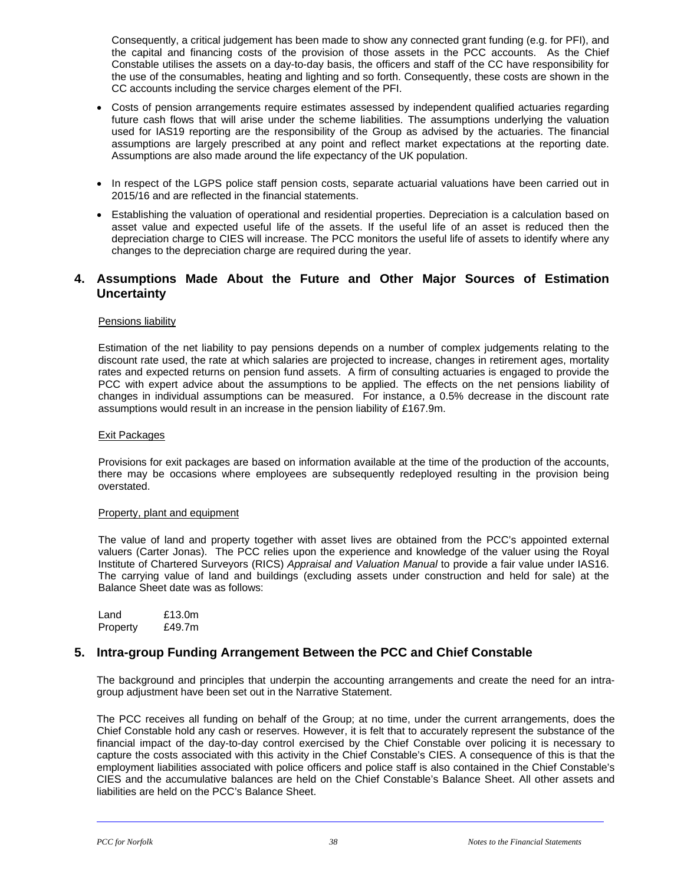Consequently, a critical judgement has been made to show any connected grant funding (e.g. for PFI), and the capital and financing costs of the provision of those assets in the PCC accounts. As the Chief Constable utilises the assets on a day-to-day basis, the officers and staff of the CC have responsibility for the use of the consumables, heating and lighting and so forth. Consequently, these costs are shown in the CC accounts including the service charges element of the PFI.

- Costs of pension arrangements require estimates assessed by independent qualified actuaries regarding future cash flows that will arise under the scheme liabilities. The assumptions underlying the valuation used for IAS19 reporting are the responsibility of the Group as advised by the actuaries. The financial assumptions are largely prescribed at any point and reflect market expectations at the reporting date. Assumptions are also made around the life expectancy of the UK population.

- In respect of the LGPS police staff pension costs, separate actuarial valuations have been carried out in 2015/16 and are reflected in the financial statements.

- Establishing the valuation of operational and residential properties. Depreciation is a calculation based on asset value and expected useful life of the assets. If the useful life of an asset is reduced then the depreciation charge to CIES will increase. The PCC monitors the useful life of assets to identify where any changes to the depreciation charge are required during the year.

## 4. Assumptions Made About the Future and Other Major Sources of Estimation Uncertainty

Pensions liability

Estimation of the net liability to pay pensions depends on a number of complex judgements relating to the discount rate used, the rate at which salaries are projected to increase, changes in retirement ages, mortality rates and expected returns on pension fund assets. A firm of consulting actuaries is engaged to provide the PCC with expert advice about the assumptions to be applied. The effects on the net pensions liability of changes in individual assumptions can be measured. For instance, a 0.5% decrease in the discount rate assumptions would result in an increase in the pension liability of £167.9m.

Exit Packages

Provisions for exit packages are based on information available at the time of the production of the accounts, there may be occasions where employees are subsequently redeployed resulting in the provision being overstated.

Property, plant and equipment

The value of land and property together with asset lives are obtained from the PCC's appointed external valuers (Carter Jonas). The PCC relies upon the experience and knowledge of the valuer using the Royal Institute of Chartered Surveyors (RICS) *Appraisal and Valuation Manual* to provide a fair value under IAS16. The carrying value of land and buildings (excluding assets under construction and held for sale) at the Balance Sheet date was as follows:

| | |
|---|---|
| Land | £13.0m |
| Property | £49.7m |

## 5. Intra-group Funding Arrangement Between the PCC and Chief Constable

The background and principles that underpin the accounting arrangements and create the need for an intra-group adjustment have been set out in the Narrative Statement.

The PCC receives all funding on behalf of the Group; at no time, under the current arrangements, does the Chief Constable hold any cash or reserves. However, it is felt that to accurately represent the substance of the financial impact of the day-to-day control exercised by the Chief Constable over policing it is necessary to capture the costs associated with this activity in the Chief Constable's CIES. A consequence of this is that the employment liabilities associated with police officers and police staff is also contained in the Chief Constable's CIES and the accumulative balances are held on the Chief Constable's Balance Sheet. All other assets and liabilities are held on the PCC's Balance Sheet.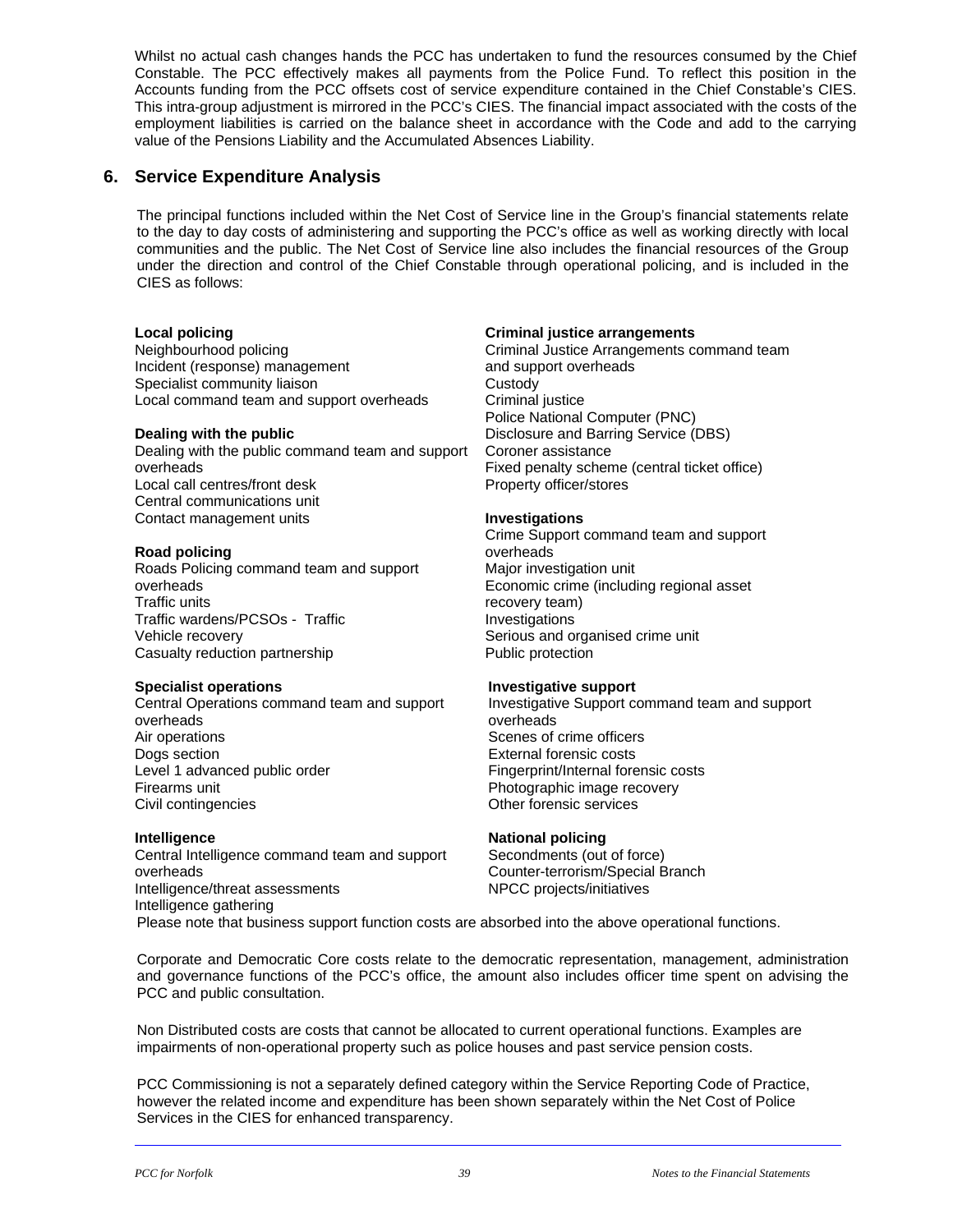Whilst no actual cash changes hands the PCC has undertaken to fund the resources consumed by the Chief Constable. The PCC effectively makes all payments from the Police Fund. To reflect this position in the Accounts funding from the PCC offsets cost of service expenditure contained in the Chief Constable's CIES. This intra-group adjustment is mirrored in the PCC's CIES. The financial impact associated with the costs of the employment liabilities is carried on the balance sheet in accordance with the Code and add to the carrying value of the Pensions Liability and the Accumulated Absences Liability.

## 6. Service Expenditure Analysis

The principal functions included within the Net Cost of Service line in the Group's financial statements relate to the day to day costs of administering and supporting the PCC's office as well as working directly with local communities and the public. The Net Cost of Service line also includes the financial resources of the Group under the direction and control of the Chief Constable through operational policing, and is included in the CIES as follows:

**Local policing**
Neighbourhood policing
Incident (response) management
Specialist community liaison
Local command team and support overheads

**Dealing with the public**
Dealing with the public command team and support overheads
Local call centres/front desk
Central communications unit
Contact management units

**Road policing**
Roads Policing command team and support overheads
Traffic units
Traffic wardens/PCSOs - Traffic
Vehicle recovery
Casualty reduction partnership

**Specialist operations**
Central Operations command team and support overheads
Air operations
Dogs section
Level 1 advanced public order
Firearms unit
Civil contingencies

**Intelligence**
Central Intelligence command team and support overheads
Intelligence/threat assessments
Intelligence gathering

**Criminal justice arrangements**
Criminal Justice Arrangements command team and support overheads
Custody
Criminal justice
Police National Computer (PNC)
Disclosure and Barring Service (DBS)
Coroner assistance
Fixed penalty scheme (central ticket office)
Property officer/stores

**Investigations**
Crime Support command team and support overheads
Major investigation unit
Economic crime (including regional asset recovery team)
Investigations
Serious and organised crime unit
Public protection

**Investigative support**
Investigative Support command team and support overheads
Scenes of crime officers
External forensic costs
Fingerprint/Internal forensic costs
Photographic image recovery
Other forensic services

**National policing**
Secondments (out of force)
Counter-terrorism/Special Branch
NPCC projects/initiatives

Please note that business support function costs are absorbed into the above operational functions.

Corporate and Democratic Core costs relate to the democratic representation, management, administration and governance functions of the PCC's office, the amount also includes officer time spent on advising the PCC and public consultation.

Non Distributed costs are costs that cannot be allocated to current operational functions. Examples are impairments of non-operational property such as police houses and past service pension costs.

PCC Commissioning is not a separately defined category within the Service Reporting Code of Practice, however the related income and expenditure has been shown separately within the Net Cost of Police Services in the CIES for enhanced transparency.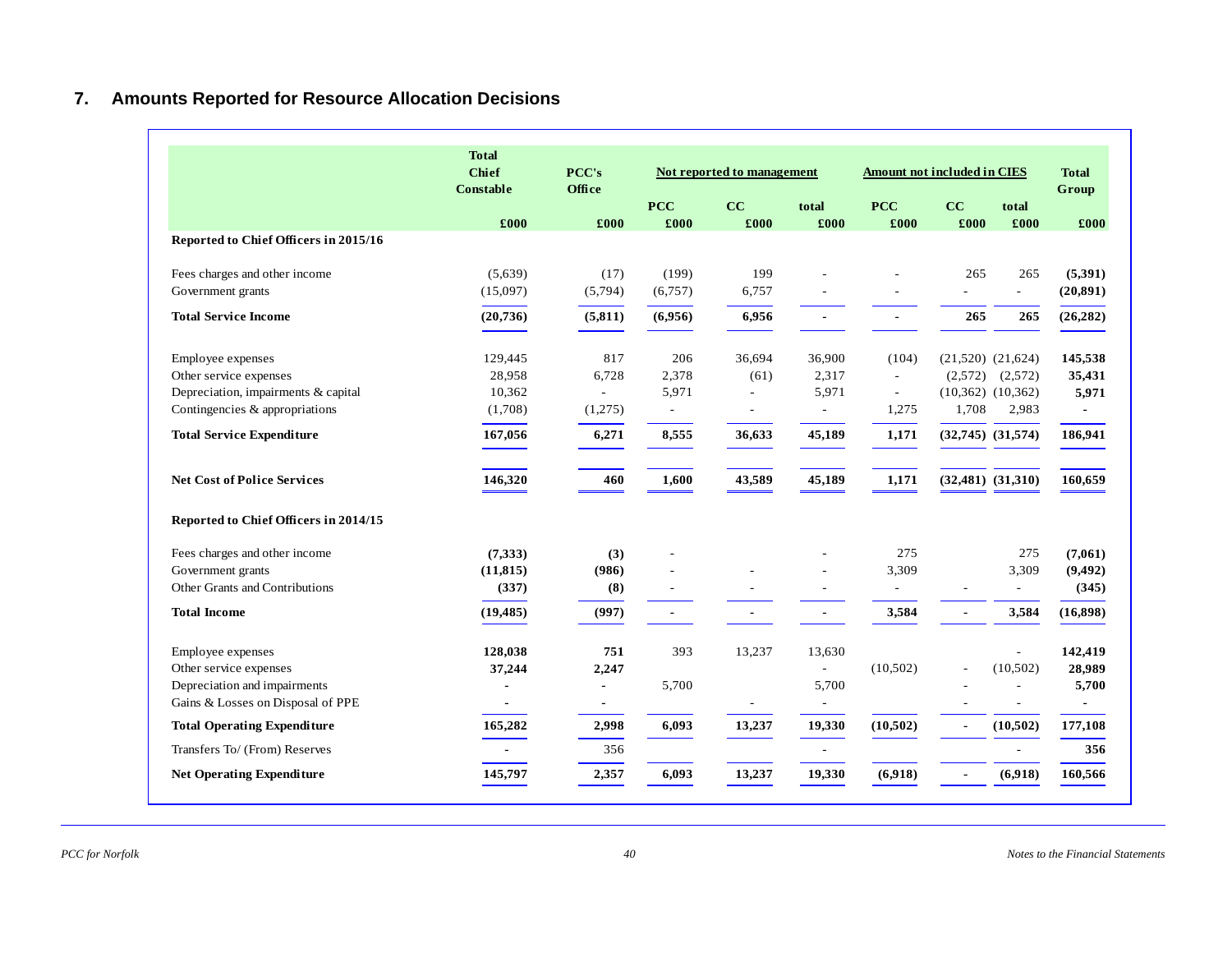## 7. Amounts Reported for Resource Allocation Decisions

| | Total Chief Constable | PCC's Office | Not reported to management | | | Amount not included in CIES | | | Total Group |
|---|---|---|---|---|---|---|---|---|---|
| | | | PCC | CC | total | PCC | CC | total | |
| | £000 | £000 | £000 | £000 | £000 | £000 | £000 | £000 | £000 |
| **Reported to Chief Officers in 2015/16** | | | | | | | | | |
| Fees charges and other income | (5,639) | (17) | (199) | 199 | - | - | 265 | 265 | **(5,391)** |
| Government grants | (15,097) | (5,794) | (6,757) | 6,757 | - | - | - | - | **(20,891)** |
| **Total Service Income** | **(20,736)** | **(5,811)** | **(6,956)** | **6,956** | **-** | **-** | **265** | **265** | **(26,282)** |
| Employee expenses | 129,445 | 817 | 206 | 36,694 | 36,900 | (104) | (21,520) | (21,624) | **145,538** |
| Other service expenses | 28,958 | 6,728 | 2,378 | (61) | 2,317 | - | (2,572) | (2,572) | **35,431** |
| Depreciation, impairments & capital | 10,362 | - | 5,971 | - | 5,971 | - | (10,362) | (10,362) | **5,971** |
| Contingencies & appropriations | (1,708) | (1,275) | - | - | - | 1,275 | 1,708 | 2,983 | **-** |
| **Total Service Expenditure** | **167,056** | **6,271** | **8,555** | **36,633** | **45,189** | **1,171** | **(32,745)** | **(31,574)** | **186,941** |
| **Net Cost of Police Services** | **146,320** | **460** | **1,600** | **43,589** | **45,189** | **1,171** | **(32,481)** | **(31,310)** | **160,659** |
| **Reported to Chief Officers in 2014/15** | | | | | | | | | |
| Fees charges and other income | **(7,333)** | **(3)** | - | | - | 275 | | 275 | **(7,061)** |
| Government grants | **(11,815)** | **(986)** | - | - | - | 3,309 | | 3,309 | **(9,492)** |
| Other Grants and Contributions | **(337)** | **(8)** | - | - | - | - | - | - | **(345)** |
| **Total Income** | **(19,485)** | **(997)** | **-** | **-** | **-** | **3,584** | **-** | **3,584** | **(16,898)** |
| Employee expenses | **128,038** | **751** | 393 | 13,237 | 13,630 | | | - | **142,419** |
| Other service expenses | **37,244** | **2,247** | | | - | (10,502) | - | (10,502) | **28,989** |
| Depreciation and impairments | **-** | **-** | 5,700 | | 5,700 | | - | - | **5,700** |
| Gains & Losses on Disposal of PPE | **-** | **-** | | - | - | | - | - | **-** |
| **Total Operating Expenditure** | **165,282** | **2,998** | **6,093** | **13,237** | **19,330** | **(10,502)** | **-** | **(10,502)** | **177,108** |
| Transfers To/ (From) Reserves | - | 356 | | | - | | | - | **356** |
| **Net Operating Expenditure** | **145,797** | **2,357** | **6,093** | **13,237** | **19,330** | **(6,918)** | **-** | **(6,918)** | **160,566** |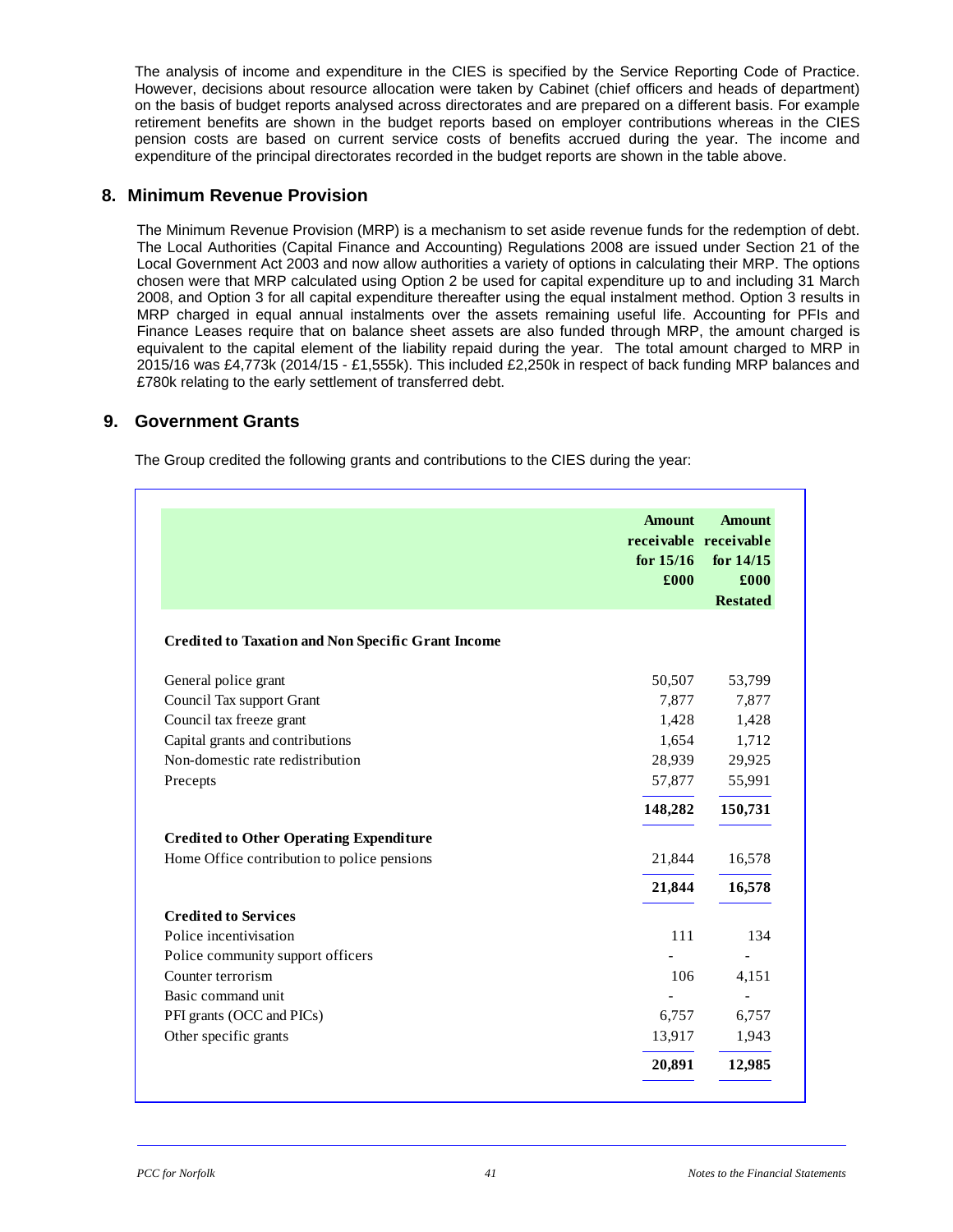The analysis of income and expenditure in the CIES is specified by the Service Reporting Code of Practice. However, decisions about resource allocation were taken by Cabinet (chief officers and heads of department) on the basis of budget reports analysed across directorates and are prepared on a different basis. For example retirement benefits are shown in the budget reports based on employer contributions whereas in the CIES pension costs are based on current service costs of benefits accrued during the year. The income and expenditure of the principal directorates recorded in the budget reports are shown in the table above.

## 8. Minimum Revenue Provision

The Minimum Revenue Provision (MRP) is a mechanism to set aside revenue funds for the redemption of debt. The Local Authorities (Capital Finance and Accounting) Regulations 2008 are issued under Section 21 of the Local Government Act 2003 and now allow authorities a variety of options in calculating their MRP. The options chosen were that MRP calculated using Option 2 be used for capital expenditure up to and including 31 March 2008, and Option 3 for all capital expenditure thereafter using the equal instalment method. Option 3 results in MRP charged in equal annual instalments over the assets remaining useful life. Accounting for PFIs and Finance Leases require that on balance sheet assets are also funded through MRP, the amount charged is equivalent to the capital element of the liability repaid during the year. The total amount charged to MRP in 2015/16 was £4,773k (2014/15 - £1,555k). This included £2,250k in respect of back funding MRP balances and £780k relating to the early settlement of transferred debt.

## 9. Government Grants

The Group credited the following grants and contributions to the CIES during the year:

| | Amount receivable for 15/16 £000 | Amount receivable for 14/15 £000 Restated |
|---|---|---|
| **Credited to Taxation and Non Specific Grant Income** | | |
| General police grant | 50,507 | 53,799 |
| Council Tax support Grant | 7,877 | 7,877 |
| Council tax freeze grant | 1,428 | 1,428 |
| Capital grants and contributions | 1,654 | 1,712 |
| Non-domestic rate redistribution | 28,939 | 29,925 |
| Precepts | 57,877 | 55,991 |
| | **148,282** | **150,731** |
| **Credited to Other Operating Expenditure** | | |
| Home Office contribution to police pensions | 21,844 | 16,578 |
| | **21,844** | **16,578** |
| **Credited to Services** | | |
| Police incentivisation | 111 | 134 |
| Police community support officers | - | - |
| Counter terrorism | 106 | 4,151 |
| Basic command unit | - | - |
| PFI grants (OCC and PICs) | 6,757 | 6,757 |
| Other specific grants | 13,917 | 1,943 |
| | **20,891** | **12,985** |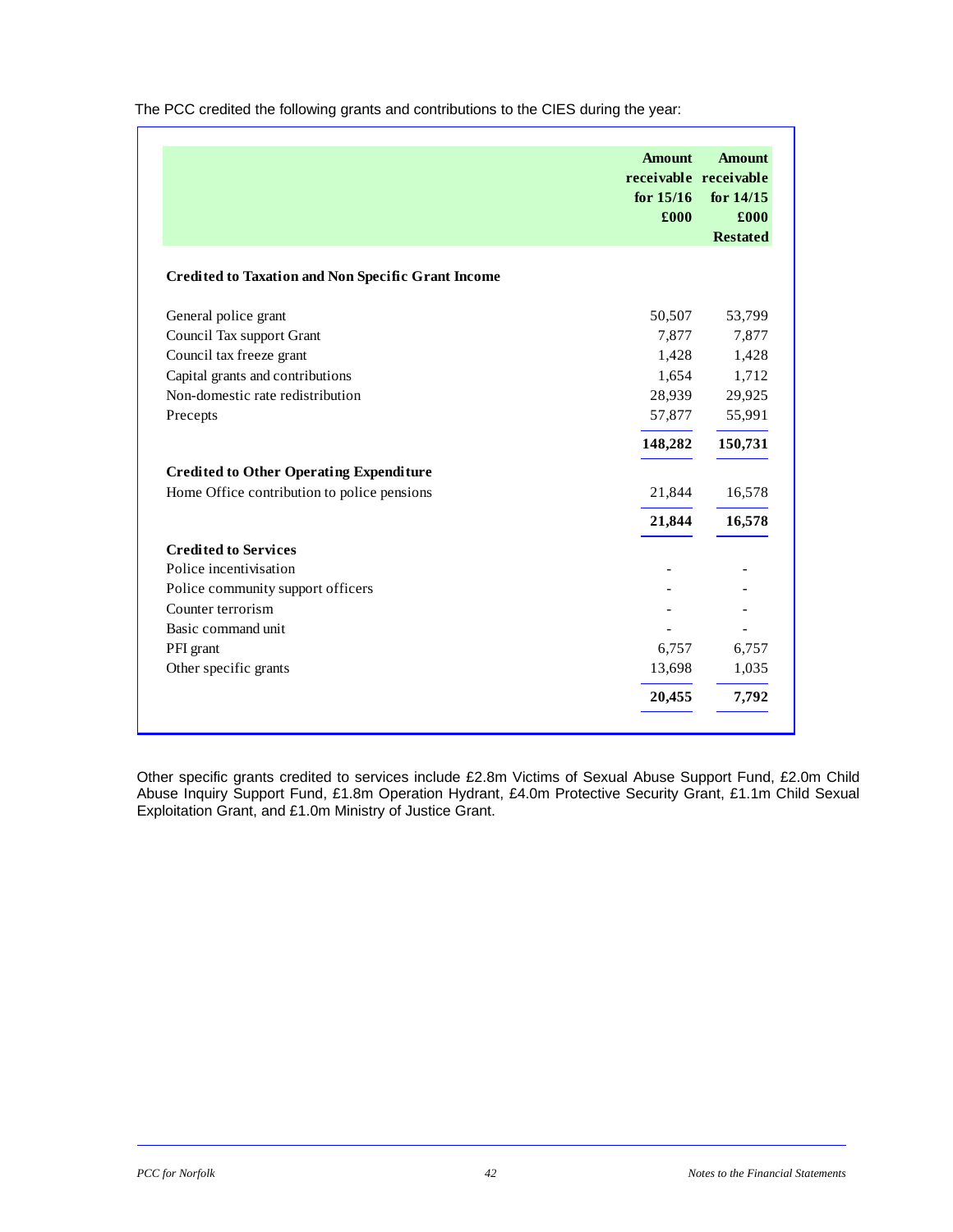The PCC credited the following grants and contributions to the CIES during the year:

| | Amount receivable for 15/16 £000 | Amount receivable for 14/15 £000 Restated |
|---|---|---|
| **Credited to Taxation and Non Specific Grant Income** | | |
| General police grant | 50,507 | 53,799 |
| Council Tax support Grant | 7,877 | 7,877 |
| Council tax freeze grant | 1,428 | 1,428 |
| Capital grants and contributions | 1,654 | 1,712 |
| Non-domestic rate redistribution | 28,939 | 29,925 |
| Precepts | 57,877 | 55,991 |
| | **148,282** | **150,731** |
| **Credited to Other Operating Expenditure** | | |
| Home Office contribution to police pensions | 21,844 | 16,578 |
| | **21,844** | **16,578** |
| **Credited to Services** | | |
| Police incentivisation | - | - |
| Police community support officers | - | - |
| Counter terrorism | - | - |
| Basic command unit | - | - |
| PFI grant | 6,757 | 6,757 |
| Other specific grants | 13,698 | 1,035 |
| | **20,455** | **7,792** |

Other specific grants credited to services include £2.8m Victims of Sexual Abuse Support Fund, £2.0m Child Abuse Inquiry Support Fund, £1.8m Operation Hydrant, £4.0m Protective Security Grant, £1.1m Child Sexual Exploitation Grant, and £1.0m Ministry of Justice Grant.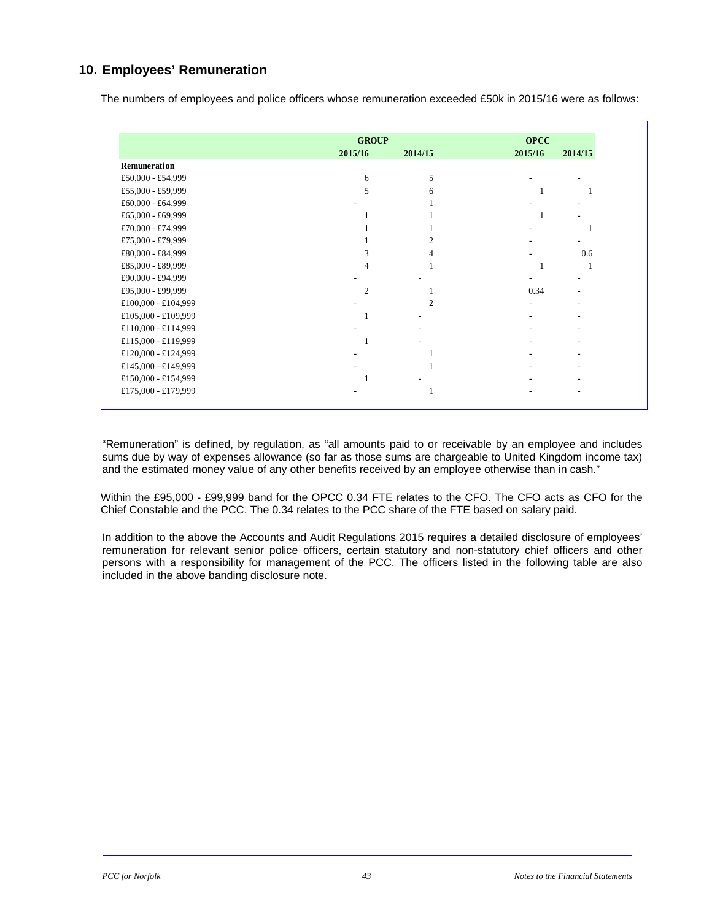## 10. Employees' Remuneration

The numbers of employees and police officers whose remuneration exceeded £50k in 2015/16 were as follows:

| | GROUP | | OPCC | |
|---|---|---|---|---|
| | 2015/16 | 2014/15 | 2015/16 | 2014/15 |
| **Remuneration** | | | | |
| £50,000 - £54,999 | 6 | 5 | - | - |
| £55,000 - £59,999 | 5 | 6 | 1 | 1 |
| £60,000 - £64,999 | - | 1 | - | - |
| £65,000 - £69,999 | 1 | 1 | 1 | - |
| £70,000 - £74,999 | 1 | 1 | - | 1 |
| £75,000 - £79,999 | 1 | 2 | - | - |
| £80,000 - £84,999 | 3 | 4 | - | 0.6 |
| £85,000 - £89,999 | 4 | 1 | 1 | 1 |
| £90,000 - £94,999 | - | - | - | - |
| £95,000 - £99,999 | 2 | 1 | 0.34 | - |
| £100,000 - £104,999 | - | 2 | - | - |
| £105,000 - £109,999 | 1 | - | - | - |
| £110,000 - £114,999 | - | - | - | - |
| £115,000 - £119,999 | 1 | - | - | - |
| £120,000 - £124,999 | - | 1 | - | - |
| £145,000 - £149,999 | - | 1 | - | - |
| £150,000 - £154,999 | 1 | - | - | - |
| £175,000 - £179,999 | - | 1 | - | - |

"Remuneration" is defined, by regulation, as "all amounts paid to or receivable by an employee and includes sums due by way of expenses allowance (so far as those sums are chargeable to United Kingdom income tax) and the estimated money value of any other benefits received by an employee otherwise than in cash."

Within the £95,000 - £99,999 band for the OPCC 0.34 FTE relates to the CFO. The CFO acts as CFO for the Chief Constable and the PCC. The 0.34 relates to the PCC share of the FTE based on salary paid.

In addition to the above the Accounts and Audit Regulations 2015 requires a detailed disclosure of employees' remuneration for relevant senior police officers, certain statutory and non-statutory chief officers and other persons with a responsibility for management of the PCC. The officers listed in the following table are also included in the above banding disclosure note.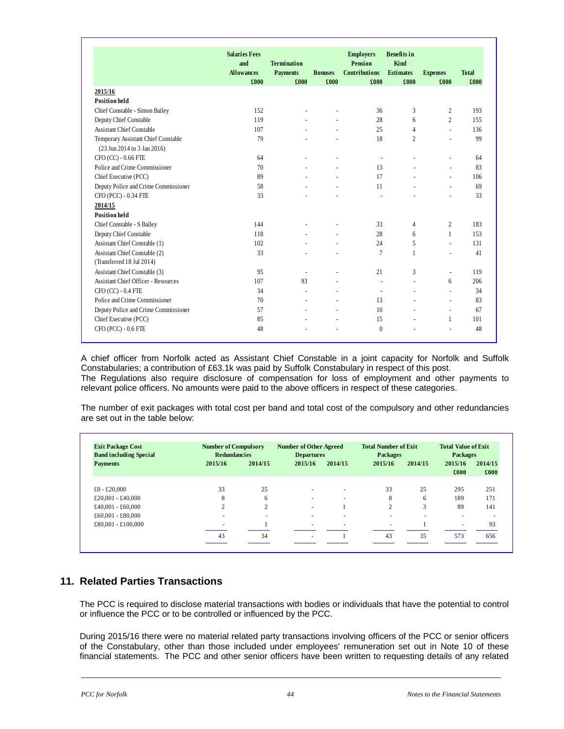| | Salaries Fees and Allowances £000 | Termination Payments £000 | Bonuses £000 | Employers Pension Contributions £000 | Benefits in Kind Estimates £000 | Expenses £000 | Total £000 |
|---|---|---|---|---|---|---|---|
| **2015/16** | | | | | | | |
| **Position held** | | | | | | | |
| Chief Constable - Simon Bailey | 152 | - | - | 36 | 3 | 2 | 193 |
| Deputy Chief Constable | 119 | - | - | 28 | 6 | 2 | 155 |
| Assistant Chief Constable | 107 | - | - | 25 | 4 | - | 136 |
| Temporary Assistant Chief Constable (23 Jun 2014 to 3 Jan 2016) | 79 | - | - | 18 | 2 | - | 99 |
| CFO (CC) - 0.66 FTE | 64 | - | - | - | - | - | 64 |
| Police and Crime Commissioner | 70 | - | - | 13 | - | - | 83 |
| Chief Executive (PCC) | 89 | - | - | 17 | - | - | 106 |
| Deputy Police and Crime Commissioner | 58 | - | - | 11 | - | - | 69 |
| CFO (PCC) - 0.34 FTE | 33 | - | - | - | - | - | 33 |
| **2014/15** | | | | | | | |
| **Position held** | | | | | | | |
| Chief Constable - S Bailey | 144 | - | - | 33 | 4 | 2 | 183 |
| Deputy Chief Constable | 118 | - | - | 28 | 6 | 1 | 153 |
| Assistant Chief Constable (1) | 102 | - | - | 24 | 5 | - | 131 |
| Assistant Chief Constable (2) (Transferred 18 Jul 2014) | 33 | - | - | 7 | 1 | - | 41 |
| Assistant Chief Constable (3) | 95 | - | - | 21 | 3 | - | 119 |
| Assistant Chief Officer - Resources | 107 | 93 | - | - | - | 6 | 206 |
| CFO (CC) - 0.4 FTE | 34 | - | - | - | - | - | 34 |
| Police and Crime Commissioner | 70 | - | - | 13 | - | - | 83 |
| Deputy Police and Crime Commissioner | 57 | - | - | 10 | - | - | 67 |
| Chief Executive (PCC) | 85 | - | - | 15 | - | 1 | 101 |
| CFO (PCC) - 0.6 FTE | 48 | - | - | 0 | - | - | 48 |

A chief officer from Norfolk acted as Assistant Chief Constable in a joint capacity for Norfolk and Suffolk Constabularies; a contribution of £63.1k was paid by Suffolk Constabulary in respect of this post.
The Regulations also require disclosure of compensation for loss of employment and other payments to relevant police officers. No amounts were paid to the above officers in respect of these categories.

The number of exit packages with total cost per band and total cost of the compulsory and other redundancies are set out in the table below:

| Exit Package Cost Band including Special Payments | Number of Compulsory Redundancies | | Number of Other Agreed Departures | | Total Number of Exit Packages | | Total Value of Exit Packages | |
|---|---|---|---|---|---|---|---|---|
| | 2015/16 | 2014/15 | 2015/16 | 2014/15 | 2015/16 | 2014/15 | 2015/16 £000 | 2014/15 £000 |
| £0 - £20,000 | 33 | 25 | - | - | 33 | 25 | 295 | 251 |
| £20,001 - £40,000 | 8 | 6 | - | - | 8 | 6 | 189 | 171 |
| £40,001 - £60,000 | 2 | 2 | - | 1 | 2 | 3 | 89 | 141 |
| £60,001 - £80,000 | - | - | - | - | - | - | - | - |
| £80,001 - £100,000 | - | 1 | - | - | - | 1 | - | 93 |
| | 43 | 34 | - | 1 | 43 | 35 | 573 | 656 |

## 11. Related Parties Transactions

The PCC is required to disclose material transactions with bodies or individuals that have the potential to control or influence the PCC or to be controlled or influenced by the PCC.

During 2015/16 there were no material related party transactions involving officers of the PCC or senior officers of the Constabulary, other than those included under employees' remuneration set out in Note 10 of these financial statements. The PCC and other senior officers have been written to requesting details of any related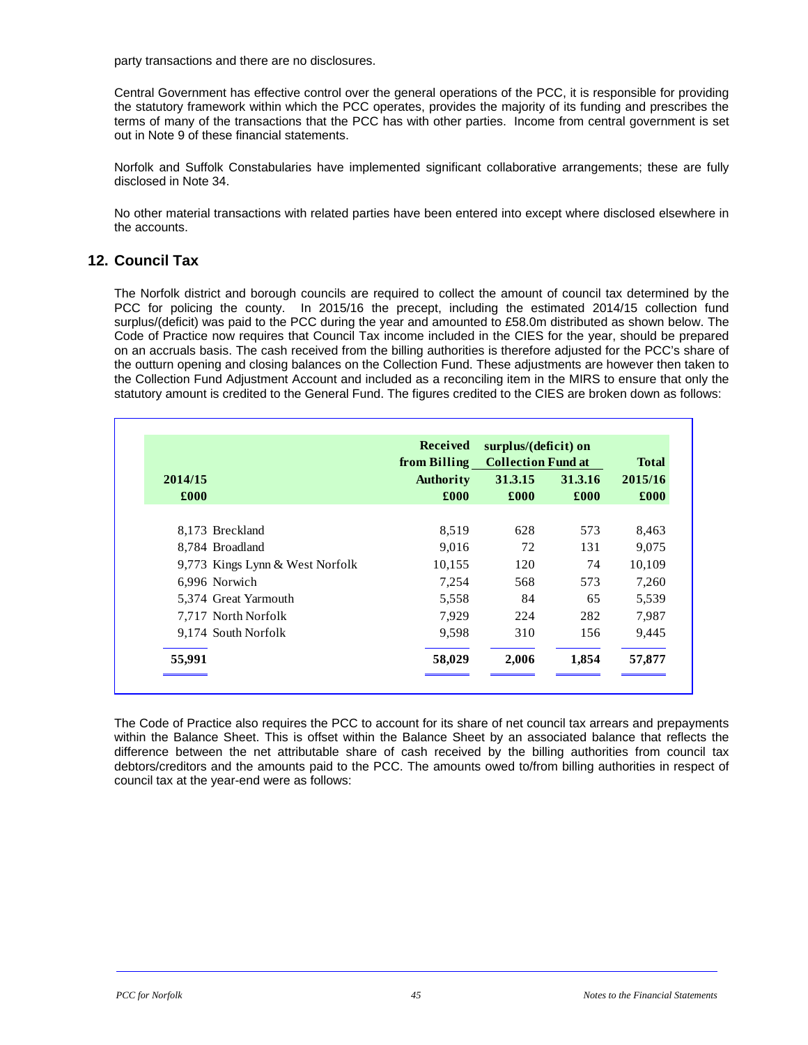party transactions and there are no disclosures.

Central Government has effective control over the general operations of the PCC, it is responsible for providing the statutory framework within which the PCC operates, provides the majority of its funding and prescribes the terms of many of the transactions that the PCC has with other parties. Income from central government is set out in Note 9 of these financial statements.

Norfolk and Suffolk Constabularies have implemented significant collaborative arrangements; these are fully disclosed in Note 34.

No other material transactions with related parties have been entered into except where disclosed elsewhere in the accounts.

## 12. Council Tax

The Norfolk district and borough councils are required to collect the amount of council tax determined by the PCC for policing the county. In 2015/16 the precept, including the estimated 2014/15 collection fund surplus/(deficit) was paid to the PCC during the year and amounted to £58.0m distributed as shown below. The Code of Practice now requires that Council Tax income included in the CIES for the year, should be prepared on an accruals basis. The cash received from the billing authorities is therefore adjusted for the PCC's share of the outturn opening and closing balances on the Collection Fund. These adjustments are however then taken to the Collection Fund Adjustment Account and included as a reconciling item in the MIRS to ensure that only the statutory amount is credited to the General Fund. The figures credited to the CIES are broken down as follows:

| 2014/15 | | Received from Billing | surplus/(deficit) on Collection Fund at | | Total |
|---|---|---|---|---|---|
| | | Authority | 31.3.15 | 31.3.16 | 2015/16 |
| £000 | | £000 | £000 | £000 | £000 |
| 8,173 | Breckland | 8,519 | 628 | 573 | 8,463 |
| 8,784 | Broadland | 9,016 | 72 | 131 | 9,075 |
| 9,773 | Kings Lynn & West Norfolk | 10,155 | 120 | 74 | 10,109 |
| 6,996 | Norwich | 7,254 | 568 | 573 | 7,260 |
| 5,374 | Great Yarmouth | 5,558 | 84 | 65 | 5,539 |
| 7,717 | North Norfolk | 7,929 | 224 | 282 | 7,987 |
| 9,174 | South Norfolk | 9,598 | 310 | 156 | 9,445 |
| **55,991** | | **58,029** | **2,006** | **1,854** | **57,877** |

The Code of Practice also requires the PCC to account for its share of net council tax arrears and prepayments within the Balance Sheet. This is offset within the Balance Sheet by an associated balance that reflects the difference between the net attributable share of cash received by the billing authorities from council tax debtors/creditors and the amounts paid to the PCC. The amounts owed to/from billing authorities in respect of council tax at the year-end were as follows: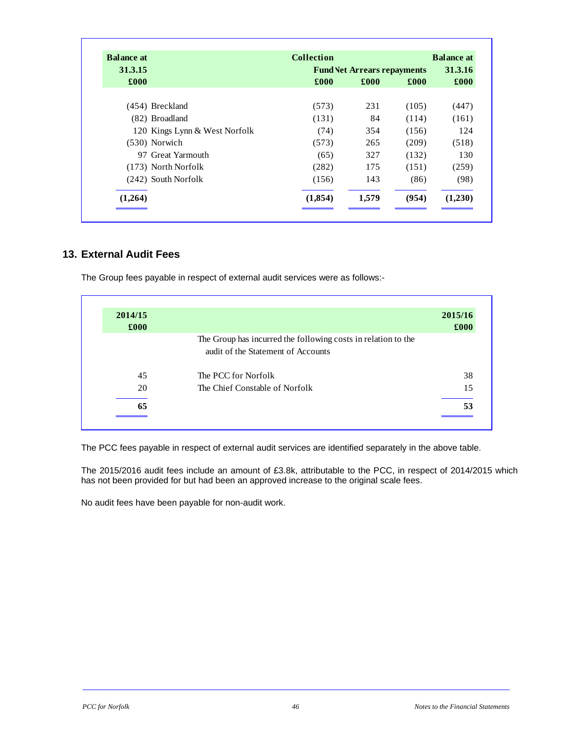| Balance at 31.3.15 £000 | | Collection Fund £000 | Net Arrears £000 | repayments £000 | Balance at 31.3.16 £000 |
|---|---|---|---|---|---|
| (454) | Breckland | (573) | 231 | (105) | (447) |
| (82) | Broadland | (131) | 84 | (114) | (161) |
| 120 | Kings Lynn & West Norfolk | (74) | 354 | (156) | 124 |
| (530) | Norwich | (573) | 265 | (209) | (518) |
| 97 | Great Yarmouth | (65) | 327 | (132) | 130 |
| (173) | North Norfolk | (282) | 175 | (151) | (259) |
| (242) | South Norfolk | (156) | 143 | (86) | (98) |
| **(1,264)** | | **(1,854)** | **1,579** | **(954)** | **(1,230)** |

## 13. External Audit Fees

The Group fees payable in respect of external audit services were as follows:-

| 2014/15 £000 | | 2015/16 £000 |
|---|---|---|
| | The Group has incurred the following costs in relation to the audit of the Statement of Accounts | |
| 45 | The PCC for Norfolk | 38 |
| 20 | The Chief Constable of Norfolk | 15 |
| **65** | | **53** |

The PCC fees payable in respect of external audit services are identified separately in the above table.

The 2015/2016 audit fees include an amount of £3.8k, attributable to the PCC, in respect of 2014/2015 which has not been provided for but had been an approved increase to the original scale fees.

No audit fees have been payable for non-audit work.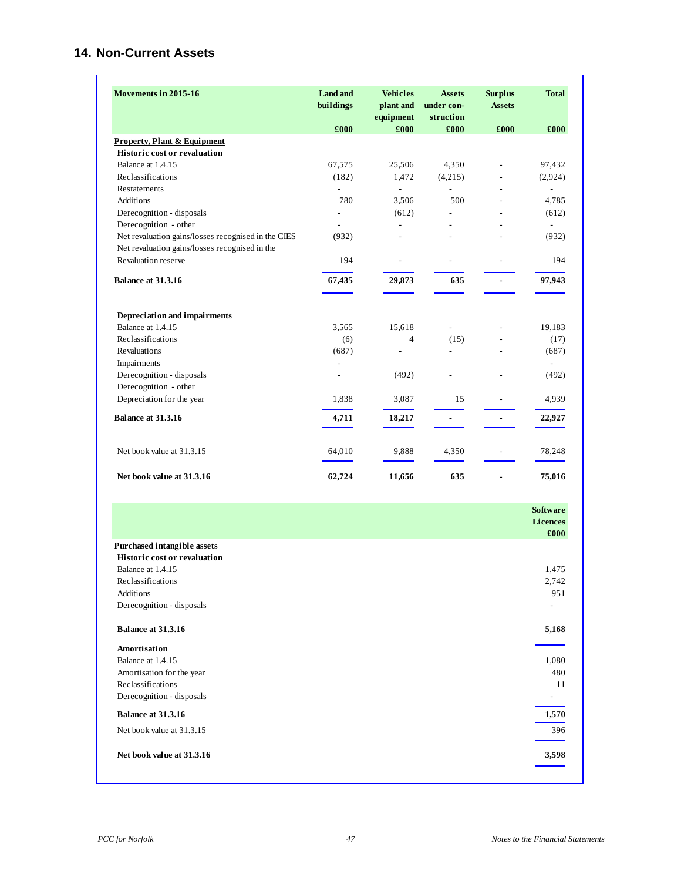## 14. Non-Current Assets

| Movements in 2015-16 | Land and buildings | Vehicles plant and equipment | Assets under con-struction | Surplus Assets | Total |
|---|---|---|---|---|---|
| | £000 | £000 | £000 | £000 | £000 |
| **Property, Plant & Equipment** | | | | | |
| **Historic cost or revaluation** | | | | | |
| Balance at 1.4.15 | 67,575 | 25,506 | 4,350 | - | 97,432 |
| Reclassifications | (182) | 1,472 | (4,215) | - | (2,924) |
| Restatements | - | - | - | - | - |
| Additions | 780 | 3,506 | 500 | - | 4,785 |
| Derecognition - disposals | - | (612) | - | - | (612) |
| Derecognition - other | - | - | - | - | - |
| Net revaluation gains/losses recognised in the CIES | (932) | - | - | - | (932) |
| Net revaluation gains/losses recognised in the Revaluation reserve | 194 | - | - | - | 194 |
| **Balance at 31.3.16** | **67,435** | **29,873** | **635** | **-** | **97,943** |
| **Depreciation and impairments** | | | | | |
| Balance at 1.4.15 | 3,565 | 15,618 | - | - | 19,183 |
| Reclassifications | (6) | 4 | (15) | - | (17) |
| Revaluations | (687) | - | - | - | (687) |
| Impairments | - | | | | - |
| Derecognition - disposals | - | (492) | - | - | (492) |
| Derecognition - other | | | | | |
| Depreciation for the year | 1,838 | 3,087 | 15 | - | 4,939 |
| **Balance at 31.3.16** | **4,711** | **18,217** | **-** | **-** | **22,927** |
| Net book value at 31.3.15 | 64,010 | 9,888 | 4,350 | - | 78,248 |
| **Net book value at 31.3.16** | **62,724** | **11,656** | **635** | **-** | **75,016** |

| | Software Licences £000 |
|---|---|
| **Purchased intangible assets** | |
| **Historic cost or revaluation** | |
| Balance at 1.4.15 | 1,475 |
| Reclassifications | 2,742 |
| Additions | 951 |
| Derecognition - disposals | - |
| **Balance at 31.3.16** | **5,168** |
| **Amortisation** | |
| Balance at 1.4.15 | 1,080 |
| Amortisation for the year | 480 |
| Reclassifications | 11 |
| Derecognition - disposals | - |
| **Balance at 31.3.16** | **1,570** |
| Net book value at 31.3.15 | 396 |
| **Net book value at 31.3.16** | **3,598** |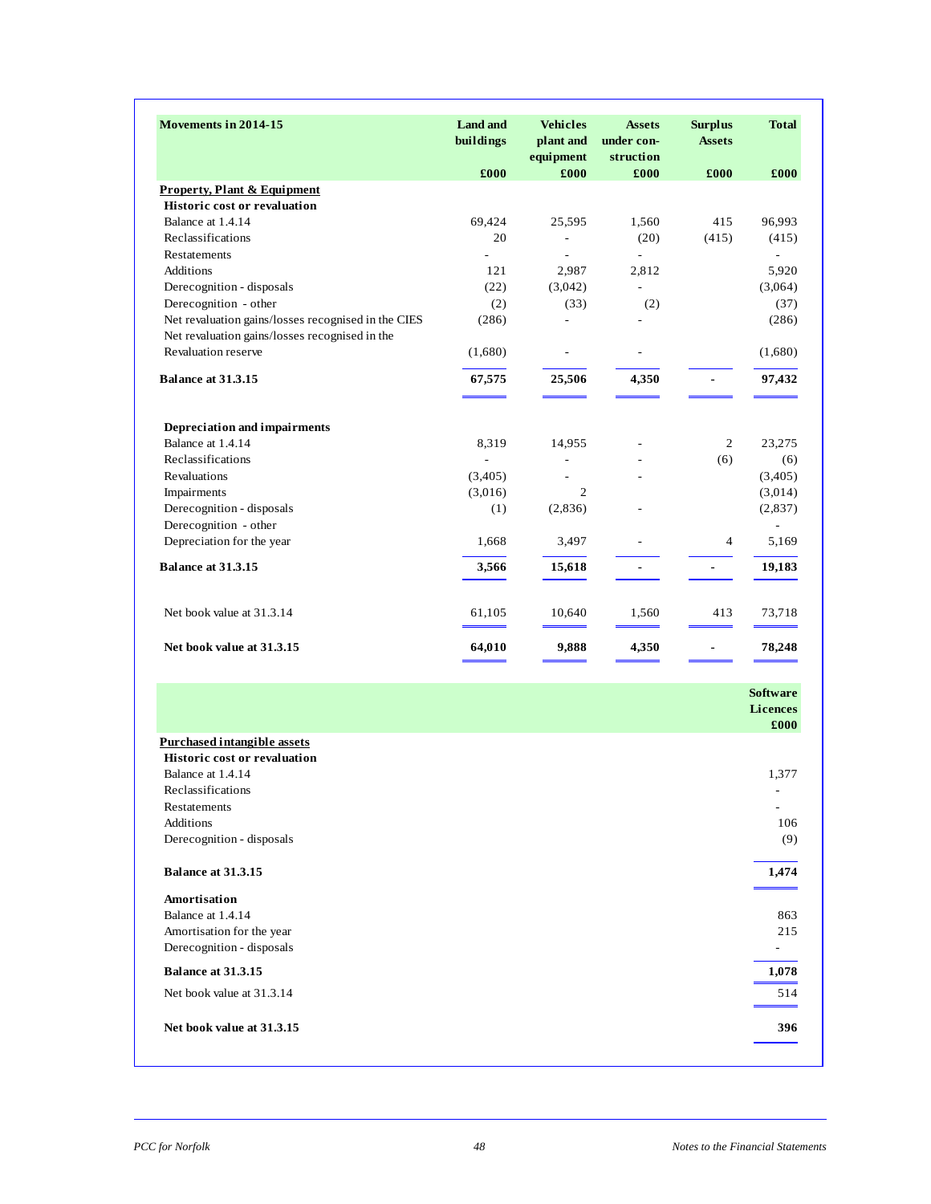| Movements in 2014-15 | Land and buildings | Vehicles plant and equipment | Assets under con-struction | Surplus Assets | Total |
|---|---|---|---|---|---|
| | £000 | £000 | £000 | £000 | £000 |
| **Property, Plant & Equipment** | | | | | |
| **Historic cost or revaluation** | | | | | |
| Balance at 1.4.14 | 69,424 | 25,595 | 1,560 | 415 | 96,993 |
| Reclassifications | 20 | - | (20) | (415) | (415) |
| Restatements | - | - | - | | - |
| Additions | 121 | 2,987 | 2,812 | | 5,920 |
| Derecognition - disposals | (22) | (3,042) | - | | (3,064) |
| Derecognition - other | (2) | (33) | (2) | | (37) |
| Net revaluation gains/losses recognised in the CIES | (286) | - | - | | (286) |
| Net revaluation gains/losses recognised in the Revaluation reserve | (1,680) | - | - | | (1,680) |
| **Balance at 31.3.15** | **67,575** | **25,506** | **4,350** | **-** | **97,432** |
| | | | | | |
| **Depreciation and impairments** | | | | | |
| Balance at 1.4.14 | 8,319 | 14,955 | - | 2 | 23,275 |
| Reclassifications | - | - | - | (6) | (6) |
| Revaluations | (3,405) | - | - | | (3,405) |
| Impairments | (3,016) | 2 | | | (3,014) |
| Derecognition - disposals | (1) | (2,836) | - | | (2,837) |
| Derecognition - other | | | | | - |
| Depreciation for the year | 1,668 | 3,497 | - | 4 | 5,169 |
| **Balance at 31.3.15** | **3,566** | **15,618** | **-** | **-** | **19,183** |
| | | | | | |
| Net book value at 31.3.14 | 61,105 | 10,640 | 1,560 | 413 | 73,718 |
| **Net book value at 31.3.15** | **64,010** | **9,888** | **4,350** | **-** | **78,248** |

| | Software Licences |
|---|---|
| | £000 |
| **Purchased intangible assets** | |
| **Historic cost or revaluation** | |
| Balance at 1.4.14 | 1,377 |
| Reclassifications | - |
| Restatements | - |
| Additions | 106 |
| Derecognition - disposals | (9) |
| **Balance at 31.3.15** | **1,474** |
| **Amortisation** | |
| Balance at 1.4.14 | 863 |
| Amortisation for the year | 215 |
| Derecognition - disposals | - |
| **Balance at 31.3.15** | **1,078** |
| Net book value at 31.3.14 | 514 |
| **Net book value at 31.3.15** | **396** |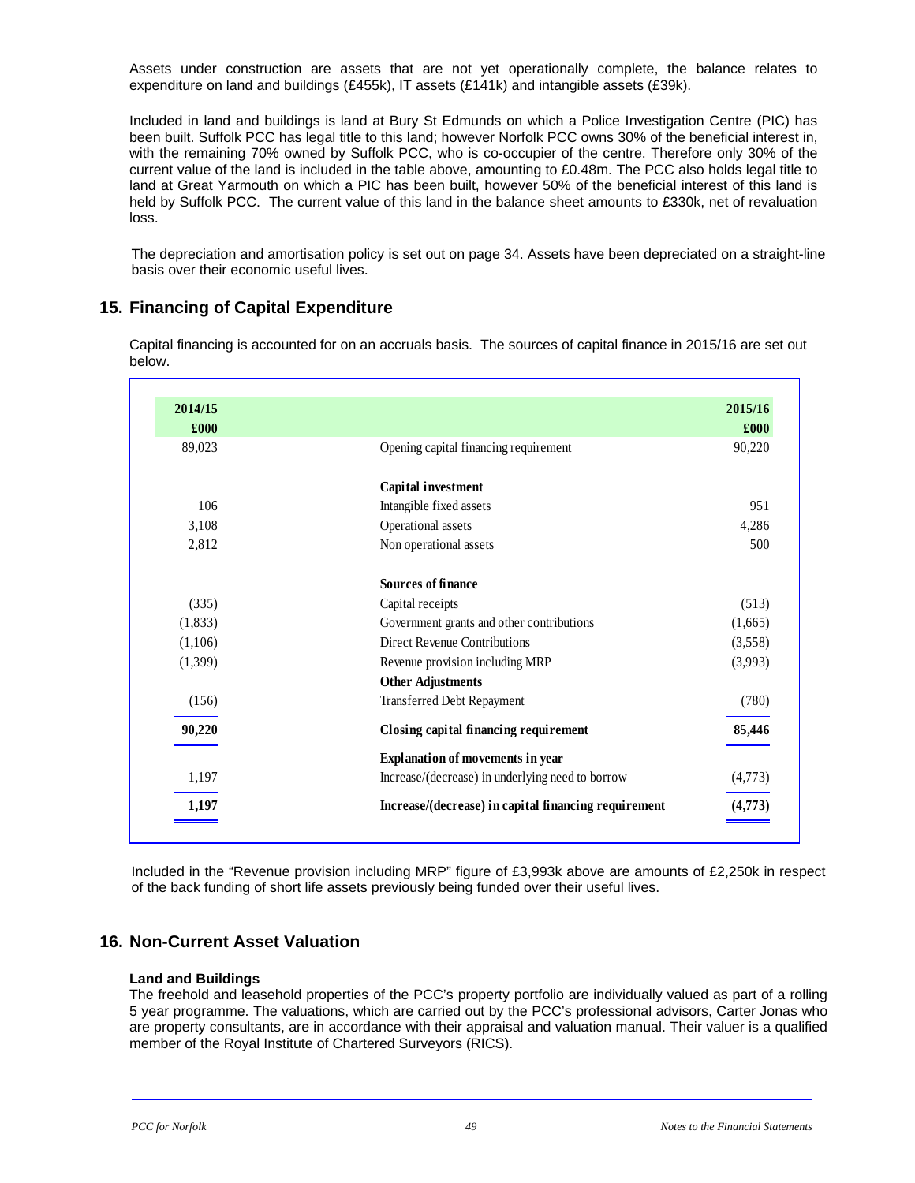Assets under construction are assets that are not yet operationally complete, the balance relates to expenditure on land and buildings (£455k), IT assets (£141k) and intangible assets (£39k).

Included in land and buildings is land at Bury St Edmunds on which a Police Investigation Centre (PIC) has been built. Suffolk PCC has legal title to this land; however Norfolk PCC owns 30% of the beneficial interest in, with the remaining 70% owned by Suffolk PCC, who is co-occupier of the centre. Therefore only 30% of the current value of the land is included in the table above, amounting to £0.48m. The PCC also holds legal title to land at Great Yarmouth on which a PIC has been built, however 50% of the beneficial interest of this land is held by Suffolk PCC. The current value of this land in the balance sheet amounts to £330k, net of revaluation loss.

The depreciation and amortisation policy is set out on page 34. Assets have been depreciated on a straight-line basis over their economic useful lives.

## 15. Financing of Capital Expenditure

Capital financing is accounted for on an accruals basis. The sources of capital finance in 2015/16 are set out below.

| 2014/15 £000 | | 2015/16 £000 |
|---|---|---|
| 89,023 | Opening capital financing requirement | 90,220 |
| | **Capital investment** | |
| 106 | Intangible fixed assets | 951 |
| 3,108 | Operational assets | 4,286 |
| 2,812 | Non operational assets | 500 |
| | **Sources of finance** | |
| (335) | Capital receipts | (513) |
| (1,833) | Government grants and other contributions | (1,665) |
| (1,106) | Direct Revenue Contributions | (3,558) |
| (1,399) | Revenue provision including MRP | (3,993) |
| | **Other Adjustments** | |
| (156) | Transferred Debt Repayment | (780) |
| **90,220** | **Closing capital financing requirement** | **85,446** |
| | **Explanation of movements in year** | |
| 1,197 | Increase/(decrease) in underlying need to borrow | (4,773) |
| **1,197** | **Increase/(decrease) in capital financing requirement** | **(4,773)** |

Included in the "Revenue provision including MRP" figure of £3,993k above are amounts of £2,250k in respect of the back funding of short life assets previously being funded over their useful lives.

## 16. Non-Current Asset Valuation

**Land and Buildings**

The freehold and leasehold properties of the PCC's property portfolio are individually valued as part of a rolling 5 year programme. The valuations, which are carried out by the PCC's professional advisors, Carter Jonas who are property consultants, are in accordance with their appraisal and valuation manual. Their valuer is a qualified member of the Royal Institute of Chartered Surveyors (RICS).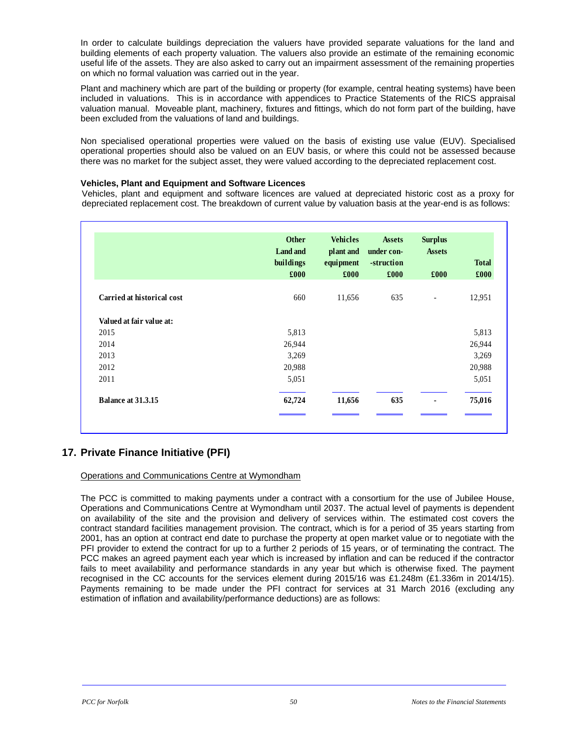In order to calculate buildings depreciation the valuers have provided separate valuations for the land and building elements of each property valuation. The valuers also provide an estimate of the remaining economic useful life of the assets. They are also asked to carry out an impairment assessment of the remaining properties on which no formal valuation was carried out in the year.

Plant and machinery which are part of the building or property (for example, central heating systems) have been included in valuations. This is in accordance with appendices to Practice Statements of the RICS appraisal valuation manual. Moveable plant, machinery, fixtures and fittings, which do not form part of the building, have been excluded from the valuations of land and buildings.

Non specialised operational properties were valued on the basis of existing use value (EUV). Specialised operational properties should also be valued on an EUV basis, or where this could not be assessed because there was no market for the subject asset, they were valued according to the depreciated replacement cost.

**Vehicles, Plant and Equipment and Software Licences**

Vehicles, plant and equipment and software licences are valued at depreciated historic cost as a proxy for depreciated replacement cost. The breakdown of current value by valuation basis at the year-end is as follows:

| | Other Land and buildings £000 | Vehicles plant and equipment £000 | Assets under con--struction £000 | Surplus Assets £000 | Total £000 |
|---|---|---|---|---|---|
| **Carried at historical cost** | 660 | 11,656 | 635 | - | 12,951 |
| **Valued at fair value at:** | | | | | |
| 2015 | 5,813 | | | | 5,813 |
| 2014 | 26,944 | | | | 26,944 |
| 2013 | 3,269 | | | | 3,269 |
| 2012 | 20,988 | | | | 20,988 |
| 2011 | 5,051 | | | | 5,051 |
| **Balance at 31.3.15** | **62,724** | **11,656** | **635** | **-** | **75,016** |

## 17. Private Finance Initiative (PFI)

Operations and Communications Centre at Wymondham

The PCC is committed to making payments under a contract with a consortium for the use of Jubilee House, Operations and Communications Centre at Wymondham until 2037. The actual level of payments is dependent on availability of the site and the provision and delivery of services within. The estimated cost covers the contract standard facilities management provision. The contract, which is for a period of 35 years starting from 2001, has an option at contract end date to purchase the property at open market value or to negotiate with the PFI provider to extend the contract for up to a further 2 periods of 15 years, or of terminating the contract. The PCC makes an agreed payment each year which is increased by inflation and can be reduced if the contractor fails to meet availability and performance standards in any year but which is otherwise fixed. The payment recognised in the CC accounts for the services element during 2015/16 was £1.248m (£1.336m in 2014/15). Payments remaining to be made under the PFI contract for services at 31 March 2016 (excluding any estimation of inflation and availability/performance deductions) are as follows: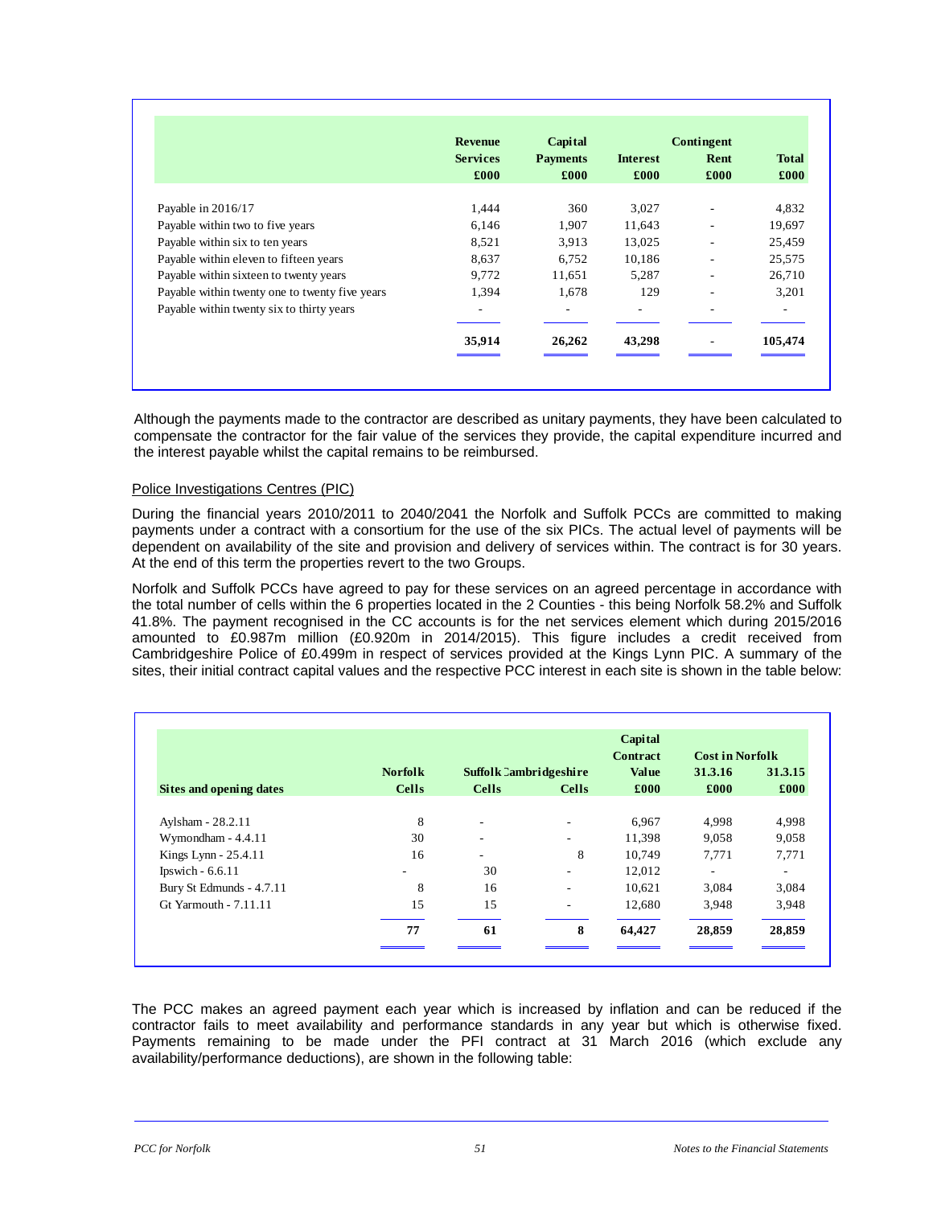| | Revenue Services £000 | Capital Payments £000 | Interest £000 | Contingent Rent £000 | Total £000 |
|---|---|---|---|---|---|
| Payable in 2016/17 | 1,444 | 360 | 3,027 | - | 4,832 |
| Payable within two to five years | 6,146 | 1,907 | 11,643 | - | 19,697 |
| Payable within six to ten years | 8,521 | 3,913 | 13,025 | - | 25,459 |
| Payable within eleven to fifteen years | 8,637 | 6,752 | 10,186 | - | 25,575 |
| Payable within sixteen to twenty years | 9,772 | 11,651 | 5,287 | - | 26,710 |
| Payable within twenty one to twenty five years | 1,394 | 1,678 | 129 | - | 3,201 |
| Payable within twenty six to thirty years | - | - | - | - | - |
| | **35,914** | **26,262** | **43,298** | - | **105,474** |

Although the payments made to the contractor are described as unitary payments, they have been calculated to compensate the contractor for the fair value of the services they provide, the capital expenditure incurred and the interest payable whilst the capital remains to be reimbursed.

Police Investigations Centres (PIC)

During the financial years 2010/2011 to 2040/2041 the Norfolk and Suffolk PCCs are committed to making payments under a contract with a consortium for the use of the six PICs. The actual level of payments will be dependent on availability of the site and provision and delivery of services within. The contract is for 30 years. At the end of this term the properties revert to the two Groups.

Norfolk and Suffolk PCCs have agreed to pay for these services on an agreed percentage in accordance with the total number of cells within the 6 properties located in the 2 Counties - this being Norfolk 58.2% and Suffolk 41.8%. The payment recognised in the CC accounts is for the net services element which during 2015/2016 amounted to £0.987m million (£0.920m in 2014/2015). This figure includes a credit received from Cambridgeshire Police of £0.499m in respect of services provided at the Kings Lynn PIC. A summary of the sites, their initial contract capital values and the respective PCC interest in each site is shown in the table below:

| Sites and opening dates | Norfolk Cells | Suffolk Cells | Cambridgeshire Cells | Capital Contract Value £000 | Cost in Norfolk 31.3.16 £000 | Cost in Norfolk 31.3.15 £000 |
|---|---|---|---|---|---|---|
| Aylsham - 28.2.11 | 8 | - | - | 6,967 | 4,998 | 4,998 |
| Wymondham - 4.4.11 | 30 | - | - | 11,398 | 9,058 | 9,058 |
| Kings Lynn - 25.4.11 | 16 | - | 8 | 10,749 | 7,771 | 7,771 |
| Ipswich - 6.6.11 | - | 30 | - | 12,012 | - | - |
| Bury St Edmunds - 4.7.11 | 8 | 16 | - | 10,621 | 3,084 | 3,084 |
| Gt Yarmouth - 7.11.11 | 15 | 15 | - | 12,680 | 3,948 | 3,948 |
| | **77** | **61** | **8** | **64,427** | **28,859** | **28,859** |

The PCC makes an agreed payment each year which is increased by inflation and can be reduced if the contractor fails to meet availability and performance standards in any year but which is otherwise fixed. Payments remaining to be made under the PFI contract at 31 March 2016 (which exclude any availability/performance deductions), are shown in the following table: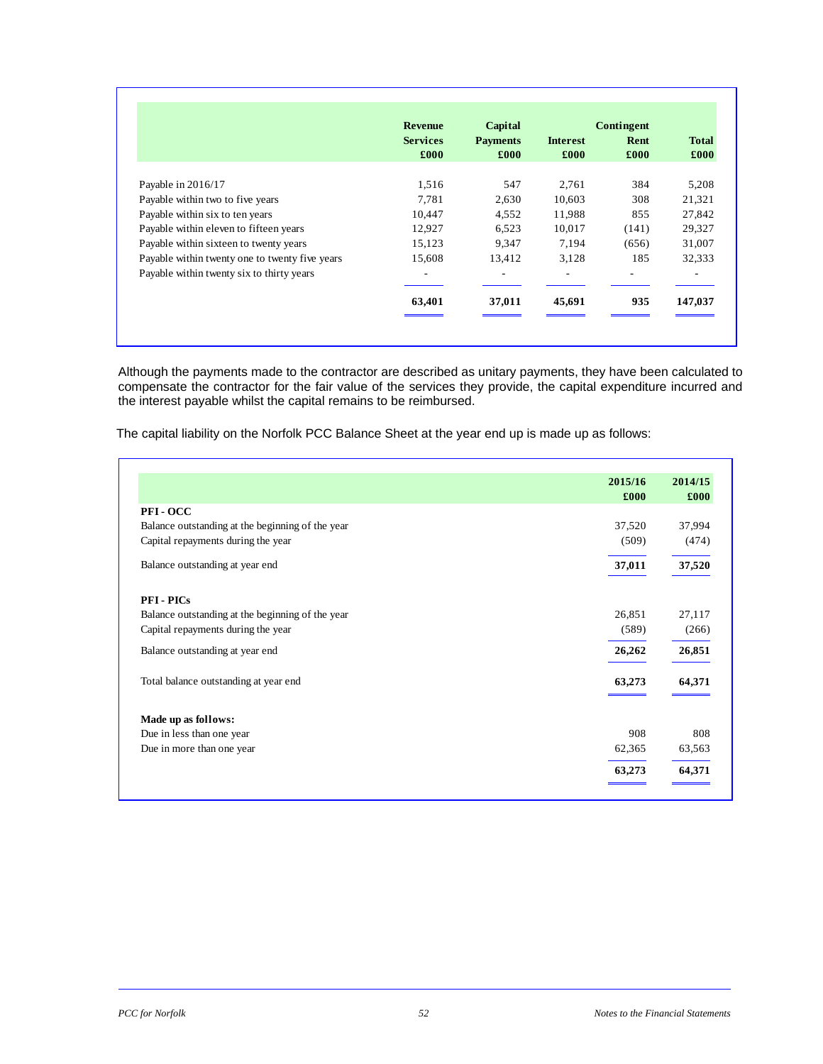| | Revenue Services £000 | Capital Payments £000 | Interest £000 | Contingent Rent £000 | Total £000 |
|---|---|---|---|---|---|
| Payable in 2016/17 | 1,516 | 547 | 2,761 | 384 | 5,208 |
| Payable within two to five years | 7,781 | 2,630 | 10,603 | 308 | 21,321 |
| Payable within six to ten years | 10,447 | 4,552 | 11,988 | 855 | 27,842 |
| Payable within eleven to fifteen years | 12,927 | 6,523 | 10,017 | (141) | 29,327 |
| Payable within sixteen to twenty years | 15,123 | 9,347 | 7,194 | (656) | 31,007 |
| Payable within twenty one to twenty five years | 15,608 | 13,412 | 3,128 | 185 | 32,333 |
| Payable within twenty six to thirty years | - | - | - | - | - |
| | **63,401** | **37,011** | **45,691** | **935** | **147,037** |

Although the payments made to the contractor are described as unitary payments, they have been calculated to compensate the contractor for the fair value of the services they provide, the capital expenditure incurred and the interest payable whilst the capital remains to be reimbursed.

The capital liability on the Norfolk PCC Balance Sheet at the year end up is made up as follows:

| | 2015/16 £000 | 2014/15 £000 |
|---|---|---|
| **PFI - OCC** | | |
| Balance outstanding at the beginning of the year | 37,520 | 37,994 |
| Capital repayments during the year | (509) | (474) |
| Balance outstanding at year end | **37,011** | **37,520** |
| **PFI - PICs** | | |
| Balance outstanding at the beginning of the year | 26,851 | 27,117 |
| Capital repayments during the year | (589) | (266) |
| Balance outstanding at year end | **26,262** | **26,851** |
| Total balance outstanding at year end | **63,273** | **64,371** |
| **Made up as follows:** | | |
| Due in less than one year | 908 | 808 |
| Due in more than one year | 62,365 | 63,563 |
| | **63,273** | **64,371** |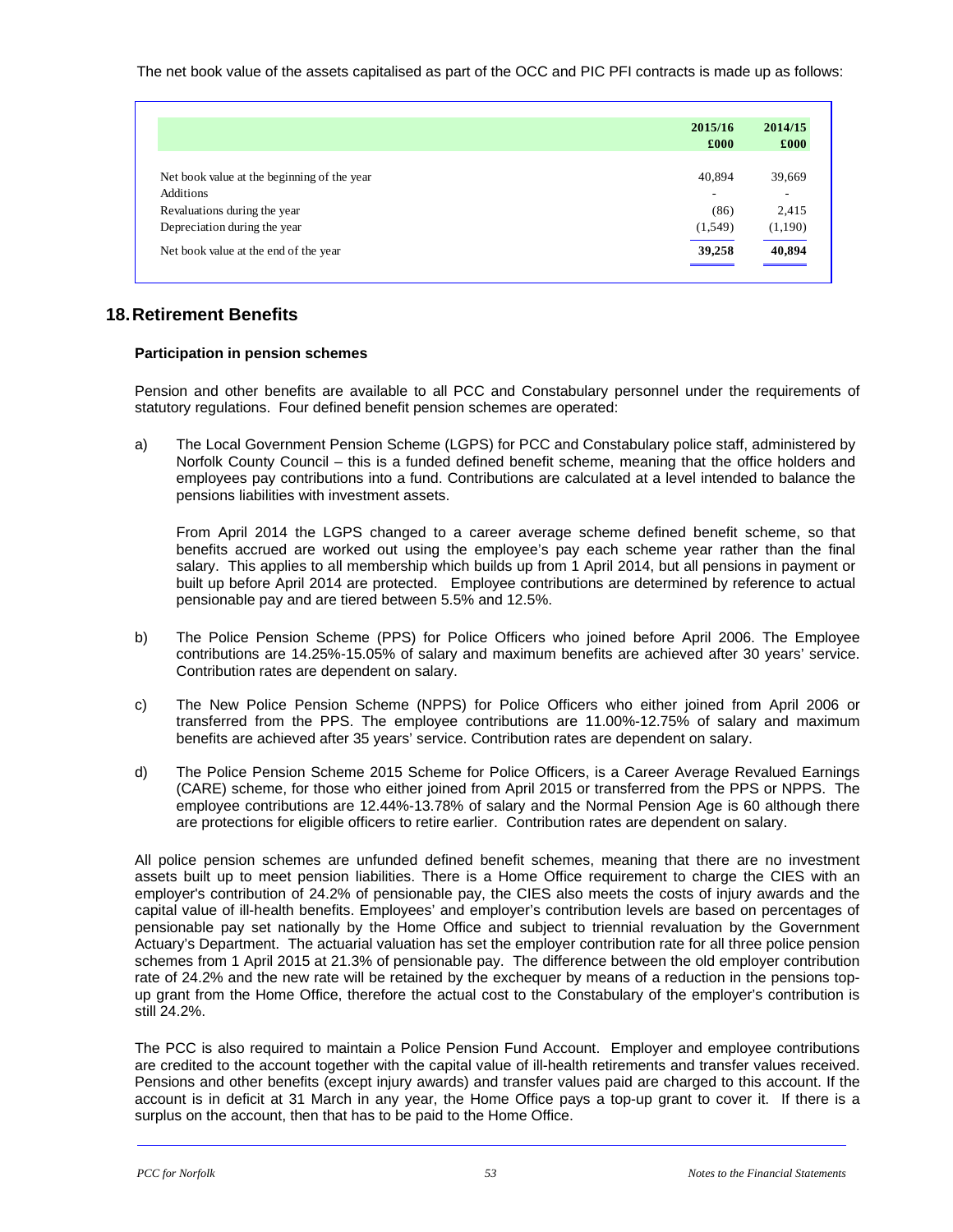The net book value of the assets capitalised as part of the OCC and PIC PFI contracts is made up as follows:

| | 2015/16<br>£000 | 2014/15<br>£000 |
|---|---|---|
| Net book value at the beginning of the year | 40,894 | 39,669 |
| Additions | - | - |
| Revaluations during the year | (86) | 2,415 |
| Depreciation during the year | (1,549) | (1,190) |
| Net book value at the end of the year | **39,258** | **40,894** |

## 18. Retirement Benefits

### Participation in pension schemes

Pension and other benefits are available to all PCC and Constabulary personnel under the requirements of statutory regulations. Four defined benefit pension schemes are operated:

a) The Local Government Pension Scheme (LGPS) for PCC and Constabulary police staff, administered by Norfolk County Council – this is a funded defined benefit scheme, meaning that the office holders and employees pay contributions into a fund. Contributions are calculated at a level intended to balance the pensions liabilities with investment assets.

   From April 2014 the LGPS changed to a career average scheme defined benefit scheme, so that benefits accrued are worked out using the employee's pay each scheme year rather than the final salary. This applies to all membership which builds up from 1 April 2014, but all pensions in payment or built up before April 2014 are protected. Employee contributions are determined by reference to actual pensionable pay and are tiered between 5.5% and 12.5%.

b) The Police Pension Scheme (PPS) for Police Officers who joined before April 2006. The Employee contributions are 14.25%-15.05% of salary and maximum benefits are achieved after 30 years' service. Contribution rates are dependent on salary.

c) The New Police Pension Scheme (NPPS) for Police Officers who either joined from April 2006 or transferred from the PPS. The employee contributions are 11.00%-12.75% of salary and maximum benefits are achieved after 35 years' service. Contribution rates are dependent on salary.

d) The Police Pension Scheme 2015 Scheme for Police Officers, is a Career Average Revalued Earnings (CARE) scheme, for those who either joined from April 2015 or transferred from the PPS or NPPS. The employee contributions are 12.44%-13.78% of salary and the Normal Pension Age is 60 although there are protections for eligible officers to retire earlier. Contribution rates are dependent on salary.

All police pension schemes are unfunded defined benefit schemes, meaning that there are no investment assets built up to meet pension liabilities. There is a Home Office requirement to charge the CIES with an employer's contribution of 24.2% of pensionable pay, the CIES also meets the costs of injury awards and the capital value of ill-health benefits. Employees' and employer's contribution levels are based on percentages of pensionable pay set nationally by the Home Office and subject to triennial revaluation by the Government Actuary's Department. The actuarial valuation has set the employer contribution rate for all three police pension schemes from 1 April 2015 at 21.3% of pensionable pay. The difference between the old employer contribution rate of 24.2% and the new rate will be retained by the exchequer by means of a reduction in the pensions top-up grant from the Home Office, therefore the actual cost to the Constabulary of the employer's contribution is still 24.2%.

The PCC is also required to maintain a Police Pension Fund Account. Employer and employee contributions are credited to the account together with the capital value of ill-health retirements and transfer values received. Pensions and other benefits (except injury awards) and transfer values paid are charged to this account. If the account is in deficit at 31 March in any year, the Home Office pays a top-up grant to cover it. If there is a surplus on the account, then that has to be paid to the Home Office.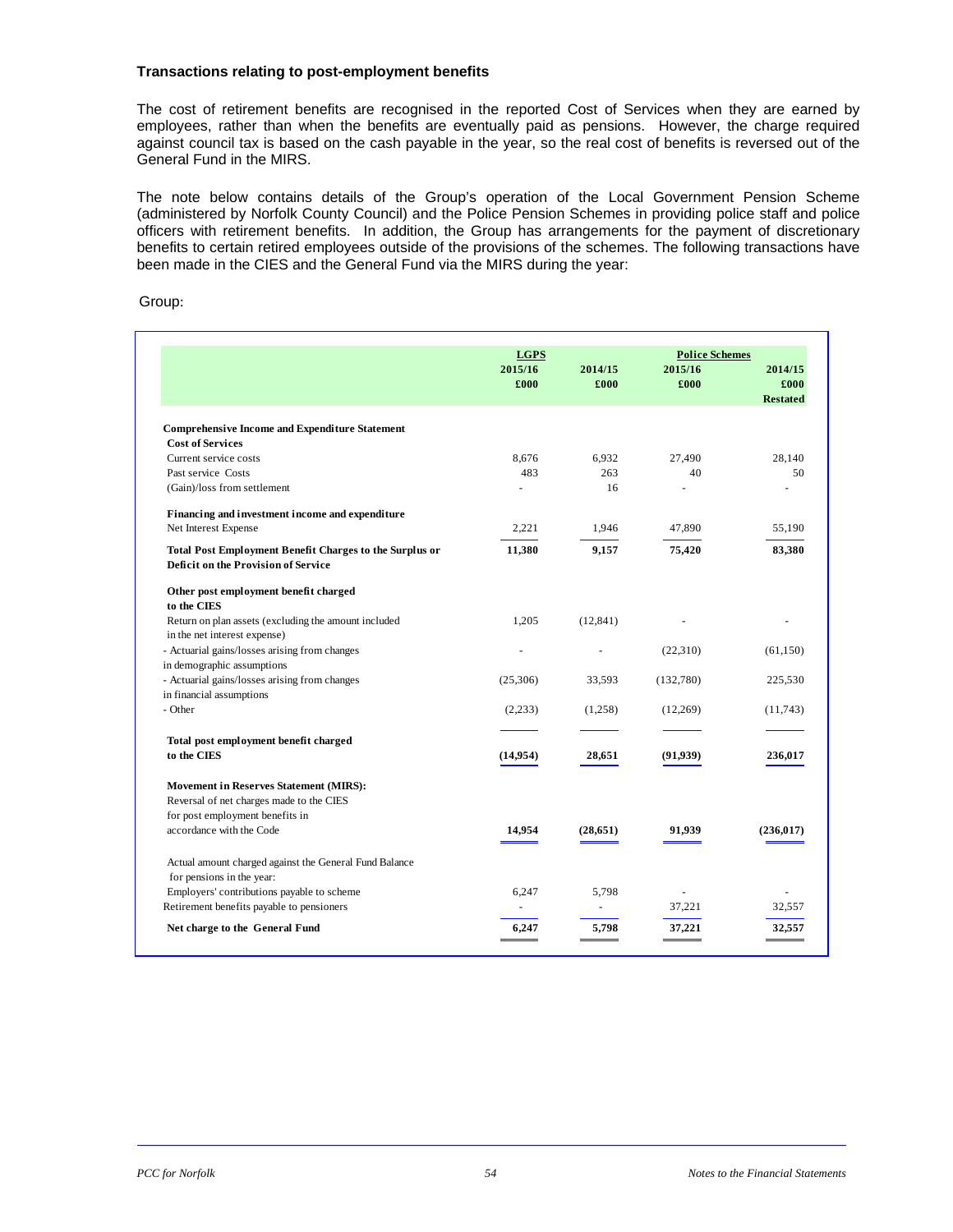**Transactions relating to post-employment benefits**

The cost of retirement benefits are recognised in the reported Cost of Services when they are earned by employees, rather than when the benefits are eventually paid as pensions. However, the charge required against council tax is based on the cash payable in the year, so the real cost of benefits is reversed out of the General Fund in the MIRS.

The note below contains details of the Group's operation of the Local Government Pension Scheme (administered by Norfolk County Council) and the Police Pension Schemes in providing police staff and police officers with retirement benefits. In addition, the Group has arrangements for the payment of discretionary benefits to certain retired employees outside of the provisions of the schemes. The following transactions have been made in the CIES and the General Fund via the MIRS during the year:

Group:

| | LGPS | | Police Schemes | |
|---|---|---|---|---|
| | 2015/16 | 2014/15 | 2015/16 | 2014/15 |
| | £000 | £000 | £000 | £000 Restated |
| **Comprehensive Income and Expenditure Statement** | | | | |
| **Cost of Services** | | | | |
| Current service costs | 8,676 | 6,932 | 27,490 | 28,140 |
| Past service Costs | 483 | 263 | 40 | 50 |
| (Gain)/loss from settlement | - | 16 | - | - |
| **Financing and investment income and expenditure** | | | | |
| Net Interest Expense | 2,221 | 1,946 | 47,890 | 55,190 |
| **Total Post Employment Benefit Charges to the Surplus or Deficit on the Provision of Service** | **11,380** | **9,157** | **75,420** | **83,380** |
| **Other post employment benefit charged to the CIES** | | | | |
| Return on plan assets (excluding the amount included in the net interest expense) | 1,205 | (12,841) | - | - |
| - Actuarial gains/losses arising from changes in demographic assumptions | - | - | (22,310) | (61,150) |
| - Actuarial gains/losses arising from changes in financial assumptions | (25,306) | 33,593 | (132,780) | 225,530 |
| - Other | (2,233) | (1,258) | (12,269) | (11,743) |
| **Total post employment benefit charged to the CIES** | **(14,954)** | **28,651** | **(91,939)** | **236,017** |
| **Movement in Reserves Statement (MIRS):** | | | | |
| Reversal of net charges made to the CIES for post employment benefits in accordance with the Code | **14,954** | **(28,651)** | **91,939** | **(236,017)** |
| Actual amount charged against the General Fund Balance for pensions in the year: | | | | |
| Employers' contributions payable to scheme | 6,247 | 5,798 | - | - |
| Retirement benefits payable to pensioners | - | - | 37,221 | 32,557 |
| **Net charge to the General Fund** | **6,247** | **5,798** | **37,221** | **32,557** |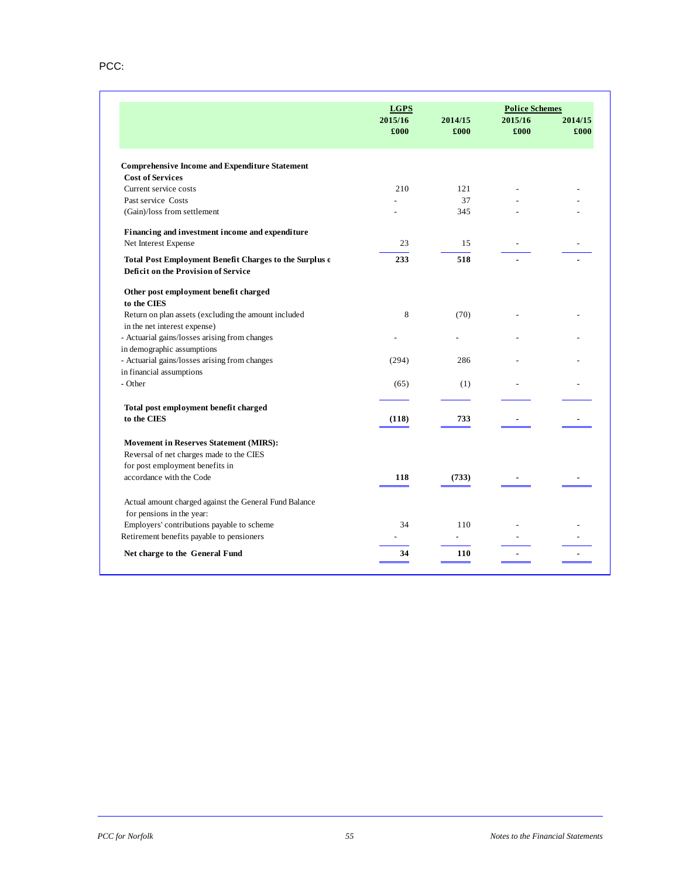PCC:

| | LGPS | | Police Schemes | |
|---|---|---|---|---|
| | 2015/16 | 2014/15 | 2015/16 | 2014/15 |
| | £000 | £000 | £000 | £000 |
| **Comprehensive Income and Expenditure Statement** | | | | |
| **Cost of Services** | | | | |
| Current service costs | 210 | 121 | - | - |
| Past service Costs | - | 37 | - | - |
| (Gain)/loss from settlement | - | 345 | - | - |
| **Financing and investment income and expenditure** | | | | |
| Net Interest Expense | 23 | 15 | - | - |
| **Total Post Employment Benefit Charges to the Surplus o Deficit on the Provision of Service** | **233** | **518** | **-** | **-** |
| **Other post employment benefit charged to the CIES** | | | | |
| Return on plan assets (excluding the amount included in the net interest expense) | 8 | (70) | - | - |
| - Actuarial gains/losses arising from changes in demographic assumptions | - | - | - | - |
| - Actuarial gains/losses arising from changes in financial assumptions | (294) | 286 | - | - |
| - Other | (65) | (1) | - | - |
| **Total post employment benefit charged to the CIES** | **(118)** | **733** | **-** | **-** |
| **Movement in Reserves Statement (MIRS):** | | | | |
| Reversal of net charges made to the CIES for post employment benefits in accordance with the Code | **118** | **(733)** | **-** | **-** |
| Actual amount charged against the General Fund Balance for pensions in the year: | | | | |
| Employers' contributions payable to scheme | 34 | 110 | - | - |
| Retirement benefits payable to pensioners | - | - | - | - |
| **Net charge to the General Fund** | **34** | **110** | **-** | **-** |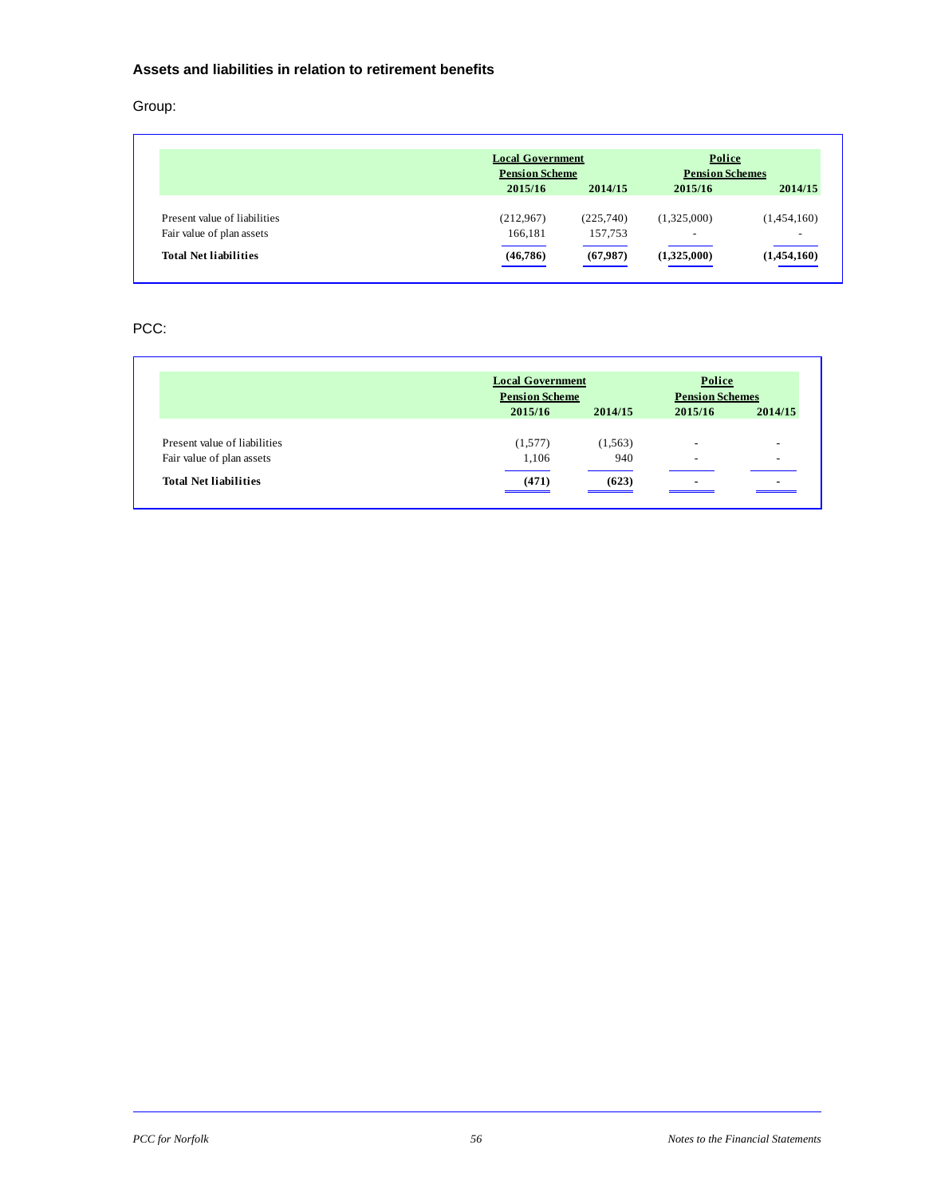### Assets and liabilities in relation to retirement benefits

Group:

| | Local Government Pension Scheme | | Police Pension Schemes | |
|---|---|---|---|---|
| | 2015/16 | 2014/15 | 2015/16 | 2014/15 |
| Present value of liabilities | (212,967) | (225,740) | (1,325,000) | (1,454,160) |
| Fair value of plan assets | 166,181 | 157,753 | - | - |
| **Total Net liabilities** | **(46,786)** | **(67,987)** | **(1,325,000)** | **(1,454,160)** |

PCC:

| | Local Government Pension Scheme | | Police Pension Schemes | |
|---|---|---|---|---|
| | 2015/16 | 2014/15 | 2015/16 | 2014/15 |
| Present value of liabilities | (1,577) | (1,563) | - | - |
| Fair value of plan assets | 1,106 | 940 | - | - |
| **Total Net liabilities** | **(471)** | **(623)** | **-** | **-** |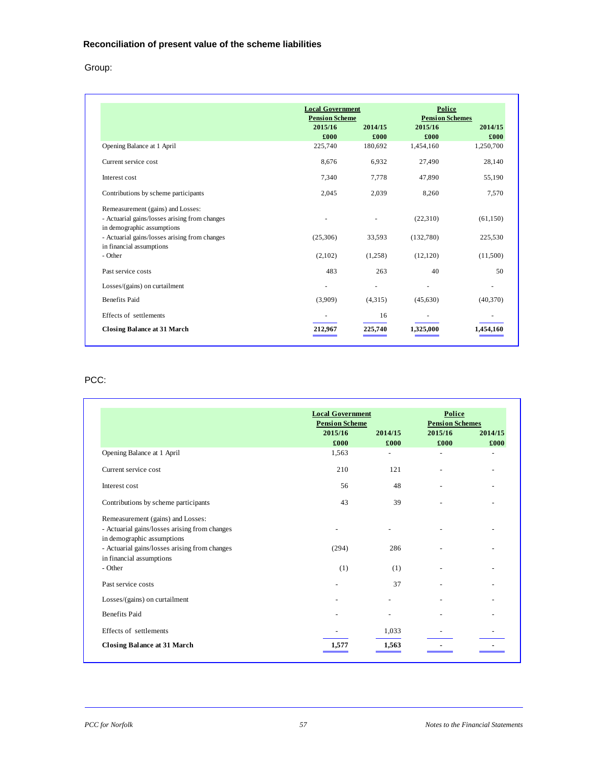### Reconciliation of present value of the scheme liabilities

Group:

| | Local Government Pension Scheme | | Police Pension Schemes | |
|---|---|---|---|---|
| | 2015/16 | 2014/15 | 2015/16 | 2014/15 |
| | £000 | £000 | £000 | £000 |
| Opening Balance at 1 April | 225,740 | 180,692 | 1,454,160 | 1,250,700 |
| Current service cost | 8,676 | 6,932 | 27,490 | 28,140 |
| Interest cost | 7,340 | 7,778 | 47,890 | 55,190 |
| Contributions by scheme participants | 2,045 | 2,039 | 8,260 | 7,570 |
| Remeasurement (gains) and Losses: | | | | |
| - Actuarial gains/losses arising from changes in demographic assumptions | - | - | (22,310) | (61,150) |
| - Actuarial gains/losses arising from changes in financial assumptions | (25,306) | 33,593 | (132,780) | 225,530 |
| - Other | (2,102) | (1,258) | (12,120) | (11,500) |
| Past service costs | 483 | 263 | 40 | 50 |
| Losses/(gains) on curtailment | - | - | - | - |
| Benefits Paid | (3,909) | (4,315) | (45,630) | (40,370) |
| Effects of settlements | - | 16 | - | - |
| **Closing Balance at 31 March** | **212,967** | **225,740** | **1,325,000** | **1,454,160** |

PCC:

| | Local Government Pension Scheme | | Police Pension Schemes | |
|---|---|---|---|---|
| | 2015/16 | 2014/15 | 2015/16 | 2014/15 |
| | £000 | £000 | £000 | £000 |
| Opening Balance at 1 April | 1,563 | - | - | - |
| Current service cost | 210 | 121 | - | - |
| Interest cost | 56 | 48 | - | - |
| Contributions by scheme participants | 43 | 39 | - | - |
| Remeasurement (gains) and Losses: | | | | |
| - Actuarial gains/losses arising from changes in demographic assumptions | - | - | - | - |
| - Actuarial gains/losses arising from changes in financial assumptions | (294) | 286 | - | - |
| - Other | (1) | (1) | - | - |
| Past service costs | - | 37 | - | - |
| Losses/(gains) on curtailment | - | - | - | - |
| Benefits Paid | - | - | - | - |
| Effects of settlements | - | 1,033 | - | - |
| **Closing Balance at 31 March** | **1,577** | **1,563** | **-** | **-** |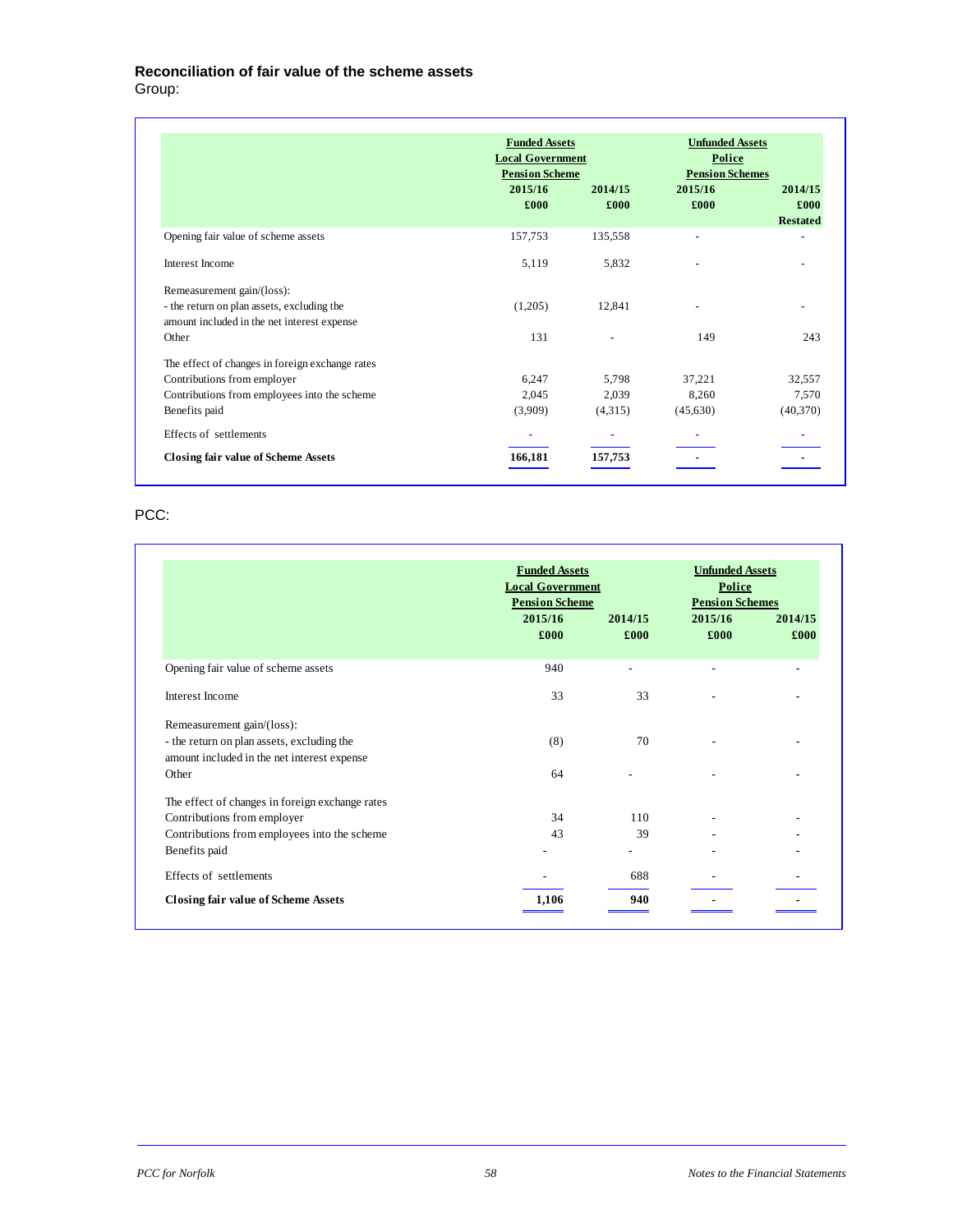## Reconciliation of fair value of the scheme assets

Group:

| | Funded Assets Local Government Pension Scheme 2015/16 £000 | 2014/15 £000 | Unfunded Assets Police Pension Schemes 2015/16 £000 | 2014/15 £000 Restated |
|---|---|---|---|---|
| Opening fair value of scheme assets | 157,753 | 135,558 | - | - |
| Interest Income | 5,119 | 5,832 | - | - |
| Remeasurement gain/(loss): | | | | |
| - the return on plan assets, excluding the amount included in the net interest expense | (1,205) | 12,841 | - | - |
| Other | 131 | - | 149 | 243 |
| The effect of changes in foreign exchange rates | | | | |
| Contributions from employer | 6,247 | 5,798 | 37,221 | 32,557 |
| Contributions from employees into the scheme | 2,045 | 2,039 | 8,260 | 7,570 |
| Benefits paid | (3,909) | (4,315) | (45,630) | (40,370) |
| Effects of settlements | - | - | - | - |
| **Closing fair value of Scheme Assets** | **166,181** | **157,753** | **-** | **-** |

PCC:

| | Funded Assets Local Government Pension Scheme 2015/16 £000 | 2014/15 £000 | Unfunded Assets Police Pension Schemes 2015/16 £000 | 2014/15 £000 |
|---|---|---|---|---|
| Opening fair value of scheme assets | 940 | - | - | - |
| Interest Income | 33 | 33 | - | - |
| Remeasurement gain/(loss): | | | | |
| - the return on plan assets, excluding the amount included in the net interest expense | (8) | 70 | - | - |
| Other | 64 | - | - | - |
| The effect of changes in foreign exchange rates | | | | |
| Contributions from employer | 34 | 110 | - | - |
| Contributions from employees into the scheme | 43 | 39 | - | - |
| Benefits paid | - | - | - | - |
| Effects of settlements | - | 688 | - | - |
| **Closing fair value of Scheme Assets** | **1,106** | **940** | **-** | **-** |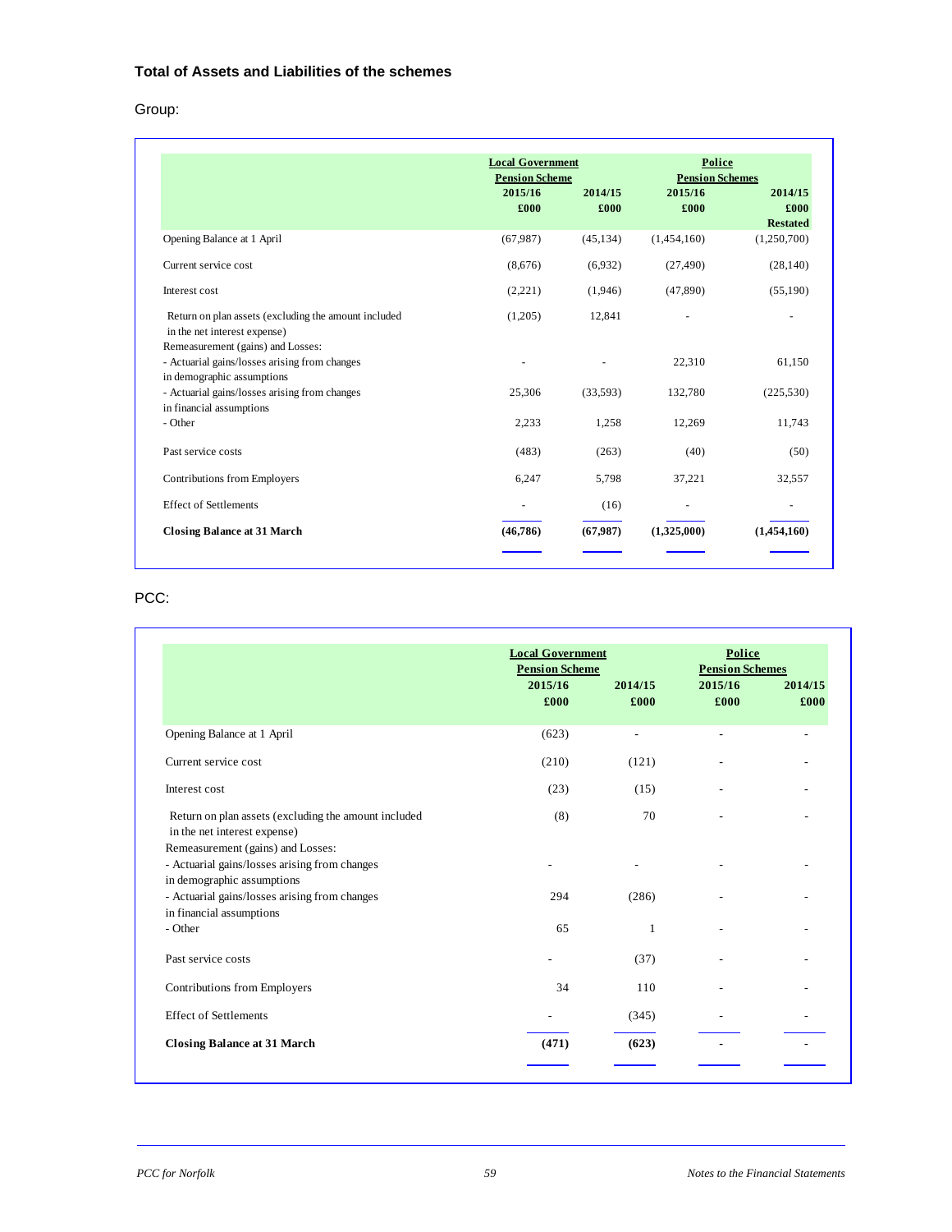### Total of Assets and Liabilities of the schemes

Group:

| | Local Government Pension Scheme | | Police Pension Schemes | |
|---|---|---|---|---|
| | 2015/16 £000 | 2014/15 £000 | 2015/16 £000 | 2014/15 £000 Restated |
| Opening Balance at 1 April | (67,987) | (45,134) | (1,454,160) | (1,250,700) |
| Current service cost | (8,676) | (6,932) | (27,490) | (28,140) |
| Interest cost | (2,221) | (1,946) | (47,890) | (55,190) |
| Return on plan assets (excluding the amount included in the net interest expense) | (1,205) | 12,841 | - | - |
| Remeasurement (gains) and Losses: | | | | |
| - Actuarial gains/losses arising from changes in demographic assumptions | - | - | 22,310 | 61,150 |
| - Actuarial gains/losses arising from changes in financial assumptions | 25,306 | (33,593) | 132,780 | (225,530) |
| - Other | 2,233 | 1,258 | 12,269 | 11,743 |
| Past service costs | (483) | (263) | (40) | (50) |
| Contributions from Employers | 6,247 | 5,798 | 37,221 | 32,557 |
| Effect of Settlements | - | (16) | - | - |
| **Closing Balance at 31 March** | **(46,786)** | **(67,987)** | **(1,325,000)** | **(1,454,160)** |

PCC:

| | Local Government Pension Scheme | | Police Pension Schemes | |
|---|---|---|---|---|
| | 2015/16 £000 | 2014/15 £000 | 2015/16 £000 | 2014/15 £000 |
| Opening Balance at 1 April | (623) | - | - | - |
| Current service cost | (210) | (121) | - | - |
| Interest cost | (23) | (15) | - | - |
| Return on plan assets (excluding the amount included in the net interest expense) | (8) | 70 | - | - |
| Remeasurement (gains) and Losses: | | | | |
| - Actuarial gains/losses arising from changes in demographic assumptions | - | - | - | - |
| - Actuarial gains/losses arising from changes in financial assumptions | 294 | (286) | - | - |
| - Other | 65 | 1 | - | - |
| Past service costs | - | (37) | - | - |
| Contributions from Employers | 34 | 110 | - | - |
| Effect of Settlements | - | (345) | - | - |
| **Closing Balance at 31 March** | **(471)** | **(623)** | **-** | **-** |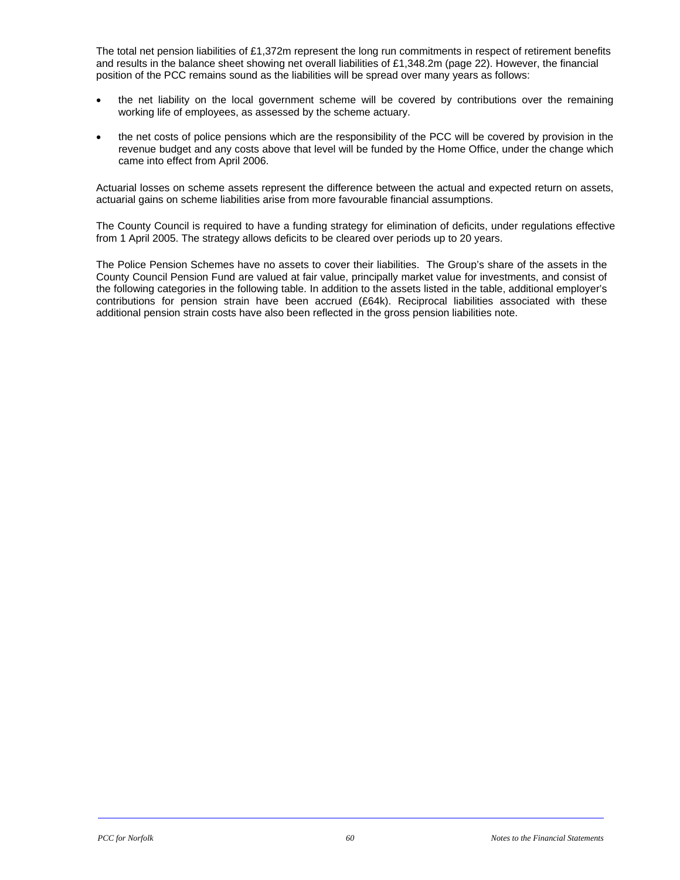The total net pension liabilities of £1,372m represent the long run commitments in respect of retirement benefits and results in the balance sheet showing net overall liabilities of £1,348.2m (page 22). However, the financial position of the PCC remains sound as the liabilities will be spread over many years as follows:

- the net liability on the local government scheme will be covered by contributions over the remaining working life of employees, as assessed by the scheme actuary.
- the net costs of police pensions which are the responsibility of the PCC will be covered by provision in the revenue budget and any costs above that level will be funded by the Home Office, under the change which came into effect from April 2006.

Actuarial losses on scheme assets represent the difference between the actual and expected return on assets, actuarial gains on scheme liabilities arise from more favourable financial assumptions.

The County Council is required to have a funding strategy for elimination of deficits, under regulations effective from 1 April 2005. The strategy allows deficits to be cleared over periods up to 20 years.

The Police Pension Schemes have no assets to cover their liabilities. The Group's share of the assets in the County Council Pension Fund are valued at fair value, principally market value for investments, and consist of the following categories in the following table. In addition to the assets listed in the table, additional employer's contributions for pension strain have been accrued (£64k). Reciprocal liabilities associated with these additional pension strain costs have also been reflected in the gross pension liabilities note.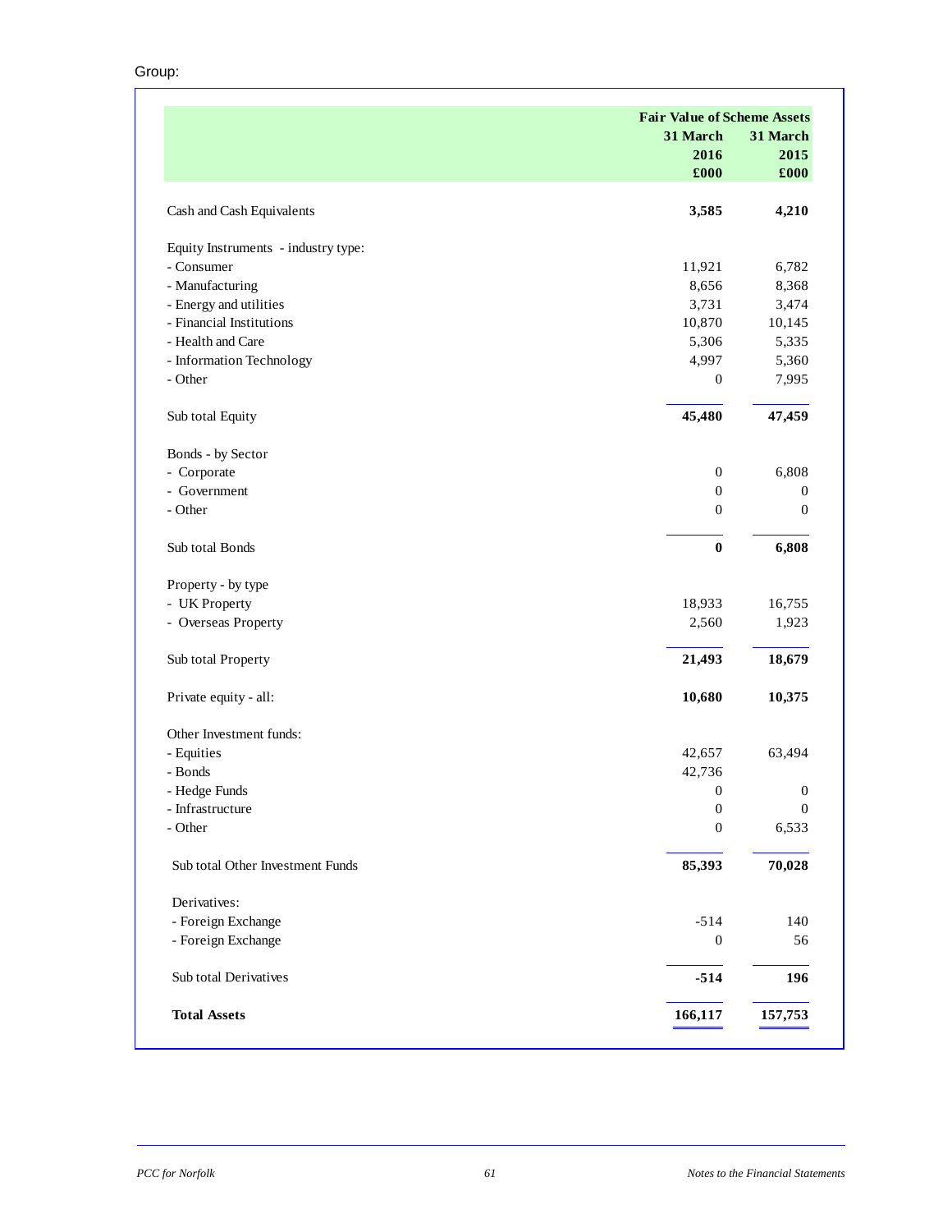Group:

| | Fair Value of Scheme Assets | |
|---|---|---|
| | 31 March 2016 | 31 March 2015 |
| | £000 | £000 |
| Cash and Cash Equivalents | **3,585** | **4,210** |
| Equity Instruments - industry type: | | |
| - Consumer | 11,921 | 6,782 |
| - Manufacturing | 8,656 | 8,368 |
| - Energy and utilities | 3,731 | 3,474 |
| - Financial Institutions | 10,870 | 10,145 |
| - Health and Care | 5,306 | 5,335 |
| - Information Technology | 4,997 | 5,360 |
| - Other | 0 | 7,995 |
| Sub total Equity | **45,480** | **47,459** |
| Bonds - by Sector | | |
| - Corporate | 0 | 6,808 |
| - Government | 0 | 0 |
| - Other | 0 | 0 |
| Sub total Bonds | **0** | **6,808** |
| Property - by type | | |
| - UK Property | 18,933 | 16,755 |
| - Overseas Property | 2,560 | 1,923 |
| Sub total Property | **21,493** | **18,679** |
| Private equity - all: | **10,680** | **10,375** |
| Other Investment funds: | | |
| - Equities | 42,657 | 63,494 |
| - Bonds | 42,736 | |
| - Hedge Funds | 0 | 0 |
| - Infrastructure | 0 | 0 |
| - Other | 0 | 6,533 |
| Sub total Other Investment Funds | **85,393** | **70,028** |
| Derivatives: | | |
| - Foreign Exchange | -514 | 140 |
| - Foreign Exchange | 0 | 56 |
| Sub total Derivatives | **-514** | **196** |
| **Total Assets** | **166,117** | **157,753** |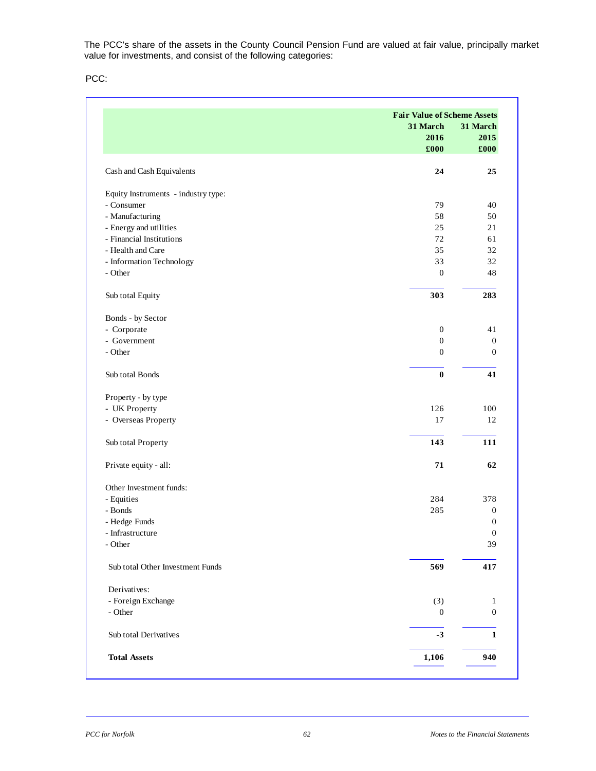The PCC's share of the assets in the County Council Pension Fund are valued at fair value, principally market value for investments, and consist of the following categories:

PCC:

| | Fair Value of Scheme Assets | |
|---|---|---|
| | 31 March 2016 | 31 March 2015 |
| | £000 | £000 |
| Cash and Cash Equivalents | **24** | **25** |
| Equity Instruments - industry type: | | |
| - Consumer | 79 | 40 |
| - Manufacturing | 58 | 50 |
| - Energy and utilities | 25 | 21 |
| - Financial Institutions | 72 | 61 |
| - Health and Care | 35 | 32 |
| - Information Technology | 33 | 32 |
| - Other | 0 | 48 |
| Sub total Equity | **303** | **283** |
| Bonds - by Sector | | |
| - Corporate | 0 | 41 |
| - Government | 0 | 0 |
| - Other | 0 | 0 |
| Sub total Bonds | **0** | **41** |
| Property - by type | | |
| - UK Property | 126 | 100 |
| - Overseas Property | 17 | 12 |
| Sub total Property | **143** | **111** |
| Private equity - all: | **71** | **62** |
| Other Investment funds: | | |
| - Equities | 284 | 378 |
| - Bonds | 285 | 0 |
| - Hedge Funds | | 0 |
| - Infrastructure | | 0 |
| - Other | | 39 |
| Sub total Other Investment Funds | **569** | **417** |
| Derivatives: | | |
| - Foreign Exchange | (3) | 1 |
| - Other | 0 | 0 |
| Sub total Derivatives | **-3** | **1** |
| **Total Assets** | **1,106** | **940** |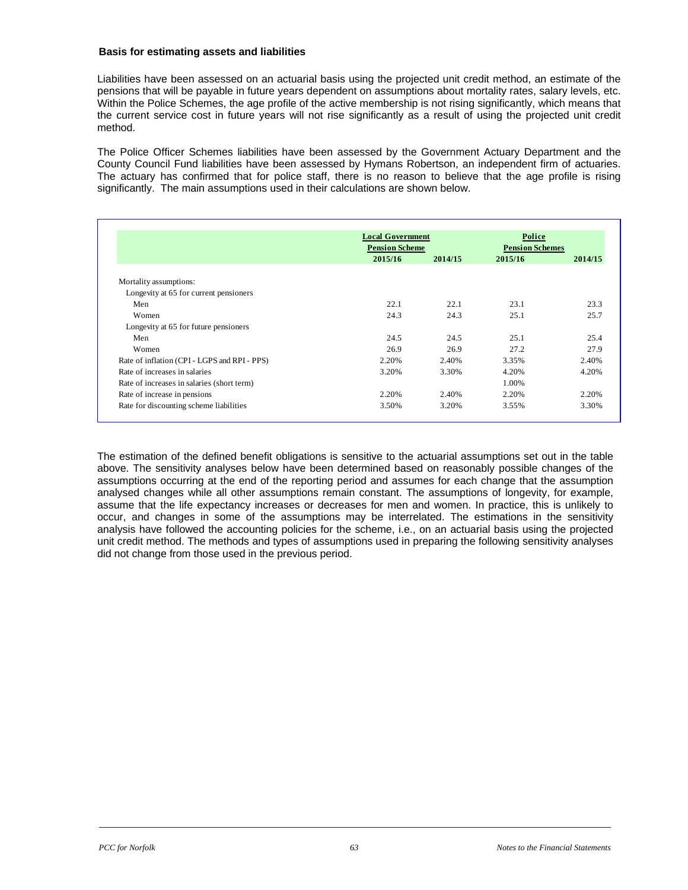### Basis for estimating assets and liabilities

Liabilities have been assessed on an actuarial basis using the projected unit credit method, an estimate of the pensions that will be payable in future years dependent on assumptions about mortality rates, salary levels, etc. Within the Police Schemes, the age profile of the active membership is not rising significantly, which means that the current service cost in future years will not rise significantly as a result of using the projected unit credit method.

The Police Officer Schemes liabilities have been assessed by the Government Actuary Department and the County Council Fund liabilities have been assessed by Hymans Robertson, an independent firm of actuaries. The actuary has confirmed that for police staff, there is no reason to believe that the age profile is rising significantly. The main assumptions used in their calculations are shown below.

| | Local Government Pension Scheme | | Police Pension Schemes | |
|---|---|---|---|---|
| | 2015/16 | 2014/15 | 2015/16 | 2014/15 |
| Mortality assumptions: | | | | |
| Longevity at 65 for current pensioners | | | | |
| Men | 22.1 | 22.1 | 23.1 | 23.3 |
| Women | 24.3 | 24.3 | 25.1 | 25.7 |
| Longevity at 65 for future pensioners | | | | |
| Men | 24.5 | 24.5 | 25.1 | 25.4 |
| Women | 26.9 | 26.9 | 27.2 | 27.9 |
| Rate of inflation (CPI - LGPS and RPI - PPS) | 2.20% | 2.40% | 3.35% | 2.40% |
| Rate of increases in salaries | 3.20% | 3.30% | 4.20% | 4.20% |
| Rate of increases in salaries (short term) | | | 1.00% | |
| Rate of increase in pensions | 2.20% | 2.40% | 2.20% | 2.20% |
| Rate for discounting scheme liabilities | 3.50% | 3.20% | 3.55% | 3.30% |

The estimation of the defined benefit obligations is sensitive to the actuarial assumptions set out in the table above. The sensitivity analyses below have been determined based on reasonably possible changes of the assumptions occurring at the end of the reporting period and assumes for each change that the assumption analysed changes while all other assumptions remain constant. The assumptions of longevity, for example, assume that the life expectancy increases or decreases for men and women. In practice, this is unlikely to occur, and changes in some of the assumptions may be interrelated. The estimations in the sensitivity analysis have followed the accounting policies for the scheme, i.e., on an actuarial basis using the projected unit credit method. The methods and types of assumptions used in preparing the following sensitivity analyses did not change from those used in the previous period.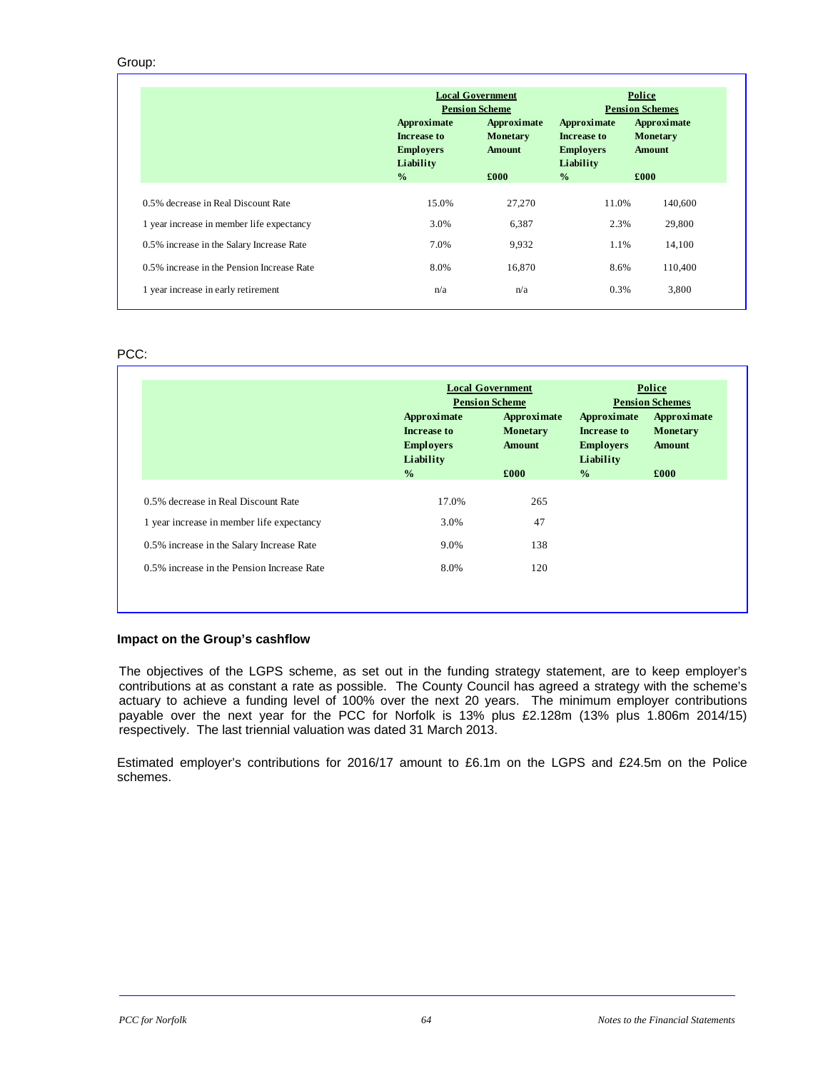Group:

| | Local Government Pension Scheme | | Police Pension Schemes | |
|---|---|---|---|---|
| | Approximate Increase to Employers Liability | Approximate Monetary Amount | Approximate Increase to Employers Liability | Approximate Monetary Amount |
| | % | £000 | % | £000 |
| 0.5% decrease in Real Discount Rate | 15.0% | 27,270 | 11.0% | 140,600 |
| 1 year increase in member life expectancy | 3.0% | 6,387 | 2.3% | 29,800 |
| 0.5% increase in the Salary Increase Rate | 7.0% | 9,932 | 1.1% | 14,100 |
| 0.5% increase in the Pension Increase Rate | 8.0% | 16,870 | 8.6% | 110,400 |
| 1 year increase in early retirement | n/a | n/a | 0.3% | 3,800 |

PCC:

| | Local Government Pension Scheme | | Police Pension Schemes | |
|---|---|---|---|---|
| | Approximate Increase to Employers Liability | Approximate Monetary Amount | Approximate Increase to Employers Liability | Approximate Monetary Amount |
| | % | £000 | % | £000 |
| 0.5% decrease in Real Discount Rate | 17.0% | 265 | | |
| 1 year increase in member life expectancy | 3.0% | 47 | | |
| 0.5% increase in the Salary Increase Rate | 9.0% | 138 | | |
| 0.5% increase in the Pension Increase Rate | 8.0% | 120 | | |

**Impact on the Group's cashflow**

The objectives of the LGPS scheme, as set out in the funding strategy statement, are to keep employer's contributions at as constant a rate as possible. The County Council has agreed a strategy with the scheme's actuary to achieve a funding level of 100% over the next 20 years. The minimum employer contributions payable over the next year for the PCC for Norfolk is 13% plus £2.128m (13% plus 1.806m 2014/15) respectively. The last triennial valuation was dated 31 March 2013.

Estimated employer's contributions for 2016/17 amount to £6.1m on the LGPS and £24.5m on the Police schemes.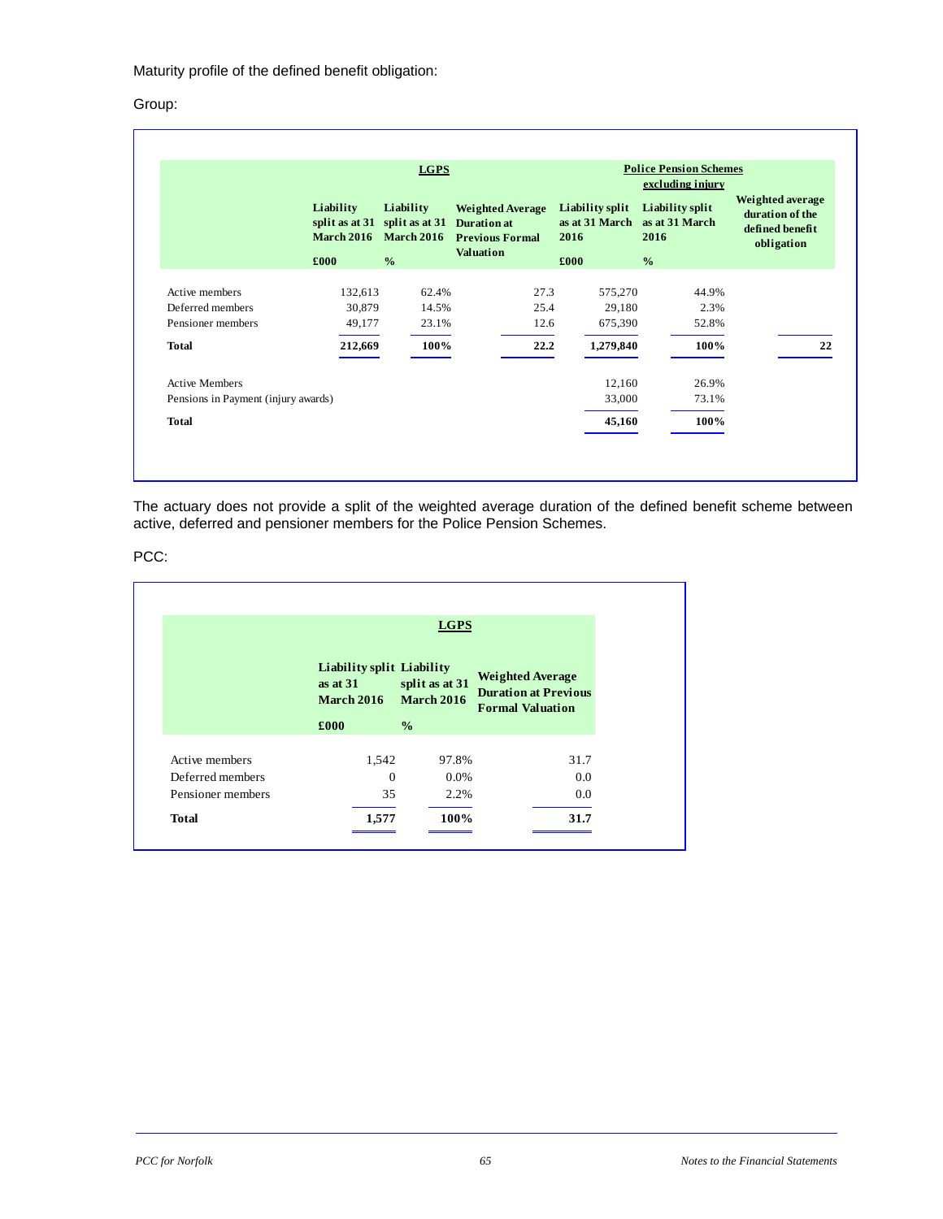Maturity profile of the defined benefit obligation:

Group:

| | LGPS | | | Police Pension Schemes excluding injury | | |
|---|---|---|---|---|---|---|
| | Liability split as at 31 March 2016 | Liability split as at 31 March 2016 | Weighted Average Duration at Previous Formal Valuation | Liability split as at 31 March 2016 | Liability split as at 31 March 2016 | Weighted average duration of the defined benefit obligation |
| | £000 | % | | £000 | % | |
| Active members | 132,613 | 62.4% | 27.3 | 575,270 | 44.9% | |
| Deferred members | 30,879 | 14.5% | 25.4 | 29,180 | 2.3% | |
| Pensioner members | 49,177 | 23.1% | 12.6 | 675,390 | 52.8% | |
| **Total** | **212,669** | **100%** | **22.2** | **1,279,840** | **100%** | **22** |
| Active Members | | | | 12,160 | 26.9% | |
| Pensions in Payment (injury awards) | | | | 33,000 | 73.1% | |
| **Total** | | | | **45,160** | **100%** | |

The actuary does not provide a split of the weighted average duration of the defined benefit scheme between active, deferred and pensioner members for the Police Pension Schemes.

PCC:

| | LGPS | | |
|---|---|---|---|
| | Liability split as at 31 March 2016 | Liability split as at 31 March 2016 | Weighted Average Duration at Previous Formal Valuation |
| | £000 | % | |
| Active members | 1,542 | 97.8% | 31.7 |
| Deferred members | 0 | 0.0% | 0.0 |
| Pensioner members | 35 | 2.2% | 0.0 |
| **Total** | **1,577** | **100%** | **31.7** |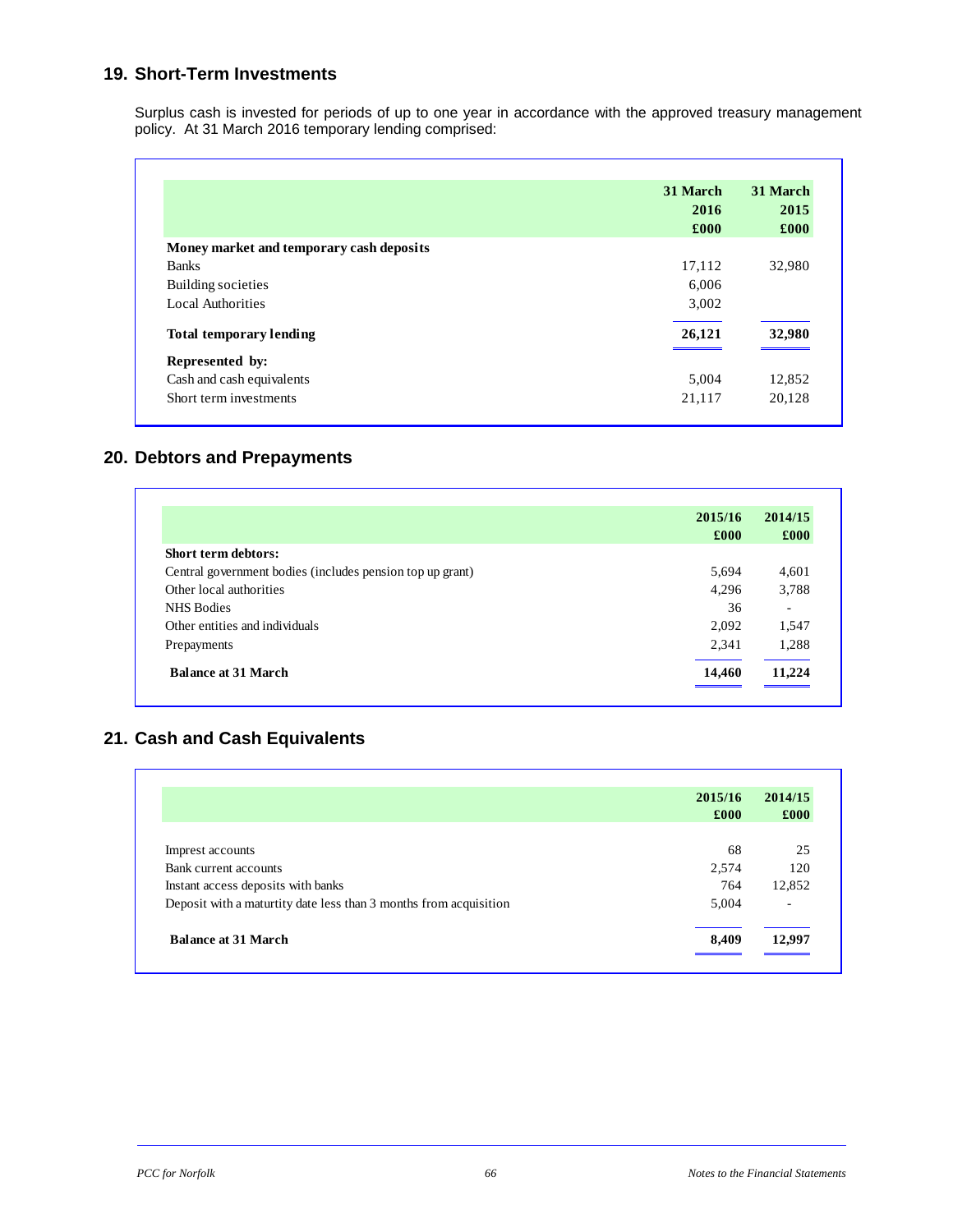## 19. Short-Term Investments

Surplus cash is invested for periods of up to one year in accordance with the approved treasury management policy. At 31 March 2016 temporary lending comprised:

| | 31 March 2016 £000 | 31 March 2015 £000 |
|---|---|---|
| **Money market and temporary cash deposits** | | |
| Banks | 17,112 | 32,980 |
| Building societies | 6,006 | |
| Local Authorities | 3,002 | |
| **Total temporary lending** | **26,121** | **32,980** |
| **Represented by:** | | |
| Cash and cash equivalents | 5,004 | 12,852 |
| Short term investments | 21,117 | 20,128 |

## 20. Debtors and Prepayments

| | 2015/16 £000 | 2014/15 £000 |
|---|---|---|
| **Short term debtors:** | | |
| Central government bodies (includes pension top up grant) | 5,694 | 4,601 |
| Other local authorities | 4,296 | 3,788 |
| NHS Bodies | 36 | - |
| Other entities and individuals | 2,092 | 1,547 |
| Prepayments | 2,341 | 1,288 |
| **Balance at 31 March** | **14,460** | **11,224** |

## 21. Cash and Cash Equivalents

| | 2015/16 £000 | 2014/15 £000 |
|---|---|---|
| Impress accounts | 68 | 25 |
| Bank current accounts | 2,574 | 120 |
| Instant access deposits with banks | 764 | 12,852 |
| Deposit with a maturtity date less than 3 months from acquisition | 5,004 | - |
| **Balance at 31 March** | **8,409** | **12,997** |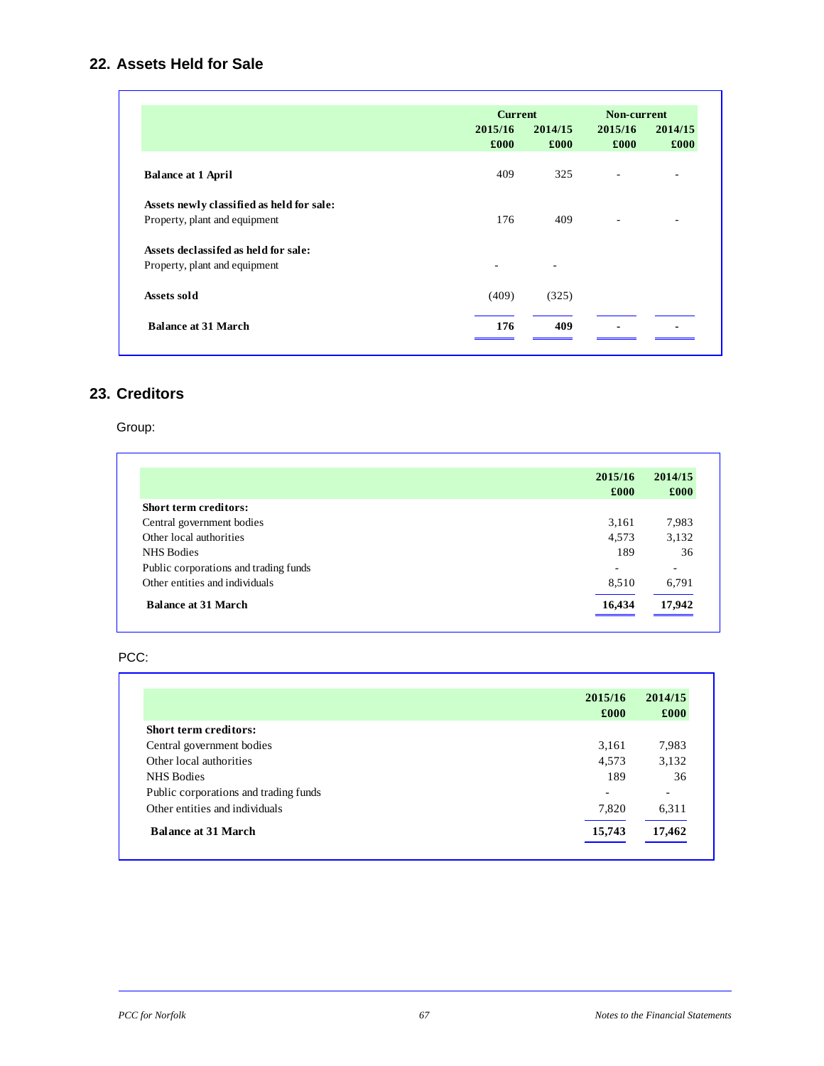## 22. Assets Held for Sale

| | Current | | Non-current | |
|---|---|---|---|---|
| | 2015/16 | 2014/15 | 2015/16 | 2014/15 |
| | £000 | £000 | £000 | £000 |
| **Balance at 1 April** | 409 | 325 | - | - |
| **Assets newly classified as held for sale:** | | | | |
| Property, plant and equipment | 176 | 409 | - | - |
| **Assets declassifed as held for sale:** | | | | |
| Property, plant and equipment | - | - | | |
| **Assets sold** | (409) | (325) | | |
| **Balance at 31 March** | **176** | **409** | **-** | **-** |

## 23. Creditors

Group:

| | 2015/16 | 2014/15 |
|---|---|---|
| | £000 | £000 |
| **Short term creditors:** | | |
| Central government bodies | 3,161 | 7,983 |
| Other local authorities | 4,573 | 3,132 |
| NHS Bodies | 189 | 36 |
| Public corporations and trading funds | - | - |
| Other entities and individuals | 8,510 | 6,791 |
| **Balance at 31 March** | **16,434** | **17,942** |

PCC:

| | 2015/16 | 2014/15 |
|---|---|---|
| | £000 | £000 |
| **Short term creditors:** | | |
| Central government bodies | 3,161 | 7,983 |
| Other local authorities | 4,573 | 3,132 |
| NHS Bodies | 189 | 36 |
| Public corporations and trading funds | - | - |
| Other entities and individuals | 7,820 | 6,311 |
| **Balance at 31 March** | **15,743** | **17,462** |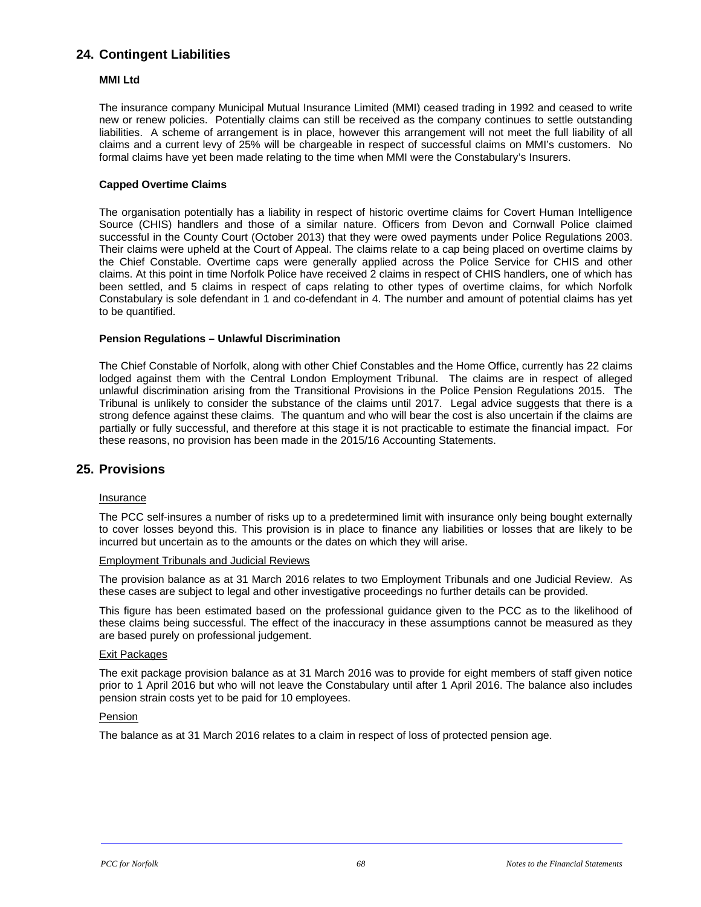## 24. Contingent Liabilities

**MMI Ltd**

The insurance company Municipal Mutual Insurance Limited (MMI) ceased trading in 1992 and ceased to write new or renew policies. Potentially claims can still be received as the company continues to settle outstanding liabilities. A scheme of arrangement is in place, however this arrangement will not meet the full liability of all claims and a current levy of 25% will be chargeable in respect of successful claims on MMI's customers. No formal claims have yet been made relating to the time when MMI were the Constabulary's Insurers.

**Capped Overtime Claims**

The organisation potentially has a liability in respect of historic overtime claims for Covert Human Intelligence Source (CHIS) handlers and those of a similar nature. Officers from Devon and Cornwall Police claimed successful in the County Court (October 2013) that they were owed payments under Police Regulations 2003. Their claims were upheld at the Court of Appeal. The claims relate to a cap being placed on overtime claims by the Chief Constable. Overtime caps were generally applied across the Police Service for CHIS and other claims. At this point in time Norfolk Police have received 2 claims in respect of CHIS handlers, one of which has been settled, and 5 claims in respect of caps relating to other types of overtime claims, for which Norfolk Constabulary is sole defendant in 1 and co-defendant in 4. The number and amount of potential claims has yet to be quantified.

**Pension Regulations – Unlawful Discrimination**

The Chief Constable of Norfolk, along with other Chief Constables and the Home Office, currently has 22 claims lodged against them with the Central London Employment Tribunal. The claims are in respect of alleged unlawful discrimination arising from the Transitional Provisions in the Police Pension Regulations 2015. The Tribunal is unlikely to consider the substance of the claims until 2017. Legal advice suggests that there is a strong defence against these claims. The quantum and who will bear the cost is also uncertain if the claims are partially or fully successful, and therefore at this stage it is not practicable to estimate the financial impact. For these reasons, no provision has been made in the 2015/16 Accounting Statements.

## 25. Provisions

Insurance

The PCC self-insures a number of risks up to a predetermined limit with insurance only being bought externally to cover losses beyond this. This provision is in place to finance any liabilities or losses that are likely to be incurred but uncertain as to the amounts or the dates on which they will arise.

Employment Tribunals and Judicial Reviews

The provision balance as at 31 March 2016 relates to two Employment Tribunals and one Judicial Review. As these cases are subject to legal and other investigative proceedings no further details can be provided.

This figure has been estimated based on the professional guidance given to the PCC as to the likelihood of these claims being successful. The effect of the inaccuracy in these assumptions cannot be measured as they are based purely on professional judgement.

Exit Packages

The exit package provision balance as at 31 March 2016 was to provide for eight members of staff given notice prior to 1 April 2016 but who will not leave the Constabulary until after 1 April 2016. The balance also includes pension strain costs yet to be paid for 10 employees.

Pension

The balance as at 31 March 2016 relates to a claim in respect of loss of protected pension age.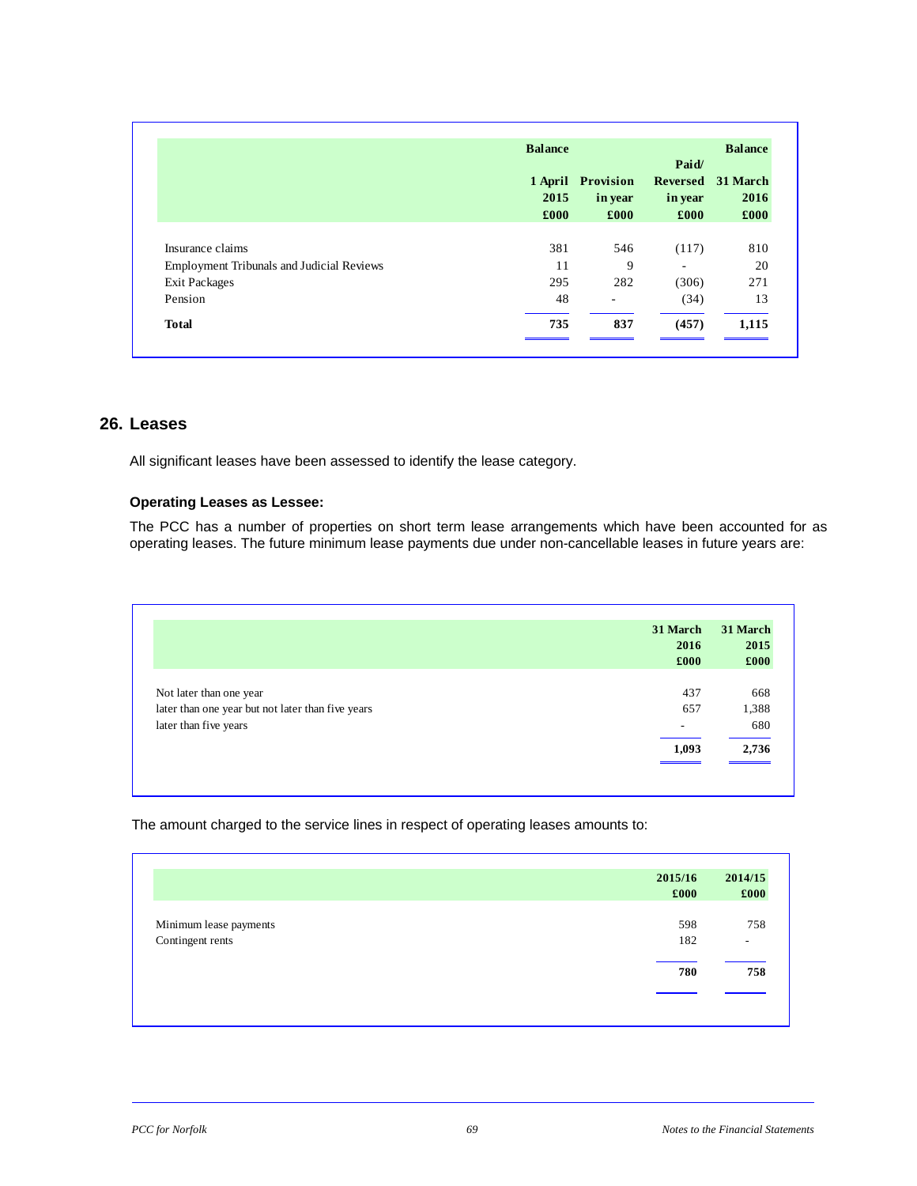| | Balance 1 April 2015 £000 | Provision in year £000 | Paid/ Reversed in year £000 | Balance 31 March 2016 £000 |
|---|---|---|---|---|
| Insurance claims | 381 | 546 | (117) | 810 |
| Employment Tribunals and Judicial Reviews | 11 | 9 | - | 20 |
| Exit Packages | 295 | 282 | (306) | 271 |
| Pension | 48 | - | (34) | 13 |
| **Total** | **735** | **837** | **(457)** | **1,115** |

## 26. Leases

All significant leases have been assessed to identify the lease category.

**Operating Leases as Lessee:**

The PCC has a number of properties on short term lease arrangements which have been accounted for as operating leases. The future minimum lease payments due under non-cancellable leases in future years are:

| | 31 March 2016 £000 | 31 March 2015 £000 |
|---|---|---|
| Not later than one year | 437 | 668 |
| later than one year but not later than five years | 657 | 1,388 |
| later than five years | - | 680 |
| | **1,093** | **2,736** |

The amount charged to the service lines in respect of operating leases amounts to:

| | 2015/16 £000 | 2014/15 £000 |
|---|---|---|
| Minimum lease payments | 598 | 758 |
| Contingent rents | 182 | - |
| | **780** | **758** |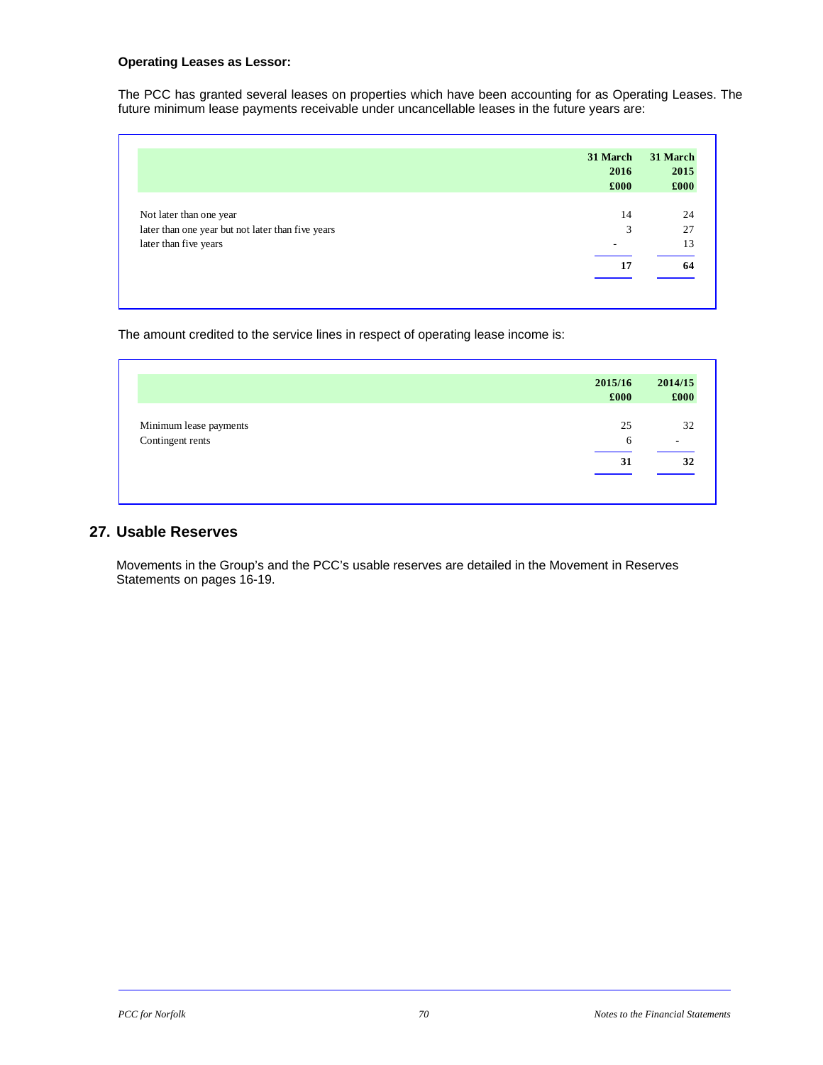**Operating Leases as Lessor:**

The PCC has granted several leases on properties which have been accounting for as Operating Leases. The future minimum lease payments receivable under uncancellable leases in the future years are:

| | 31 March 2016 £000 | 31 March 2015 £000 |
|---|---|---|
| Not later than one year | 14 | 24 |
| later than one year but not later than five years | 3 | 27 |
| later than five years | - | 13 |
| | **17** | **64** |

The amount credited to the service lines in respect of operating lease income is:

| | 2015/16 £000 | 2014/15 £000 |
|---|---|---|
| Minimum lease payments | 25 | 32 |
| Contingent rents | 6 | - |
| | **31** | **32** |

## 27. Usable Reserves

Movements in the Group's and the PCC's usable reserves are detailed in the Movement in Reserves Statements on pages 16-19.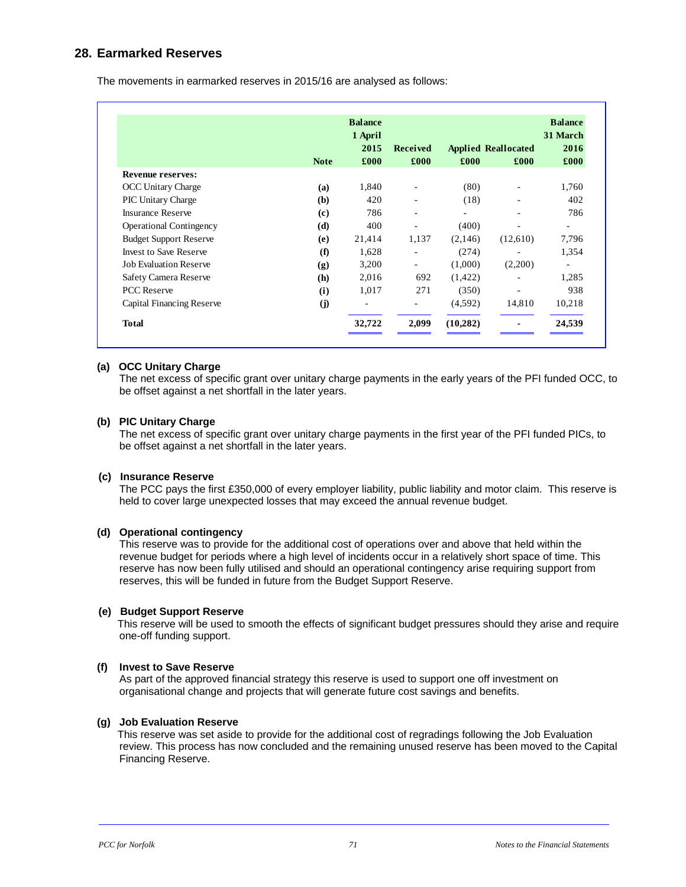## 28. Earmarked Reserves

The movements in earmarked reserves in 2015/16 are analysed as follows:

| | Note | Balance 1 April 2015 £000 | Received £000 | Applied £000 | Reallocated £000 | Balance 31 March 2016 £000 |
|---|---|---|---|---|---|---|
| **Revenue reserves:** | | | | | | |
| OCC Unitary Charge | **(a)** | 1,840 | - | (80) | - | 1,760 |
| PIC Unitary Charge | **(b)** | 420 | - | (18) | - | 402 |
| Insurance Reserve | **(c)** | 786 | - | - | - | 786 |
| Operational Contingency | **(d)** | 400 | - | (400) | - | - |
| Budget Support Reserve | **(e)** | 21,414 | 1,137 | (2,146) | (12,610) | 7,796 |
| Invest to Save Reserve | **(f)** | 1,628 | - | (274) | - | 1,354 |
| Job Evaluation Reserve | **(g)** | 3,200 | - | (1,000) | (2,200) | - |
| Safety Camera Reserve | **(h)** | 2,016 | 692 | (1,422) | - | 1,285 |
| PCC Reserve | **(i)** | 1,017 | 271 | (350) | - | 938 |
| Capital Financing Reserve | **(j)** | - | - | (4,592) | 14,810 | 10,218 |
| **Total** | | **32,722** | **2,099** | **(10,282)** | **-** | **24,539** |

**(a) OCC Unitary Charge**
The net excess of specific grant over unitary charge payments in the early years of the PFI funded OCC, to be offset against a net shortfall in the later years.

**(b) PIC Unitary Charge**
The net excess of specific grant over unitary charge payments in the first year of the PFI funded PICs, to be offset against a net shortfall in the later years.

**(c) Insurance Reserve**
The PCC pays the first £350,000 of every employer liability, public liability and motor claim. This reserve is held to cover large unexpected losses that may exceed the annual revenue budget.

**(d) Operational contingency**
This reserve was to provide for the additional cost of operations over and above that held within the revenue budget for periods where a high level of incidents occur in a relatively short space of time. This reserve has now been fully utilised and should an operational contingency arise requiring support from reserves, this will be funded in future from the Budget Support Reserve.

**(e) Budget Support Reserve**
This reserve will be used to smooth the effects of significant budget pressures should they arise and require one-off funding support.

**(f) Invest to Save Reserve**
As part of the approved financial strategy this reserve is used to support one off investment on organisational change and projects that will generate future cost savings and benefits.

**(g) Job Evaluation Reserve**
This reserve was set aside to provide for the additional cost of regradings following the Job Evaluation review. This process has now concluded and the remaining unused reserve has been moved to the Capital Financing Reserve.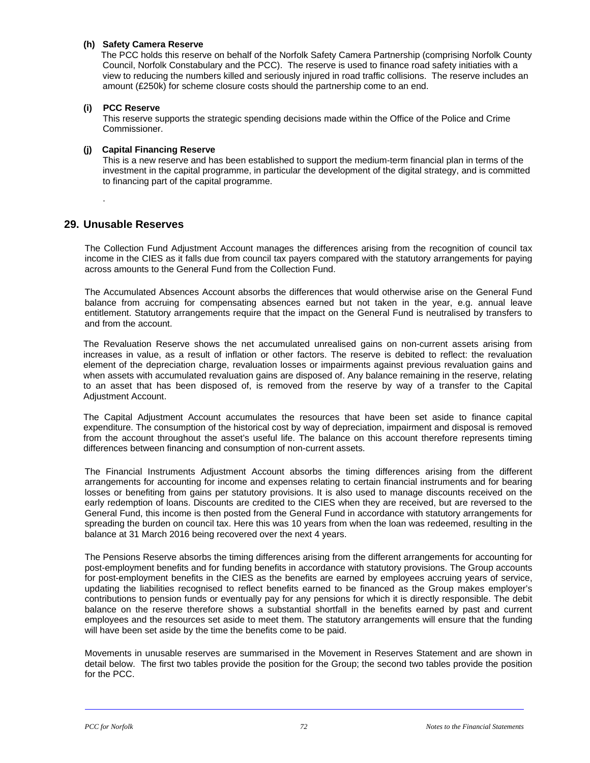**(h) Safety Camera Reserve**

The PCC holds this reserve on behalf of the Norfolk Safety Camera Partnership (comprising Norfolk County Council, Norfolk Constabulary and the PCC). The reserve is used to finance road safety initiaties with a view to reducing the numbers killed and seriously injured in road traffic collisions. The reserve includes an amount (£250k) for scheme closure costs should the partnership come to an end.

**(i) PCC Reserve**

This reserve supports the strategic spending decisions made within the Office of the Police and Crime Commissioner.

**(j) Capital Financing Reserve**

This is a new reserve and has been established to support the medium-term financial plan in terms of the investment in the capital programme, in particular the development of the digital strategy, and is committed to financing part of the capital programme.

.

## 29. Unusable Reserves

The Collection Fund Adjustment Account manages the differences arising from the recognition of council tax income in the CIES as it falls due from council tax payers compared with the statutory arrangements for paying across amounts to the General Fund from the Collection Fund.

The Accumulated Absences Account absorbs the differences that would otherwise arise on the General Fund balance from accruing for compensating absences earned but not taken in the year, e.g. annual leave entitlement. Statutory arrangements require that the impact on the General Fund is neutralised by transfers to and from the account.

The Revaluation Reserve shows the net accumulated unrealised gains on non-current assets arising from increases in value, as a result of inflation or other factors. The reserve is debited to reflect: the revaluation element of the depreciation charge, revaluation losses or impairments against previous revaluation gains and when assets with accumulated revaluation gains are disposed of. Any balance remaining in the reserve, relating to an asset that has been disposed of, is removed from the reserve by way of a transfer to the Capital Adjustment Account.

The Capital Adjustment Account accumulates the resources that have been set aside to finance capital expenditure. The consumption of the historical cost by way of depreciation, impairment and disposal is removed from the account throughout the asset's useful life. The balance on this account therefore represents timing differences between financing and consumption of non-current assets.

The Financial Instruments Adjustment Account absorbs the timing differences arising from the different arrangements for accounting for income and expenses relating to certain financial instruments and for bearing losses or benefiting from gains per statutory provisions. It is also used to manage discounts received on the early redemption of loans. Discounts are credited to the CIES when they are received, but are reversed to the General Fund, this income is then posted from the General Fund in accordance with statutory arrangements for spreading the burden on council tax. Here this was 10 years from when the loan was redeemed, resulting in the balance at 31 March 2016 being recovered over the next 4 years.

The Pensions Reserve absorbs the timing differences arising from the different arrangements for accounting for post-employment benefits and for funding benefits in accordance with statutory provisions. The Group accounts for post-employment benefits in the CIES as the benefits are earned by employees accruing years of service, updating the liabilities recognised to reflect benefits earned to be financed as the Group makes employer's contributions to pension funds or eventually pay for any pensions for which it is directly responsible. The debit balance on the reserve therefore shows a substantial shortfall in the benefits earned by past and current employees and the resources set aside to meet them. The statutory arrangements will ensure that the funding will have been set aside by the time the benefits come to be paid.

Movements in unusable reserves are summarised in the Movement in Reserves Statement and are shown in detail below. The first two tables provide the position for the Group; the second two tables provide the position for the PCC.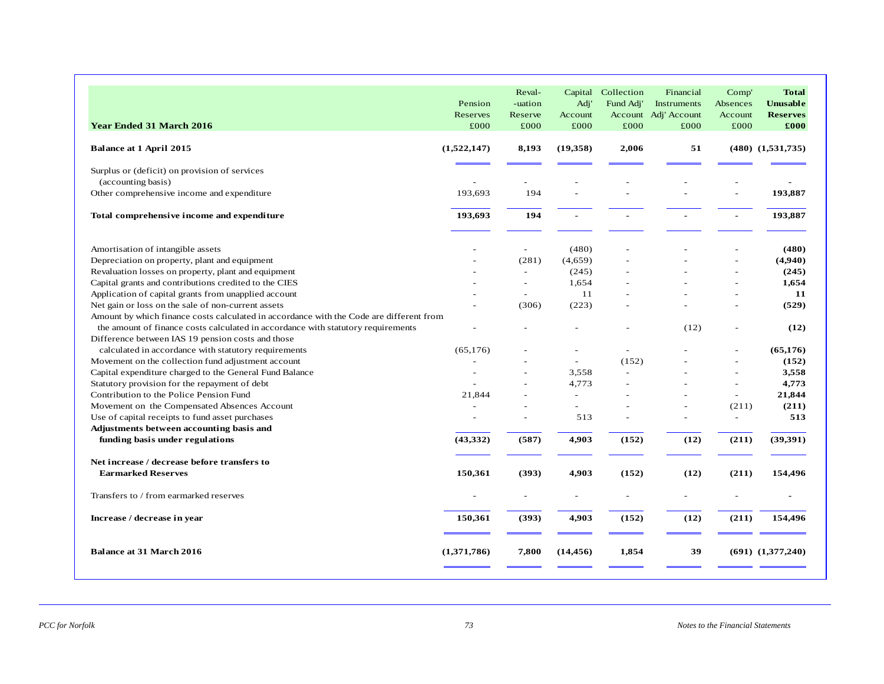| Year Ended 31 March 2016 | Pension Reserves £000 | Reval--uation Reserve £000 | Capital Adj' Account £000 | Collection Fund Adj' Account £000 | Financial Instruments Adj' Account £000 | Comp' Absences Account £000 | **Total Unusable Reserves £000** |
|---|---|---|---|---|---|---|---|
| **Balance at 1 April 2015** | **(1,522,147)** | **8,193** | **(19,358)** | **2,006** | **51** | **(480)** | **(1,531,735)** |
| Surplus or (deficit) on provision of services (accounting basis) | - | - | - | - | - | - | - |
| Other comprehensive income and expenditure | 193,693 | 194 | - | - | - | - | **193,887** |
| **Total comprehensive income and expenditure** | **193,693** | **194** | **-** | **-** | **-** | **-** | **193,887** |
| Amortisation of intangible assets | - | - | (480) | - | - | - | **(480)** |
| Depreciation on property, plant and equipment | - | (281) | (4,659) | - | - | - | **(4,940)** |
| Revaluation losses on property, plant and equipment | - | - | (245) | - | - | - | **(245)** |
| Capital grants and contributions credited to the CIES | - | - | 1,654 | - | - | - | **1,654** |
| Application of capital grants from unapplied account | - | - | 11 | - | - | - | **11** |
| Net gain or loss on the sale of non-current assets | - | (306) | (223) | - | - | - | **(529)** |
| Amount by which finance costs calculated in accordance with the Code are different from the amount of finance costs calculated in accordance with statutory requirements | - | - | - | - | (12) | - | **(12)** |
| Difference between IAS 19 pension costs and those calculated in accordance with statutory requirements | (65,176) | - | - | - | - | - | **(65,176)** |
| Movement on the collection fund adjustment account | - | - | - | (152) | - | - | **(152)** |
| Capital expenditure charged to the General Fund Balance | - | - | 3,558 | - | - | - | **3,558** |
| Statutory provision for the repayment of debt | - | - | 4,773 | - | - | - | **4,773** |
| Contribution to the Police Pension Fund | 21,844 | - | - | - | - | - | **21,844** |
| Movement on the Compensated Absences Account | - | - | - | - | - | (211) | **(211)** |
| Use of capital receipts to fund asset purchases | - | - | 513 | - | - | - | **513** |
| **Adjustments between accounting basis and funding basis under regulations** | **(43,332)** | **(587)** | **4,903** | **(152)** | **(12)** | **(211)** | **(39,391)** |
| **Net increase / decrease before transfers to Earmarked Reserves** | **150,361** | **(393)** | **4,903** | **(152)** | **(12)** | **(211)** | **154,496** |
| Transfers to / from earmarked reserves | - | - | - | - | - | - | - |
| **Increase / decrease in year** | **150,361** | **(393)** | **4,903** | **(152)** | **(12)** | **(211)** | **154,496** |
| **Balance at 31 March 2016** | **(1,371,786)** | **7,800** | **(14,456)** | **1,854** | **39** | **(691)** | **(1,377,240)** |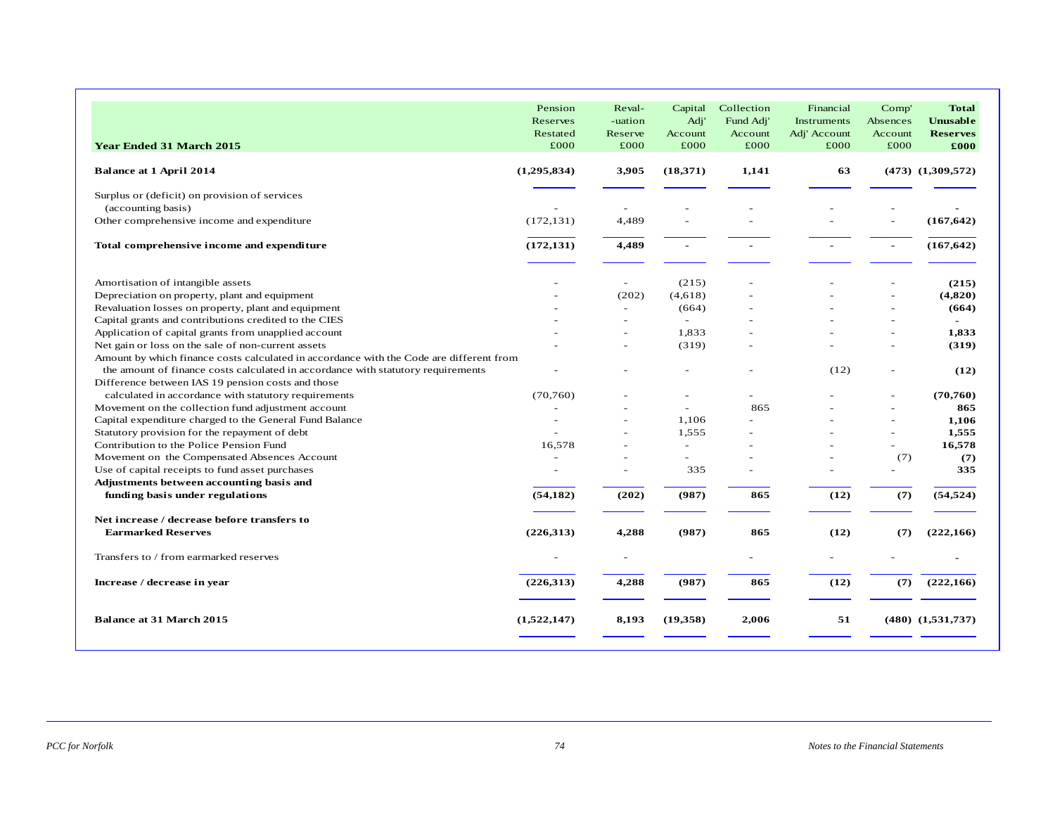| Year Ended 31 March 2015 | Pension Reserves Restated £000 | Reval- -uation Reserve £000 | Capital Adj' Account £000 | Collection Fund Adj' Account £000 | Financial Instruments Adj' Account £000 | Comp' Absences Account £000 | **Total Unusable Reserves £000** |
|---|---|---|---|---|---|---|---|
| **Balance at 1 April 2014** | **(1,295,834)** | **3,905** | **(18,371)** | **1,141** | **63** | **(473)** | **(1,309,572)** |
| Surplus or (deficit) on provision of services (accounting basis) | - | - | - | - | - | - | - |
| Other comprehensive income and expenditure | (172,131) | 4,489 | - | - | - | - | **(167,642)** |
| **Total comprehensive income and expenditure** | **(172,131)** | **4,489** | **-** | **-** | **-** | **-** | **(167,642)** |
| Amortisation of intangible assets | - | - | (215) | - | - | - | **(215)** |
| Depreciation on property, plant and equipment | - | (202) | (4,618) | - | - | - | **(4,820)** |
| Revaluation losses on property, plant and equipment | - | - | (664) | - | - | - | **(664)** |
| Capital grants and contributions credited to the CIES | - | - | - | - | - | - | **-** |
| Application of capital grants from unapplied account | - | - | 1,833 | - | - | - | **1,833** |
| Net gain or loss on the sale of non-current assets | - | - | (319) | - | - | - | **(319)** |
| Amount by which finance costs calculated in accordance with the Code are different from the amount of finance costs calculated in accordance with statutory requirements | - | - | - | - | (12) | - | **(12)** |
| Difference between IAS 19 pension costs and those calculated in accordance with statutory requirements | (70,760) | - | - | - | - | - | **(70,760)** |
| Movement on the collection fund adjustment account | - | - | - | 865 | - | - | **865** |
| Capital expenditure charged to the General Fund Balance | - | - | 1,106 | - | - | - | **1,106** |
| Statutory provision for the repayment of debt | - | - | 1,555 | - | - | - | **1,555** |
| Contribution to the Police Pension Fund | 16,578 | - | - | - | - | - | **16,578** |
| Movement on the Compensated Absences Account | - | - | - | - | - | (7) | **(7)** |
| Use of capital receipts to fund asset purchases | - | - | 335 | - | - | - | **335** |
| **Adjustments between accounting basis and funding basis under regulations** | **(54,182)** | **(202)** | **(987)** | **865** | **(12)** | **(7)** | **(54,524)** |
| **Net increase / decrease before transfers to Earmarked Reserves** | **(226,313)** | **4,288** | **(987)** | **865** | **(12)** | **(7)** | **(222,166)** |
| Transfers to / from earmarked reserves | - | - | | - | - | - | **-** |
| **Increase / decrease in year** | **(226,313)** | **4,288** | **(987)** | **865** | **(12)** | **(7)** | **(222,166)** |
| **Balance at 31 March 2015** | **(1,522,147)** | **8,193** | **(19,358)** | **2,006** | **51** | **(480)** | **(1,531,737)** |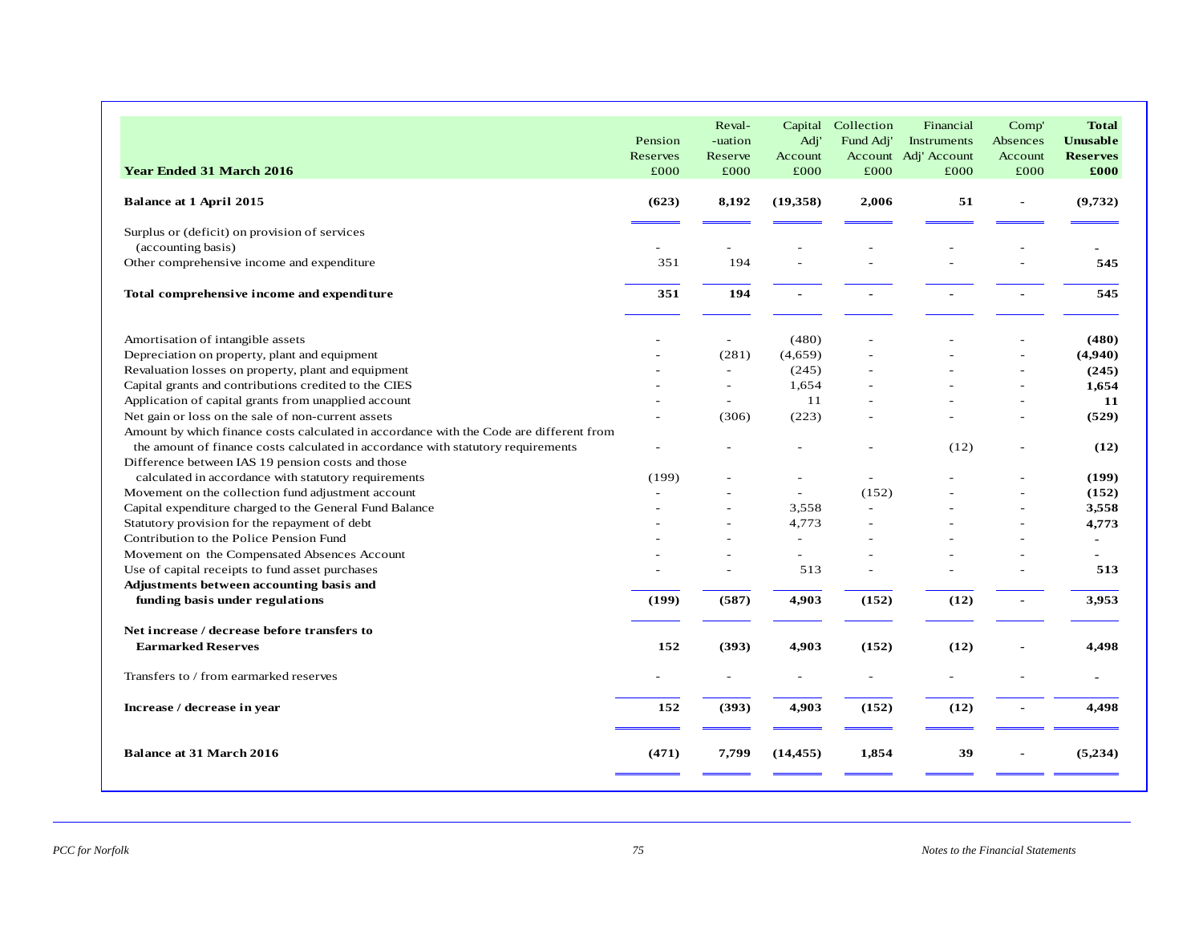| Year Ended 31 March 2016 | Pension Reserves £000 | Reval- -uation Reserve £000 | Capital Adj' Account £000 | Collection Fund Adj' Account £000 | Financial Instruments Adj' Account £000 | Comp' Absences Account £000 | **Total Unusable Reserves £000** |
|---|---|---|---|---|---|---|---|
| **Balance at 1 April 2015** | **(623)** | **8,192** | **(19,358)** | **2,006** | **51** | **-** | **(9,732)** |
| Surplus or (deficit) on provision of services (accounting basis) | - | - | - | - | - | - | - |
| Other comprehensive income and expenditure | 351 | 194 | - | - | - | - | **545** |
| **Total comprehensive income and expenditure** | **351** | **194** | **-** | **-** | **-** | **-** | **545** |
| Amortisation of intangible assets | - | - | (480) | - | - | - | **(480)** |
| Depreciation on property, plant and equipment | - | (281) | (4,659) | - | - | - | **(4,940)** |
| Revaluation losses on property, plant and equipment | - | - | (245) | - | - | - | **(245)** |
| Capital grants and contributions credited to the CIES | - | - | 1,654 | - | - | - | **1,654** |
| Application of capital grants from unapplied account | - | - | 11 | - | - | - | **11** |
| Net gain or loss on the sale of non-current assets | - | (306) | (223) | - | - | - | **(529)** |
| Amount by which finance costs calculated in accordance with the Code are different from the amount of finance costs calculated in accordance with statutory requirements | - | - | - | - | (12) | - | **(12)** |
| Difference between IAS 19 pension costs and those calculated in accordance with statutory requirements | (199) | - | - | - | - | - | **(199)** |
| Movement on the collection fund adjustment account | - | - | - | (152) | - | - | **(152)** |
| Capital expenditure charged to the General Fund Balance | - | - | 3,558 | - | - | - | **3,558** |
| Statutory provision for the repayment of debt | - | - | 4,773 | - | - | - | **4,773** |
| Contribution to the Police Pension Fund | - | - | - | - | - | - | **-** |
| Movement on the Compensated Absences Account | - | - | - | - | - | - | - |
| Use of capital receipts to fund asset purchases | - | - | 513 | - | - | - | **513** |
| **Adjustments between accounting basis and funding basis under regulations** | **(199)** | **(587)** | **4,903** | **(152)** | **(12)** | **-** | **3,953** |
| **Net increase / decrease before transfers to Earmarked Reserves** | **152** | **(393)** | **4,903** | **(152)** | **(12)** | **-** | **4,498** |
| Transfers to / from earmarked reserves | - | - | - | - | - | - | **-** |
| **Increase / decrease in year** | **152** | **(393)** | **4,903** | **(152)** | **(12)** | **-** | **4,498** |
| **Balance at 31 March 2016** | **(471)** | **7,799** | **(14,455)** | **1,854** | **39** | **-** | **(5,234)** |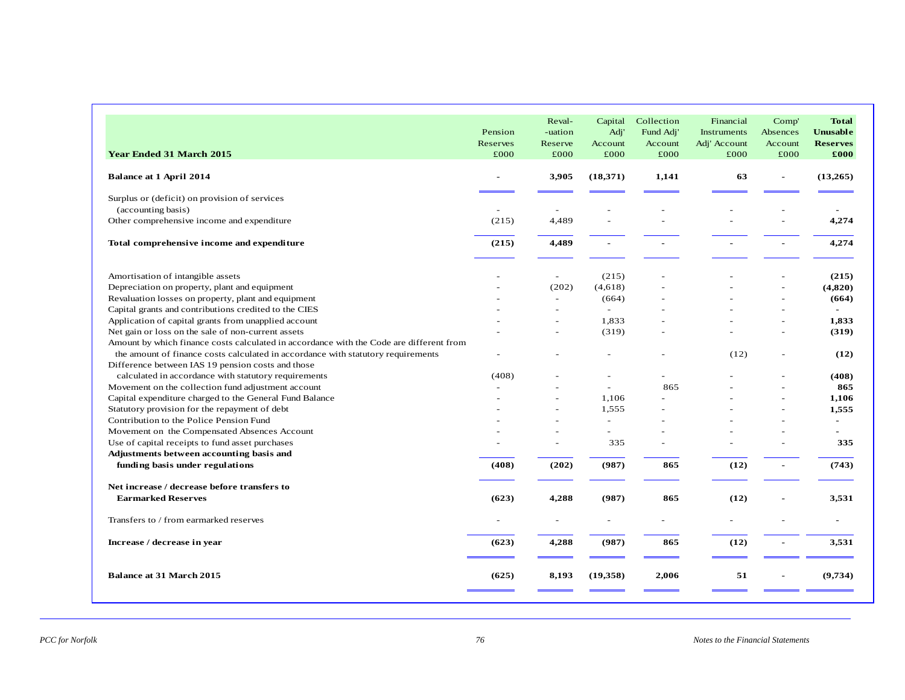| Year Ended 31 March 2015 | Pension Reserves £000 | Reval- -uation Reserve £000 | Capital Adj' Account £000 | Collection Fund Adj' Account £000 | Financial Instruments Adj' Account £000 | Comp' Absences Account £000 | **Total Unusable Reserves £000** |
|---|---|---|---|---|---|---|---|
| **Balance at 1 April 2014** | **-** | **3,905** | **(18,371)** | **1,141** | **63** | **-** | **(13,265)** |
| Surplus or (deficit) on provision of services (accounting basis) | - | - | - | - | - | - | - |
| Other comprehensive income and expenditure | (215) | 4,489 | - | - | - | - | **4,274** |
| **Total comprehensive income and expenditure** | **(215)** | **4,489** | **-** | **-** | **-** | **-** | **4,274** |
| Amortisation of intangible assets | - | - | (215) | - | - | - | **(215)** |
| Depreciation on property, plant and equipment | - | (202) | (4,618) | - | - | - | **(4,820)** |
| Revaluation losses on property, plant and equipment | - | - | (664) | - | - | - | **(664)** |
| Capital grants and contributions credited to the CIES | - | - | - | - | - | - | **-** |
| Application of capital grants from unapplied account | - | - | 1,833 | - | - | - | **1,833** |
| Net gain or loss on the sale of non-current assets | - | - | (319) | - | - | - | **(319)** |
| Amount by which finance costs calculated in accordance with the Code are different from the amount of finance costs calculated in accordance with statutory requirements | - | - | - | - | (12) | - | **(12)** |
| Difference between IAS 19 pension costs and those calculated in accordance with statutory requirements | (408) | - | - | - | - | - | **(408)** |
| Movement on the collection fund adjustment account | - | - | - | 865 | - | - | **865** |
| Capital expenditure charged to the General Fund Balance | - | - | 1,106 | - | - | - | **1,106** |
| Statutory provision for the repayment of debt | - | - | 1,555 | - | - | - | **1,555** |
| Contribution to the Police Pension Fund | - | - | - | - | - | - | **-** |
| Movement on the Compensated Absences Account | - | - | - | - | - | - | **-** |
| Use of capital receipts to fund asset purchases | - | - | 335 | - | - | - | **335** |
| **Adjustments between accounting basis and funding basis under regulations** | **(408)** | **(202)** | **(987)** | **865** | **(12)** | **-** | **(743)** |
| **Net increase / decrease before transfers to Earmarked Reserves** | **(623)** | **4,288** | **(987)** | **865** | **(12)** | **-** | **3,531** |
| Transfers to / from earmarked reserves | - | - | - | - | - | - | - |
| **Increase / decrease in year** | **(623)** | **4,288** | **(987)** | **865** | **(12)** | **-** | **3,531** |
| **Balance at 31 March 2015** | **(625)** | **8,193** | **(19,358)** | **2,006** | **51** | **-** | **(9,734)** |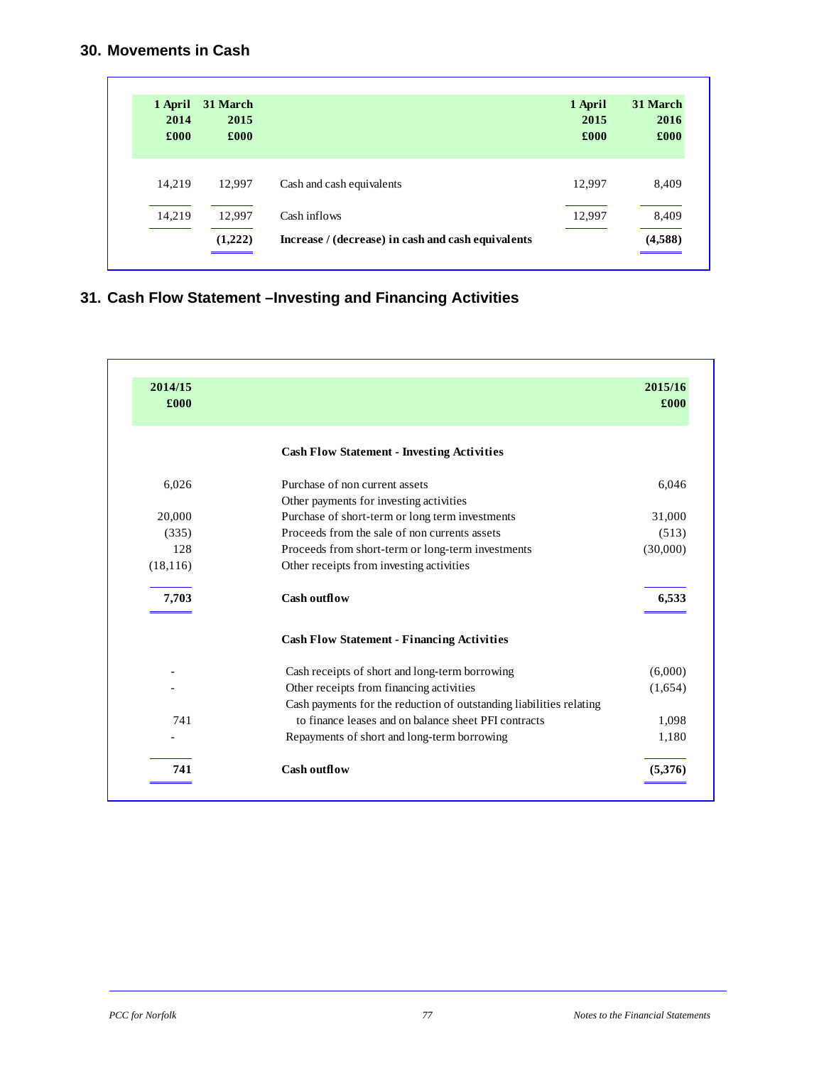## 30. Movements in Cash

| 1 April 2014 £000 | 31 March 2015 £000 | | 1 April 2015 £000 | 31 March 2016 £000 |
|---|---|---|---|---|
| 14,219 | 12,997 | Cash and cash equivalents | 12,997 | 8,409 |
| 14,219 | 12,997 | Cash inflows | 12,997 | 8,409 |
| | **(1,222)** | **Increase / (decrease) in cash and cash equivalents** | | **(4,588)** |

## 31. Cash Flow Statement –Investing and Financing Activities

| 2014/15 £000 | | 2015/16 £000 |
|---|---|---|
| | **Cash Flow Statement - Investing Activities** | |
| 6,026 | Purchase of non current assets | 6,046 |
| | Other payments for investing activities | |
| 20,000 | Purchase of short-term or long term investments | 31,000 |
| (335) | Proceeds from the sale of non currents assets | (513) |
| 128 | Proceeds from short-term or long-term investments | (30,000) |
| (18,116) | Other receipts from investing activities | |
| **7,703** | **Cash outflow** | **6,533** |
| | **Cash Flow Statement - Financing Activities** | |
| - | Cash receipts of short and long-term borrowing | (6,000) |
| - | Other receipts from financing activities | (1,654) |
| 741 | Cash payments for the reduction of outstanding liabilities relating to finance leases and on balance sheet PFI contracts | 1,098 |
| - | Repayments of short and long-term borrowing | 1,180 |
| **741** | **Cash outflow** | **(5,376)** |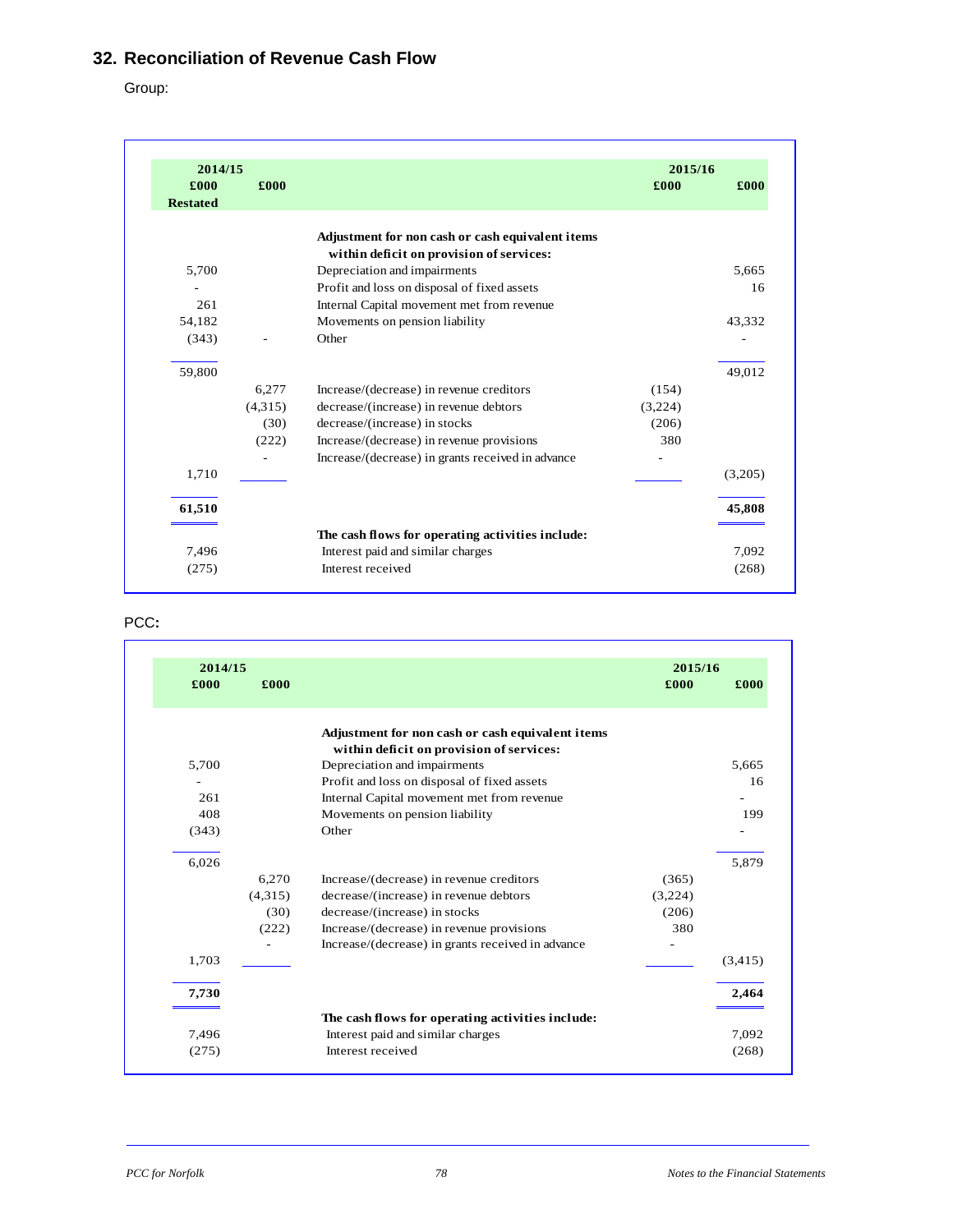## 32. Reconciliation of Revenue Cash Flow

Group:

| 2014/15 £000 Restated | £000 | | 2015/16 £000 | £000 |
|---|---|---|---|---|
| | | **Adjustment for non cash or cash equivalent items within deficit on provision of services:** | | |
| 5,700 | | Depreciation and impairments | | 5,665 |
| - | | Profit and loss on disposal of fixed assets | | 16 |
| 261 | | Internal Capital movement met from revenue | | |
| 54,182 | | Movements on pension liability | | 43,332 |
| (343) | - | Other | | - |
| 59,800 | | | | 49,012 |
| | 6,277 | Increase/(decrease) in revenue creditors | (154) | |
| | (4,315) | decrease/(increase) in revenue debtors | (3,224) | |
| | (30) | decrease/(increase) in stocks | (206) | |
| | (222) | Increase/(decrease) in revenue provisions | 380 | |
| | - | Increase/(decrease) in grants received in advance | - | |
| 1,710 | | | | (3,205) |
| **61,510** | | | | **45,808** |
| | | **The cash flows for operating activities include:** | | |
| 7,496 | | Interest paid and similar charges | | 7,092 |
| (275) | | Interest received | | (268) |

PCC**:**

| 2014/15 £000 | £000 | | 2015/16 £000 | £000 |
|---|---|---|---|---|
| | | **Adjustment for non cash or cash equivalent items within deficit on provision of services:** | | |
| 5,700 | | Depreciation and impairments | | 5,665 |
| - | | Profit and loss on disposal of fixed assets | | 16 |
| 261 | | Internal Capital movement met from revenue | | - |
| 408 | | Movements on pension liability | | 199 |
| (343) | | Other | | - |
| 6,026 | | | | 5,879 |
| | 6,270 | Increase/(decrease) in revenue creditors | (365) | |
| | (4,315) | decrease/(increase) in revenue debtors | (3,224) | |
| | (30) | decrease/(increase) in stocks | (206) | |
| | (222) | Increase/(decrease) in revenue provisions | 380 | |
| | - | Increase/(decrease) in grants received in advance | - | |
| 1,703 | | | | (3,415) |
| **7,730** | | | | **2,464** |
| | | **The cash flows for operating activities include:** | | |
| 7,496 | | Interest paid and similar charges | | 7,092 |
| (275) | | Interest received | | (268) |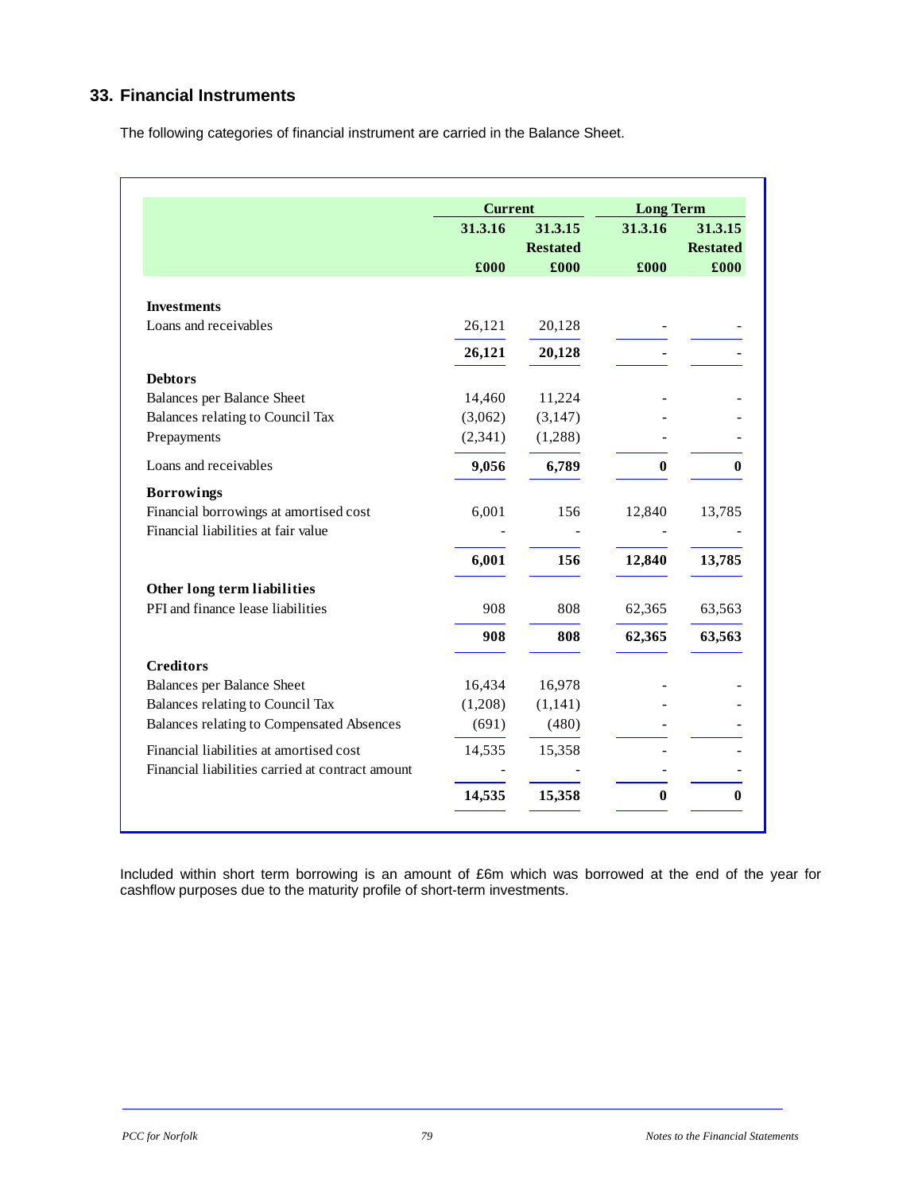## 33. Financial Instruments

The following categories of financial instrument are carried in the Balance Sheet.

| | Current | | Long Term | |
|---|---|---|---|---|
| | 31.3.16 | 31.3.15 Restated | 31.3.16 | 31.3.15 Restated |
| | £000 | £000 | £000 | £000 |
| **Investments** | | | | |
| Loans and receivables | 26,121 | 20,128 | - | - |
| | **26,121** | **20,128** | **-** | **-** |
| **Debtors** | | | | |
| Balances per Balance Sheet | 14,460 | 11,224 | - | - |
| Balances relating to Council Tax | (3,062) | (3,147) | - | - |
| Prepayments | (2,341) | (1,288) | - | - |
| Loans and receivables | **9,056** | **6,789** | **0** | **0** |
| **Borrowings** | | | | |
| Financial borrowings at amortised cost | 6,001 | 156 | 12,840 | 13,785 |
| Financial liabilities at fair value | - | - | - | - |
| | **6,001** | **156** | **12,840** | **13,785** |
| **Other long term liabilities** | | | | |
| PFI and finance lease liabilities | 908 | 808 | 62,365 | 63,563 |
| | **908** | **808** | **62,365** | **63,563** |
| **Creditors** | | | | |
| Balances per Balance Sheet | 16,434 | 16,978 | - | - |
| Balances relating to Council Tax | (1,208) | (1,141) | - | - |
| Balances relating to Compensated Absences | (691) | (480) | - | - |
| Financial liabilities at amortised cost | 14,535 | 15,358 | - | - |
| Financial liabilities carried at contract amount | - | - | - | - |
| | **14,535** | **15,358** | **0** | **0** |

Included within short term borrowing is an amount of £6m which was borrowed at the end of the year for cashflow purposes due to the maturity profile of short-term investments.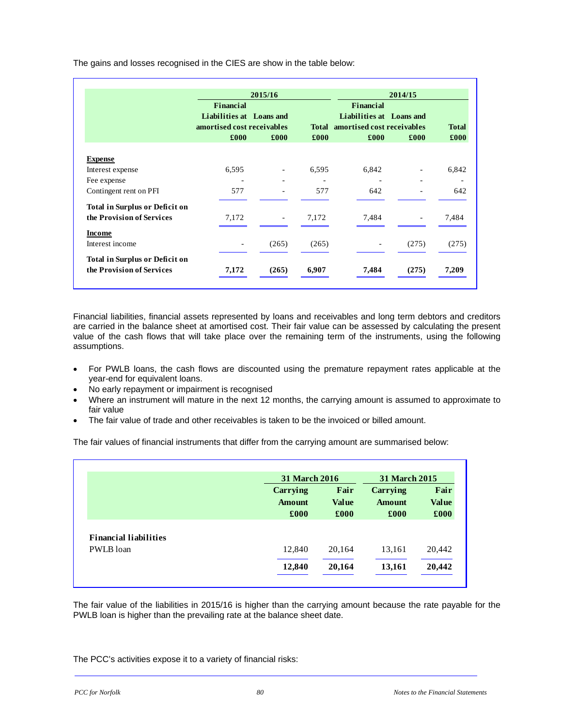The gains and losses recognised in the CIES are show in the table below:

| | 2015/16 | | | 2014/15 | | |
|---|---|---|---|---|---|---|
| | Financial Liabilities at amortised cost | Loans and receivables | Total | Financial Liabilities at amortised cost | Loans and receivables | Total |
| | £000 | £000 | £000 | £000 | £000 | £000 |
| **Expense** | | | | | | |
| Interest expense | 6,595 | - | 6,595 | 6,842 | - | 6,842 |
| Fee expense | - | - | - | - | - | - |
| Contingent rent on PFI | 577 | - | 577 | 642 | - | 642 |
| **Total in Surplus or Deficit on the Provision of Services** | 7,172 | - | 7,172 | 7,484 | - | 7,484 |
| **Income** | | | | | | |
| Interest income | - | (265) | (265) | - | (275) | (275) |
| **Total in Surplus or Deficit on the Provision of Services** | **7,172** | **(265)** | **6,907** | **7,484** | **(275)** | **7,209** |

Financial liabilities, financial assets represented by loans and receivables and long term debtors and creditors are carried in the balance sheet at amortised cost. Their fair value can be assessed by calculating the present value of the cash flows that will take place over the remaining term of the instruments, using the following assumptions.

- For PWLB loans, the cash flows are discounted using the premature repayment rates applicable at the year-end for equivalent loans.
- No early repayment or impairment is recognised
- Where an instrument will mature in the next 12 months, the carrying amount is assumed to approximate to fair value
- The fair value of trade and other receivables is taken to be the invoiced or billed amount.

The fair values of financial instruments that differ from the carrying amount are summarised below:

| | 31 March 2016 | | 31 March 2015 | |
|---|---|---|---|---|
| | Carrying Amount | Fair Value | Carrying Amount | Fair Value |
| | £000 | £000 | £000 | £000 |
| **Financial liabilities** | | | | |
| PWLB loan | 12,840 | 20,164 | 13,161 | 20,442 |
| | **12,840** | **20,164** | **13,161** | **20,442** |

The fair value of the liabilities in 2015/16 is higher than the carrying amount because the rate payable for the PWLB loan is higher than the prevailing rate at the balance sheet date.

The PCC's activities expose it to a variety of financial risks: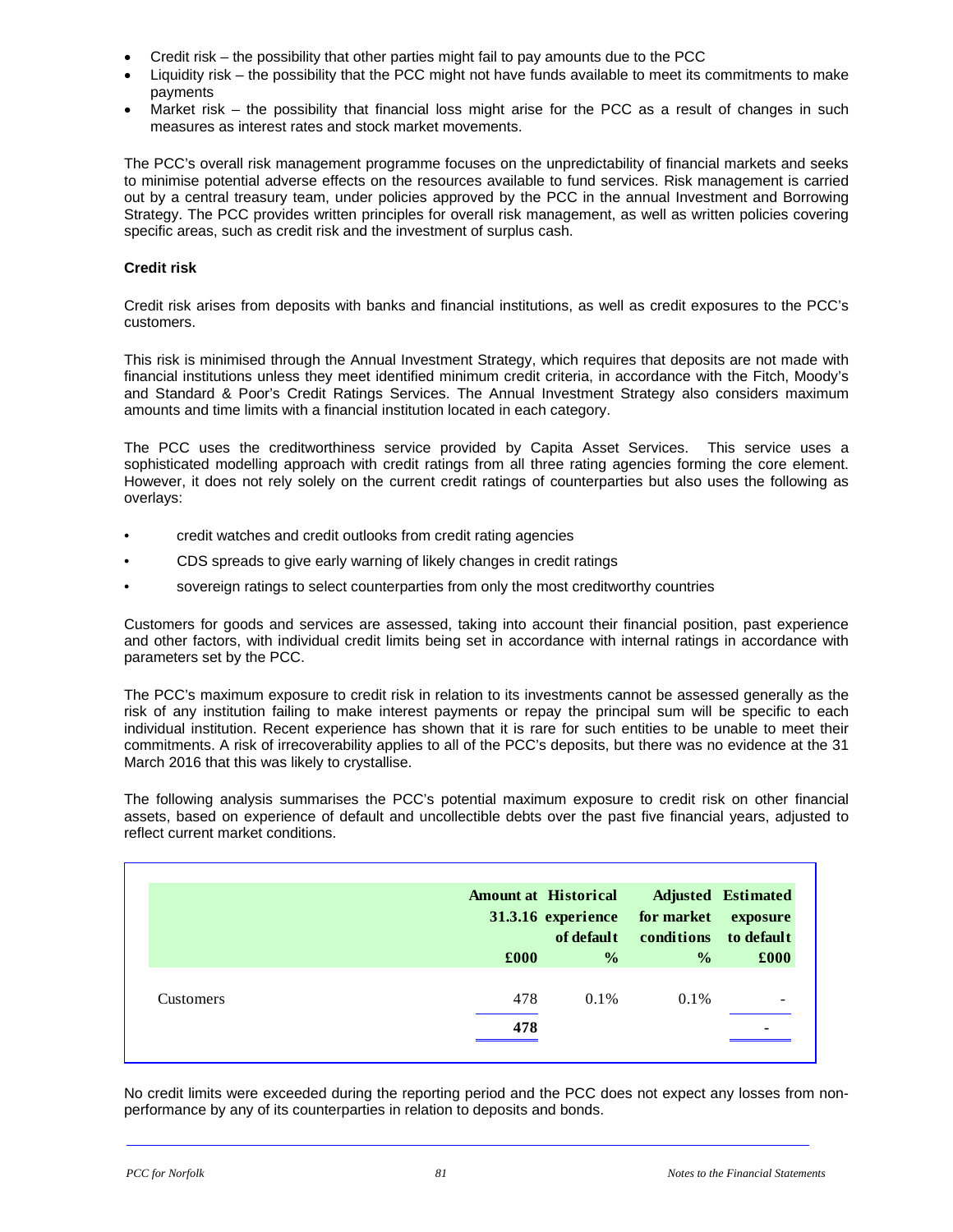- Credit risk – the possibility that other parties might fail to pay amounts due to the PCC
- Liquidity risk – the possibility that the PCC might not have funds available to meet its commitments to make payments
- Market risk – the possibility that financial loss might arise for the PCC as a result of changes in such measures as interest rates and stock market movements.

The PCC's overall risk management programme focuses on the unpredictability of financial markets and seeks to minimise potential adverse effects on the resources available to fund services. Risk management is carried out by a central treasury team, under policies approved by the PCC in the annual Investment and Borrowing Strategy. The PCC provides written principles for overall risk management, as well as written policies covering specific areas, such as credit risk and the investment of surplus cash.

**Credit risk**

Credit risk arises from deposits with banks and financial institutions, as well as credit exposures to the PCC's customers.

This risk is minimised through the Annual Investment Strategy, which requires that deposits are not made with financial institutions unless they meet identified minimum credit criteria, in accordance with the Fitch, Moody's and Standard & Poor's Credit Ratings Services. The Annual Investment Strategy also considers maximum amounts and time limits with a financial institution located in each category.

The PCC uses the creditworthiness service provided by Capita Asset Services. This service uses a sophisticated modelling approach with credit ratings from all three rating agencies forming the core element. However, it does not rely solely on the current credit ratings of counterparties but also uses the following as overlays:

- credit watches and credit outlooks from credit rating agencies
- CDS spreads to give early warning of likely changes in credit ratings
- sovereign ratings to select counterparties from only the most creditworthy countries

Customers for goods and services are assessed, taking into account their financial position, past experience and other factors, with individual credit limits being set in accordance with internal ratings in accordance with parameters set by the PCC.

The PCC's maximum exposure to credit risk in relation to its investments cannot be assessed generally as the risk of any institution failing to make interest payments or repay the principal sum will be specific to each individual institution. Recent experience has shown that it is rare for such entities to be unable to meet their commitments. A risk of irrecoverability applies to all of the PCC's deposits, but there was no evidence at the 31 March 2016 that this was likely to crystallise.

The following analysis summarises the PCC's potential maximum exposure to credit risk on other financial assets, based on experience of default and uncollectible debts over the past five financial years, adjusted to reflect current market conditions.

| | Amount at 31.3.16 £000 | Historical experience of default % | Adjusted for market conditions % | Estimated exposure to default £000 |
|---|---|---|---|---|
| Customers | 478 | 0.1% | 0.1% | - |
| | **478** | | | **-** |

No credit limits were exceeded during the reporting period and the PCC does not expect any losses from non-performance by any of its counterparties in relation to deposits and bonds.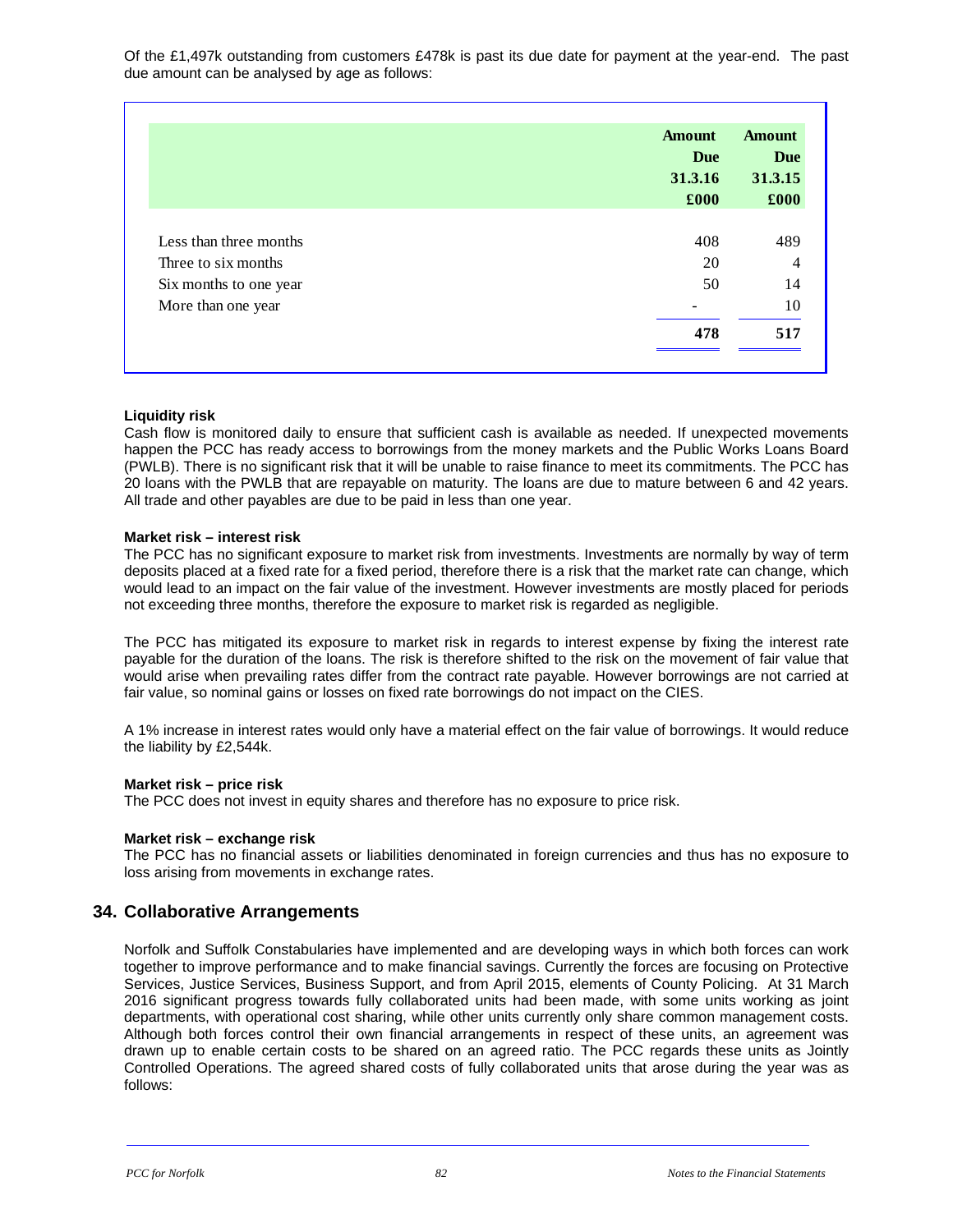Of the £1,497k outstanding from customers £478k is past its due date for payment at the year-end. The past due amount can be analysed by age as follows:

| | Amount Due 31.3.16 £000 | Amount Due 31.3.15 £000 |
|---|---|---|
| Less than three months | 408 | 489 |
| Three to six months | 20 | 4 |
| Six months to one year | 50 | 14 |
| More than one year | - | 10 |
| | **478** | **517** |

**Liquidity risk**

Cash flow is monitored daily to ensure that sufficient cash is available as needed. If unexpected movements happen the PCC has ready access to borrowings from the money markets and the Public Works Loans Board (PWLB). There is no significant risk that it will be unable to raise finance to meet its commitments. The PCC has 20 loans with the PWLB that are repayable on maturity. The loans are due to mature between 6 and 42 years. All trade and other payables are due to be paid in less than one year.

**Market risk – interest risk**

The PCC has no significant exposure to market risk from investments. Investments are normally by way of term deposits placed at a fixed rate for a fixed period, therefore there is a risk that the market rate can change, which would lead to an impact on the fair value of the investment. However investments are mostly placed for periods not exceeding three months, therefore the exposure to market risk is regarded as negligible.

The PCC has mitigated its exposure to market risk in regards to interest expense by fixing the interest rate payable for the duration of the loans. The risk is therefore shifted to the risk on the movement of fair value that would arise when prevailing rates differ from the contract rate payable. However borrowings are not carried at fair value, so nominal gains or losses on fixed rate borrowings do not impact on the CIES.

A 1% increase in interest rates would only have a material effect on the fair value of borrowings. It would reduce the liability by £2,544k.

**Market risk – price risk**

The PCC does not invest in equity shares and therefore has no exposure to price risk.

**Market risk – exchange risk**

The PCC has no financial assets or liabilities denominated in foreign currencies and thus has no exposure to loss arising from movements in exchange rates.

## 34. Collaborative Arrangements

Norfolk and Suffolk Constabularies have implemented and are developing ways in which both forces can work together to improve performance and to make financial savings. Currently the forces are focusing on Protective Services, Justice Services, Business Support, and from April 2015, elements of County Policing. At 31 March 2016 significant progress towards fully collaborated units had been made, with some units working as joint departments, with operational cost sharing, while other units currently only share common management costs. Although both forces control their own financial arrangements in respect of these units, an agreement was drawn up to enable certain costs to be shared on an agreed ratio. The PCC regards these units as Jointly Controlled Operations. The agreed shared costs of fully collaborated units that arose during the year was as follows: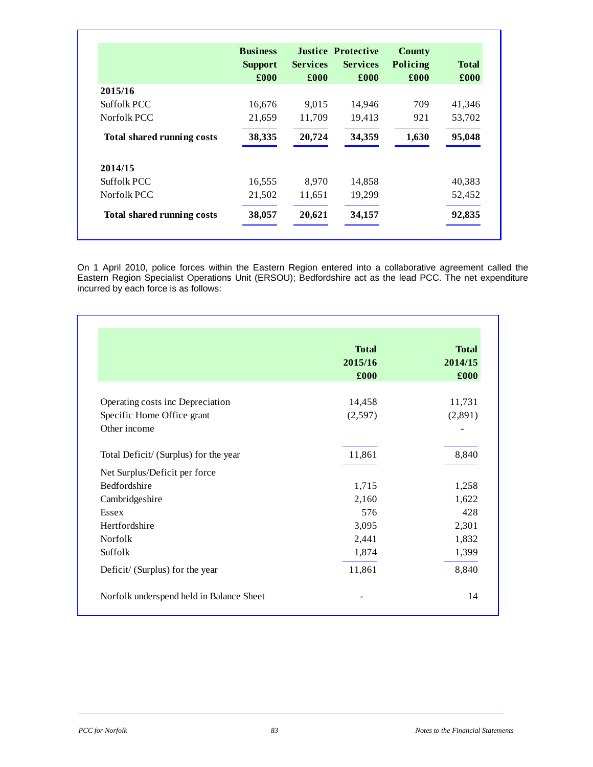| | Business Support £000 | Justice Services £000 | Protective Services £000 | County Policing £000 | Total £000 |
|---|---|---|---|---|---|
| **2015/16** | | | | | |
| Suffolk PCC | 16,676 | 9,015 | 14,946 | 709 | 41,346 |
| Norfolk PCC | 21,659 | 11,709 | 19,413 | 921 | 53,702 |
| **Total shared running costs** | **38,335** | **20,724** | **34,359** | **1,630** | **95,048** |
| **2014/15** | | | | | |
| Suffolk PCC | 16,555 | 8,970 | 14,858 | | 40,383 |
| Norfolk PCC | 21,502 | 11,651 | 19,299 | | 52,452 |
| **Total shared running costs** | **38,057** | **20,621** | **34,157** | | **92,835** |

On 1 April 2010, police forces within the Eastern Region entered into a collaborative agreement called the Eastern Region Specialist Operations Unit (ERSOU); Bedfordshire act as the lead PCC. The net expenditure incurred by each force is as follows:

| | Total 2015/16 £000 | Total 2014/15 £000 |
|---|---|---|
| Operating costs inc Depreciation | 14,458 | 11,731 |
| Specific Home Office grant | (2,597) | (2,891) |
| Other income | | - |
| Total Deficit/ (Surplus) for the year | 11,861 | 8,840 |
| Net Surplus/Deficit per force | | |
| Bedfordshire | 1,715 | 1,258 |
| Cambridgeshire | 2,160 | 1,622 |
| Essex | 576 | 428 |
| Hertfordshire | 3,095 | 2,301 |
| Norfolk | 2,441 | 1,832 |
| Suffolk | 1,874 | 1,399 |
| Deficit/ (Surplus) for the year | 11,861 | 8,840 |
| Norfolk underspend held in Balance Sheet | - | 14 |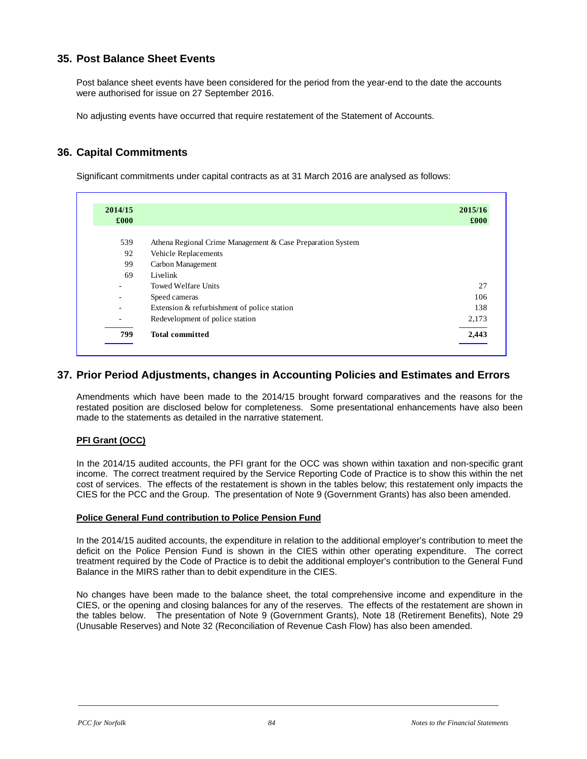## 35. Post Balance Sheet Events

Post balance sheet events have been considered for the period from the year-end to the date the accounts were authorised for issue on 27 September 2016.

No adjusting events have occurred that require restatement of the Statement of Accounts.

## 36. Capital Commitments

Significant commitments under capital contracts as at 31 March 2016 are analysed as follows:

| 2014/15 £000 | | 2015/16 £000 |
|---|---|---|
| 539 | Athena Regional Crime Management & Case Preparation System | |
| 92 | Vehicle Replacements | |
| 99 | Carbon Management | |
| 69 | Livelink | |
| - | Towed Welfare Units | 27 |
| - | Speed cameras | 106 |
| - | Extension & refurbishment of police station | 138 |
| - | Redevelopment of police station | 2,173 |
| **799** | **Total committed** | **2,443** |

## 37. Prior Period Adjustments, changes in Accounting Policies and Estimates and Errors

Amendments which have been made to the 2014/15 brought forward comparatives and the reasons for the restated position are disclosed below for completeness. Some presentational enhancements have also been made to the statements as detailed in the narrative statement.

**PFI Grant (OCC)**

In the 2014/15 audited accounts, the PFI grant for the OCC was shown within taxation and non-specific grant income. The correct treatment required by the Service Reporting Code of Practice is to show this within the net cost of services. The effects of the restatement is shown in the tables below; this restatement only impacts the CIES for the PCC and the Group. The presentation of Note 9 (Government Grants) has also been amended.

**Police General Fund contribution to Police Pension Fund**

In the 2014/15 audited accounts, the expenditure in relation to the additional employer's contribution to meet the deficit on the Police Pension Fund is shown in the CIES within other operating expenditure. The correct treatment required by the Code of Practice is to debit the additional employer's contribution to the General Fund Balance in the MIRS rather than to debit expenditure in the CIES.

No changes have been made to the balance sheet, the total comprehensive income and expenditure in the CIES, or the opening and closing balances for any of the reserves. The effects of the restatement are shown in the tables below. The presentation of Note 9 (Government Grants), Note 18 (Retirement Benefits), Note 29 (Unusable Reserves) and Note 32 (Reconciliation of Revenue Cash Flow) has also been amended.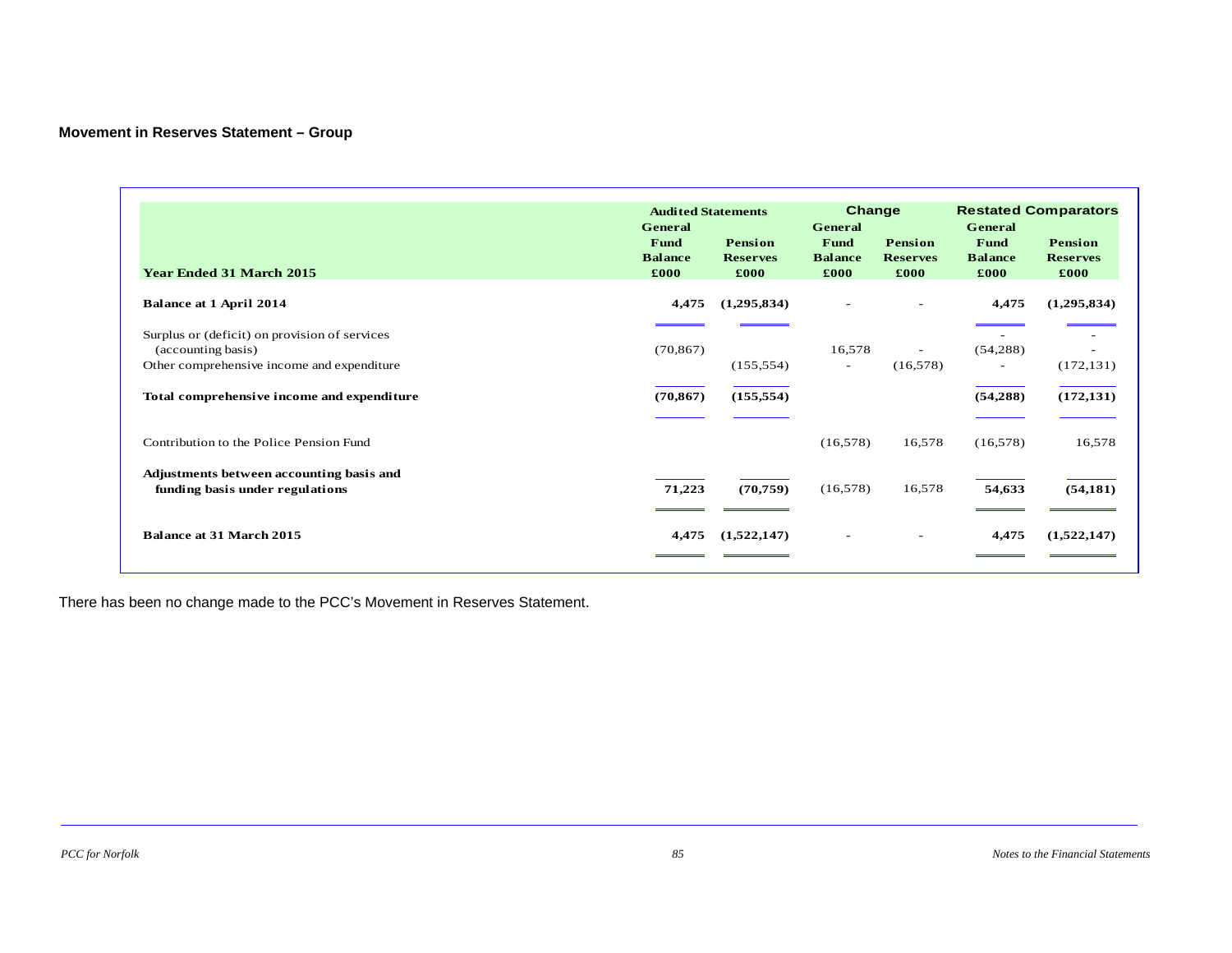### Movement in Reserves Statement – Group

| Year Ended 31 March 2015 | Audited Statements | | Change | | Restated Comparators | |
|---|---|---|---|---|---|---|
| | General Fund Balance £000 | Pension Reserves £000 | General Fund Balance £000 | Pension Reserves £000 | General Fund Balance £000 | Pension Reserves £000 |
| **Balance at 1 April 2014** | **4,475** | **(1,295,834)** | - | - | **4,475** | **(1,295,834)** |
| Surplus or (deficit) on provision of services (accounting basis) | (70,867) | | 16,578 | - | (54,288) | - |
| Other comprehensive income and expenditure | | (155,554) | - | (16,578) | - | (172,131) |
| **Total comprehensive income and expenditure** | **(70,867)** | **(155,554)** | | | **(54,288)** | **(172,131)** |
| Contribution to the Police Pension Fund | | | (16,578) | 16,578 | (16,578) | 16,578 |
| **Adjustments between accounting basis and funding basis under regulations** | **71,223** | **(70,759)** | (16,578) | 16,578 | **54,633** | **(54,181)** |
| **Balance at 31 March 2015** | **4,475** | **(1,522,147)** | - | - | **4,475** | **(1,522,147)** |

There has been no change made to the PCC's Movement in Reserves Statement.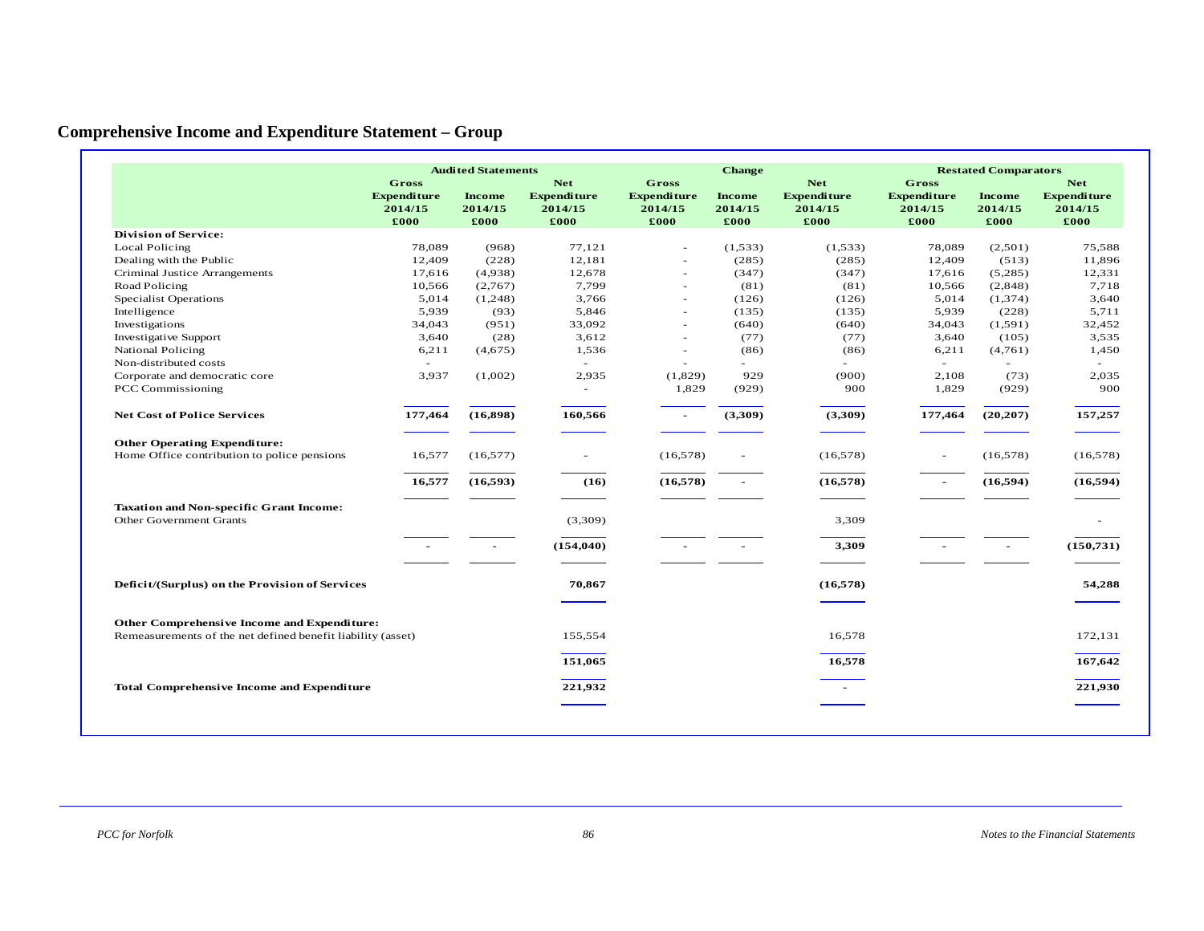## Comprehensive Income and Expenditure Statement – Group

| | Audited Statements | | | Change | | | Restated Comparators | | |
|---|---|---|---|---|---|---|---|---|---|
| | Gross Expenditure 2014/15 £000 | Income 2014/15 £000 | Net Expenditure 2014/15 £000 | Gross Expenditure 2014/15 £000 | Income 2014/15 £000 | Net Expenditure 2014/15 £000 | Gross Expenditure 2014/15 £000 | Income 2014/15 £000 | Net Expenditure 2014/15 £000 |
| **Division of Service:** | | | | | | | | | |
| Local Policing | 78,089 | (968) | 77,121 | - | (1,533) | (1,533) | 78,089 | (2,501) | 75,588 |
| Dealing with the Public | 12,409 | (228) | 12,181 | - | (285) | (285) | 12,409 | (513) | 11,896 |
| Criminal Justice Arrangements | 17,616 | (4,938) | 12,678 | - | (347) | (347) | 17,616 | (5,285) | 12,331 |
| Road Policing | 10,566 | (2,767) | 7,799 | - | (81) | (81) | 10,566 | (2,848) | 7,718 |
| Specialist Operations | 5,014 | (1,248) | 3,766 | - | (126) | (126) | 5,014 | (1,374) | 3,640 |
| Intelligence | 5,939 | (93) | 5,846 | - | (135) | (135) | 5,939 | (228) | 5,711 |
| Investigations | 34,043 | (951) | 33,092 | - | (640) | (640) | 34,043 | (1,591) | 32,452 |
| Investigative Support | 3,640 | (28) | 3,612 | - | (77) | (77) | 3,640 | (105) | 3,535 |
| National Policing | 6,211 | (4,675) | 1,536 | - | (86) | (86) | 6,211 | (4,761) | 1,450 |
| Non-distributed costs | - | | - | - | - | - | - | - | - |
| Corporate and democratic core | 3,937 | (1,002) | 2,935 | (1,829) | 929 | (900) | 2,108 | (73) | 2,035 |
| PCC Commissioning | | | - | 1,829 | (929) | 900 | 1,829 | (929) | 900 |
| **Net Cost of Police Services** | **177,464** | **(16,898)** | **160,566** | - | **(3,309)** | **(3,309)** | **177,464** | **(20,207)** | **157,257** |
| **Other Operating Expenditure:** | | | | | | | | | |
| Home Office contribution to police pensions | 16,577 | (16,577) | - | (16,578) | - | (16,578) | - | (16,578) | (16,578) |
| | **16,577** | **(16,593)** | **(16)** | **(16,578)** | - | **(16,578)** | - | **(16,594)** | **(16,594)** |
| **Taxation and Non-specific Grant Income:** | | | | | | | | | |
| Other Government Grants | | | (3,309) | | | 3,309 | | | - |
| | - | - | **(154,040)** | - | - | **3,309** | - | - | **(150,731)** |
| **Deficit/(Surplus) on the Provision of Services** | | | **70,867** | | | **(16,578)** | | | **54,288** |
| **Other Comprehensive Income and Expenditure:** | | | | | | | | | |
| Remeasurements of the net defined benefit liability (asset) | | | 155,554 | | | 16,578 | | | 172,131 |
| | | | **151,065** | | | **16,578** | | | **167,642** |
| **Total Comprehensive Income and Expenditure** | | | **221,932** | | | - | | | **221,930** |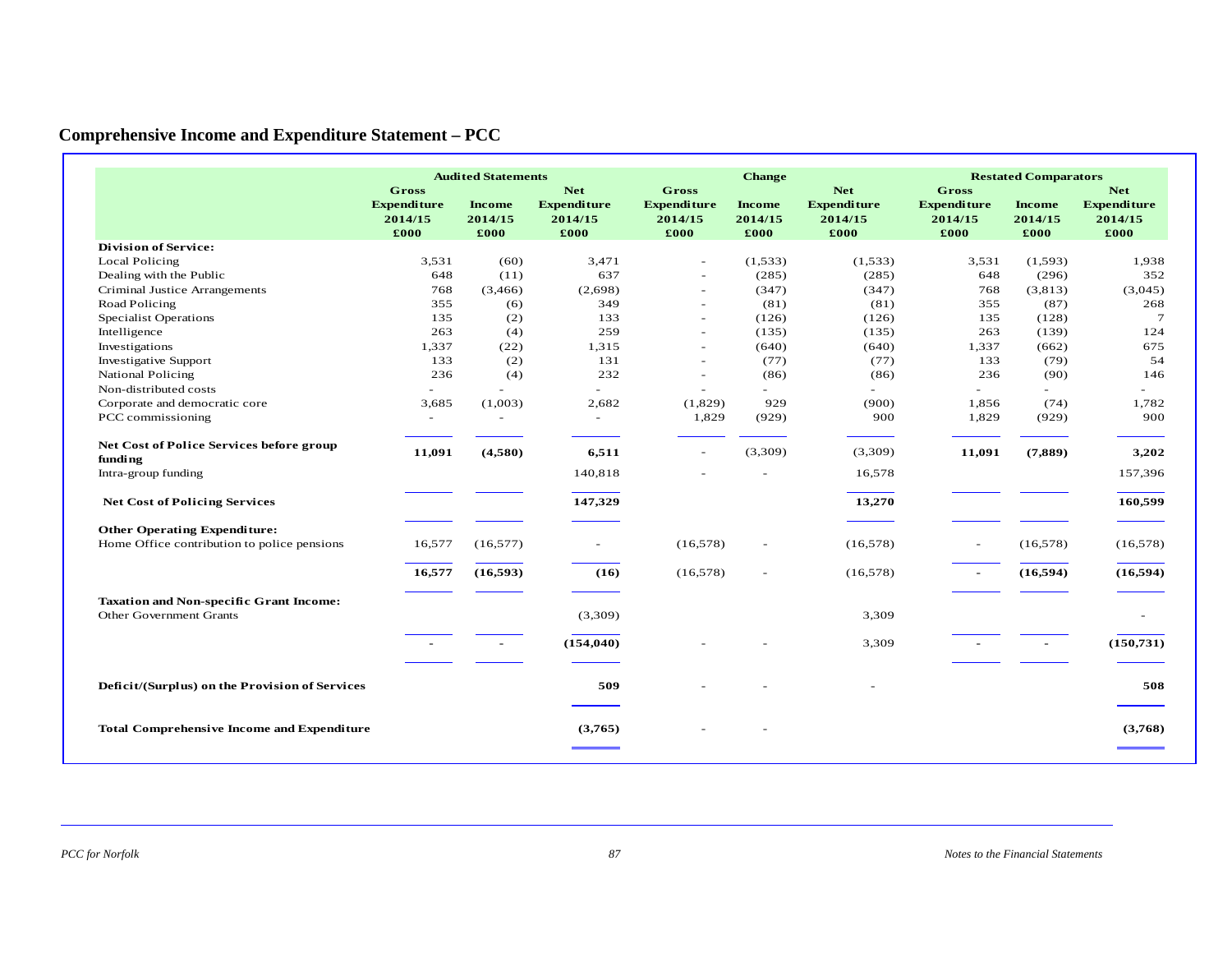## Comprehensive Income and Expenditure Statement – PCC

| | Audited Statements | | | Change | | | Restated Comparators | | |
|---|---|---|---|---|---|---|---|---|---|
| | Gross Expenditure 2014/15 £000 | Income 2014/15 £000 | Net Expenditure 2014/15 £000 | Gross Expenditure 2014/15 £000 | Income 2014/15 £000 | Net Expenditure 2014/15 £000 | Gross Expenditure 2014/15 £000 | Income 2014/15 £000 | Net Expenditure 2014/15 £000 |
| **Division of Service:** | | | | | | | | | |
| Local Policing | 3,531 | (60) | 3,471 | - | (1,533) | (1,533) | 3,531 | (1,593) | 1,938 |
| Dealing with the Public | 648 | (11) | 637 | - | (285) | (285) | 648 | (296) | 352 |
| Criminal Justice Arrangements | 768 | (3,466) | (2,698) | - | (347) | (347) | 768 | (3,813) | (3,045) |
| Road Policing | 355 | (6) | 349 | - | (81) | (81) | 355 | (87) | 268 |
| Specialist Operations | 135 | (2) | 133 | - | (126) | (126) | 135 | (128) | 7 |
| Intelligence | 263 | (4) | 259 | - | (135) | (135) | 263 | (139) | 124 |
| Investigations | 1,337 | (22) | 1,315 | - | (640) | (640) | 1,337 | (662) | 675 |
| Investigative Support | 133 | (2) | 131 | - | (77) | (77) | 133 | (79) | 54 |
| National Policing | 236 | (4) | 232 | - | (86) | (86) | 236 | (90) | 146 |
| Non-distributed costs | - | - | - | - | - | - | - | - | - |
| Corporate and democratic core | 3,685 | (1,003) | 2,682 | (1,829) | 929 | (900) | 1,856 | (74) | 1,782 |
| PCC commissioning | - | - | - | 1,829 | (929) | 900 | 1,829 | (929) | 900 |
| **Net Cost of Police Services before group funding** | **11,091** | **(4,580)** | **6,511** | - | (3,309) | (3,309) | **11,091** | **(7,889)** | **3,202** |
| Intra-group funding | | | 140,818 | - | - | 16,578 | | | 157,396 |
| **Net Cost of Policing Services** | | | **147,329** | | | **13,270** | | | **160,599** |
| **Other Operating Expenditure:** | | | | | | | | | |
| Home Office contribution to police pensions | 16,577 | (16,577) | - | (16,578) | - | (16,578) | - | (16,578) | (16,578) |
| | **16,577** | **(16,593)** | **(16)** | (16,578) | - | (16,578) | - | **(16,594)** | **(16,594)** |
| **Taxation and Non-specific Grant Income:** | | | | | | | | | |
| Other Government Grants | | | (3,309) | | | 3,309 | | | - |
| | - | - | **(154,040)** | - | - | 3,309 | - | - | **(150,731)** |
| **Deficit/(Surplus) on the Provision of Services** | | | **509** | - | - | - | | | **508** |
| **Total Comprehensive Income and Expenditure** | | | **(3,765)** | - | - | | | | **(3,768)** |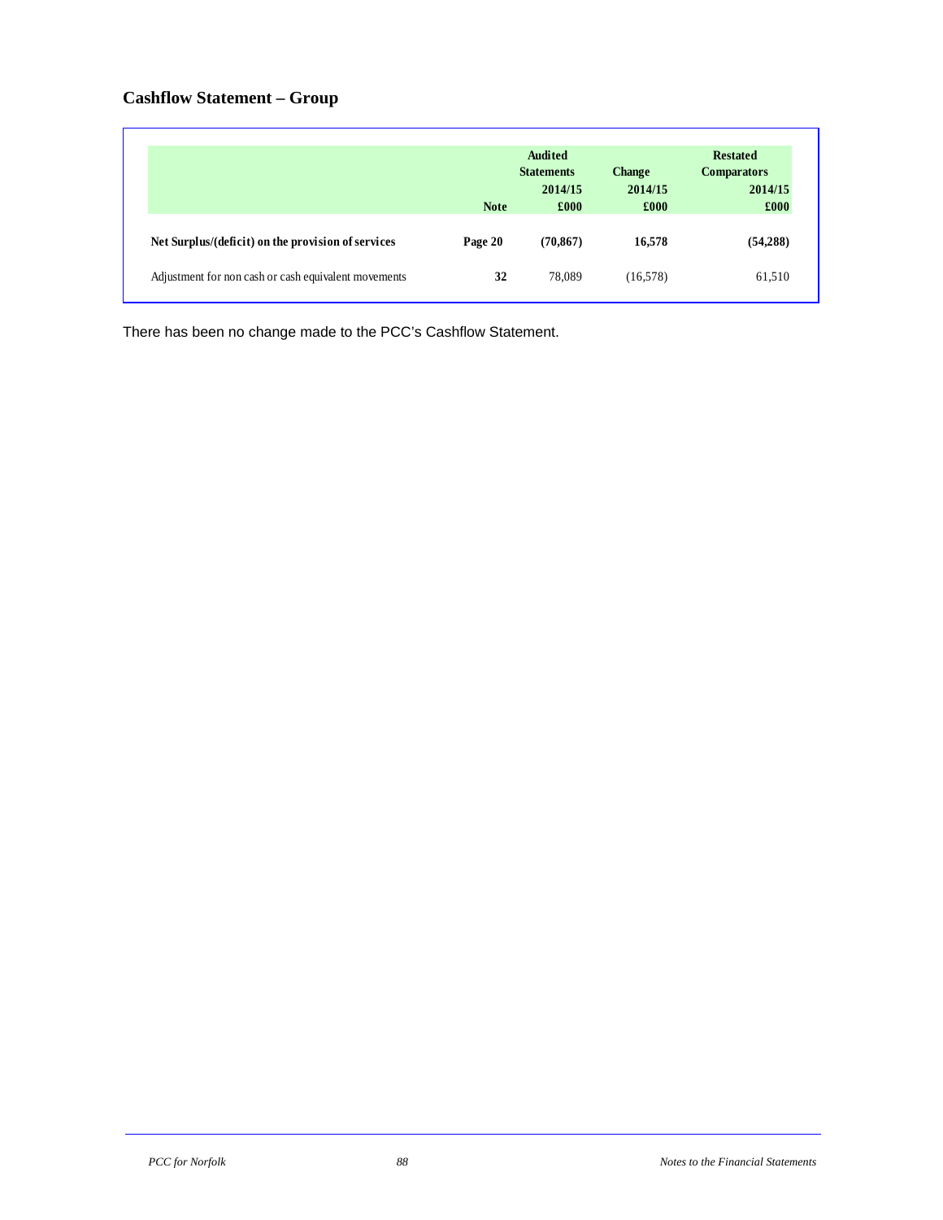## Cashflow Statement – Group

| | Note | Audited Statements 2014/15 £000 | Change 2014/15 £000 | Restated Comparators 2014/15 £000 |
|---|---|---|---|---|
| **Net Surplus/(deficit) on the provision of services** | **Page 20** | **(70,867)** | **16,578** | **(54,288)** |
| Adjustment for non cash or cash equivalent movements | **32** | 78,089 | (16,578) | 61,510 |

There has been no change made to the PCC's Cashflow Statement.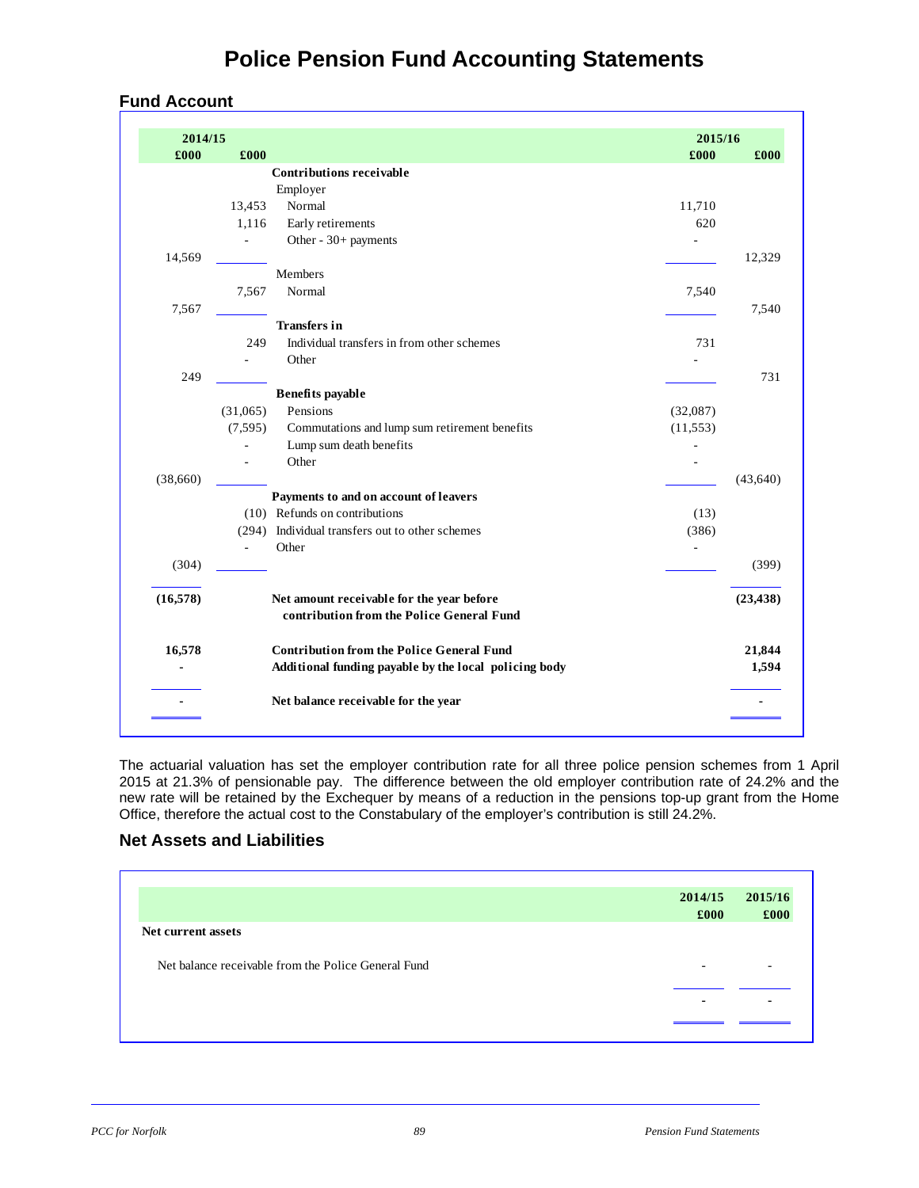# Police Pension Fund Accounting Statements

## Fund Account

| 2014/15 £000 | 2014/15 £000 | | 2015/16 £000 | 2015/16 £000 |
|---|---|---|---|---|
| | | **Contributions receivable** | | |
| | | Employer | | |
| | 13,453 | Normal | 11,710 | |
| | 1,116 | Early retirements | 620 | |
| | - | Other - 30+ payments | - | |
| 14,569 | | | | 12,329 |
| | | Members | | |
| | 7,567 | Normal | 7,540 | |
| 7,567 | | | | 7,540 |
| | | **Transfers in** | | |
| | 249 | Individual transfers in from other schemes | 731 | |
| | - | Other | - | |
| 249 | | | | 731 |
| | | **Benefits payable** | | |
| | (31,065) | Pensions | (32,087) | |
| | (7,595) | Commutations and lump sum retirement benefits | (11,553) | |
| | - | Lump sum death benefits | - | |
| | - | Other | - | |
| (38,660) | | | | (43,640) |
| | | **Payments to and on account of leavers** | | |
| | (10) | Refunds on contributions | (13) | |
| | (294) | Individual transfers out to other schemes | (386) | |
| | - | Other | - | |
| (304) | | | | (399) |
| **(16,578)** | | **Net amount receivable for the year before contribution from the Police General Fund** | | **(23,438)** |
| **16,578** | | **Contribution from the Police General Fund** | | **21,844** |
| **-** | | **Additional funding payable by the local policing body** | | **1,594** |
| **-** | | **Net balance receivable for the year** | | **-** |

The actuarial valuation has set the employer contribution rate for all three police pension schemes from 1 April 2015 at 21.3% of pensionable pay. The difference between the old employer contribution rate of 24.2% and the new rate will be retained by the Exchequer by means of a reduction in the pensions top-up grant from the Home Office, therefore the actual cost to the Constabulary of the employer's contribution is still 24.2%.

## Net Assets and Liabilities

| | 2014/15 £000 | 2015/16 £000 |
|---|---|---|
| **Net current assets** | | |
| Net balance receivable from the Police General Fund | - | - |
| | - | - |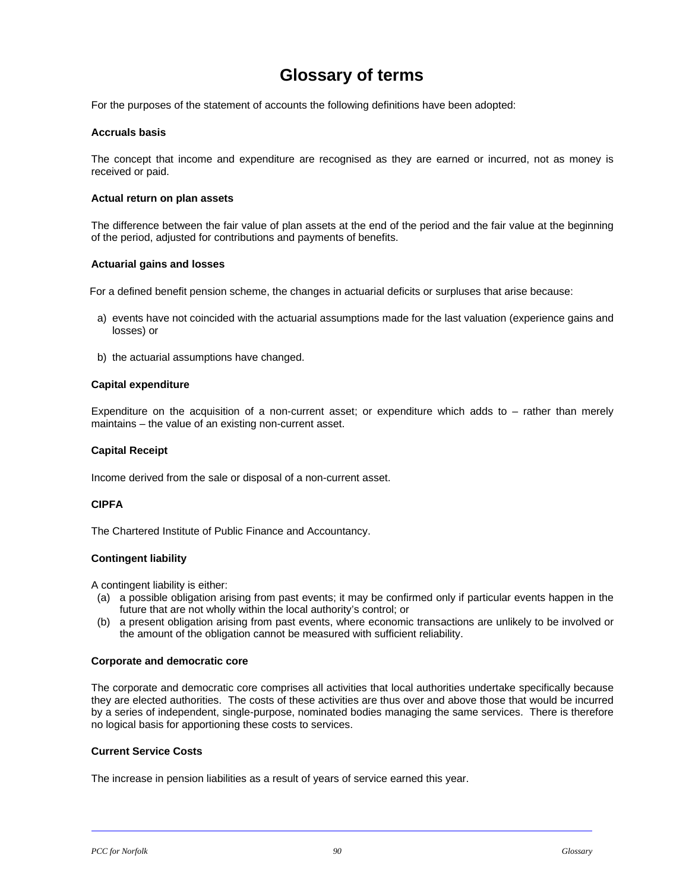# Glossary of terms

For the purposes of the statement of accounts the following definitions have been adopted:

**Accruals basis**

The concept that income and expenditure are recognised as they are earned or incurred, not as money is received or paid.

**Actual return on plan assets**

The difference between the fair value of plan assets at the end of the period and the fair value at the beginning of the period, adjusted for contributions and payments of benefits.

**Actuarial gains and losses**

For a defined benefit pension scheme, the changes in actuarial deficits or surpluses that arise because:

a) events have not coincided with the actuarial assumptions made for the last valuation (experience gains and losses) or

b) the actuarial assumptions have changed.

**Capital expenditure**

Expenditure on the acquisition of a non-current asset; or expenditure which adds to – rather than merely maintains – the value of an existing non-current asset.

**Capital Receipt**

Income derived from the sale or disposal of a non-current asset.

**CIPFA**

The Chartered Institute of Public Finance and Accountancy.

**Contingent liability**

A contingent liability is either:

(a) a possible obligation arising from past events; it may be confirmed only if particular events happen in the future that are not wholly within the local authority's control; or
(b) a present obligation arising from past events, where economic transactions are unlikely to be involved or the amount of the obligation cannot be measured with sufficient reliability.

**Corporate and democratic core**

The corporate and democratic core comprises all activities that local authorities undertake specifically because they are elected authorities. The costs of these activities are thus over and above those that would be incurred by a series of independent, single-purpose, nominated bodies managing the same services. There is therefore no logical basis for apportioning these costs to services.

**Current Service Costs**

The increase in pension liabilities as a result of years of service earned this year.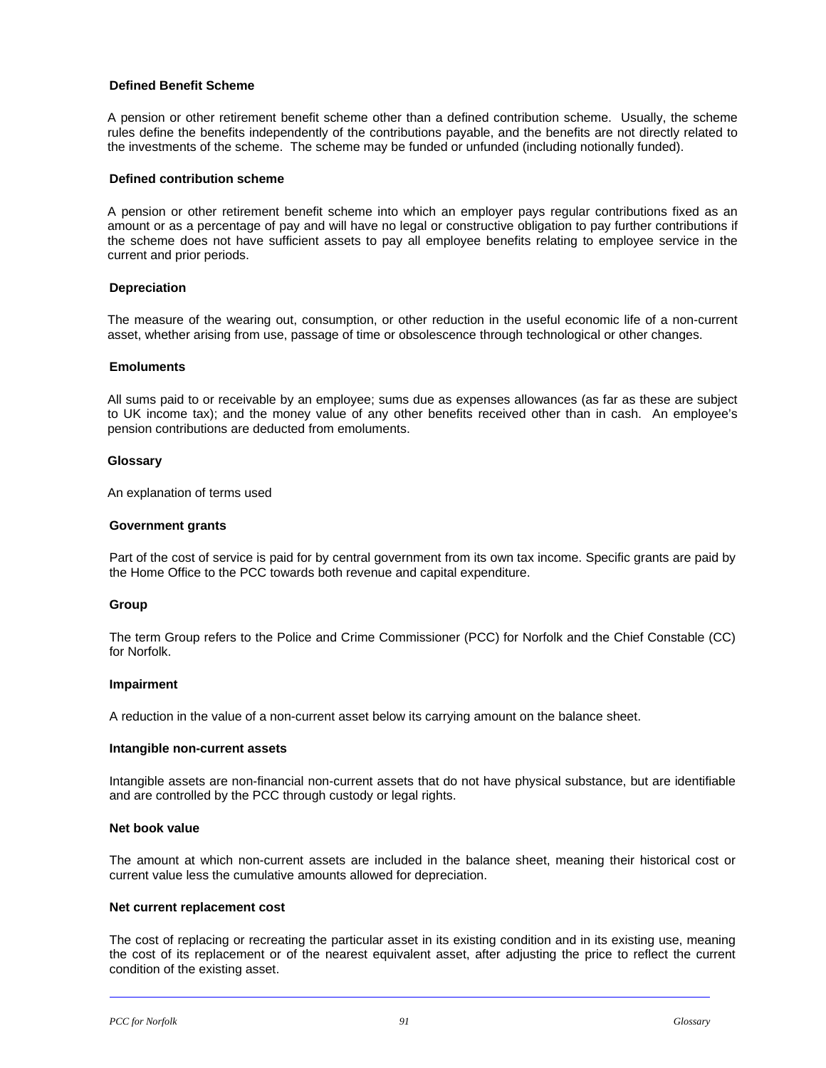**Defined Benefit Scheme**

A pension or other retirement benefit scheme other than a defined contribution scheme. Usually, the scheme rules define the benefits independently of the contributions payable, and the benefits are not directly related to the investments of the scheme. The scheme may be funded or unfunded (including notionally funded).

**Defined contribution scheme**

A pension or other retirement benefit scheme into which an employer pays regular contributions fixed as an amount or as a percentage of pay and will have no legal or constructive obligation to pay further contributions if the scheme does not have sufficient assets to pay all employee benefits relating to employee service in the current and prior periods.

**Depreciation**

The measure of the wearing out, consumption, or other reduction in the useful economic life of a non-current asset, whether arising from use, passage of time or obsolescence through technological or other changes.

**Emoluments**

All sums paid to or receivable by an employee; sums due as expenses allowances (as far as these are subject to UK income tax); and the money value of any other benefits received other than in cash. An employee's pension contributions are deducted from emoluments.

**Glossary**

An explanation of terms used

**Government grants**

Part of the cost of service is paid for by central government from its own tax income. Specific grants are paid by the Home Office to the PCC towards both revenue and capital expenditure.

**Group**

The term Group refers to the Police and Crime Commissioner (PCC) for Norfolk and the Chief Constable (CC) for Norfolk.

**Impairment**

A reduction in the value of a non-current asset below its carrying amount on the balance sheet.

**Intangible non-current assets**

Intangible assets are non-financial non-current assets that do not have physical substance, but are identifiable and are controlled by the PCC through custody or legal rights.

**Net book value**

The amount at which non-current assets are included in the balance sheet, meaning their historical cost or current value less the cumulative amounts allowed for depreciation.

**Net current replacement cost**

The cost of replacing or recreating the particular asset in its existing condition and in its existing use, meaning the cost of its replacement or of the nearest equivalent asset, after adjusting the price to reflect the current condition of the existing asset.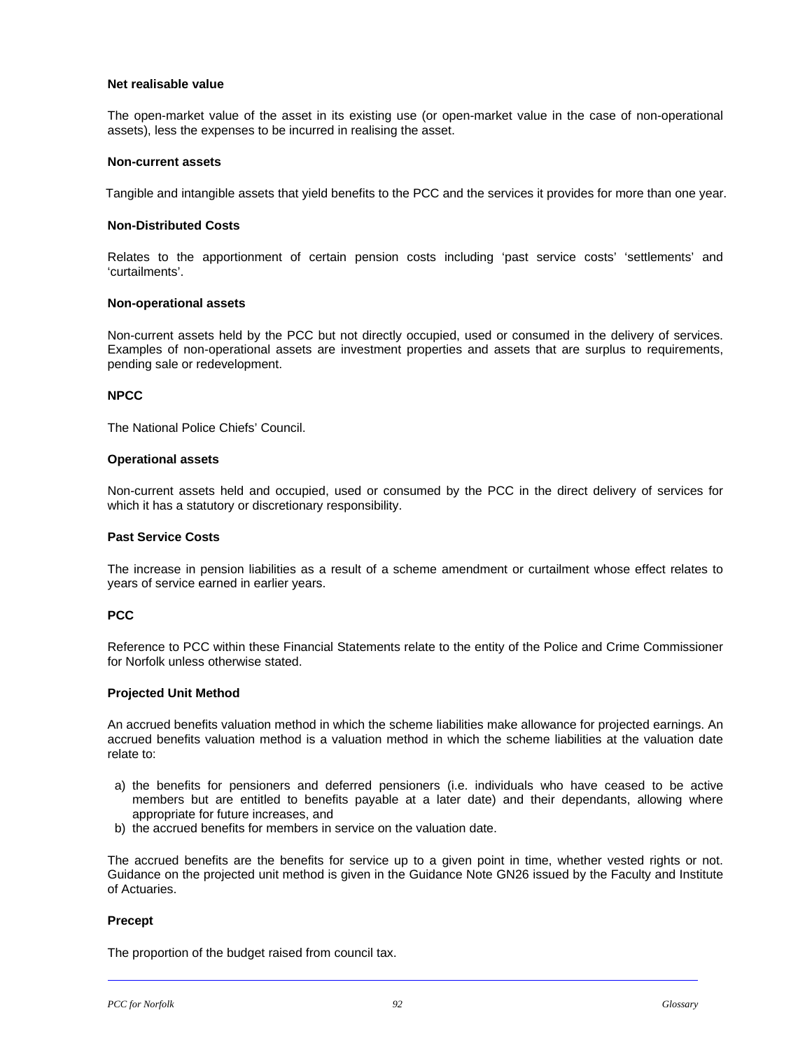**Net realisable value**

The open-market value of the asset in its existing use (or open-market value in the case of non-operational assets), less the expenses to be incurred in realising the asset.

**Non-current assets**

Tangible and intangible assets that yield benefits to the PCC and the services it provides for more than one year.

**Non-Distributed Costs**

Relates to the apportionment of certain pension costs including 'past service costs' 'settlements' and 'curtailments'.

**Non-operational assets**

Non-current assets held by the PCC but not directly occupied, used or consumed in the delivery of services. Examples of non-operational assets are investment properties and assets that are surplus to requirements, pending sale or redevelopment.

**NPCC**

The National Police Chiefs' Council.

**Operational assets**

Non-current assets held and occupied, used or consumed by the PCC in the direct delivery of services for which it has a statutory or discretionary responsibility.

**Past Service Costs**

The increase in pension liabilities as a result of a scheme amendment or curtailment whose effect relates to years of service earned in earlier years.

**PCC**

Reference to PCC within these Financial Statements relate to the entity of the Police and Crime Commissioner for Norfolk unless otherwise stated.

**Projected Unit Method**

An accrued benefits valuation method in which the scheme liabilities make allowance for projected earnings. An accrued benefits valuation method is a valuation method in which the scheme liabilities at the valuation date relate to:

a) the benefits for pensioners and deferred pensioners (i.e. individuals who have ceased to be active members but are entitled to benefits payable at a later date) and their dependants, allowing where appropriate for future increases, and
b) the accrued benefits for members in service on the valuation date.

The accrued benefits are the benefits for service up to a given point in time, whether vested rights or not. Guidance on the projected unit method is given in the Guidance Note GN26 issued by the Faculty and Institute of Actuaries.

**Precept**

The proportion of the budget raised from council tax.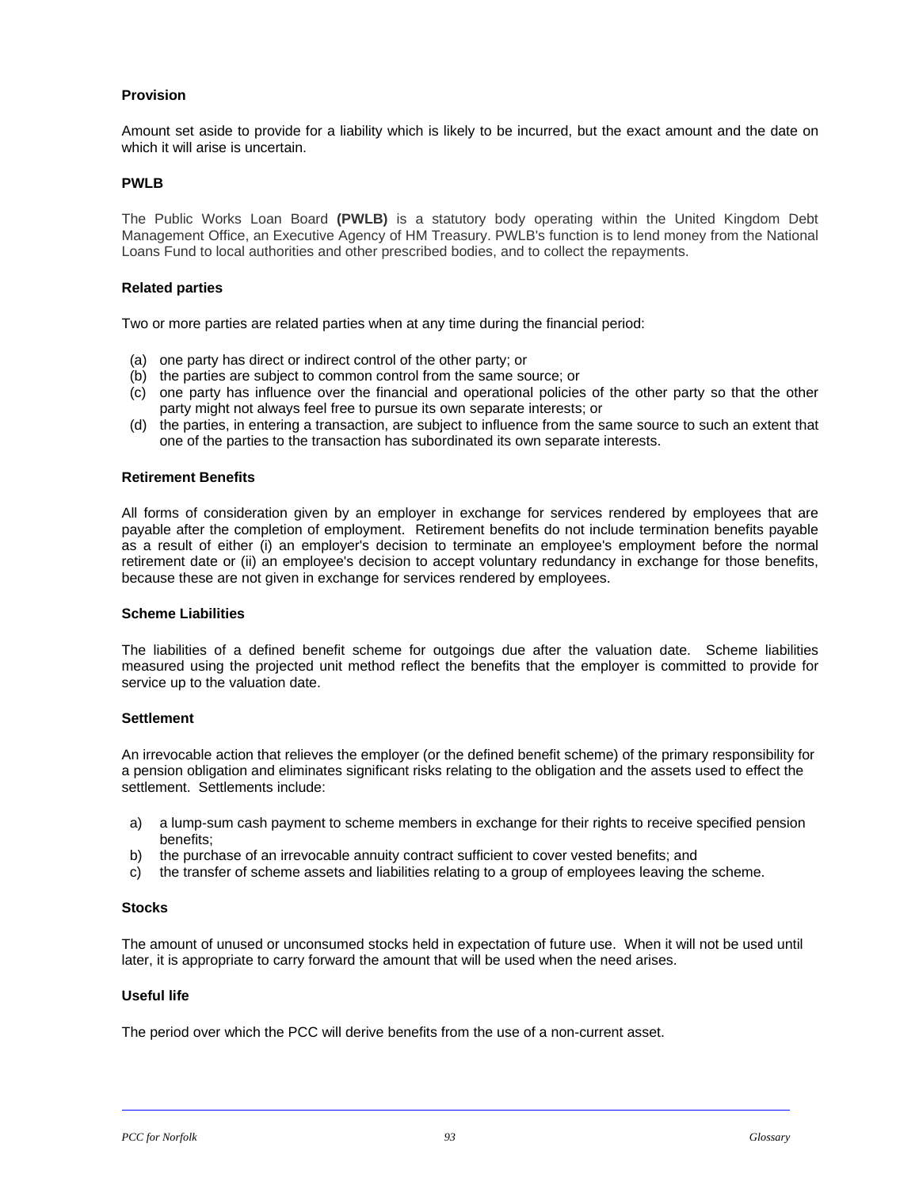**Provision**

Amount set aside to provide for a liability which is likely to be incurred, but the exact amount and the date on which it will arise is uncertain.

**PWLB**

The Public Works Loan Board **(PWLB)** is a statutory body operating within the United Kingdom Debt Management Office, an Executive Agency of HM Treasury. PWLB's function is to lend money from the National Loans Fund to local authorities and other prescribed bodies, and to collect the repayments.

**Related parties**

Two or more parties are related parties when at any time during the financial period:

(a) one party has direct or indirect control of the other party; or
(b) the parties are subject to common control from the same source; or
(c) one party has influence over the financial and operational policies of the other party so that the other party might not always feel free to pursue its own separate interests; or
(d) the parties, in entering a transaction, are subject to influence from the same source to such an extent that one of the parties to the transaction has subordinated its own separate interests.

**Retirement Benefits**

All forms of consideration given by an employer in exchange for services rendered by employees that are payable after the completion of employment. Retirement benefits do not include termination benefits payable as a result of either (i) an employer's decision to terminate an employee's employment before the normal retirement date or (ii) an employee's decision to accept voluntary redundancy in exchange for those benefits, because these are not given in exchange for services rendered by employees.

**Scheme Liabilities**

The liabilities of a defined benefit scheme for outgoings due after the valuation date. Scheme liabilities measured using the projected unit method reflect the benefits that the employer is committed to provide for service up to the valuation date.

**Settlement**

An irrevocable action that relieves the employer (or the defined benefit scheme) of the primary responsibility for a pension obligation and eliminates significant risks relating to the obligation and the assets used to effect the settlement. Settlements include:

a) a lump-sum cash payment to scheme members in exchange for their rights to receive specified pension benefits;
b) the purchase of an irrevocable annuity contract sufficient to cover vested benefits; and
c) the transfer of scheme assets and liabilities relating to a group of employees leaving the scheme.

**Stocks**

The amount of unused or unconsumed stocks held in expectation of future use. When it will not be used until later, it is appropriate to carry forward the amount that will be used when the need arises.

**Useful life**

The period over which the PCC will derive benefits from the use of a non-current asset.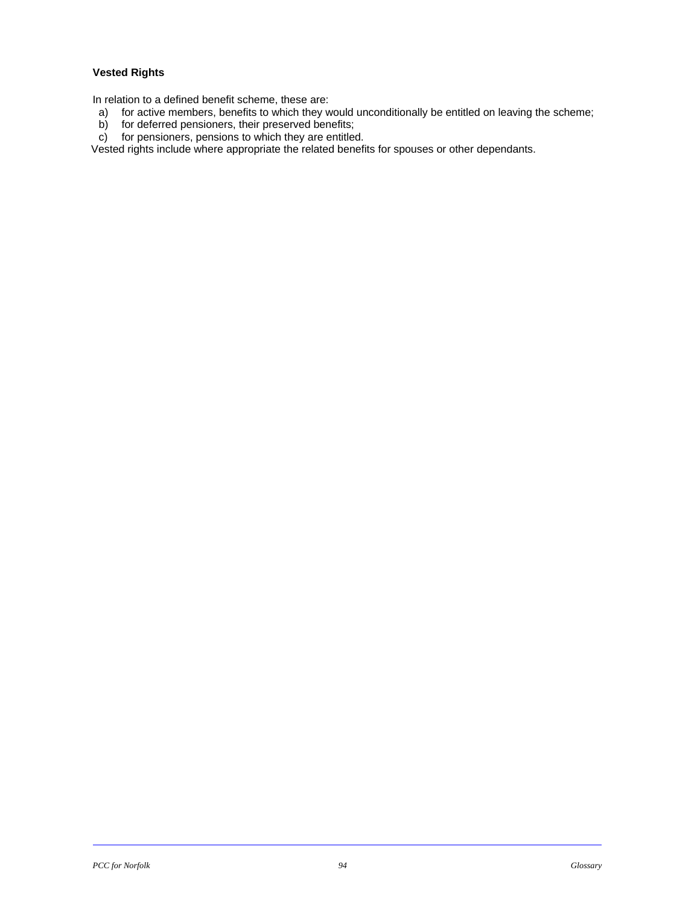**Vested Rights**

In relation to a defined benefit scheme, these are:

a) for active members, benefits to which they would unconditionally be entitled on leaving the scheme;
b) for deferred pensioners, their preserved benefits;
c) for pensioners, pensions to which they are entitled.

Vested rights include where appropriate the related benefits for spouses or other dependants.